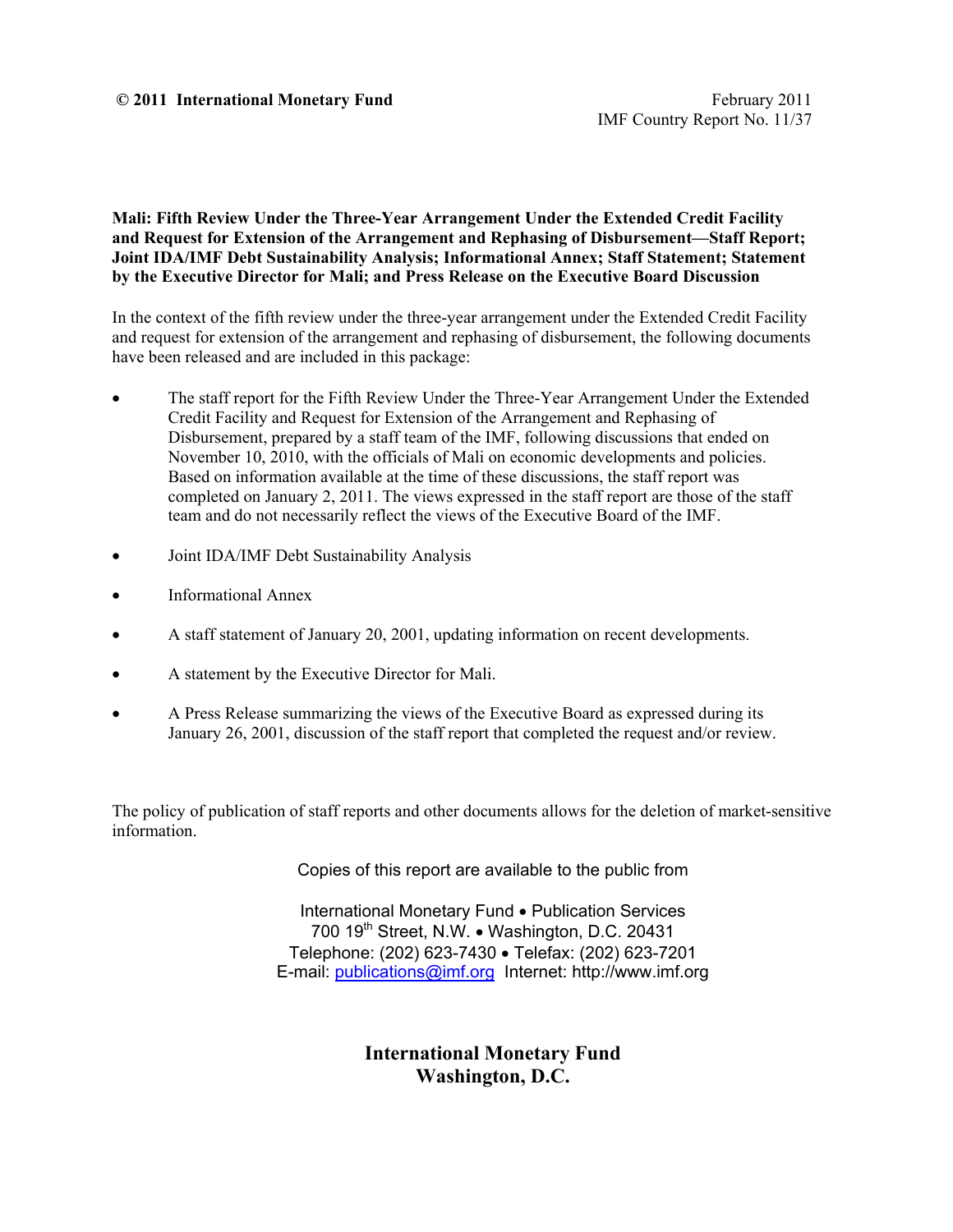**© 2011 International Monetary Fund** February 2011
IMF Country Report No. 11/37

**Mali: Fifth Review Under the Three-Year Arrangement Under the Extended Credit Facility and Request for Extension of the Arrangement and Rephasing of Disbursement—Staff Report; Joint IDA/IMF Debt Sustainability Analysis; Informational Annex; Staff Statement; Statement by the Executive Director for Mali; and Press Release on the Executive Board Discussion**

In the context of the fifth review under the three-year arrangement under the Extended Credit Facility and request for extension of the arrangement and rephasing of disbursement, the following documents have been released and are included in this package:

- The staff report for the Fifth Review Under the Three-Year Arrangement Under the Extended Credit Facility and Request for Extension of the Arrangement and Rephasing of Disbursement, prepared by a staff team of the IMF, following discussions that ended on November 10, 2010, with the officials of Mali on economic developments and policies. Based on information available at the time of these discussions, the staff report was completed on January 2, 2011. The views expressed in the staff report are those of the staff team and do not necessarily reflect the views of the Executive Board of the IMF.
- Joint IDA/IMF Debt Sustainability Analysis
- Informational Annex
- A staff statement of January 20, 2001, updating information on recent developments.
- A statement by the Executive Director for Mali.
- A Press Release summarizing the views of the Executive Board as expressed during its January 26, 2001, discussion of the staff report that completed the request and/or review.

The policy of publication of staff reports and other documents allows for the deletion of market-sensitive information.

Copies of this report are available to the public from

International Monetary Fund • Publication Services
700 19th Street, N.W. • Washington, D.C. 20431
Telephone: (202) 623-7430 • Telefax: (202) 623-7201
E-mail: publications@imf.org Internet: http://www.imf.org

**International Monetary Fund**
**Washington, D.C.**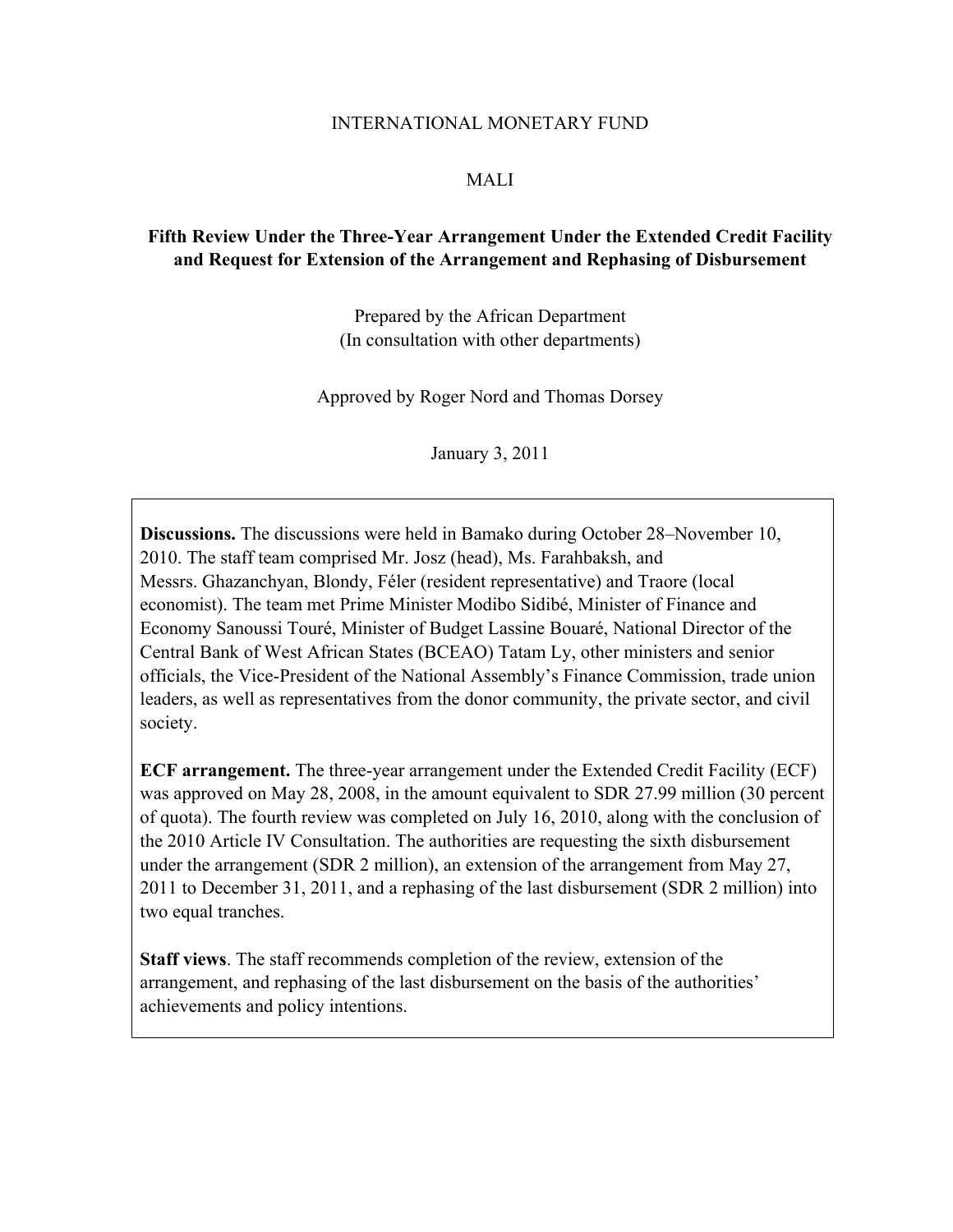INTERNATIONAL MONETARY FUND

MALI

**Fifth Review Under the Three-Year Arrangement Under the Extended Credit Facility and Request for Extension of the Arrangement and Rephasing of Disbursement**

Prepared by the African Department
(In consultation with other departments)

Approved by Roger Nord and Thomas Dorsey

January 3, 2011

**Discussions.** The discussions were held in Bamako during October 28–November 10, 2010. The staff team comprised Mr. Josz (head), Ms. Farahbaksh, and Messrs. Ghazanchyan, Blondy, Féler (resident representative) and Traore (local economist). The team met Prime Minister Modibo Sidibé, Minister of Finance and Economy Sanoussi Touré, Minister of Budget Lassine Bouaré, National Director of the Central Bank of West African States (BCEAO) Tatam Ly, other ministers and senior officials, the Vice-President of the National Assembly's Finance Commission, trade union leaders, as well as representatives from the donor community, the private sector, and civil society.

**ECF arrangement.** The three-year arrangement under the Extended Credit Facility (ECF) was approved on May 28, 2008, in the amount equivalent to SDR 27.99 million (30 percent of quota). The fourth review was completed on July 16, 2010, along with the conclusion of the 2010 Article IV Consultation. The authorities are requesting the sixth disbursement under the arrangement (SDR 2 million), an extension of the arrangement from May 27, 2011 to December 31, 2011, and a rephasing of the last disbursement (SDR 2 million) into two equal tranches.

**Staff views**. The staff recommends completion of the review, extension of the arrangement, and rephasing of the last disbursement on the basis of the authorities' achievements and policy intentions.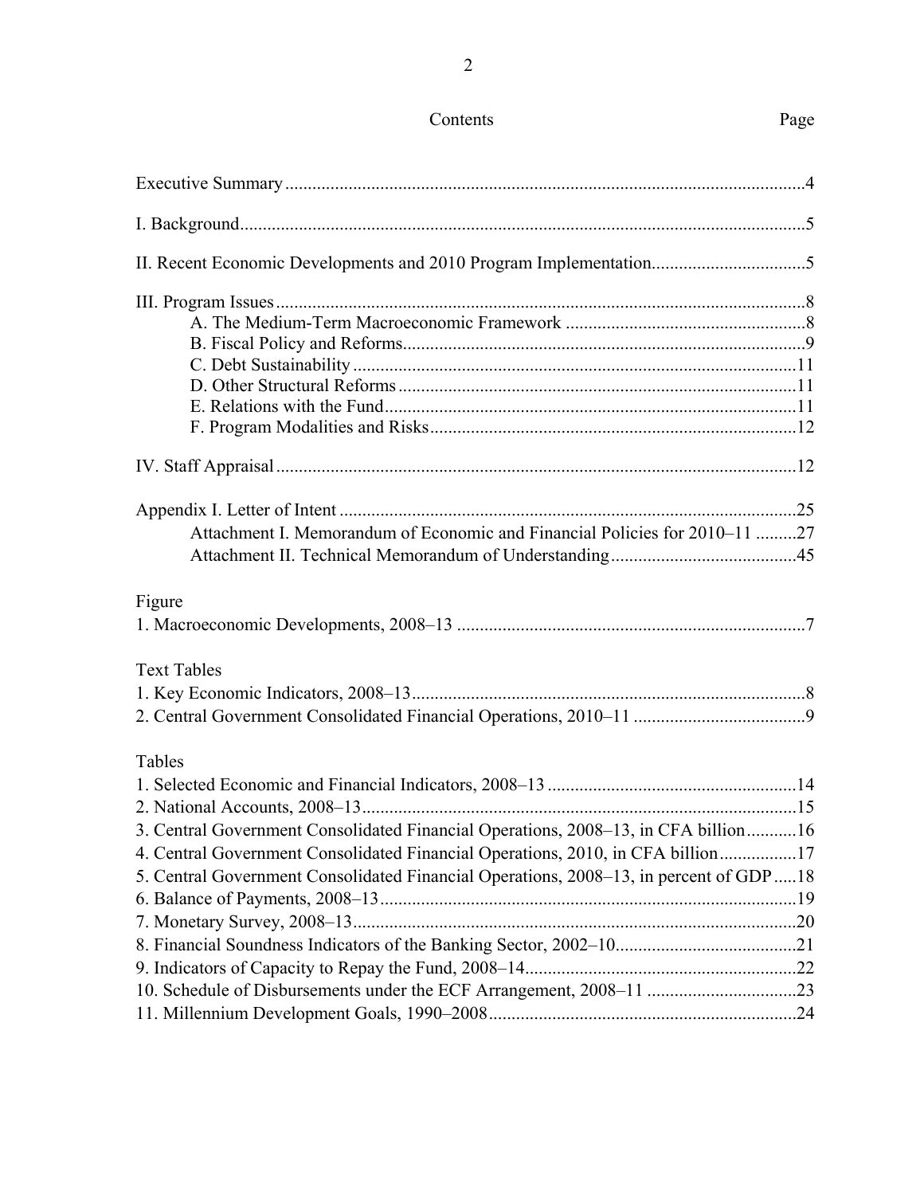# Contents

| | Page |
|---|---|
| Executive Summary | 4 |
| I. Background | 5 |
| II. Recent Economic Developments and 2010 Program Implementation | 5 |
| III. Program Issues | 8 |
| A. The Medium-Term Macroeconomic Framework | 8 |
| B. Fiscal Policy and Reforms | 9 |
| C. Debt Sustainability | 11 |
| D. Other Structural Reforms | 11 |
| E. Relations with the Fund | 11 |
| F. Program Modalities and Risks | 12 |
| IV. Staff Appraisal | 12 |
| Appendix I. Letter of Intent | 25 |
| Attachment I. Memorandum of Economic and Financial Policies for 2010–11 | 27 |
| Attachment II. Technical Memorandum of Understanding | 45 |

**Figure**

| | |
|---|---|
| 1. Macroeconomic Developments, 2008–13 | 7 |

**Text Tables**

| | |
|---|---|
| 1. Key Economic Indicators, 2008–13 | 8 |
| 2. Central Government Consolidated Financial Operations, 2010–11 | 9 |

**Tables**

| | |
|---|---|
| 1. Selected Economic and Financial Indicators, 2008–13 | 14 |
| 2. National Accounts, 2008–13 | 15 |
| 3. Central Government Consolidated Financial Operations, 2008–13, in CFA billion | 16 |
| 4. Central Government Consolidated Financial Operations, 2010, in CFA billion | 17 |
| 5. Central Government Consolidated Financial Operations, 2008–13, in percent of GDP | 18 |
| 6. Balance of Payments, 2008–13 | 19 |
| 7. Monetary Survey, 2008–13 | 20 |
| 8. Financial Soundness Indicators of the Banking Sector, 2002–10 | 21 |
| 9. Indicators of Capacity to Repay the Fund, 2008–14 | 22 |
| 10. Schedule of Disbursements under the ECF Arrangement, 2008–11 | 23 |
| 11. Millennium Development Goals, 1990–2008 | 24 |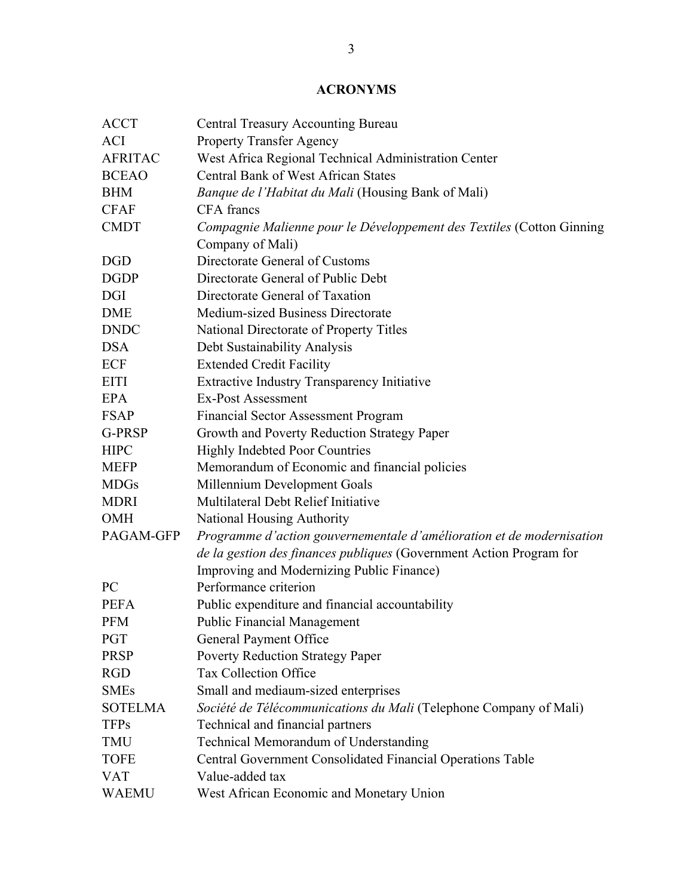## ACRONYMS

| | |
|---|---|
| ACCT | Central Treasury Accounting Bureau |
| ACI | Property Transfer Agency |
| AFRITAC | West Africa Regional Technical Administration Center |
| BCEAO | Central Bank of West African States |
| BHM | *Banque de l'Habitat du Mali* (Housing Bank of Mali) |
| CFAF | CFA francs |
| CMDT | *Compagnie Malienne pour le Développement des Textiles* (Cotton Ginning Company of Mali) |
| DGD | Directorate General of Customs |
| DGDP | Directorate General of Public Debt |
| DGI | Directorate General of Taxation |
| DME | Medium-sized Business Directorate |
| DNDC | National Directorate of Property Titles |
| DSA | Debt Sustainability Analysis |
| ECF | Extended Credit Facility |
| EITI | Extractive Industry Transparency Initiative |
| EPA | Ex-Post Assessment |
| FSAP | Financial Sector Assessment Program |
| G-PRSP | Growth and Poverty Reduction Strategy Paper |
| HIPC | Highly Indebted Poor Countries |
| MEFP | Memorandum of Economic and financial policies |
| MDGs | Millennium Development Goals |
| MDRI | Multilateral Debt Relief Initiative |
| OMH | National Housing Authority |
| PAGAM-GFP | *Programme d'action gouvernementale d'amélioration et de modernisation de la gestion des finances publiques* (Government Action Program for Improving and Modernizing Public Finance) |
| PC | Performance criterion |
| PEFA | Public expenditure and financial accountability |
| PFM | Public Financial Management |
| PGT | General Payment Office |
| PRSP | Poverty Reduction Strategy Paper |
| RGD | Tax Collection Office |
| SMEs | Small and mediaum-sized enterprises |
| SOTELMA | *Société de Télécommunications du Mali* (Telephone Company of Mali) |
| TFPs | Technical and financial partners |
| TMU | Technical Memorandum of Understanding |
| TOFE | Central Government Consolidated Financial Operations Table |
| VAT | Value-added tax |
| WAEMU | West African Economic and Monetary Union |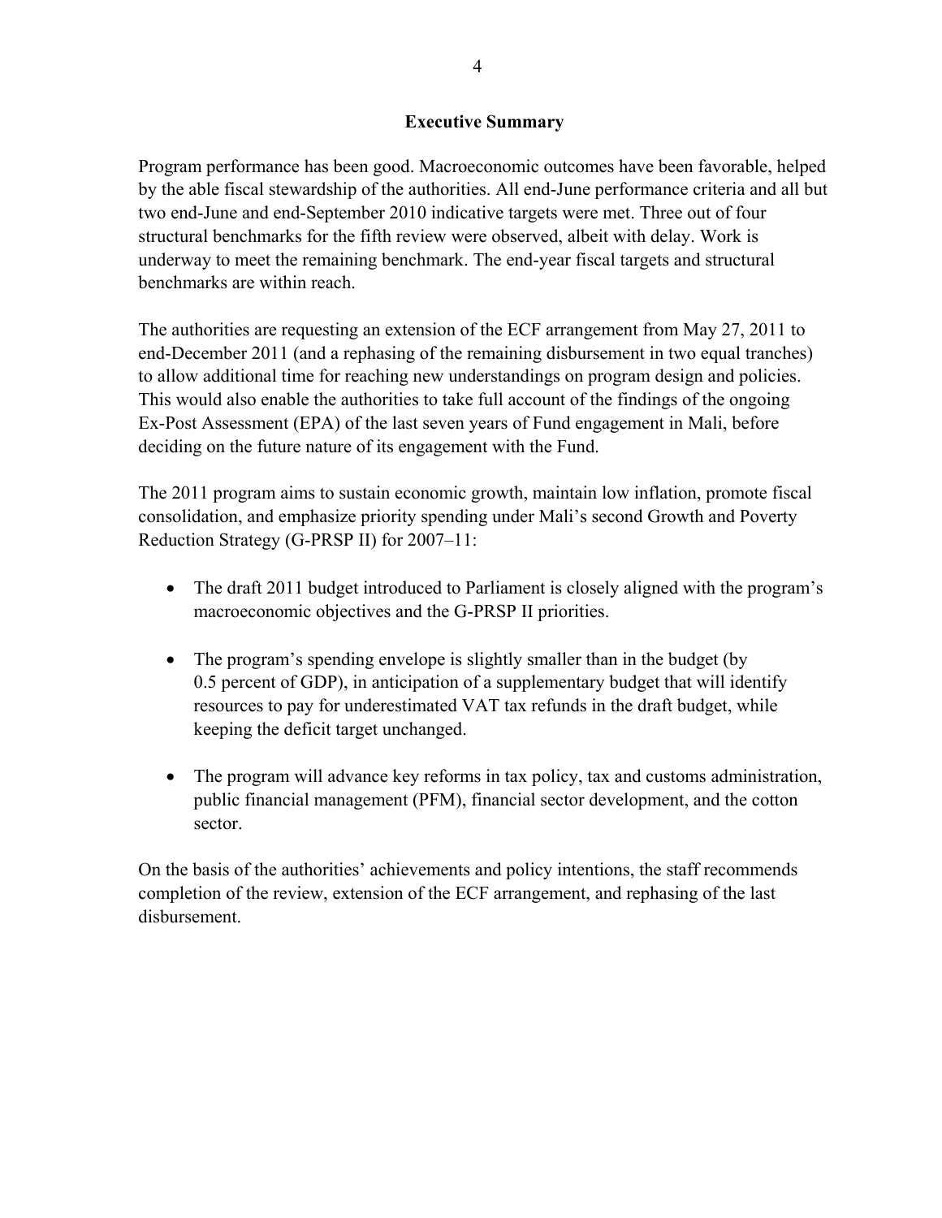## Executive Summary

Program performance has been good. Macroeconomic outcomes have been favorable, helped by the able fiscal stewardship of the authorities. All end-June performance criteria and all but two end-June and end-September 2010 indicative targets were met. Three out of four structural benchmarks for the fifth review were observed, albeit with delay. Work is underway to meet the remaining benchmark. The end-year fiscal targets and structural benchmarks are within reach.

The authorities are requesting an extension of the ECF arrangement from May 27, 2011 to end-December 2011 (and a rephasing of the remaining disbursement in two equal tranches) to allow additional time for reaching new understandings on program design and policies. This would also enable the authorities to take full account of the findings of the ongoing Ex-Post Assessment (EPA) of the last seven years of Fund engagement in Mali, before deciding on the future nature of its engagement with the Fund.

The 2011 program aims to sustain economic growth, maintain low inflation, promote fiscal consolidation, and emphasize priority spending under Mali's second Growth and Poverty Reduction Strategy (G-PRSP II) for 2007–11:

- The draft 2011 budget introduced to Parliament is closely aligned with the program's macroeconomic objectives and the G-PRSP II priorities.
- The program's spending envelope is slightly smaller than in the budget (by 0.5 percent of GDP), in anticipation of a supplementary budget that will identify resources to pay for underestimated VAT tax refunds in the draft budget, while keeping the deficit target unchanged.
- The program will advance key reforms in tax policy, tax and customs administration, public financial management (PFM), financial sector development, and the cotton sector.

On the basis of the authorities' achievements and policy intentions, the staff recommends completion of the review, extension of the ECF arrangement, and rephasing of the last disbursement.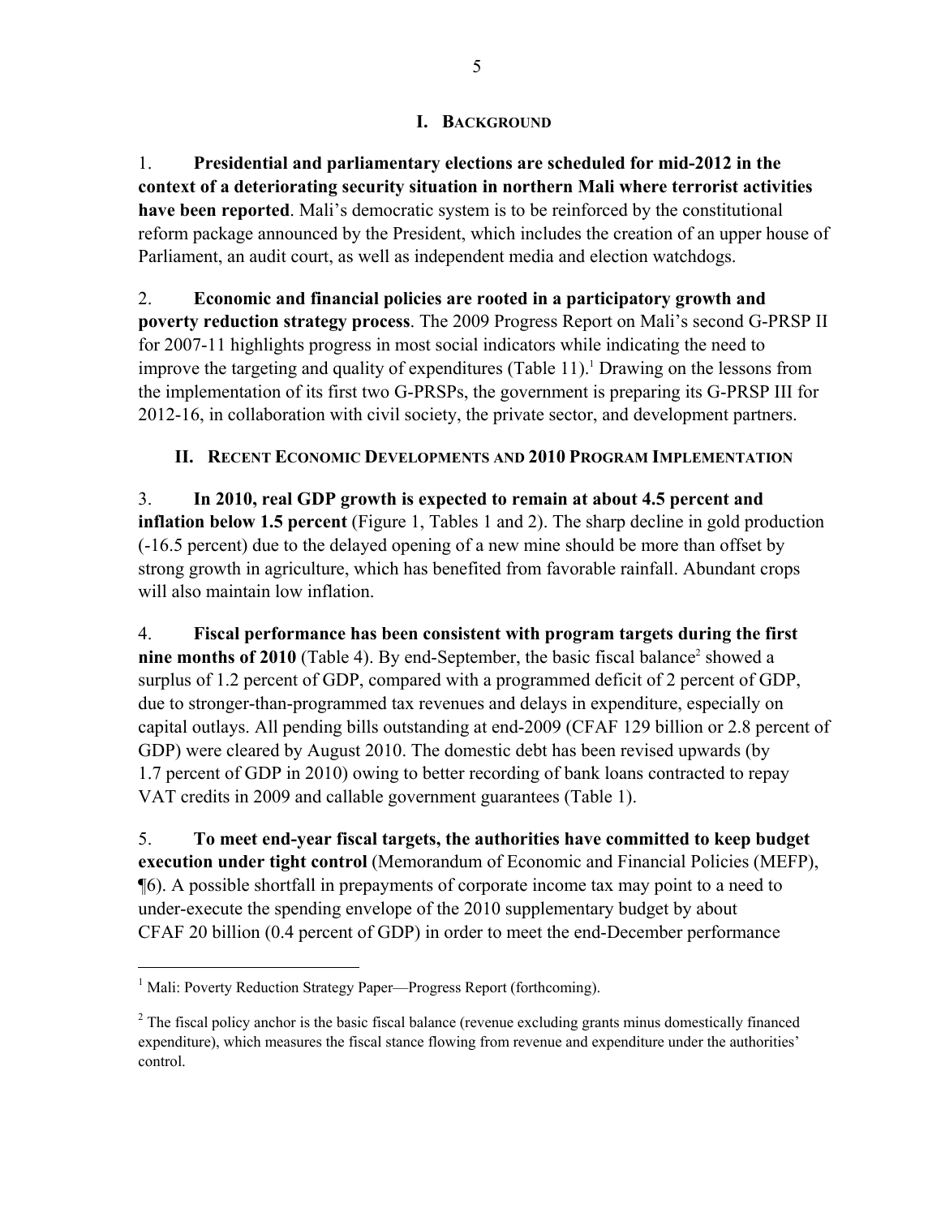## I. Background

1. **Presidential and parliamentary elections are scheduled for mid-2012 in the context of a deteriorating security situation in northern Mali where terrorist activities have been reported**. Mali's democratic system is to be reinforced by the constitutional reform package announced by the President, which includes the creation of an upper house of Parliament, an audit court, as well as independent media and election watchdogs.

2. **Economic and financial policies are rooted in a participatory growth and poverty reduction strategy process**. The 2009 Progress Report on Mali's second G-PRSP II for 2007-11 highlights progress in most social indicators while indicating the need to improve the targeting and quality of expenditures (Table 11).[1] Drawing on the lessons from the implementation of its first two G-PRSPs, the government is preparing its G-PRSP III for 2012-16, in collaboration with civil society, the private sector, and development partners.

## II. Recent Economic Developments and 2010 Program Implementation

3. **In 2010, real GDP growth is expected to remain at about 4.5 percent and inflation below 1.5 percent** (Figure 1, Tables 1 and 2). The sharp decline in gold production (-16.5 percent) due to the delayed opening of a new mine should be more than offset by strong growth in agriculture, which has benefited from favorable rainfall. Abundant crops will also maintain low inflation.

4. **Fiscal performance has been consistent with program targets during the first nine months of 2010** (Table 4). By end-September, the basic fiscal balance[2] showed a surplus of 1.2 percent of GDP, compared with a programmed deficit of 2 percent of GDP, due to stronger-than-programmed tax revenues and delays in expenditure, especially on capital outlays. All pending bills outstanding at end-2009 (CFAF 129 billion or 2.8 percent of GDP) were cleared by August 2010. The domestic debt has been revised upwards (by 1.7 percent of GDP in 2010) owing to better recording of bank loans contracted to repay VAT credits in 2009 and callable government guarantees (Table 1).

5. **To meet end-year fiscal targets, the authorities have committed to keep budget execution under tight control** (Memorandum of Economic and Financial Policies (MEFP), ¶6). A possible shortfall in prepayments of corporate income tax may point to a need to under-execute the spending envelope of the 2010 supplementary budget by about CFAF 20 billion (0.4 percent of GDP) in order to meet the end-December performance

---

[1] Mali: Poverty Reduction Strategy Paper—Progress Report (forthcoming).

[2] The fiscal policy anchor is the basic fiscal balance (revenue excluding grants minus domestically financed expenditure), which measures the fiscal stance flowing from revenue and expenditure under the authorities' control.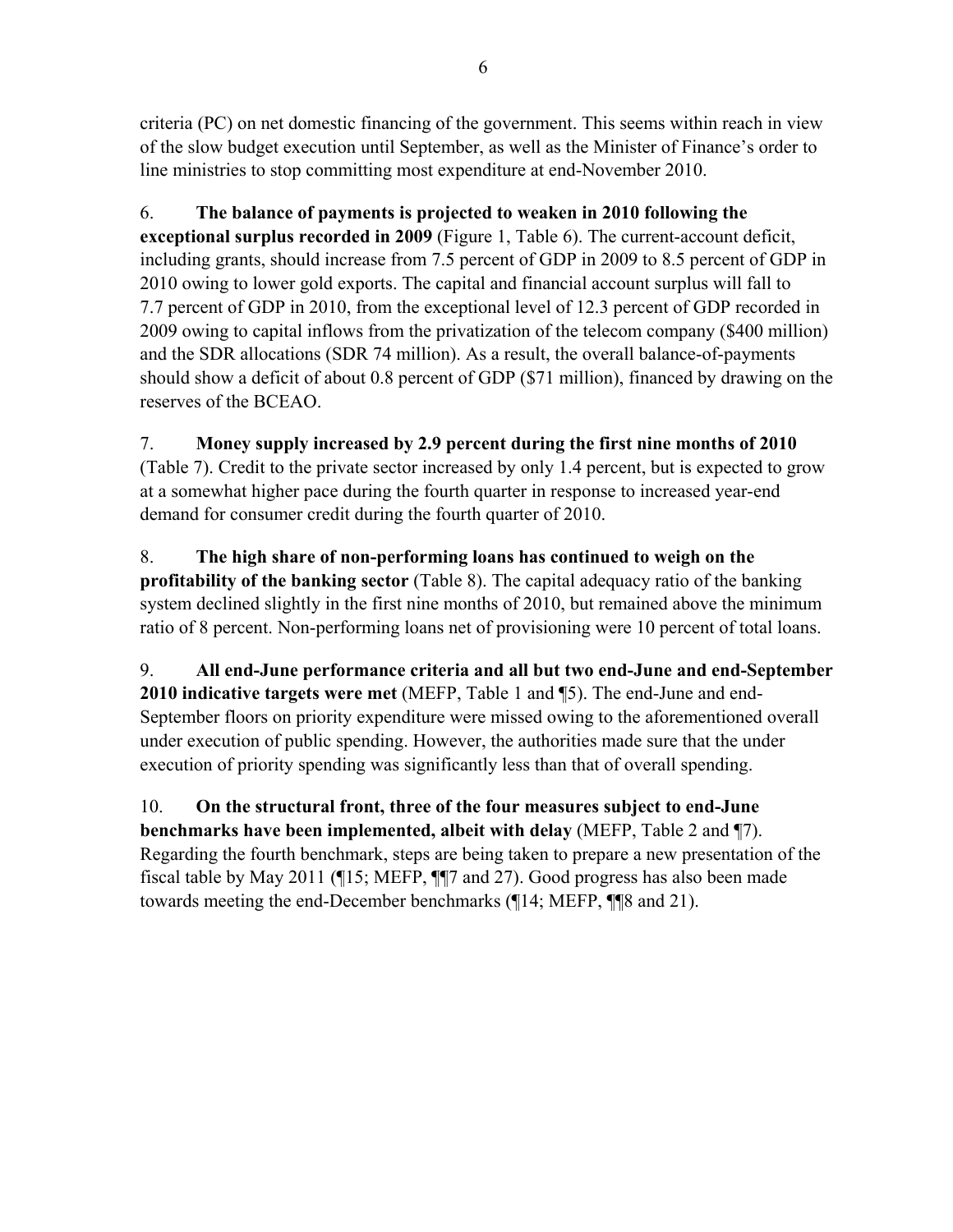criteria (PC) on net domestic financing of the government. This seems within reach in view of the slow budget execution until September, as well as the Minister of Finance's order to line ministries to stop committing most expenditure at end-November 2010.

6. **The balance of payments is projected to weaken in 2010 following the exceptional surplus recorded in 2009** (Figure 1, Table 6). The current-account deficit, including grants, should increase from 7.5 percent of GDP in 2009 to 8.5 percent of GDP in 2010 owing to lower gold exports. The capital and financial account surplus will fall to 7.7 percent of GDP in 2010, from the exceptional level of 12.3 percent of GDP recorded in 2009 owing to capital inflows from the privatization of the telecom company ($400 million) and the SDR allocations (SDR 74 million). As a result, the overall balance-of-payments should show a deficit of about 0.8 percent of GDP ($71 million), financed by drawing on the reserves of the BCEAO.

7. **Money supply increased by 2.9 percent during the first nine months of 2010** (Table 7). Credit to the private sector increased by only 1.4 percent, but is expected to grow at a somewhat higher pace during the fourth quarter in response to increased year-end demand for consumer credit during the fourth quarter of 2010.

8. **The high share of non-performing loans has continued to weigh on the profitability of the banking sector** (Table 8). The capital adequacy ratio of the banking system declined slightly in the first nine months of 2010, but remained above the minimum ratio of 8 percent. Non-performing loans net of provisioning were 10 percent of total loans.

9. **All end-June performance criteria and all but two end-June and end-September 2010 indicative targets were met** (MEFP, Table 1 and ¶5). The end-June and end-September floors on priority expenditure were missed owing to the aforementioned overall under execution of public spending. However, the authorities made sure that the under execution of priority spending was significantly less than that of overall spending.

10. **On the structural front, three of the four measures subject to end-June benchmarks have been implemented, albeit with delay** (MEFP, Table 2 and ¶7). Regarding the fourth benchmark, steps are being taken to prepare a new presentation of the fiscal table by May 2011 (¶15; MEFP, ¶¶7 and 27). Good progress has also been made towards meeting the end-December benchmarks (¶14; MEFP, ¶¶8 and 21).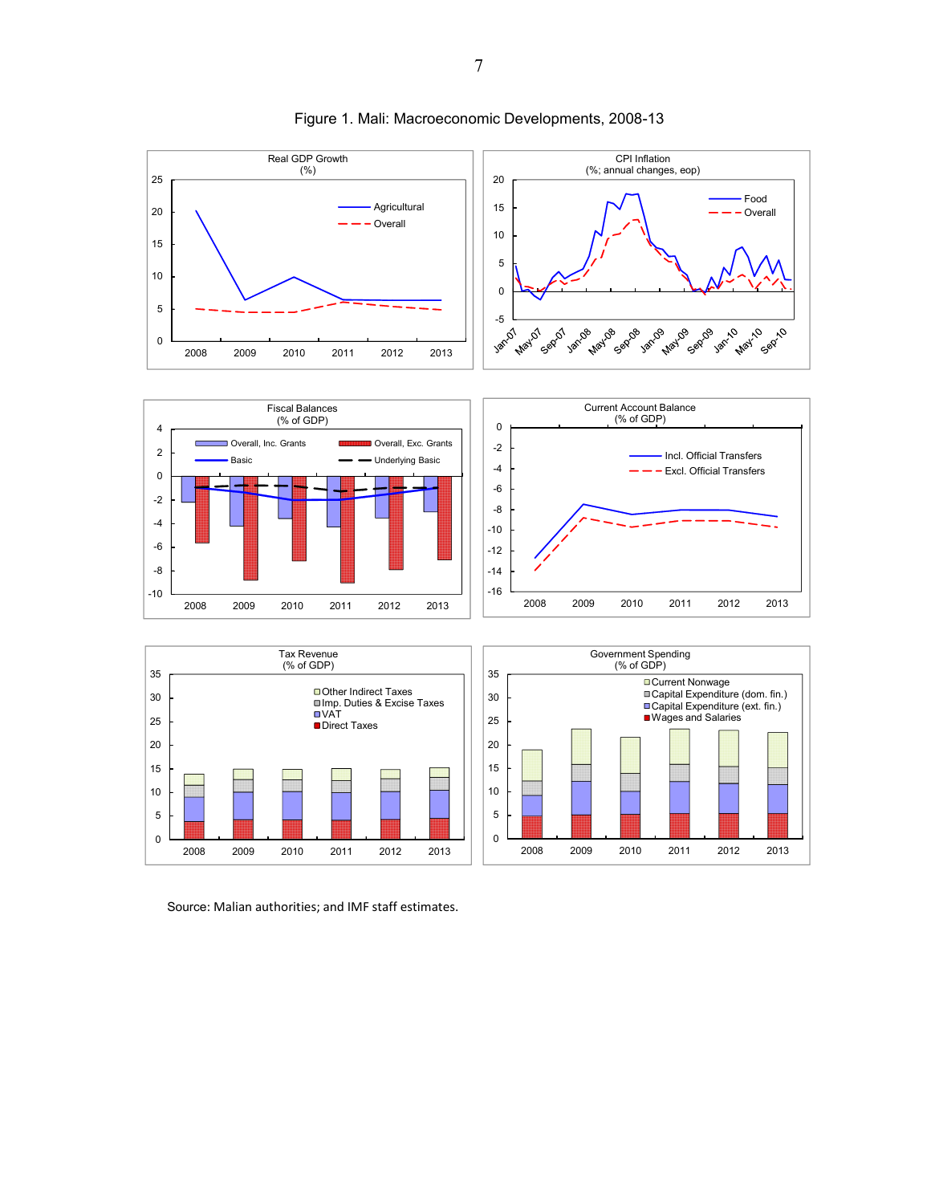# Figure 1. Mali: Macroeconomic Developments, 2008-13

Source: Malian authorities; and IMF staff estimates.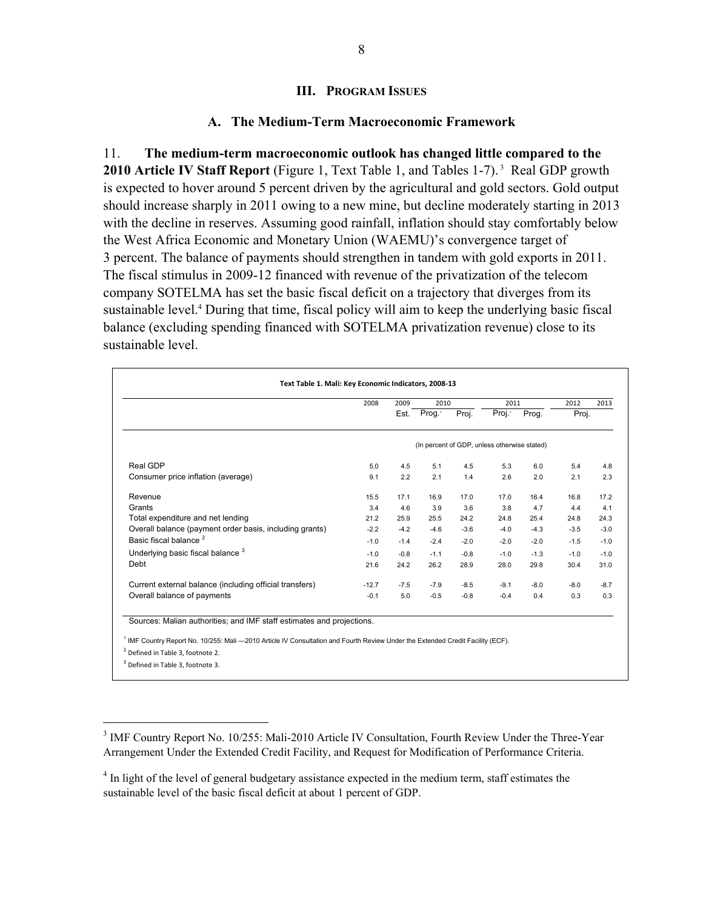## III. Program Issues

### A. The Medium-Term Macroeconomic Framework

11. **The medium-term macroeconomic outlook has changed little compared to the 2010 Article IV Staff Report** (Figure 1, Text Table 1, and Tables 1-7).[3] Real GDP growth is expected to hover around 5 percent driven by the agricultural and gold sectors. Gold output should increase sharply in 2011 owing to a new mine, but decline moderately starting in 2013 with the decline in reserves. Assuming good rainfall, inflation should stay comfortably below the West Africa Economic and Monetary Union (WAEMU)'s convergence target of 3 percent. The balance of payments should strengthen in tandem with gold exports in 2011. The fiscal stimulus in 2009-12 financed with revenue of the privatization of the telecom company SOTELMA has set the basic fiscal deficit on a trajectory that diverges from its sustainable level.[4] During that time, fiscal policy will aim to keep the underlying basic fiscal balance (excluding spending financed with SOTELMA privatization revenue) close to its sustainable level.

**Text Table 1. Mali: Key Economic Indicators, 2008-13**

| | 2008 | 2009 | 2010 | | 2011 | | 2012 | 2013 |
|---|---|---|---|---|---|---|---|---|
| | | Est. | Prog.[1] | Proj. | Proj.[1] | Prog. | Proj. | |
| | (In percent of GDP, unless otherwise stated) | | | | | | | |
| Real GDP | 5.0 | 4.5 | 5.1 | 4.5 | 5.3 | 6.0 | 5.4 | 4.8 |
| Consumer price inflation (average) | 9.1 | 2.2 | 2.1 | 1.4 | 2.6 | 2.0 | 2.1 | 2.3 |
| Revenue | 15.5 | 17.1 | 16.9 | 17.0 | 17.0 | 16.4 | 16.8 | 17.2 |
| Grants | 3.4 | 4.6 | 3.9 | 3.6 | 3.8 | 4.7 | 4.4 | 4.1 |
| Total expenditure and net lending | 21.2 | 25.9 | 25.5 | 24.2 | 24.8 | 25.4 | 24.8 | 24.3 |
| Overall balance (payment order basis, including grants) | -2.2 | -4.2 | -4.6 | -3.6 | -4.0 | -4.3 | -3.5 | -3.0 |
| Basic fiscal balance [2] | -1.0 | -1.4 | -2.4 | -2.0 | -2.0 | -2.0 | -1.5 | -1.0 |
| Underlying basic fiscal balance [3] | -1.0 | -0.8 | -1.1 | -0.8 | -1.0 | -1.3 | -1.0 | -1.0 |
| Debt | 21.6 | 24.2 | 26.2 | 28.9 | 28.0 | 29.8 | 30.4 | 31.0 |
| Current external balance (including official transfers) | -12.7 | -7.5 | -7.9 | -8.5 | -9.1 | -8.0 | -8.0 | -8.7 |
| Overall balance of payments | -0.1 | 5.0 | -0.5 | -0.8 | -0.4 | 0.4 | 0.3 | 0.3 |

Sources: Malian authorities; and IMF staff estimates and projections.

[1] IMF Country Report No. 10/255: Mali —2010 Article IV Consultation and Fourth Review Under the Extended Credit Facility (ECF).

[2] Defined in Table 3, footnote 2.

[3] Defined in Table 3, footnote 3.

---

[3] IMF Country Report No. 10/255: Mali-2010 Article IV Consultation, Fourth Review Under the Three-Year Arrangement Under the Extended Credit Facility, and Request for Modification of Performance Criteria.

[4] In light of the level of general budgetary assistance expected in the medium term, staff estimates the sustainable level of the basic fiscal deficit at about 1 percent of GDP.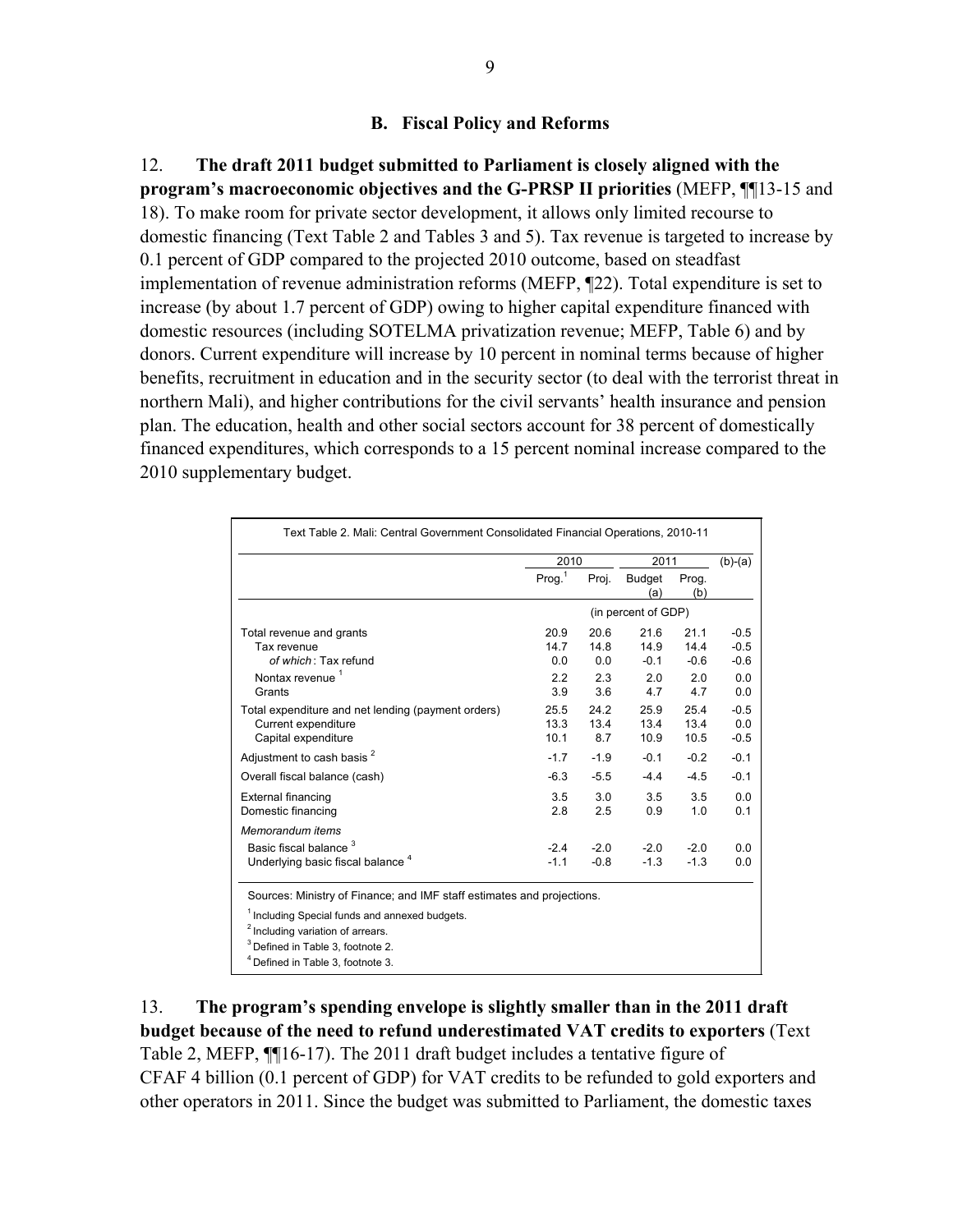## B. Fiscal Policy and Reforms

12. **The draft 2011 budget submitted to Parliament is closely aligned with the program's macroeconomic objectives and the G-PRSP II priorities** (MEFP, ¶¶13-15 and 18). To make room for private sector development, it allows only limited recourse to domestic financing (Text Table 2 and Tables 3 and 5). Tax revenue is targeted to increase by 0.1 percent of GDP compared to the projected 2010 outcome, based on steadfast implementation of revenue administration reforms (MEFP, ¶22). Total expenditure is set to increase (by about 1.7 percent of GDP) owing to higher capital expenditure financed with domestic resources (including SOTELMA privatization revenue; MEFP, Table 6) and by donors. Current expenditure will increase by 10 percent in nominal terms because of higher benefits, recruitment in education and in the security sector (to deal with the terrorist threat in northern Mali), and higher contributions for the civil servants' health insurance and pension plan. The education, health and other social sectors account for 38 percent of domestically financed expenditures, which corresponds to a 15 percent nominal increase compared to the 2010 supplementary budget.

Text Table 2. Mali: Central Government Consolidated Financial Operations, 2010-11

| | 2010 | | 2011 | | (b)-(a) |
|---|---|---|---|---|---|
| | Prog.[1] | Proj. | Budget (a) | Prog. (b) | |
| | (in percent of GDP) | | | | |
| Total revenue and grants | 20.9 | 20.6 | 21.6 | 21.1 | -0.5 |
| Tax revenue | 14.7 | 14.8 | 14.9 | 14.4 | -0.5 |
| *of which*: Tax refund | 0.0 | 0.0 | -0.1 | -0.6 | -0.6 |
| Nontax revenue [1] | 2.2 | 2.3 | 2.0 | 2.0 | 0.0 |
| Grants | 3.9 | 3.6 | 4.7 | 4.7 | 0.0 |
| Total expenditure and net lending (payment orders) | 25.5 | 24.2 | 25.9 | 25.4 | -0.5 |
| Current expenditure | 13.3 | 13.4 | 13.4 | 13.4 | 0.0 |
| Capital expenditure | 10.1 | 8.7 | 10.9 | 10.5 | -0.5 |
| Adjustment to cash basis [2] | -1.7 | -1.9 | -0.1 | -0.2 | -0.1 |
| Overall fiscal balance (cash) | -6.3 | -5.5 | -4.4 | -4.5 | -0.1 |
| External financing | 3.5 | 3.0 | 3.5 | 3.5 | 0.0 |
| Domestic financing | 2.8 | 2.5 | 0.9 | 1.0 | 0.1 |
| *Memorandum items* | | | | | |
| Basic fiscal balance [3] | -2.4 | -2.0 | -2.0 | -2.0 | 0.0 |
| Underlying basic fiscal balance [4] | -1.1 | -0.8 | -1.3 | -1.3 | 0.0 |

Sources: Ministry of Finance; and IMF staff estimates and projections.

[1] Including Special funds and annexed budgets.

[2] Including variation of arrears.

[3] Defined in Table 3, footnote 2.

[4] Defined in Table 3, footnote 3.

13. **The program's spending envelope is slightly smaller than in the 2011 draft budget because of the need to refund underestimated VAT credits to exporters** (Text Table 2, MEFP, ¶¶16-17). The 2011 draft budget includes a tentative figure of CFAF 4 billion (0.1 percent of GDP) for VAT credits to be refunded to gold exporters and other operators in 2011. Since the budget was submitted to Parliament, the domestic taxes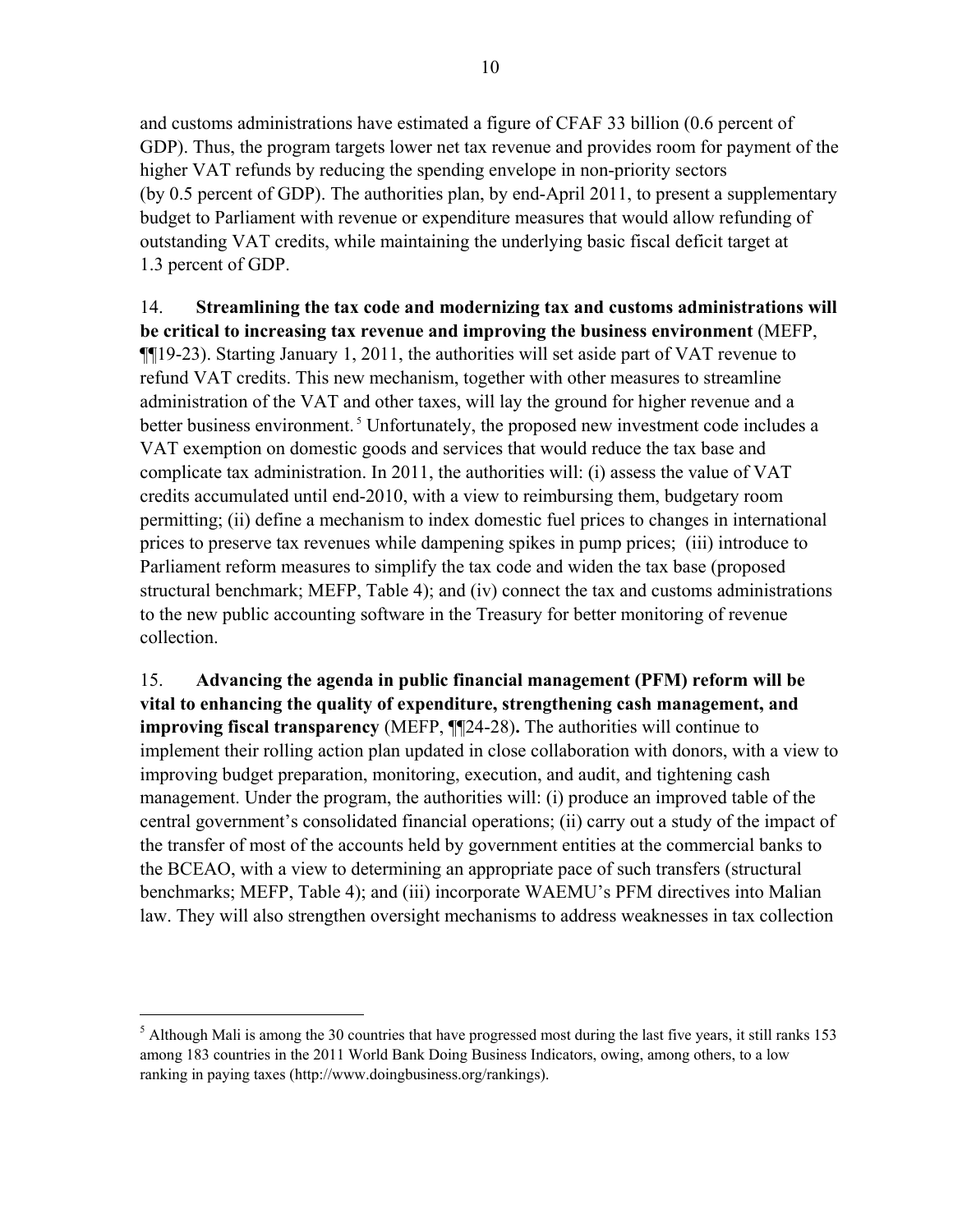and customs administrations have estimated a figure of CFAF 33 billion (0.6 percent of GDP). Thus, the program targets lower net tax revenue and provides room for payment of the higher VAT refunds by reducing the spending envelope in non-priority sectors (by 0.5 percent of GDP). The authorities plan, by end-April 2011, to present a supplementary budget to Parliament with revenue or expenditure measures that would allow refunding of outstanding VAT credits, while maintaining the underlying basic fiscal deficit target at 1.3 percent of GDP.

14. **Streamlining the tax code and modernizing tax and customs administrations will be critical to increasing tax revenue and improving the business environment** (MEFP, ¶¶19-23). Starting January 1, 2011, the authorities will set aside part of VAT revenue to refund VAT credits. This new mechanism, together with other measures to streamline administration of the VAT and other taxes, will lay the ground for higher revenue and a better business environment.[5] Unfortunately, the proposed new investment code includes a VAT exemption on domestic goods and services that would reduce the tax base and complicate tax administration. In 2011, the authorities will: (i) assess the value of VAT credits accumulated until end-2010, with a view to reimbursing them, budgetary room permitting; (ii) define a mechanism to index domestic fuel prices to changes in international prices to preserve tax revenues while dampening spikes in pump prices; (iii) introduce to Parliament reform measures to simplify the tax code and widen the tax base (proposed structural benchmark; MEFP, Table 4); and (iv) connect the tax and customs administrations to the new public accounting software in the Treasury for better monitoring of revenue collection.

15. **Advancing the agenda in public financial management (PFM) reform will be vital to enhancing the quality of expenditure, strengthening cash management, and improving fiscal transparency** (MEFP, ¶¶24-28)**.** The authorities will continue to implement their rolling action plan updated in close collaboration with donors, with a view to improving budget preparation, monitoring, execution, and audit, and tightening cash management. Under the program, the authorities will: (i) produce an improved table of the central government's consolidated financial operations; (ii) carry out a study of the impact of the transfer of most of the accounts held by government entities at the commercial banks to the BCEAO, with a view to determining an appropriate pace of such transfers (structural benchmarks; MEFP, Table 4); and (iii) incorporate WAEMU's PFM directives into Malian law. They will also strengthen oversight mechanisms to address weaknesses in tax collection

[5] Although Mali is among the 30 countries that have progressed most during the last five years, it still ranks 153 among 183 countries in the 2011 World Bank Doing Business Indicators, owing, among others, to a low ranking in paying taxes (http://www.doingbusiness.org/rankings).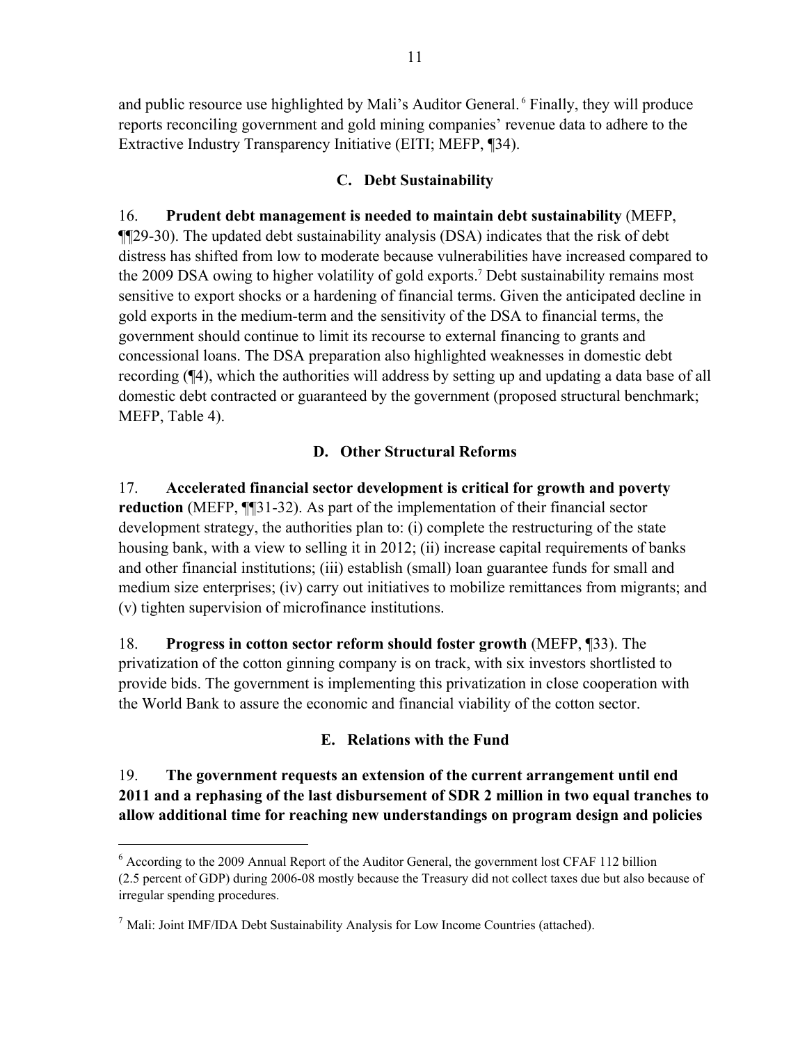and public resource use highlighted by Mali's Auditor General.[6] Finally, they will produce reports reconciling government and gold mining companies' revenue data to adhere to the Extractive Industry Transparency Initiative (EITI; MEFP, ¶34).

### C. Debt Sustainability

16. **Prudent debt management is needed to maintain debt sustainability** (MEFP, ¶¶29-30). The updated debt sustainability analysis (DSA) indicates that the risk of debt distress has shifted from low to moderate because vulnerabilities have increased compared to the 2009 DSA owing to higher volatility of gold exports.[7] Debt sustainability remains most sensitive to export shocks or a hardening of financial terms. Given the anticipated decline in gold exports in the medium-term and the sensitivity of the DSA to financial terms, the government should continue to limit its recourse to external financing to grants and concessional loans. The DSA preparation also highlighted weaknesses in domestic debt recording (¶4), which the authorities will address by setting up and updating a data base of all domestic debt contracted or guaranteed by the government (proposed structural benchmark; MEFP, Table 4).

### D. Other Structural Reforms

17. **Accelerated financial sector development is critical for growth and poverty reduction** (MEFP, ¶¶31-32). As part of the implementation of their financial sector development strategy, the authorities plan to: (i) complete the restructuring of the state housing bank, with a view to selling it in 2012; (ii) increase capital requirements of banks and other financial institutions; (iii) establish (small) loan guarantee funds for small and medium size enterprises; (iv) carry out initiatives to mobilize remittances from migrants; and (v) tighten supervision of microfinance institutions.

18. **Progress in cotton sector reform should foster growth** (MEFP, ¶33). The privatization of the cotton ginning company is on track, with six investors shortlisted to provide bids. The government is implementing this privatization in close cooperation with the World Bank to assure the economic and financial viability of the cotton sector.

### E. Relations with the Fund

19. **The government requests an extension of the current arrangement until end 2011 and a rephasing of the last disbursement of SDR 2 million in two equal tranches to allow additional time for reaching new understandings on program design and policies**

---

[6] According to the 2009 Annual Report of the Auditor General, the government lost CFAF 112 billion (2.5 percent of GDP) during 2006-08 mostly because the Treasury did not collect taxes due but also because of irregular spending procedures.

[7] Mali: Joint IMF/IDA Debt Sustainability Analysis for Low Income Countries (attached).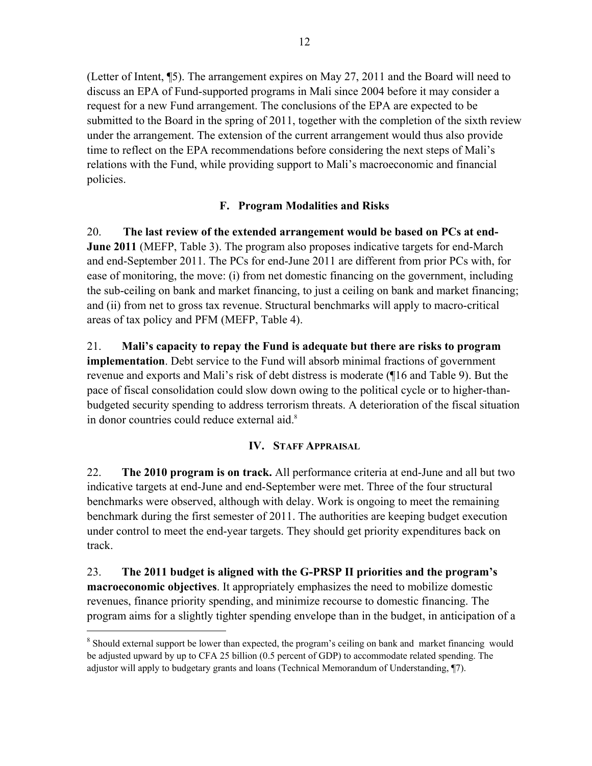(Letter of Intent, ¶5). The arrangement expires on May 27, 2011 and the Board will need to discuss an EPA of Fund-supported programs in Mali since 2004 before it may consider a request for a new Fund arrangement. The conclusions of the EPA are expected to be submitted to the Board in the spring of 2011, together with the completion of the sixth review under the arrangement. The extension of the current arrangement would thus also provide time to reflect on the EPA recommendations before considering the next steps of Mali's relations with the Fund, while providing support to Mali's macroeconomic and financial policies.

### F. Program Modalities and Risks

20. **The last review of the extended arrangement would be based on PCs at end-June 2011** (MEFP, Table 3). The program also proposes indicative targets for end-March and end-September 2011. The PCs for end-June 2011 are different from prior PCs with, for ease of monitoring, the move: (i) from net domestic financing on the government, including the sub-ceiling on bank and market financing, to just a ceiling on bank and market financing; and (ii) from net to gross tax revenue. Structural benchmarks will apply to macro-critical areas of tax policy and PFM (MEFP, Table 4).

21. **Mali's capacity to repay the Fund is adequate but there are risks to program implementation**. Debt service to the Fund will absorb minimal fractions of government revenue and exports and Mali's risk of debt distress is moderate (¶16 and Table 9). But the pace of fiscal consolidation could slow down owing to the political cycle or to higher-than-budgeted security spending to address terrorism threats. A deterioration of the fiscal situation in donor countries could reduce external aid.[8]

## IV. Staff Appraisal

22. **The 2010 program is on track.** All performance criteria at end-June and all but two indicative targets at end-June and end-September were met. Three of the four structural benchmarks were observed, although with delay. Work is ongoing to meet the remaining benchmark during the first semester of 2011. The authorities are keeping budget execution under control to meet the end-year targets. They should get priority expenditures back on track.

23. **The 2011 budget is aligned with the G-PRSP II priorities and the program's macroeconomic objectives**. It appropriately emphasizes the need to mobilize domestic revenues, finance priority spending, and minimize recourse to domestic financing. The program aims for a slightly tighter spending envelope than in the budget, in anticipation of a

---

[8] Should external support be lower than expected, the program's ceiling on bank and market financing would be adjusted upward by up to CFA 25 billion (0.5 percent of GDP) to accommodate related spending. The adjustor will apply to budgetary grants and loans (Technical Memorandum of Understanding, ¶7).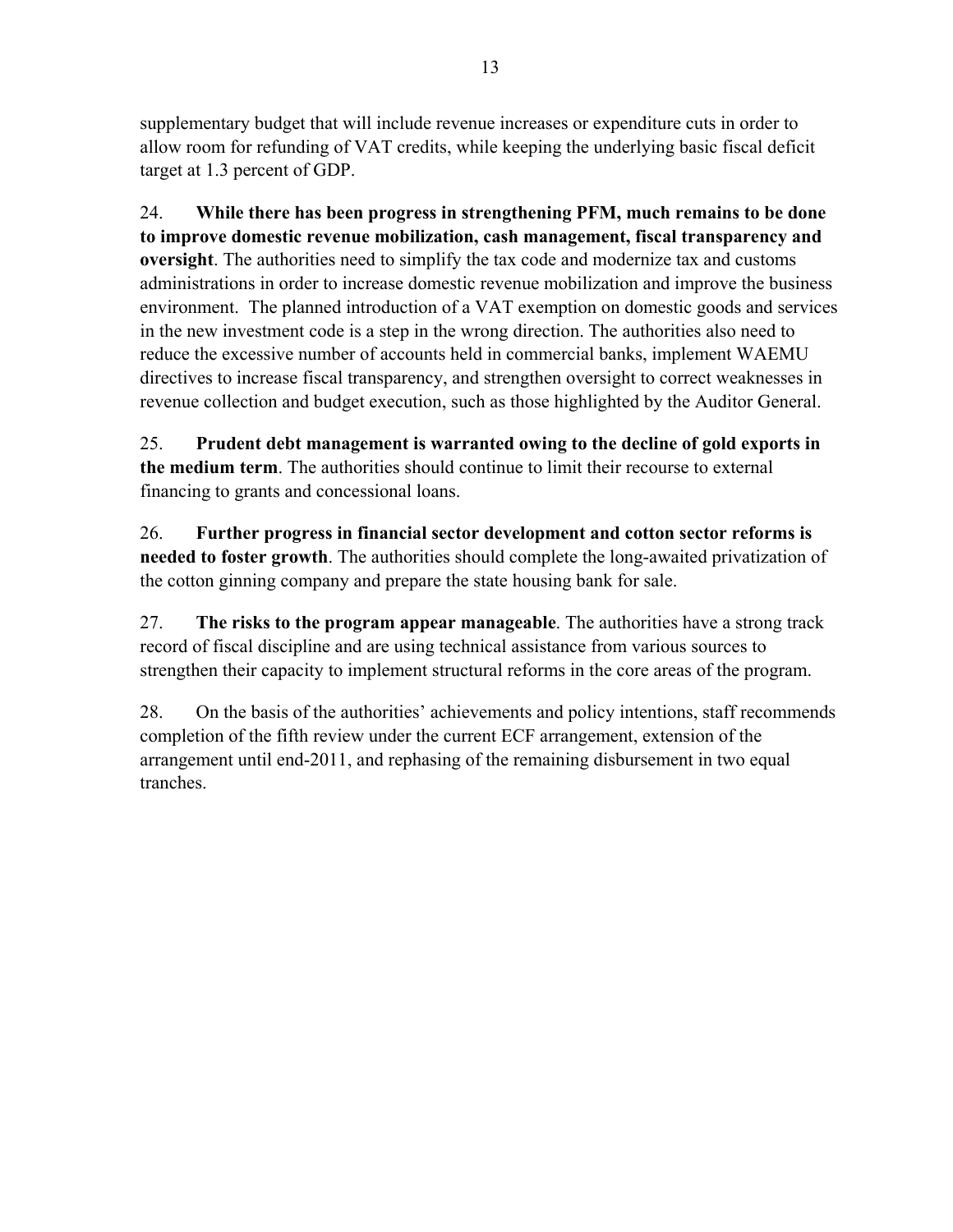supplementary budget that will include revenue increases or expenditure cuts in order to allow room for refunding of VAT credits, while keeping the underlying basic fiscal deficit target at 1.3 percent of GDP.

24. **While there has been progress in strengthening PFM, much remains to be done to improve domestic revenue mobilization, cash management, fiscal transparency and oversight**. The authorities need to simplify the tax code and modernize tax and customs administrations in order to increase domestic revenue mobilization and improve the business environment. The planned introduction of a VAT exemption on domestic goods and services in the new investment code is a step in the wrong direction. The authorities also need to reduce the excessive number of accounts held in commercial banks, implement WAEMU directives to increase fiscal transparency, and strengthen oversight to correct weaknesses in revenue collection and budget execution, such as those highlighted by the Auditor General.

25. **Prudent debt management is warranted owing to the decline of gold exports in the medium term**. The authorities should continue to limit their recourse to external financing to grants and concessional loans.

26. **Further progress in financial sector development and cotton sector reforms is needed to foster growth**. The authorities should complete the long-awaited privatization of the cotton ginning company and prepare the state housing bank for sale.

27. **The risks to the program appear manageable**. The authorities have a strong track record of fiscal discipline and are using technical assistance from various sources to strengthen their capacity to implement structural reforms in the core areas of the program.

28. On the basis of the authorities' achievements and policy intentions, staff recommends completion of the fifth review under the current ECF arrangement, extension of the arrangement until end-2011, and rephasing of the remaining disbursement in two equal tranches.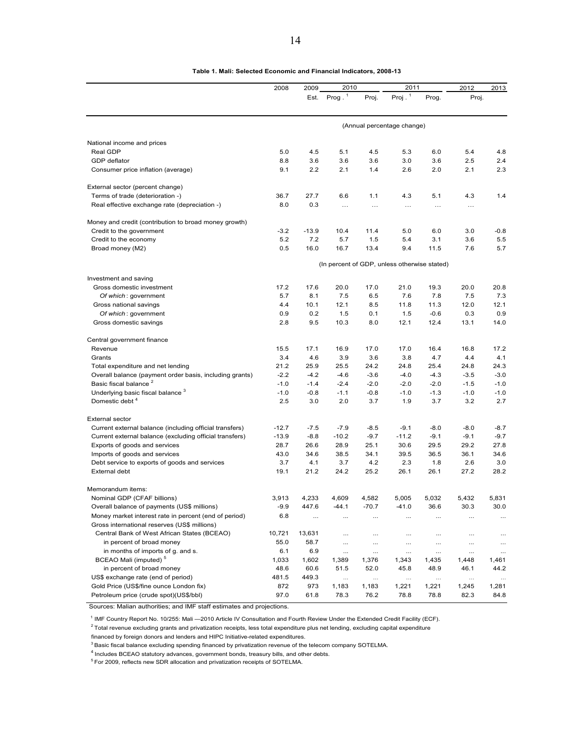**Table 1. Mali: Selected Economic and Financial Indicators, 2008-13**

| | 2008 | 2009 | 2010 | | 2011 | | 2012 | 2013 |
|---|---|---|---|---|---|---|---|---|
| | | Est. | Prog . [1] | Proj. | Proj . [1] | Prog. | Proj. | |
| | (Annual percentage change) | | | | | | | |
| **National income and prices** | | | | | | | | |
| Real GDP | 5.0 | 4.5 | 5.1 | 4.5 | 5.3 | 6.0 | 5.4 | 4.8 |
| GDP deflator | 8.8 | 3.6 | 3.6 | 3.6 | 3.0 | 3.6 | 2.5 | 2.4 |
| Consumer price inflation (average) | 9.1 | 2.2 | 2.1 | 1.4 | 2.6 | 2.0 | 2.1 | 2.3 |
| **External sector (percent change)** | | | | | | | | |
| Terms of trade (deterioration -) | 36.7 | 27.7 | 6.6 | 1.1 | 4.3 | 5.1 | 4.3 | 1.4 |
| Real effective exchange rate (depreciation -) | 8.0 | 0.3 | … | … | … | … | … | |
| **Money and credit (contribution to broad money growth)** | | | | | | | | |
| Credit to the government | -3.2 | -13.9 | 10.4 | 11.4 | 5.0 | 6.0 | 3.0 | -0.8 |
| Credit to the economy | 5.2 | 7.2 | 5.7 | 1.5 | 5.4 | 3.1 | 3.6 | 5.5 |
| Broad money (M2) | 0.5 | 16.0 | 16.7 | 13.4 | 9.4 | 11.5 | 7.6 | 5.7 |
| | (In percent of GDP, unless otherwise stated) | | | | | | | |
| **Investment and saving** | | | | | | | | |
| Gross domestic investment | 17.2 | 17.6 | 20.0 | 17.0 | 21.0 | 19.3 | 20.0 | 20.8 |
| *Of which*: government | 5.7 | 8.1 | 7.5 | 6.5 | 7.6 | 7.8 | 7.5 | 7.3 |
| Gross national savings | 4.4 | 10.1 | 12.1 | 8.5 | 11.8 | 11.3 | 12.0 | 12.1 |
| *Of which*: government | 0.9 | 0.2 | 1.5 | 0.1 | 1.5 | -0.6 | 0.3 | 0.9 |
| Gross domestic savings | 2.8 | 9.5 | 10.3 | 8.0 | 12.1 | 12.4 | 13.1 | 14.0 |
| **Central government finance** | | | | | | | | |
| Revenue | 15.5 | 17.1 | 16.9 | 17.0 | 17.0 | 16.4 | 16.8 | 17.2 |
| Grants | 3.4 | 4.6 | 3.9 | 3.6 | 3.8 | 4.7 | 4.4 | 4.1 |
| Total expenditure and net lending | 21.2 | 25.9 | 25.5 | 24.2 | 24.8 | 25.4 | 24.8 | 24.3 |
| Overall balance (payment order basis, including grants) | -2.2 | -4.2 | -4.6 | -3.6 | -4.0 | -4.3 | -3.5 | -3.0 |
| Basic fiscal balance [2] | -1.0 | -1.4 | -2.4 | -2.0 | -2.0 | -2.0 | -1.5 | -1.0 |
| Underlying basic fiscal balance [3] | -1.0 | -0.8 | -1.1 | -0.8 | -1.0 | -1.3 | -1.0 | -1.0 |
| Domestic debt [4] | 2.5 | 3.0 | 2.0 | 3.7 | 1.9 | 3.7 | 3.2 | 2.7 |
| **External sector** | | | | | | | | |
| Current external balance (including official transfers) | -12.7 | -7.5 | -7.9 | -8.5 | -9.1 | -8.0 | -8.0 | -8.7 |
| Current external balance (excluding official transfers) | -13.9 | -8.8 | -10.2 | -9.7 | -11.2 | -9.1 | -9.1 | -9.7 |
| Exports of goods and services | 28.7 | 26.6 | 28.9 | 25.1 | 30.6 | 29.5 | 29.2 | 27.8 |
| Imports of goods and services | 43.0 | 34.6 | 38.5 | 34.1 | 39.5 | 36.5 | 36.1 | 34.6 |
| Debt service to exports of goods and services | 3.7 | 4.1 | 3.7 | 4.2 | 2.3 | 1.8 | 2.6 | 3.0 |
| External debt | 19.1 | 21.2 | 24.2 | 25.2 | 26.1 | 26.1 | 27.2 | 28.2 |
| **Memorandum items:** | | | | | | | | |
| Nominal GDP (CFAF billions) | 3,913 | 4,233 | 4,609 | 4,582 | 5,005 | 5,032 | 5,432 | 5,831 |
| Overall balance of payments (US$ millions) | -9.9 | 447.6 | -44.1 | -70.7 | -41.0 | 36.6 | 30.3 | 30.0 |
| Money market interest rate in percent (end of period) | 6.8 | … | … | … | … | … | … | … |
| Gross international reserves (US$ millions) | | | | | | | | |
| Central Bank of West African States (BCEAO) | 10,721 | 13,631 | … | … | … | … | … | … |
| in percent of broad money | 55.0 | 58.7 | … | … | … | … | … | … |
| in months of imports of g. and s. | 6.1 | 6.9 | … | … | … | … | … | … |
| BCEAO Mali (imputed) [5] | 1,033 | 1,602 | 1,389 | 1,376 | 1,343 | 1,435 | 1,448 | 1,461 |
| in percent of broad money | 48.6 | 60.6 | 51.5 | 52.0 | 45.8 | 48.9 | 46.1 | 44.2 |
| US$ exchange rate (end of period) | 481.5 | 449.3 | … | … | … | … | … | … |
| Gold Price (US$/fine ounce London fix) | 872 | 973 | 1,183 | 1,183 | 1,221 | 1,221 | 1,245 | 1,281 |
| Petroleum price (crude spot)(US$/bbl) | 97.0 | 61.8 | 78.3 | 76.2 | 78.8 | 78.8 | 82.3 | 84.8 |

Sources: Malian authorities; and IMF staff estimates and projections.

[1] IMF Country Report No. 10/255: Mali —2010 Article IV Consultation and Fourth Review Under the Extended Credit Facility (ECF).

[2] Total revenue excluding grants and privatization receipts, less total expenditure plus net lending, excluding capital expenditure financed by foreign donors and lenders and HIPC Initiative-related expenditures.

[3] Basic fiscal balance excluding spending financed by privatization revenue of the telecom company SOTELMA.

[4] Includes BCEAO statutory advances, government bonds, treasury bills, and other debts.

[5] For 2009, reflects new SDR allocation and privatization receipts of SOTELMA.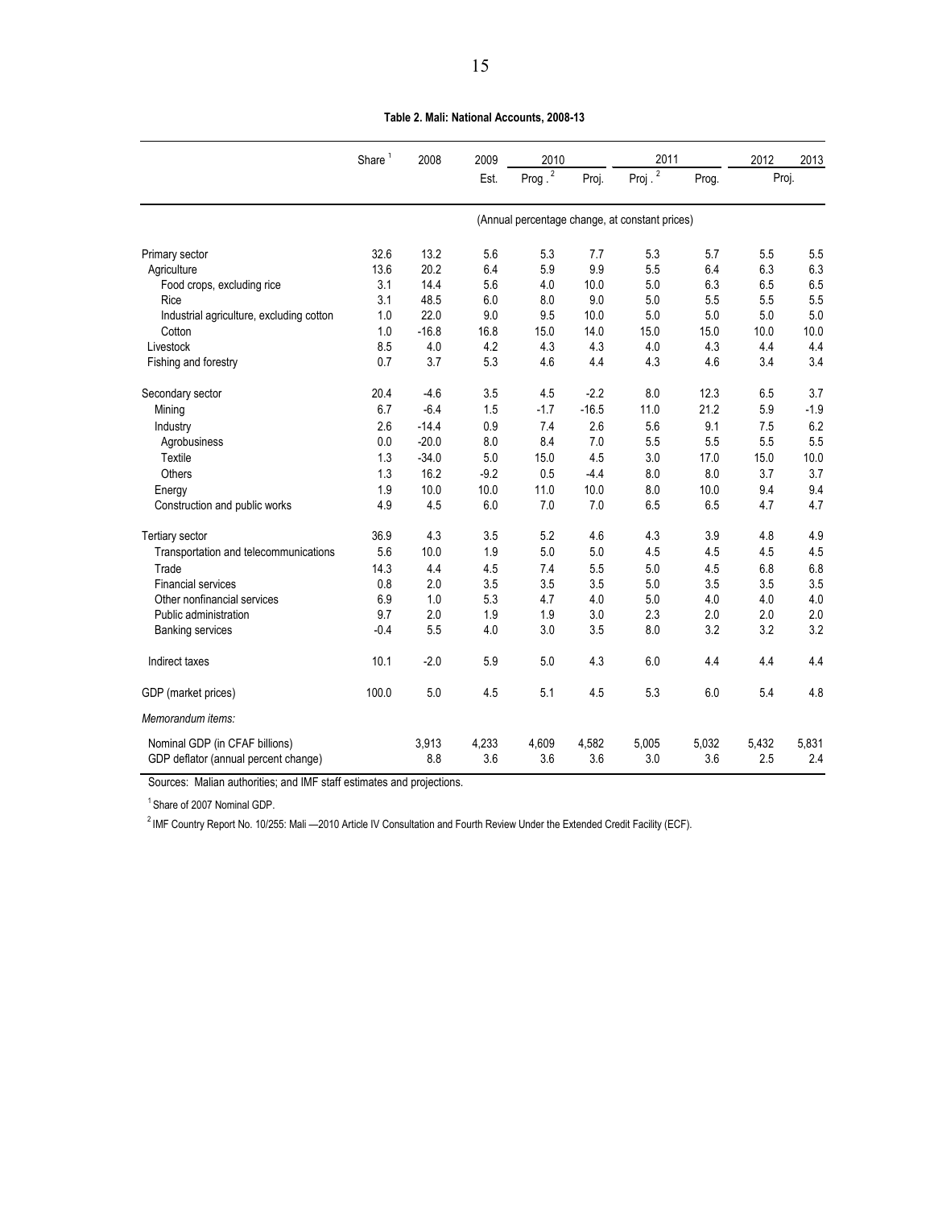**Table 2. Mali: National Accounts, 2008-13**

| | Share [1] | 2008 | 2009 | 2010 | | 2011 | | 2012 | 2013 |
|---|---|---|---|---|---|---|---|---|---|
| | | | Est. | Prog. [2] | Proj. | Proj. [2] | Prog. | Proj. | |
| | (Annual percentage change, at constant prices) | | | | | | | | |
| Primary sector | 32.6 | 13.2 | 5.6 | 5.3 | 7.7 | 5.3 | 5.7 | 5.5 | 5.5 |
| Agriculture | 13.6 | 20.2 | 6.4 | 5.9 | 9.9 | 5.5 | 6.4 | 6.3 | 6.3 |
| Food crops, excluding rice | 3.1 | 14.4 | 5.6 | 4.0 | 10.0 | 5.0 | 6.3 | 6.5 | 6.5 |
| Rice | 3.1 | 48.5 | 6.0 | 8.0 | 9.0 | 5.0 | 5.5 | 5.5 | 5.5 |
| Industrial agriculture, excluding cotton | 1.0 | 22.0 | 9.0 | 9.5 | 10.0 | 5.0 | 5.0 | 5.0 | 5.0 |
| Cotton | 1.0 | -16.8 | 16.8 | 15.0 | 14.0 | 15.0 | 15.0 | 10.0 | 10.0 |
| Livestock | 8.5 | 4.0 | 4.2 | 4.3 | 4.3 | 4.0 | 4.3 | 4.4 | 4.4 |
| Fishing and forestry | 0.7 | 3.7 | 5.3 | 4.6 | 4.4 | 4.3 | 4.6 | 3.4 | 3.4 |
| Secondary sector | 20.4 | -4.6 | 3.5 | 4.5 | -2.2 | 8.0 | 12.3 | 6.5 | 3.7 |
| Mining | 6.7 | -6.4 | 1.5 | -1.7 | -16.5 | 11.0 | 21.2 | 5.9 | -1.9 |
| Industry | 2.6 | -14.4 | 0.9 | 7.4 | 2.6 | 5.6 | 9.1 | 7.5 | 6.2 |
| Agrobusiness | 0.0 | -20.0 | 8.0 | 8.4 | 7.0 | 5.5 | 5.5 | 5.5 | 5.5 |
| Textile | 1.3 | -34.0 | 5.0 | 15.0 | 4.5 | 3.0 | 17.0 | 15.0 | 10.0 |
| Others | 1.3 | 16.2 | -9.2 | 0.5 | -4.4 | 8.0 | 8.0 | 3.7 | 3.7 |
| Energy | 1.9 | 10.0 | 10.0 | 11.0 | 10.0 | 8.0 | 10.0 | 9.4 | 9.4 |
| Construction and public works | 4.9 | 4.5 | 6.0 | 7.0 | 7.0 | 6.5 | 6.5 | 4.7 | 4.7 |
| Tertiary sector | 36.9 | 4.3 | 3.5 | 5.2 | 4.6 | 4.3 | 3.9 | 4.8 | 4.9 |
| Transportation and telecommunications | 5.6 | 10.0 | 1.9 | 5.0 | 5.0 | 4.5 | 4.5 | 4.5 | 4.5 |
| Trade | 14.3 | 4.4 | 4.5 | 7.4 | 5.5 | 5.0 | 4.5 | 6.8 | 6.8 |
| Financial services | 0.8 | 2.0 | 3.5 | 3.5 | 3.5 | 5.0 | 3.5 | 3.5 | 3.5 |
| Other nonfinancial services | 6.9 | 1.0 | 5.3 | 4.7 | 4.0 | 5.0 | 4.0 | 4.0 | 4.0 |
| Public administration | 9.7 | 2.0 | 1.9 | 1.9 | 3.0 | 2.3 | 2.0 | 2.0 | 2.0 |
| Banking services | -0.4 | 5.5 | 4.0 | 3.0 | 3.5 | 8.0 | 3.2 | 3.2 | 3.2 |
| Indirect taxes | 10.1 | -2.0 | 5.9 | 5.0 | 4.3 | 6.0 | 4.4 | 4.4 | 4.4 |
| GDP (market prices) | 100.0 | 5.0 | 4.5 | 5.1 | 4.5 | 5.3 | 6.0 | 5.4 | 4.8 |
| *Memorandum items:* | | | | | | | | | |
| Nominal GDP (in CFAF billions) | | 3,913 | 4,233 | 4,609 | 4,582 | 5,005 | 5,032 | 5,432 | 5,831 |
| GDP deflator (annual percent change) | | 8.8 | 3.6 | 3.6 | 3.6 | 3.0 | 3.6 | 2.5 | 2.4 |

Sources: Malian authorities; and IMF staff estimates and projections.

[1] Share of 2007 Nominal GDP.

[2] IMF Country Report No. 10/255: Mali —2010 Article IV Consultation and Fourth Review Under the Extended Credit Facility (ECF).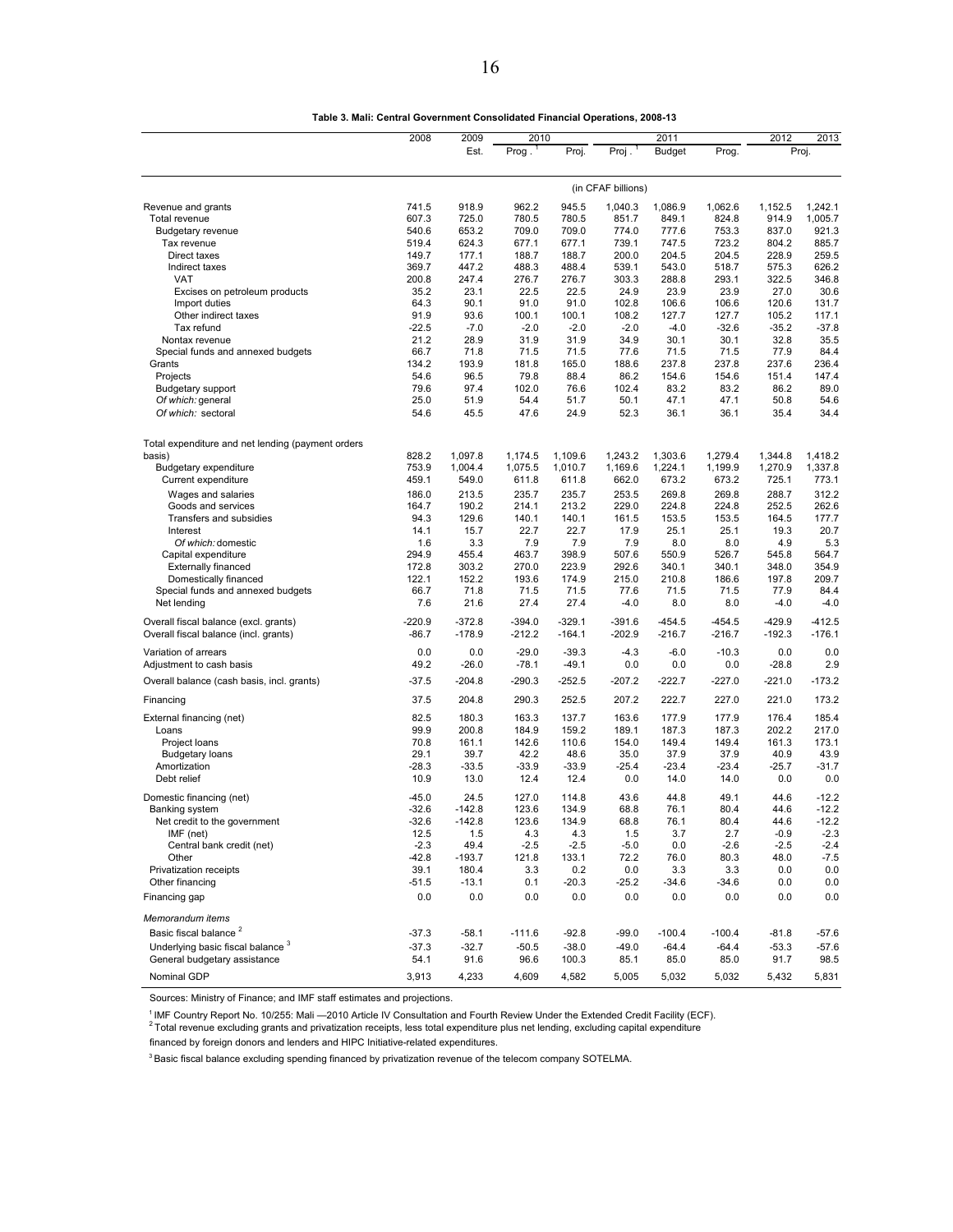**Table 3. Mali: Central Government Consolidated Financial Operations, 2008-13**

| | 2008 | 2009 | 2010 | | 2011 | | | 2012 | 2013 |
|---|---|---|---|---|---|---|---|---|---|
| | | Est. | Prog. [1] | Proj. | Proj. [1] | Budget | Prog. | Proj. | |
| | (in CFAF billions) | | | | | | | | |
| Revenue and grants | 741.5 | 918.9 | 962.2 | 945.5 | 1,040.3 | 1,086.9 | 1,062.6 | 1,152.5 | 1,242.1 |
| Total revenue | 607.3 | 725.0 | 780.5 | 780.5 | 851.7 | 849.1 | 824.8 | 914.9 | 1,005.7 |
| Budgetary revenue | 540.6 | 653.2 | 709.0 | 709.0 | 774.0 | 777.6 | 753.3 | 837.0 | 921.3 |
| Tax revenue | 519.4 | 624.3 | 677.1 | 677.1 | 739.1 | 747.5 | 723.2 | 804.2 | 885.7 |
| Direct taxes | 149.7 | 177.1 | 188.7 | 188.7 | 200.0 | 204.5 | 204.5 | 228.9 | 259.5 |
| Indirect taxes | 369.7 | 447.2 | 488.3 | 488.4 | 539.1 | 543.0 | 518.7 | 575.3 | 626.2 |
| VAT | 200.8 | 247.4 | 276.7 | 276.7 | 303.3 | 288.8 | 293.1 | 322.5 | 346.8 |
| Excises on petroleum products | 35.2 | 23.1 | 22.5 | 22.5 | 24.9 | 23.9 | 23.9 | 27.0 | 30.6 |
| Import duties | 64.3 | 90.1 | 91.0 | 91.0 | 102.8 | 106.6 | 106.6 | 120.6 | 131.7 |
| Other indirect taxes | 91.9 | 93.6 | 100.1 | 100.1 | 108.2 | 127.7 | 127.7 | 105.2 | 117.1 |
| Tax refund | -22.5 | -7.0 | -2.0 | -2.0 | -2.0 | -4.0 | -32.6 | -35.2 | -37.8 |
| Nontax revenue | 21.2 | 28.9 | 31.9 | 31.9 | 34.9 | 30.1 | 30.1 | 32.8 | 35.5 |
| Special funds and annexed budgets | 66.7 | 71.8 | 71.5 | 71.5 | 77.6 | 71.5 | 71.5 | 77.9 | 84.4 |
| Grants | 134.2 | 193.9 | 181.8 | 165.0 | 188.6 | 237.8 | 237.8 | 237.6 | 236.4 |
| Projects | 54.6 | 96.5 | 79.8 | 88.4 | 86.2 | 154.6 | 154.6 | 151.4 | 147.4 |
| Budgetary support | 79.6 | 97.4 | 102.0 | 76.6 | 102.4 | 83.2 | 83.2 | 86.2 | 89.0 |
| *Of which:* general | 25.0 | 51.9 | 54.4 | 51.7 | 50.1 | 47.1 | 47.1 | 50.8 | 54.6 |
| *Of which:* sectoral | 54.6 | 45.5 | 47.6 | 24.9 | 52.3 | 36.1 | 36.1 | 35.4 | 34.4 |
| Total expenditure and net lending (payment orders basis) | 828.2 | 1,097.8 | 1,174.5 | 1,109.6 | 1,243.2 | 1,303.6 | 1,279.4 | 1,344.8 | 1,418.2 |
| Budgetary expenditure | 753.9 | 1,004.4 | 1,075.5 | 1,010.7 | 1,169.6 | 1,224.1 | 1,199.9 | 1,270.9 | 1,337.8 |
| Current expenditure | 459.1 | 549.0 | 611.8 | 611.8 | 662.0 | 673.2 | 673.2 | 725.1 | 773.1 |
| Wages and salaries | 186.0 | 213.5 | 235.7 | 235.7 | 253.5 | 269.8 | 269.8 | 288.7 | 312.2 |
| Goods and services | 164.7 | 190.2 | 214.1 | 213.2 | 229.0 | 224.8 | 224.8 | 252.5 | 262.6 |
| Transfers and subsidies | 94.3 | 129.6 | 140.1 | 140.1 | 161.5 | 153.5 | 153.5 | 164.5 | 177.7 |
| Interest | 14.1 | 15.7 | 22.7 | 22.7 | 17.9 | 25.1 | 25.1 | 19.3 | 20.7 |
| *Of which:* domestic | 1.6 | 3.3 | 7.9 | 7.9 | 7.9 | 8.0 | 8.0 | 4.9 | 5.3 |
| Capital expenditure | 294.9 | 455.4 | 463.7 | 398.9 | 507.6 | 550.9 | 526.7 | 545.8 | 564.7 |
| Externally financed | 172.8 | 303.2 | 270.0 | 223.9 | 292.6 | 340.1 | 340.1 | 348.0 | 354.9 |
| Domestically financed | 122.1 | 152.2 | 193.6 | 174.9 | 215.0 | 210.8 | 186.6 | 197.8 | 209.7 |
| Special funds and annexed budgets | 66.7 | 71.8 | 71.5 | 71.5 | 77.6 | 71.5 | 71.5 | 77.9 | 84.4 |
| Net lending | 7.6 | 21.6 | 27.4 | 27.4 | -4.0 | 8.0 | 8.0 | -4.0 | -4.0 |
| Overall fiscal balance (excl. grants) | -220.9 | -372.8 | -394.0 | -329.1 | -391.6 | -454.5 | -454.5 | -429.9 | -412.5 |
| Overall fiscal balance (incl. grants) | -86.7 | -178.9 | -212.2 | -164.1 | -202.9 | -216.7 | -216.7 | -192.3 | -176.1 |
| Variation of arrears | 0.0 | 0.0 | -29.0 | -39.3 | -4.3 | -6.0 | -10.3 | 0.0 | 0.0 |
| Adjustment to cash basis | 49.2 | -26.0 | -78.1 | -49.1 | 0.0 | 0.0 | 0.0 | -28.8 | 2.9 |
| Overall balance (cash basis, incl. grants) | -37.5 | -204.8 | -290.3 | -252.5 | -207.2 | -222.7 | -227.0 | -221.0 | -173.2 |
| Financing | 37.5 | 204.8 | 290.3 | 252.5 | 207.2 | 222.7 | 227.0 | 221.0 | 173.2 |
| External financing (net) | 82.5 | 180.3 | 163.3 | 137.7 | 163.6 | 177.9 | 177.9 | 176.4 | 185.4 |
| Loans | 99.9 | 200.8 | 184.9 | 159.2 | 189.1 | 187.3 | 187.3 | 202.2 | 217.0 |
| Project loans | 70.8 | 161.1 | 142.6 | 110.6 | 154.0 | 149.4 | 149.4 | 161.3 | 173.1 |
| Budgetary loans | 29.1 | 39.7 | 42.2 | 48.6 | 35.0 | 37.9 | 37.9 | 40.9 | 43.9 |
| Amortization | -28.3 | -33.5 | -33.9 | -33.9 | -25.4 | -23.4 | -23.4 | -25.7 | -31.7 |
| Debt relief | 10.9 | 13.0 | 12.4 | 12.4 | 0.0 | 14.0 | 14.0 | 0.0 | 0.0 |
| Domestic financing (net) | -45.0 | 24.5 | 127.0 | 114.8 | 43.6 | 44.8 | 49.1 | 44.6 | -12.2 |
| Banking system | -32.6 | -142.8 | 123.6 | 134.9 | 68.8 | 76.1 | 80.4 | 44.6 | -12.2 |
| Net credit to the government | -32.6 | -142.8 | 123.6 | 134.9 | 68.8 | 76.1 | 80.4 | 44.6 | -12.2 |
| IMF (net) | 12.5 | 1.5 | 4.3 | 4.3 | 1.5 | 3.7 | 2.7 | -0.9 | -2.3 |
| Central bank credit (net) | -2.3 | 49.4 | -2.5 | -2.5 | -5.0 | 0.0 | -2.6 | -2.5 | -2.4 |
| Other | -42.8 | -193.7 | 121.8 | 133.1 | 72.2 | 76.0 | 80.3 | 48.0 | -7.5 |
| Privatization receipts | 39.1 | 180.4 | 3.3 | 0.2 | 0.0 | 3.3 | 3.3 | 0.0 | 0.0 |
| Other financing | -51.5 | -13.1 | 0.1 | -20.3 | -25.2 | -34.6 | -34.6 | 0.0 | 0.0 |
| Financing gap | 0.0 | 0.0 | 0.0 | 0.0 | 0.0 | 0.0 | 0.0 | 0.0 | 0.0 |
| *Memorandum items* | | | | | | | | | |
| Basic fiscal balance [2] | -37.3 | -58.1 | -111.6 | -92.8 | -99.0 | -100.4 | -100.4 | -81.8 | -57.6 |
| Underlying basic fiscal balance [3] | -37.3 | -32.7 | -50.5 | -38.0 | -49.0 | -64.4 | -64.4 | -53.3 | -57.6 |
| General budgetary assistance | 54.1 | 91.6 | 96.6 | 100.3 | 85.1 | 85.0 | 85.0 | 91.7 | 98.5 |
| Nominal GDP | 3,913 | 4,233 | 4,609 | 4,582 | 5,005 | 5,032 | 5,032 | 5,432 | 5,831 |

Sources: Ministry of Finance; and IMF staff estimates and projections.

[1] IMF Country Report No. 10/255: Mali —2010 Article IV Consultation and Fourth Review Under the Extended Credit Facility (ECF).

[2] Total revenue excluding grants and privatization receipts, less total expenditure plus net lending, excluding capital expenditure financed by foreign donors and lenders and HIPC Initiative-related expenditures.

[3] Basic fiscal balance excluding spending financed by privatization revenue of the telecom company SOTELMA.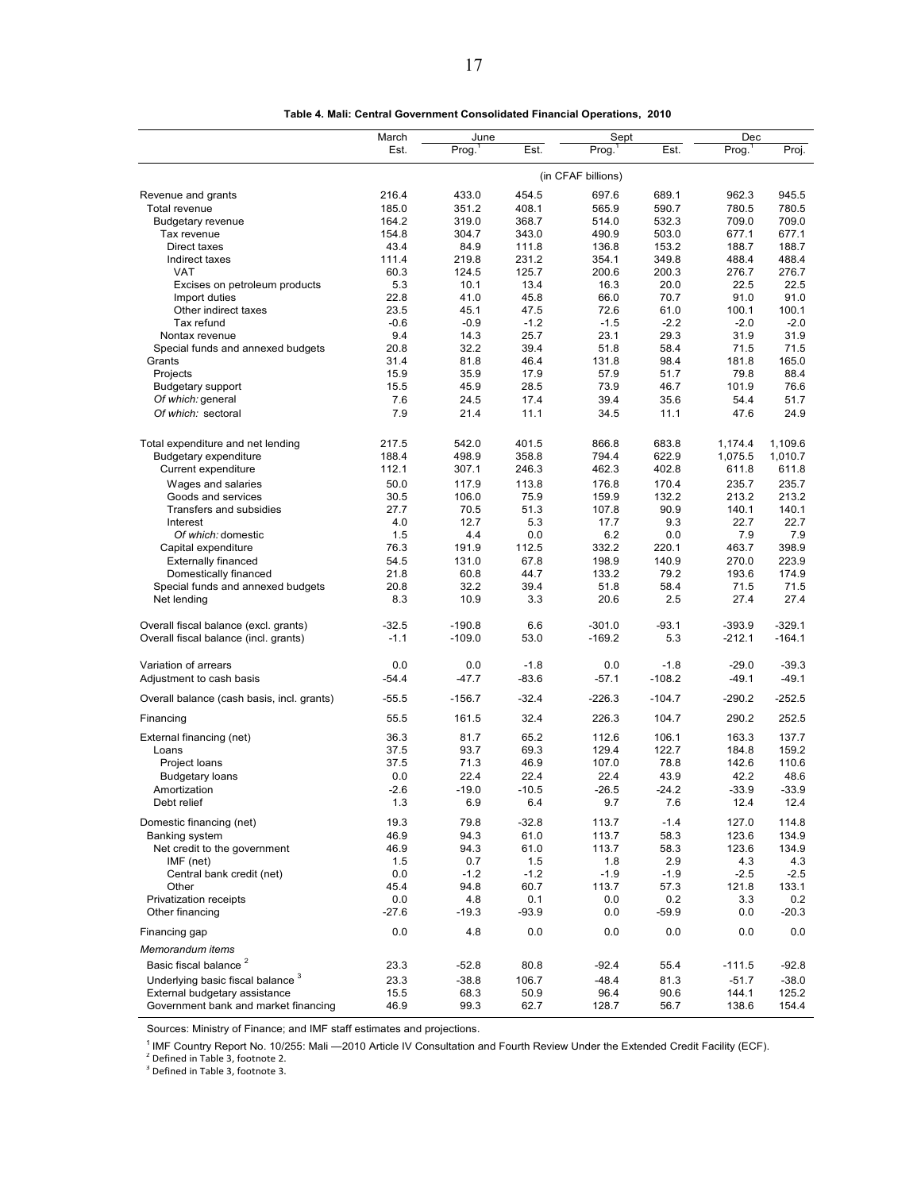**Table 4. Mali: Central Government Consolidated Financial Operations, 2010**

| | March | June | | Sept | | Dec | |
|---|---|---|---|---|---|---|---|
| | Est. | Prog.[1] | Est. | Prog.[1] | Est. | Prog.[1] | Proj. |
| | (in CFAF billions) | | | | | | |
| Revenue and grants | 216.4 | 433.0 | 454.5 | 697.6 | 689.1 | 962.3 | 945.5 |
| Total revenue | 185.0 | 351.2 | 408.1 | 565.9 | 590.7 | 780.5 | 780.5 |
| Budgetary revenue | 164.2 | 319.0 | 368.7 | 514.0 | 532.3 | 709.0 | 709.0 |
| Tax revenue | 154.8 | 304.7 | 343.0 | 490.9 | 503.0 | 677.1 | 677.1 |
| Direct taxes | 43.4 | 84.9 | 111.8 | 136.8 | 153.2 | 188.7 | 188.7 |
| Indirect taxes | 111.4 | 219.8 | 231.2 | 354.1 | 349.8 | 488.4 | 488.4 |
| VAT | 60.3 | 124.5 | 125.7 | 200.6 | 200.3 | 276.7 | 276.7 |
| Excises on petroleum products | 5.3 | 10.1 | 13.4 | 16.3 | 20.0 | 22.5 | 22.5 |
| Import duties | 22.8 | 41.0 | 45.8 | 66.0 | 70.7 | 91.0 | 91.0 |
| Other indirect taxes | 23.5 | 45.1 | 47.5 | 72.6 | 61.0 | 100.1 | 100.1 |
| Tax refund | -0.6 | -0.9 | -1.2 | -1.5 | -2.2 | -2.0 | -2.0 |
| Nontax revenue | 9.4 | 14.3 | 25.7 | 23.1 | 29.3 | 31.9 | 31.9 |
| Special funds and annexed budgets | 20.8 | 32.2 | 39.4 | 51.8 | 58.4 | 71.5 | 71.5 |
| Grants | 31.4 | 81.8 | 46.4 | 131.8 | 98.4 | 181.8 | 165.0 |
| Projects | 15.9 | 35.9 | 17.9 | 57.9 | 51.7 | 79.8 | 88.4 |
| Budgetary support | 15.5 | 45.9 | 28.5 | 73.9 | 46.7 | 101.9 | 76.6 |
| *Of which:* general | 7.6 | 24.5 | 17.4 | 39.4 | 35.6 | 54.4 | 51.7 |
| *Of which:* sectoral | 7.9 | 21.4 | 11.1 | 34.5 | 11.1 | 47.6 | 24.9 |
| Total expenditure and net lending | 217.5 | 542.0 | 401.5 | 866.8 | 683.8 | 1,174.4 | 1,109.6 |
| Budgetary expenditure | 188.4 | 498.9 | 358.8 | 794.4 | 622.9 | 1,075.5 | 1,010.7 |
| Current expenditure | 112.1 | 307.1 | 246.3 | 462.3 | 402.8 | 611.8 | 611.8 |
| Wages and salaries | 50.0 | 117.9 | 113.8 | 176.8 | 170.4 | 235.7 | 235.7 |
| Goods and services | 30.5 | 106.0 | 75.9 | 159.9 | 132.2 | 213.2 | 213.2 |
| Transfers and subsidies | 27.7 | 70.5 | 51.3 | 107.8 | 90.9 | 140.1 | 140.1 |
| Interest | 4.0 | 12.7 | 5.3 | 17.7 | 9.3 | 22.7 | 22.7 |
| *Of which:* domestic | 1.5 | 4.4 | 0.0 | 6.2 | 0.0 | 7.9 | 7.9 |
| Capital expenditure | 76.3 | 191.9 | 112.5 | 332.2 | 220.1 | 463.7 | 398.9 |
| Externally financed | 54.5 | 131.0 | 67.8 | 198.9 | 140.9 | 270.0 | 223.9 |
| Domestically financed | 21.8 | 60.8 | 44.7 | 133.2 | 79.2 | 193.6 | 174.9 |
| Special funds and annexed budgets | 20.8 | 32.2 | 39.4 | 51.8 | 58.4 | 71.5 | 71.5 |
| Net lending | 8.3 | 10.9 | 3.3 | 20.6 | 2.5 | 27.4 | 27.4 |
| Overall fiscal balance (excl. grants) | -32.5 | -190.8 | 6.6 | -301.0 | -93.1 | -393.9 | -329.1 |
| Overall fiscal balance (incl. grants) | -1.1 | -109.0 | 53.0 | -169.2 | 5.3 | -212.1 | -164.1 |
| Variation of arrears | 0.0 | 0.0 | -1.8 | 0.0 | -1.8 | -29.0 | -39.3 |
| Adjustment to cash basis | -54.4 | -47.7 | -83.6 | -57.1 | -108.2 | -49.1 | -49.1 |
| Overall balance (cash basis, incl. grants) | -55.5 | -156.7 | -32.4 | -226.3 | -104.7 | -290.2 | -252.5 |
| Financing | 55.5 | 161.5 | 32.4 | 226.3 | 104.7 | 290.2 | 252.5 |
| External financing (net) | 36.3 | 81.7 | 65.2 | 112.6 | 106.1 | 163.3 | 137.7 |
| Loans | 37.5 | 93.7 | 69.3 | 129.4 | 122.7 | 184.8 | 159.2 |
| Project loans | 37.5 | 71.3 | 46.9 | 107.0 | 78.8 | 142.6 | 110.6 |
| Budgetary loans | 0.0 | 22.4 | 22.4 | 22.4 | 43.9 | 42.2 | 48.6 |
| Amortization | -2.6 | -19.0 | -10.5 | -26.5 | -24.2 | -33.9 | -33.9 |
| Debt relief | 1.3 | 6.9 | 6.4 | 9.7 | 7.6 | 12.4 | 12.4 |
| Domestic financing (net) | 19.3 | 79.8 | -32.8 | 113.7 | -1.4 | 127.0 | 114.8 |
| Banking system | 46.9 | 94.3 | 61.0 | 113.7 | 58.3 | 123.6 | 134.9 |
| Net credit to the government | 46.9 | 94.3 | 61.0 | 113.7 | 58.3 | 123.6 | 134.9 |
| IMF (net) | 1.5 | 0.7 | 1.5 | 1.8 | 2.9 | 4.3 | 4.3 |
| Central bank credit (net) | 0.0 | -1.2 | -1.2 | -1.9 | -1.9 | -2.5 | -2.5 |
| Other | 45.4 | 94.8 | 60.7 | 113.7 | 57.3 | 121.8 | 133.1 |
| Privatization receipts | 0.0 | 4.8 | 0.1 | 0.0 | 0.2 | 3.3 | 0.2 |
| Other financing | -27.6 | -19.3 | -93.9 | 0.0 | -59.9 | 0.0 | -20.3 |
| Financing gap | 0.0 | 4.8 | 0.0 | 0.0 | 0.0 | 0.0 | 0.0 |
| *Memorandum items* | | | | | | | |
| Basic fiscal balance [2] | 23.3 | -52.8 | 80.8 | -92.4 | 55.4 | -111.5 | -92.8 |
| Underlying basic fiscal balance [3] | 23.3 | -38.8 | 106.7 | -48.4 | 81.3 | -51.7 | -38.0 |
| External budgetary assistance | 15.5 | 68.3 | 50.9 | 96.4 | 90.6 | 144.1 | 125.2 |
| Government bank and market financing | 46.9 | 99.3 | 62.7 | 128.7 | 56.7 | 138.6 | 154.4 |

Sources: Ministry of Finance; and IMF staff estimates and projections.

[1] IMF Country Report No. 10/255: Mali —2010 Article IV Consultation and Fourth Review Under the Extended Credit Facility (ECF).

[2] Defined in Table 3, footnote 2.

[3] Defined in Table 3, footnote 3.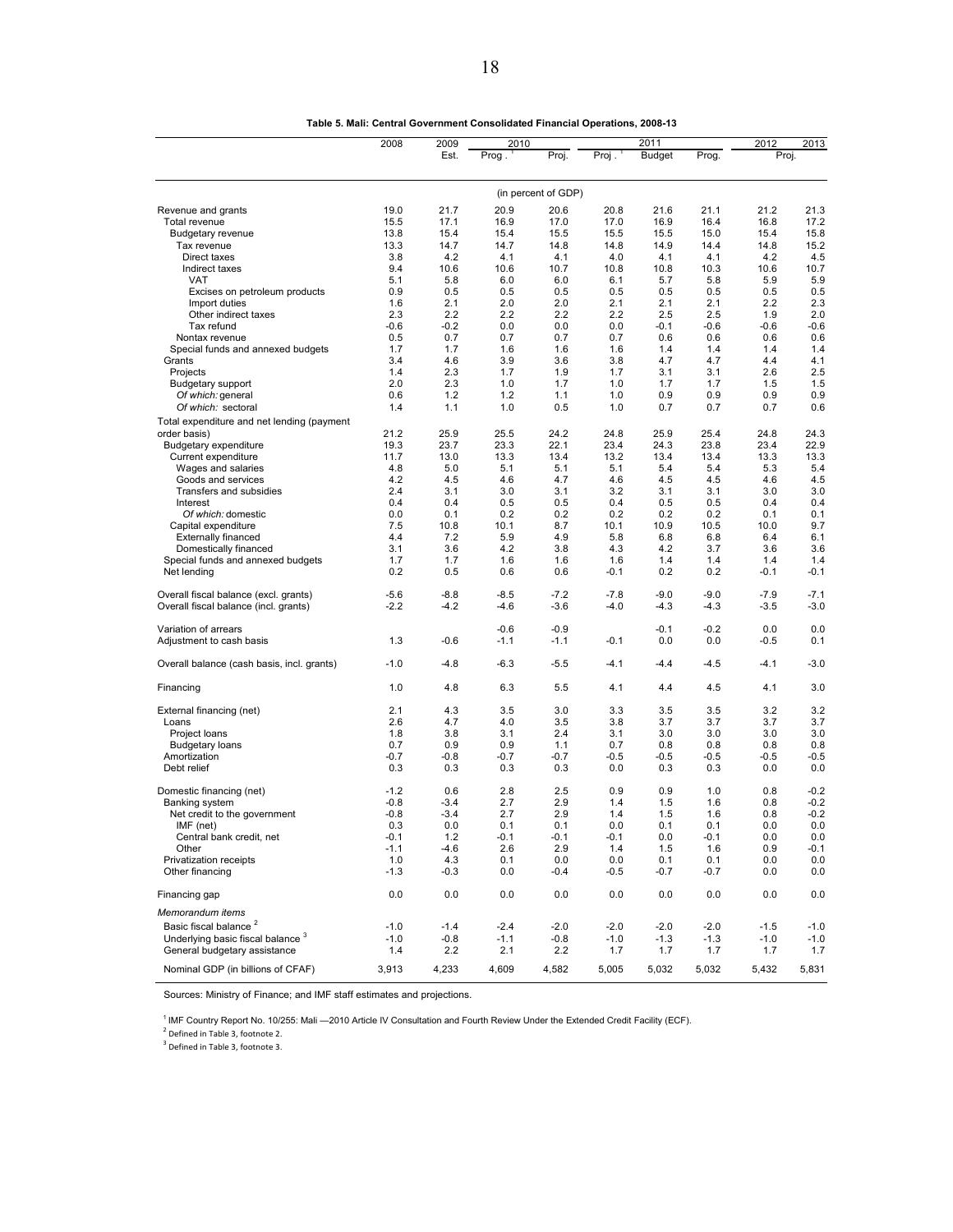**Table 5. Mali: Central Government Consolidated Financial Operations, 2008-13**

| | 2008 | 2009 | 2010 | | 2011 | | | 2012 | 2013 |
|---|---|---|---|---|---|---|---|---|---|
| | | Est. | Prog. [1] | Proj. | Proj. [1] | Budget | Prog. | Proj. | |
| | (in percent of GDP) | | | | | | | | |
| Revenue and grants | 19.0 | 21.7 | 20.9 | 20.6 | 20.8 | 21.6 | 21.1 | 21.2 | 21.3 |
| Total revenue | 15.5 | 17.1 | 16.9 | 17.0 | 17.0 | 16.9 | 16.4 | 16.8 | 17.2 |
| Budgetary revenue | 13.8 | 15.4 | 15.4 | 15.5 | 15.5 | 15.5 | 15.0 | 15.4 | 15.8 |
| Tax revenue | 13.3 | 14.7 | 14.7 | 14.8 | 14.8 | 14.9 | 14.4 | 14.8 | 15.2 |
| Direct taxes | 3.8 | 4.2 | 4.1 | 4.1 | 4.0 | 4.1 | 4.1 | 4.2 | 4.5 |
| Indirect taxes | 9.4 | 10.6 | 10.6 | 10.7 | 10.8 | 10.8 | 10.3 | 10.6 | 10.7 |
| VAT | 5.1 | 5.8 | 6.0 | 6.0 | 6.1 | 5.7 | 5.8 | 5.9 | 5.9 |
| Excises on petroleum products | 0.9 | 0.5 | 0.5 | 0.5 | 0.5 | 0.5 | 0.5 | 0.5 | 0.5 |
| Import duties | 1.6 | 2.1 | 2.0 | 2.0 | 2.1 | 2.1 | 2.1 | 2.2 | 2.3 |
| Other indirect taxes | 2.3 | 2.2 | 2.2 | 2.2 | 2.2 | 2.5 | 2.5 | 1.9 | 2.0 |
| Tax refund | -0.6 | -0.2 | 0.0 | 0.0 | 0.0 | -0.1 | -0.6 | -0.6 | -0.6 |
| Nontax revenue | 0.5 | 0.7 | 0.7 | 0.7 | 0.7 | 0.6 | 0.6 | 0.6 | 0.6 |
| Special funds and annexed budgets | 1.7 | 1.7 | 1.6 | 1.6 | 1.6 | 1.4 | 1.4 | 1.4 | 1.4 |
| Grants | 3.4 | 4.6 | 3.9 | 3.6 | 3.8 | 4.7 | 4.7 | 4.4 | 4.1 |
| Projects | 1.4 | 2.3 | 1.7 | 1.9 | 1.7 | 3.1 | 3.1 | 2.6 | 2.5 |
| Budgetary support | 2.0 | 2.3 | 1.0 | 1.7 | 1.0 | 1.7 | 1.7 | 1.5 | 1.5 |
| *Of which:* general | 0.6 | 1.2 | 1.2 | 1.1 | 1.0 | 0.9 | 0.9 | 0.9 | 0.9 |
| *Of which:* sectoral | 1.4 | 1.1 | 1.0 | 0.5 | 1.0 | 0.7 | 0.7 | 0.7 | 0.6 |
| Total expenditure and net lending (payment order basis) | 21.2 | 25.9 | 25.5 | 24.2 | 24.8 | 25.9 | 25.4 | 24.8 | 24.3 |
| Budgetary expenditure | 19.3 | 23.7 | 23.3 | 22.1 | 23.4 | 24.3 | 23.8 | 23.4 | 22.9 |
| Current expenditure | 11.7 | 13.0 | 13.3 | 13.4 | 13.2 | 13.4 | 13.4 | 13.3 | 13.3 |
| Wages and salaries | 4.8 | 5.0 | 5.1 | 5.1 | 5.1 | 5.4 | 5.4 | 5.3 | 5.4 |
| Goods and services | 4.2 | 4.5 | 4.6 | 4.7 | 4.6 | 4.5 | 4.5 | 4.6 | 4.5 |
| Transfers and subsidies | 2.4 | 3.1 | 3.0 | 3.1 | 3.2 | 3.1 | 3.1 | 3.0 | 3.0 |
| Interest | 0.4 | 0.4 | 0.5 | 0.5 | 0.4 | 0.5 | 0.5 | 0.4 | 0.4 |
| *Of which:* domestic | 0.0 | 0.1 | 0.2 | 0.2 | 0.2 | 0.2 | 0.2 | 0.1 | 0.1 |
| Capital expenditure | 7.5 | 10.8 | 10.1 | 8.7 | 10.1 | 10.9 | 10.5 | 10.0 | 9.7 |
| Externally financed | 4.4 | 7.2 | 5.9 | 4.9 | 5.8 | 6.8 | 6.8 | 6.4 | 6.1 |
| Domestically financed | 3.1 | 3.6 | 4.2 | 3.8 | 4.3 | 4.2 | 3.7 | 3.6 | 3.6 |
| Special funds and annexed budgets | 1.7 | 1.7 | 1.6 | 1.6 | 1.6 | 1.4 | 1.4 | 1.4 | 1.4 |
| Net lending | 0.2 | 0.5 | 0.6 | 0.6 | -0.1 | 0.2 | 0.2 | -0.1 | -0.1 |
| Overall fiscal balance (excl. grants) | -5.6 | -8.8 | -8.5 | -7.2 | -7.8 | -9.0 | -9.0 | -7.9 | -7.1 |
| Overall fiscal balance (incl. grants) | -2.2 | -4.2 | -4.6 | -3.6 | -4.0 | -4.3 | -4.3 | -3.5 | -3.0 |
| Variation of arrears | | | -0.6 | -0.9 | | -0.1 | -0.2 | 0.0 | 0.0 |
| Adjustment to cash basis | 1.3 | -0.6 | -1.1 | -1.1 | -0.1 | 0.0 | 0.0 | -0.5 | 0.1 |
| Overall balance (cash basis, incl. grants) | -1.0 | -4.8 | -6.3 | -5.5 | -4.1 | -4.4 | -4.5 | -4.1 | -3.0 |
| Financing | 1.0 | 4.8 | 6.3 | 5.5 | 4.1 | 4.4 | 4.5 | 4.1 | 3.0 |
| External financing (net) | 2.1 | 4.3 | 3.5 | 3.0 | 3.3 | 3.5 | 3.5 | 3.2 | 3.2 |
| Loans | 2.6 | 4.7 | 4.0 | 3.5 | 3.8 | 3.7 | 3.7 | 3.7 | 3.7 |
| Project loans | 1.8 | 3.8 | 3.1 | 2.4 | 3.1 | 3.0 | 3.0 | 3.0 | 3.0 |
| Budgetary loans | 0.7 | 0.9 | 0.9 | 1.1 | 0.7 | 0.8 | 0.8 | 0.8 | 0.8 |
| Amortization | -0.7 | -0.8 | -0.7 | -0.7 | -0.5 | -0.5 | -0.5 | -0.5 | -0.5 |
| Debt relief | 0.3 | 0.3 | 0.3 | 0.3 | 0.0 | 0.3 | 0.3 | 0.0 | 0.0 |
| Domestic financing (net) | -1.2 | 0.6 | 2.8 | 2.5 | 0.9 | 0.9 | 1.0 | 0.8 | -0.2 |
| Banking system | -0.8 | -3.4 | 2.7 | 2.9 | 1.4 | 1.5 | 1.6 | 0.8 | -0.2 |
| Net credit to the government | -0.8 | -3.4 | 2.7 | 2.9 | 1.4 | 1.5 | 1.6 | 0.8 | -0.2 |
| IMF (net) | 0.3 | 0.0 | 0.1 | 0.1 | 0.0 | 0.1 | 0.1 | 0.0 | 0.0 |
| Central bank credit, net | -0.1 | 1.2 | -0.1 | -0.1 | -0.1 | 0.0 | -0.1 | 0.0 | 0.0 |
| Other | -1.1 | -4.6 | 2.6 | 2.9 | 1.4 | 1.5 | 1.6 | 0.9 | -0.1 |
| Privatization receipts | 1.0 | 4.3 | 0.1 | 0.0 | 0.0 | 0.1 | 0.1 | 0.0 | 0.0 |
| Other financing | -1.3 | -0.3 | 0.0 | -0.4 | -0.5 | -0.7 | -0.7 | 0.0 | 0.0 |
| Financing gap | 0.0 | 0.0 | 0.0 | 0.0 | 0.0 | 0.0 | 0.0 | 0.0 | 0.0 |
| *Memorandum items* | | | | | | | | | |
| Basic fiscal balance [2] | -1.0 | -1.4 | -2.4 | -2.0 | -2.0 | -2.0 | -2.0 | -1.5 | -1.0 |
| Underlying basic fiscal balance [3] | -1.0 | -0.8 | -1.1 | -0.8 | -1.0 | -1.3 | -1.3 | -1.0 | -1.0 |
| General budgetary assistance | 1.4 | 2.2 | 2.1 | 2.2 | 1.7 | 1.7 | 1.7 | 1.7 | 1.7 |
| Nominal GDP (in billions of CFAF) | 3,913 | 4,233 | 4,609 | 4,582 | 5,005 | 5,032 | 5,032 | 5,432 | 5,831 |

Sources: Ministry of Finance; and IMF staff estimates and projections.

[1] IMF Country Report No. 10/255: Mali —2010 Article IV Consultation and Fourth Review Under the Extended Credit Facility (ECF).

[2] Defined in Table 3, footnote 2.

[3] Defined in Table 3, footnote 3.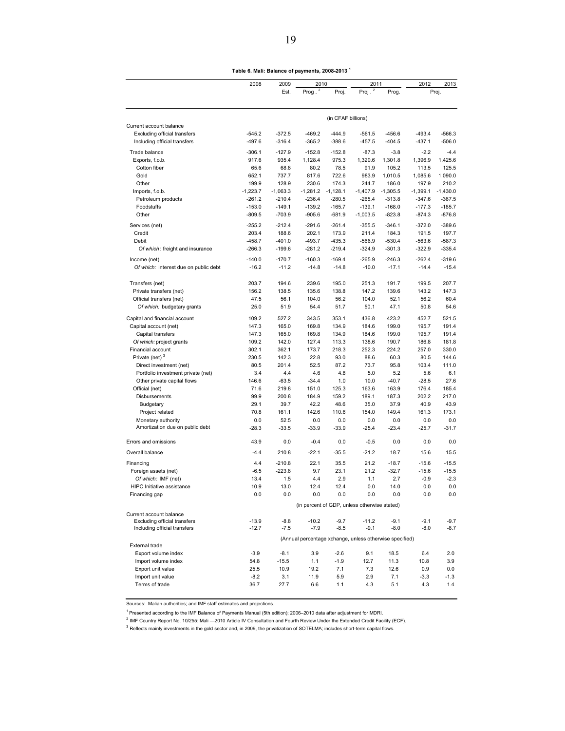**Table 6. Mali: Balance of payments, 2008-2013 [1]**

| | 2008 | 2009 | 2010 | | 2011 | | 2012 | 2013 |
|---|---|---|---|---|---|---|---|---|
| | | Est. | Prog. [2] | Proj. | Proj. [2] | Prog. | Proj. | |
| | (in CFAF billions) | | | | | | | |
| Current account balance | | | | | | | | |
| Excluding official transfers | -545.2 | -372.5 | -469.2 | -444.9 | -561.5 | -456.6 | -493.4 | -566.3 |
| Including official transfers | -497.6 | -316.4 | -365.2 | -388.6 | -457.5 | -404.5 | -437.1 | -506.0 |
| Trade balance | -306.1 | -127.9 | -152.8 | -152.8 | -87.3 | -3.8 | -2.2 | -4.4 |
| Exports, f.o.b. | 917.6 | 935.4 | 1,128.4 | 975.3 | 1,320.6 | 1,301.8 | 1,396.9 | 1,425.6 |
| Cotton fiber | 65.6 | 68.8 | 80.2 | 78.5 | 91.9 | 105.2 | 113.5 | 125.5 |
| Gold | 652.1 | 737.7 | 817.6 | 722.6 | 983.9 | 1,010.5 | 1,085.6 | 1,090.0 |
| Other | 199.9 | 128.9 | 230.6 | 174.3 | 244.7 | 186.0 | 197.9 | 210.2 |
| Imports, f.o.b. | -1,223.7 | -1,063.3 | -1,281.2 | -1,128.1 | -1,407.9 | -1,305.5 | -1,399.1 | -1,430.0 |
| Petroleum products | -261.2 | -210.4 | -236.4 | -280.5 | -265.4 | -313.8 | -347.6 | -367.5 |
| Foodstuffs | -153.0 | -149.1 | -139.2 | -165.7 | -139.1 | -168.0 | -177.3 | -185.7 |
| Other | -809.5 | -703.9 | -905.6 | -681.9 | -1,003.5 | -823.8 | -874.3 | -876.8 |
| Services (net) | -255.2 | -212.4 | -291.6 | -261.4 | -355.5 | -346.1 | -372.0 | -389.6 |
| Credit | 203.4 | 188.6 | 202.1 | 173.9 | 211.4 | 184.3 | 191.5 | 197.7 |
| Debit | -458.7 | -401.0 | -493.7 | -435.3 | -566.9 | -530.4 | -563.6 | -587.3 |
| *Of which*: freight and insurance | -266.3 | -199.6 | -281.2 | -219.4 | -324.9 | -301.3 | -322.9 | -335.4 |
| Income (net) | -140.0 | -170.7 | -160.3 | -169.4 | -265.9 | -246.3 | -262.4 | -319.6 |
| *Of which:* interest due on public debt | -16.2 | -11.2 | -14.8 | -14.8 | -10.0 | -17.1 | -14.4 | -15.4 |
| Transfers (net) | 203.7 | 194.6 | 239.6 | 195.0 | 251.3 | 191.7 | 199.5 | 207.7 |
| Private transfers (net) | 156.2 | 138.5 | 135.6 | 138.8 | 147.2 | 139.6 | 143.2 | 147.3 |
| Official transfers (net) | 47.5 | 56.1 | 104.0 | 56.2 | 104.0 | 52.1 | 56.2 | 60.4 |
| *Of which:* budgetary grants | 25.0 | 51.9 | 54.4 | 51.7 | 50.1 | 47.1 | 50.8 | 54.6 |
| Capital and financial account | 109.2 | 527.2 | 343.5 | 353.1 | 436.8 | 423.2 | 452.7 | 521.5 |
| Capital account (net) | 147.3 | 165.0 | 169.8 | 134.9 | 184.6 | 199.0 | 195.7 | 191.4 |
| Capital transfers | 147.3 | 165.0 | 169.8 | 134.9 | 184.6 | 199.0 | 195.7 | 191.4 |
| *Of which:* project grants | 109.2 | 142.0 | 127.4 | 113.3 | 138.6 | 190.7 | 186.8 | 181.8 |
| Financial account | 302.1 | 362.1 | 173.7 | 218.3 | 252.3 | 224.2 | 257.0 | 330.0 |
| Private (net) [3] | 230.5 | 142.3 | 22.8 | 93.0 | 88.6 | 60.3 | 80.5 | 144.6 |
| Direct investment (net) | 80.5 | 201.4 | 52.5 | 87.2 | 73.7 | 95.8 | 103.4 | 111.0 |
| Portfolio investment private (net) | 3.4 | 4.4 | 4.6 | 4.8 | 5.0 | 5.2 | 5.6 | 6.1 |
| Other private capital flows | 146.6 | -63.5 | -34.4 | 1.0 | 10.0 | -40.7 | -28.5 | 27.6 |
| Official (net) | 71.6 | 219.8 | 151.0 | 125.3 | 163.6 | 163.9 | 176.4 | 185.4 |
| Disbursements | 99.9 | 200.8 | 184.9 | 159.2 | 189.1 | 187.3 | 202.2 | 217.0 |
| Budgetary | 29.1 | 39.7 | 42.2 | 48.6 | 35.0 | 37.9 | 40.9 | 43.9 |
| Project related | 70.8 | 161.1 | 142.6 | 110.6 | 154.0 | 149.4 | 161.3 | 173.1 |
| Monetary authority | 0.0 | 52.5 | 0.0 | 0.0 | 0.0 | 0.0 | 0.0 | 0.0 |
| Amortization due on public debt | -28.3 | -33.5 | -33.9 | -33.9 | -25.4 | -23.4 | -25.7 | -31.7 |
| Errors and omissions | 43.9 | 0.0 | -0.4 | 0.0 | -0.5 | 0.0 | 0.0 | 0.0 |
| Overall balance | -4.4 | 210.8 | -22.1 | -35.5 | -21.2 | 18.7 | 15.6 | 15.5 |
| Financing | 4.4 | -210.8 | 22.1 | 35.5 | 21.2 | -18.7 | -15.6 | -15.5 |
| Foreign assets (net) | -6.5 | -223.8 | 9.7 | 23.1 | 21.2 | -32.7 | -15.6 | -15.5 |
| *Of which:* IMF (net) | 13.4 | 1.5 | 4.4 | 2.9 | 1.1 | 2.7 | -0.9 | -2.3 |
| HIPC Initiative assistance | 10.9 | 13.0 | 12.4 | 12.4 | 0.0 | 14.0 | 0.0 | 0.0 |
| Financing gap | 0.0 | 0.0 | 0.0 | 0.0 | 0.0 | 0.0 | 0.0 | 0.0 |
| | (in percent of GDP, unless otherwise stated) | | | | | | | |
| Current account balance | | | | | | | | |
| Excluding official transfers | -13.9 | -8.8 | -10.2 | -9.7 | -11.2 | -9.1 | -9.1 | -9.7 |
| Including official transfers | -12.7 | -7.5 | -7.9 | -8.5 | -9.1 | -8.0 | -8.0 | -8.7 |
| | (Annual percentage xchange, unless otherwise specified) | | | | | | | |
| External trade | | | | | | | | |
| Export volume index | -3.9 | -8.1 | 3.9 | -2.6 | 9.1 | 18.5 | 6.4 | 2.0 |
| Import volume index | 54.8 | -15.5 | 1.1 | -1.9 | 12.7 | 11.3 | 10.8 | 3.9 |
| Export unit value | 25.5 | 10.9 | 19.2 | 7.1 | 7.3 | 12.6 | 0.9 | 0.0 |
| Import unit value | -8.2 | 3.1 | 11.9 | 5.9 | 2.9 | 7.1 | -3.3 | -1.3 |
| Terms of trade | 36.7 | 27.7 | 6.6 | 1.1 | 4.3 | 5.1 | 4.3 | 1.4 |

Sources: Malian authorities; and IMF staff estimates and projections.

[1] Presented according to the IMF Balance of Payments Manual (5th edition); 2006–2010 data after adjustment for MDRI.

[2] IMF Country Report No. 10/255: Mali —2010 Article IV Consultation and Fourth Review Under the Extended Credit Facility (ECF).

[3] Reflects mainly investments in the gold sector and, in 2009, the privatization of SOTELMA; includes short-term capital flows.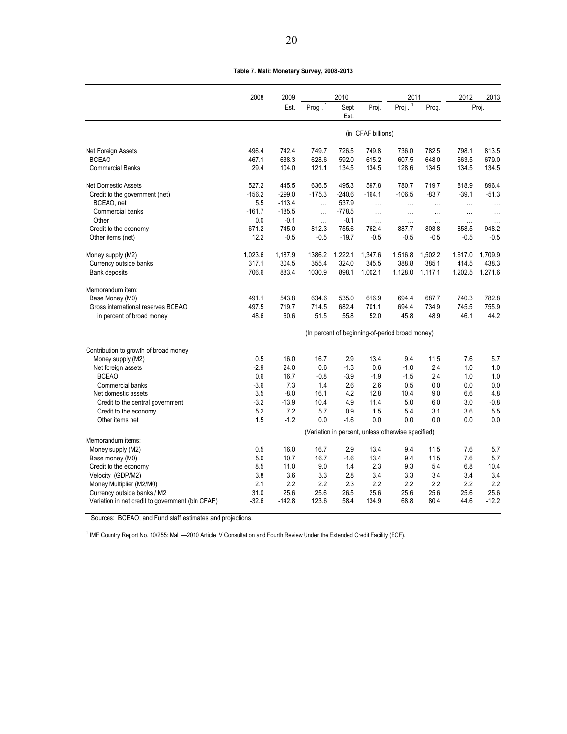**Table 7. Mali: Monetary Survey, 2008-2013**

| | 2008 | 2009 | 2010 | | | 2011 | | 2012 | 2013 |
|---|---|---|---|---|---|---|---|---|---|
| | | Est. | Prog.[1] | Sept Est. | Proj. | Proj.[1] | Prog. | Proj. | |
| | (in CFAF billions) | | | | | | | | |
| Net Foreign Assets | 496.4 | 742.4 | 749.7 | 726.5 | 749.8 | 736.0 | 782.5 | 798.1 | 813.5 |
| BCEAO | 467.1 | 638.3 | 628.6 | 592.0 | 615.2 | 607.5 | 648.0 | 663.5 | 679.0 |
| Commercial Banks | 29.4 | 104.0 | 121.1 | 134.5 | 134.5 | 128.6 | 134.5 | 134.5 | 134.5 |
| Net Domestic Assets | 527.2 | 445.5 | 636.5 | 495.3 | 597.8 | 780.7 | 719.7 | 818.9 | 896.4 |
| Credit to the government (net) | -156.2 | -299.0 | -175.3 | -240.6 | -164.1 | -106.5 | -83.7 | -39.1 | -51.3 |
| BCEAO, net | 5.5 | -113.4 | … | 537.9 | … | … | … | … | … |
| Commercial banks | -161.7 | -185.5 | … | -778.5 | … | … | … | … | … |
| Other | 0.0 | -0.1 | … | -0.1 | … | … | … | … | … |
| Credit to the economy | 671.2 | 745.0 | 812.3 | 755.6 | 762.4 | 887.7 | 803.8 | 858.5 | 948.2 |
| Other items (net) | 12.2 | -0.5 | -0.5 | -19.7 | -0.5 | -0.5 | -0.5 | -0.5 | -0.5 |
| Money supply (M2) | 1,023.6 | 1,187.9 | 1386.2 | 1,222.1 | 1,347.6 | 1,516.8 | 1,502.2 | 1,617.0 | 1,709.9 |
| Currency outside banks | 317.1 | 304.5 | 355.4 | 324.0 | 345.5 | 388.8 | 385.1 | 414.5 | 438.3 |
| Bank deposits | 706.6 | 883.4 | 1030.9 | 898.1 | 1,002.1 | 1,128.0 | 1,117.1 | 1,202.5 | 1,271.6 |
| Memorandum item: | | | | | | | | | |
| Base Money (M0) | 491.1 | 543.8 | 634.6 | 535.0 | 616.9 | 694.4 | 687.7 | 740.3 | 782.8 |
| Gross international reserves BCEAO | 497.5 | 719.7 | 714.5 | 682.4 | 701.1 | 694.4 | 734.9 | 745.5 | 755.9 |
| in percent of broad money | 48.6 | 60.6 | 51.5 | 55.8 | 52.0 | 45.8 | 48.9 | 46.1 | 44.2 |
| | (In percent of beginning-of-period broad money) | | | | | | | | |
| Contribution to growth of broad money | | | | | | | | | |
| Money supply (M2) | 0.5 | 16.0 | 16.7 | 2.9 | 13.4 | 9.4 | 11.5 | 7.6 | 5.7 |
| Net foreign assets | -2.9 | 24.0 | 0.6 | -1.3 | 0.6 | -1.0 | 2.4 | 1.0 | 1.0 |
| BCEAO | 0.6 | 16.7 | -0.8 | -3.9 | -1.9 | -1.5 | 2.4 | 1.0 | 1.0 |
| Commercial banks | -3.6 | 7.3 | 1.4 | 2.6 | 2.6 | 0.5 | 0.0 | 0.0 | 0.0 |
| Net domestic assets | 3.5 | -8.0 | 16.1 | 4.2 | 12.8 | 10.4 | 9.0 | 6.6 | 4.8 |
| Credit to the central government | -3.2 | -13.9 | 10.4 | 4.9 | 11.4 | 5.0 | 6.0 | 3.0 | -0.8 |
| Credit to the economy | 5.2 | 7.2 | 5.7 | 0.9 | 1.5 | 5.4 | 3.1 | 3.6 | 5.5 |
| Other items net | 1.5 | -1.2 | 0.0 | -1.6 | 0.0 | 0.0 | 0.0 | 0.0 | 0.0 |
| | (Variation in percent, unless otherwise specified) | | | | | | | | |
| Memorandum items: | | | | | | | | | |
| Money supply (M2) | 0.5 | 16.0 | 16.7 | 2.9 | 13.4 | 9.4 | 11.5 | 7.6 | 5.7 |
| Base money (M0) | 5.0 | 10.7 | 16.7 | -1.6 | 13.4 | 9.4 | 11.5 | 7.6 | 5.7 |
| Credit to the economy | 8.5 | 11.0 | 9.0 | 1.4 | 2.3 | 9.3 | 5.4 | 6.8 | 10.4 |
| Velocity (GDP/M2) | 3.8 | 3.6 | 3.3 | 2.8 | 3.4 | 3.3 | 3.4 | 3.4 | 3.4 |
| Money Multiplier (M2/M0) | 2.1 | 2.2 | 2.2 | 2.3 | 2.2 | 2.2 | 2.2 | 2.2 | 2.2 |
| Currency outside banks / M2 | 31.0 | 25.6 | 25.6 | 26.5 | 25.6 | 25.6 | 25.6 | 25.6 | 25.6 |
| Variation in net credit to government (bln CFAF) | -32.6 | -142.8 | 123.6 | 58.4 | 134.9 | 68.8 | 80.4 | 44.6 | -12.2 |

Sources: BCEAO; and Fund staff estimates and projections.

[1] IMF Country Report No. 10/255: Mali —2010 Article IV Consultation and Fourth Review Under the Extended Credit Facility (ECF).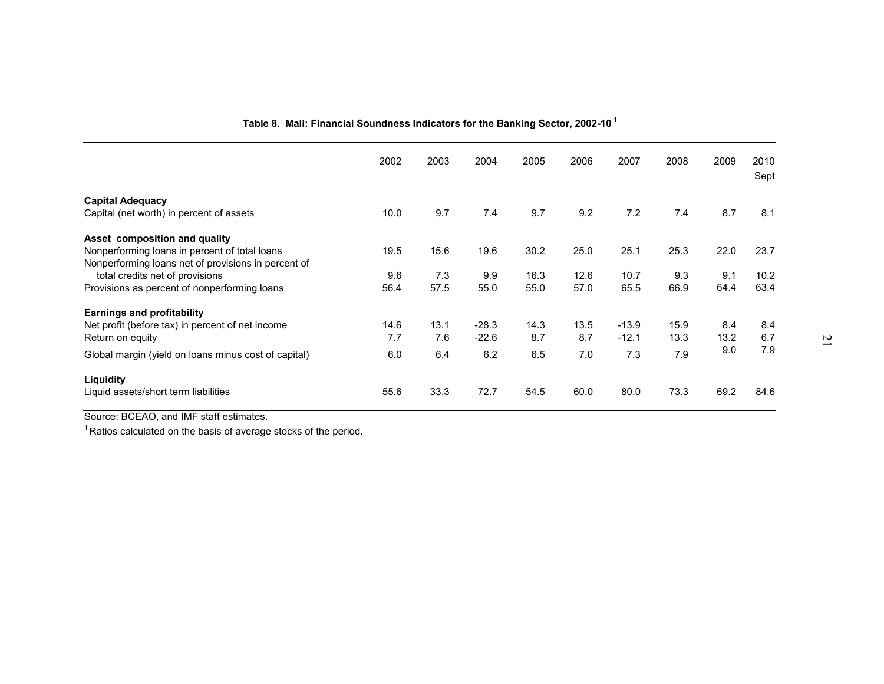**Table 8. Mali: Financial Soundness Indicators for the Banking Sector, 2002-10** [1]

| | 2002 | 2003 | 2004 | 2005 | 2006 | 2007 | 2008 | 2009 | 2010 Sept |
|---|---|---|---|---|---|---|---|---|---|
| **Capital Adequacy** | | | | | | | | | |
| Capital (net worth) in percent of assets | 10.0 | 9.7 | 7.4 | 9.7 | 9.2 | 7.2 | 7.4 | 8.7 | 8.1 |
| **Asset composition and quality** | | | | | | | | | |
| Nonperforming loans in percent of total loans | 19.5 | 15.6 | 19.6 | 30.2 | 25.0 | 25.1 | 25.3 | 22.0 | 23.7 |
| Nonperforming loans net of provisions in percent of total credits net of provisions | 9.6 | 7.3 | 9.9 | 16.3 | 12.6 | 10.7 | 9.3 | 9.1 | 10.2 |
| Provisions as percent of nonperforming loans | 56.4 | 57.5 | 55.0 | 55.0 | 57.0 | 65.5 | 66.9 | 64.4 | 63.4 |
| **Earnings and profitability** | | | | | | | | | |
| Net profit (before tax) in percent of net income | 14.6 | 13.1 | -28.3 | 14.3 | 13.5 | -13.9 | 15.9 | 8.4 | 8.4 |
| Return on equity | 7.7 | 7.6 | -22.6 | 8.7 | 8.7 | -12.1 | 13.3 | 13.2 | 6.7 |
| Global margin (yield on loans minus cost of capital) | 6.0 | 6.4 | 6.2 | 6.5 | 7.0 | 7.3 | 7.9 | 9.0 | 7.9 |
| **Liquidity** | | | | | | | | | |
| Liquid assets/short term liabilities | 55.6 | 33.3 | 72.7 | 54.5 | 60.0 | 80.0 | 73.3 | 69.2 | 84.6 |

Source: BCEAO, and IMF staff estimates.

[1] Ratios calculated on the basis of average stocks of the period.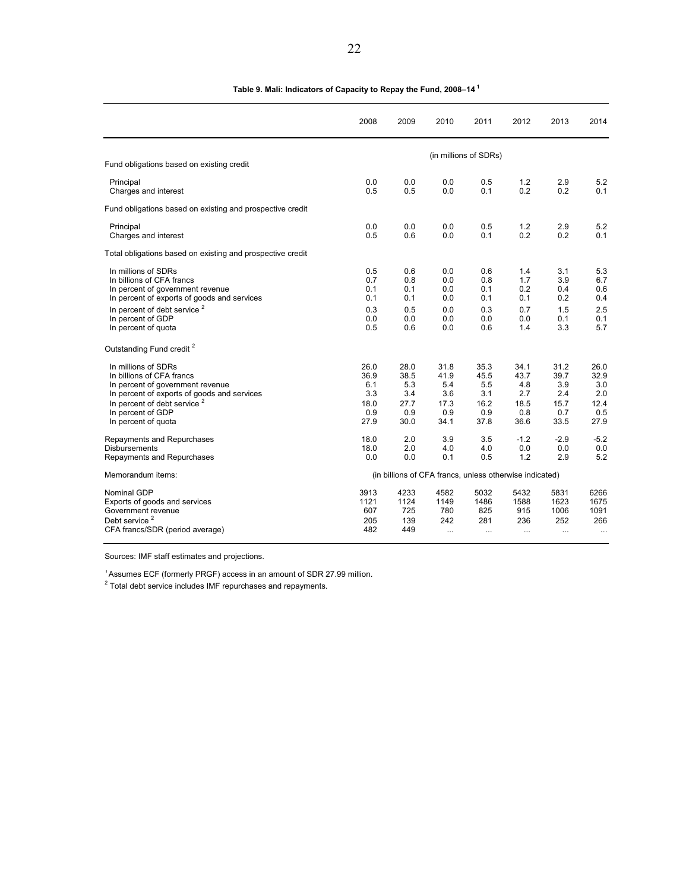**Table 9. Mali: Indicators of Capacity to Repay the Fund, 2008–14** [1]

| | 2008 | 2009 | 2010 | 2011 | 2012 | 2013 | 2014 |
|---|---|---|---|---|---|---|---|
| | (in millions of SDRs) | | | | | | |
| Fund obligations based on existing credit | | | | | | | |
| Principal | 0.0 | 0.0 | 0.0 | 0.5 | 1.2 | 2.9 | 5.2 |
| Charges and interest | 0.5 | 0.5 | 0.0 | 0.1 | 0.2 | 0.2 | 0.1 |
| Fund obligations based on existing and prospective credit | | | | | | | |
| Principal | 0.0 | 0.0 | 0.0 | 0.5 | 1.2 | 2.9 | 5.2 |
| Charges and interest | 0.5 | 0.6 | 0.0 | 0.1 | 0.2 | 0.2 | 0.1 |
| Total obligations based on existing and prospective credit | | | | | | | |
| In millions of SDRs | 0.5 | 0.6 | 0.0 | 0.6 | 1.4 | 3.1 | 5.3 |
| In billions of CFA francs | 0.7 | 0.8 | 0.0 | 0.8 | 1.7 | 3.9 | 6.7 |
| In percent of government revenue | 0.1 | 0.1 | 0.0 | 0.1 | 0.2 | 0.4 | 0.6 |
| In percent of exports of goods and services | 0.1 | 0.1 | 0.0 | 0.1 | 0.1 | 0.2 | 0.4 |
| In percent of debt service [2] | 0.3 | 0.5 | 0.0 | 0.3 | 0.7 | 1.5 | 2.5 |
| In percent of GDP | 0.0 | 0.0 | 0.0 | 0.0 | 0.0 | 0.1 | 0.1 |
| In percent of quota | 0.5 | 0.6 | 0.0 | 0.6 | 1.4 | 3.3 | 5.7 |
| Outstanding Fund credit [2] | | | | | | | |
| In millions of SDRs | 26.0 | 28.0 | 31.8 | 35.3 | 34.1 | 31.2 | 26.0 |
| In billions of CFA francs | 36.9 | 38.5 | 41.9 | 45.5 | 43.7 | 39.7 | 32.9 |
| In percent of government revenue | 6.1 | 5.3 | 5.4 | 5.5 | 4.8 | 3.9 | 3.0 |
| In percent of exports of goods and services | 3.3 | 3.4 | 3.6 | 3.1 | 2.7 | 2.4 | 2.0 |
| In percent of debt service [2] | 18.0 | 27.7 | 17.3 | 16.2 | 18.5 | 15.7 | 12.4 |
| In percent of GDP | 0.9 | 0.9 | 0.9 | 0.9 | 0.8 | 0.7 | 0.5 |
| In percent of quota | 27.9 | 30.0 | 34.1 | 37.8 | 36.6 | 33.5 | 27.9 |
| Repayments and Repurchases | 18.0 | 2.0 | 3.9 | 3.5 | -1.2 | -2.9 | -5.2 |
| Disbursements | 18.0 | 2.0 | 4.0 | 4.0 | 0.0 | 0.0 | 0.0 |
| Repayments and Repurchases | 0.0 | 0.0 | 0.1 | 0.5 | 1.2 | 2.9 | 5.2 |
| Memorandum items: | (in billions of CFA francs, unless otherwise indicated) | | | | | | |
| Nominal GDP | 3913 | 4233 | 4582 | 5032 | 5432 | 5831 | 6266 |
| Exports of goods and services | 1121 | 1124 | 1149 | 1486 | 1588 | 1623 | 1675 |
| Government revenue | 607 | 725 | 780 | 825 | 915 | 1006 | 1091 |
| Debt service [2] | 205 | 139 | 242 | 281 | 236 | 252 | 266 |
| CFA francs/SDR (period average) | 482 | 449 | ... | ... | ... | ... | ... |

Sources: IMF staff estimates and projections.

[1] Assumes ECF (formerly PRGF) access in an amount of SDR 27.99 million.

[2] Total debt service includes IMF repurchases and repayments.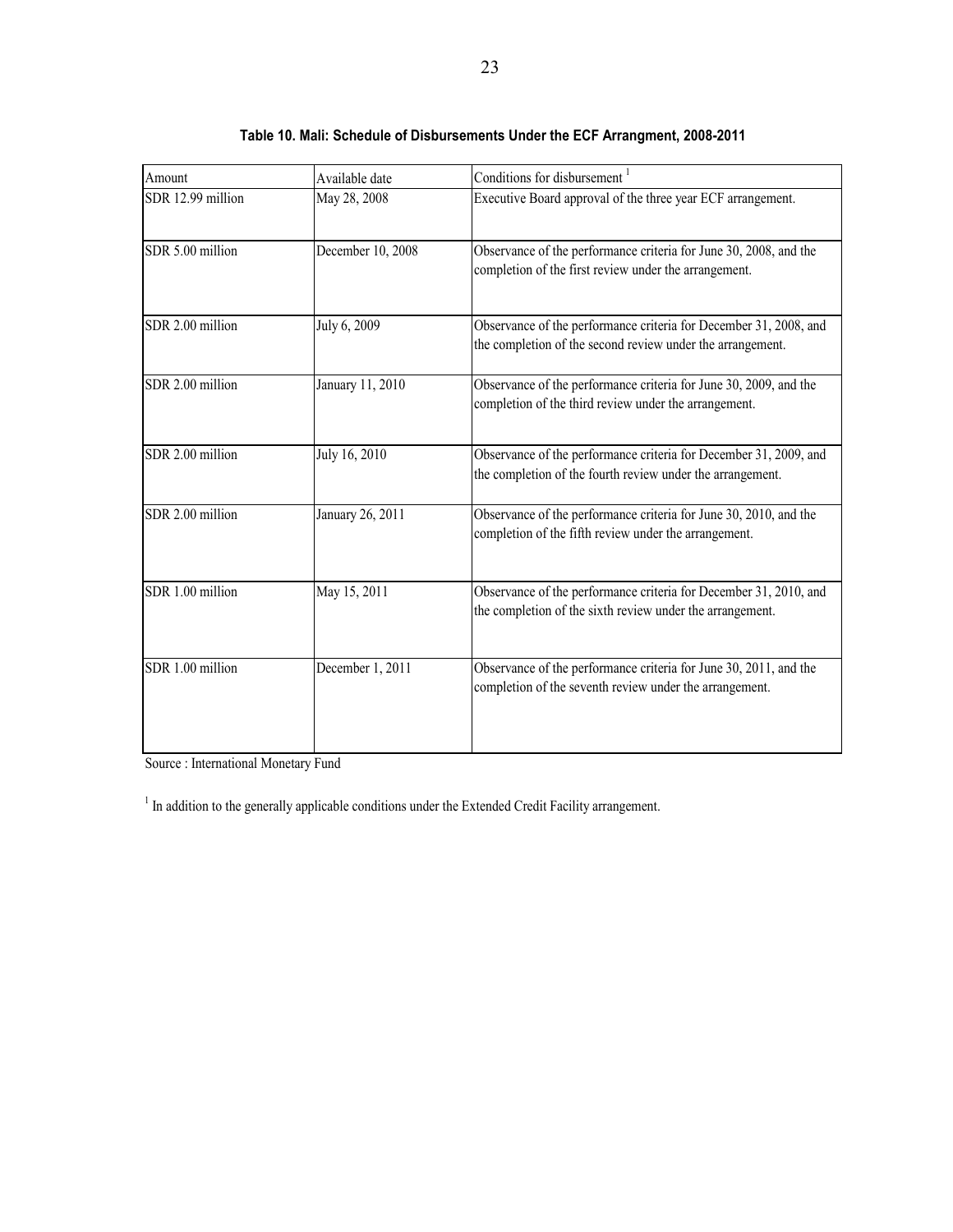**Table 10. Mali: Schedule of Disbursements Under the ECF Arrangment, 2008-2011**

| Amount | Available date | Conditions for disbursement [1] |
|---|---|---|
| SDR 12.99 million | May 28, 2008 | Executive Board approval of the three year ECF arrangement. |
| SDR 5.00 million | December 10, 2008 | Observance of the performance criteria for June 30, 2008, and the completion of the first review under the arrangement. |
| SDR 2.00 million | July 6, 2009 | Observance of the performance criteria for December 31, 2008, and the completion of the second review under the arrangement. |
| SDR 2.00 million | January 11, 2010 | Observance of the performance criteria for June 30, 2009, and the completion of the third review under the arrangement. |
| SDR 2.00 million | July 16, 2010 | Observance of the performance criteria for December 31, 2009, and the completion of the fourth review under the arrangement. |
| SDR 2.00 million | January 26, 2011 | Observance of the performance criteria for June 30, 2010, and the completion of the fifth review under the arrangement. |
| SDR 1.00 million | May 15, 2011 | Observance of the performance criteria for December 31, 2010, and the completion of the sixth review under the arrangement. |
| SDR 1.00 million | December 1, 2011 | Observance of the performance criteria for June 30, 2011, and the completion of the seventh review under the arrangement. |

Source : International Monetary Fund

[1] In addition to the generally applicable conditions under the Extended Credit Facility arrangement.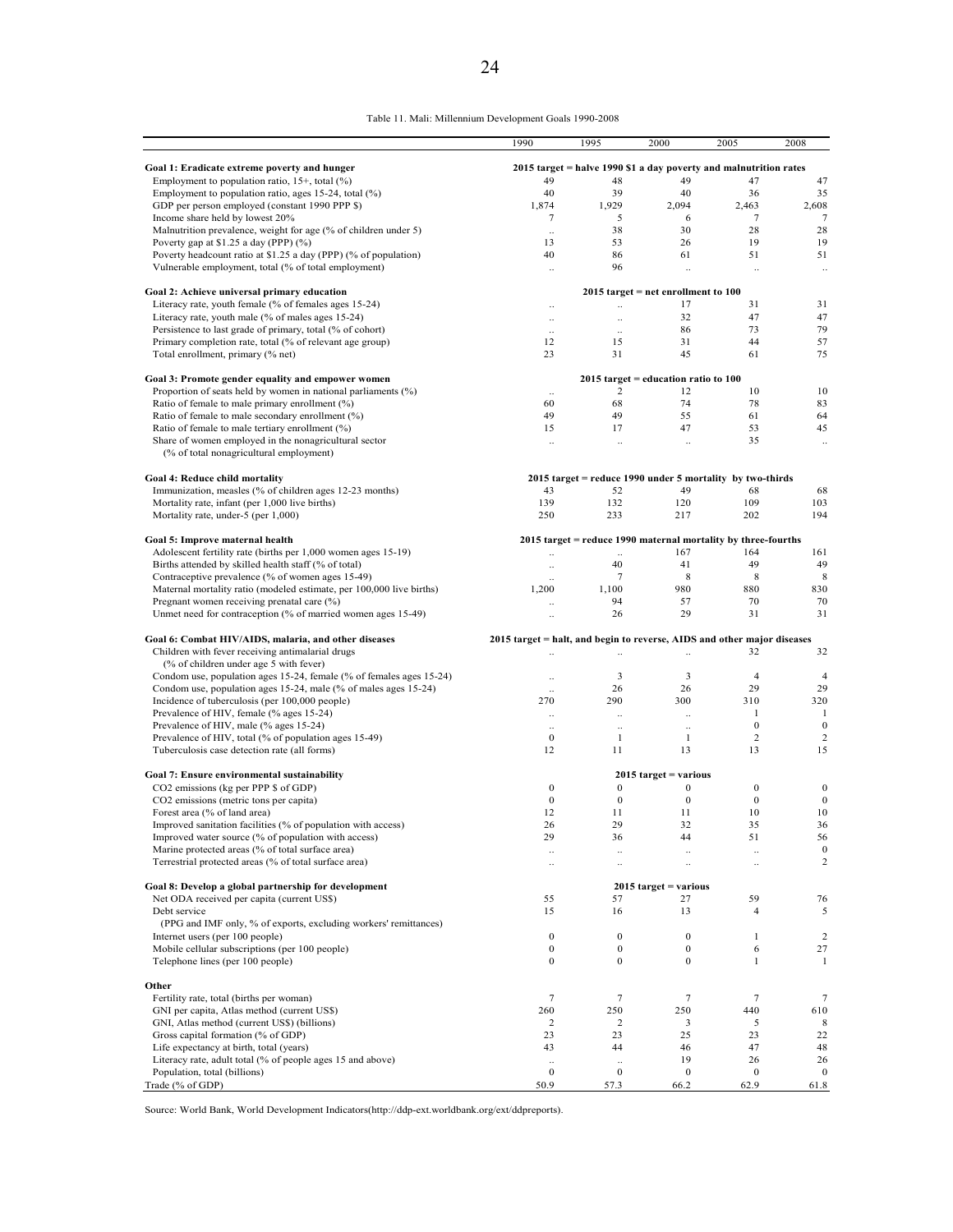Table 11. Mali: Millennium Development Goals 1990-2008

| | 1990 | 1995 | 2000 | 2005 | 2008 |
|---|---|---|---|---|---|
| **Goal 1: Eradicate extreme poverty and hunger** | **2015 target = halve 1990 $1 a day poverty and malnutrition rates** | | | | |
| Employment to population ratio, 15+, total (%) | 49 | 48 | 49 | 47 | 47 |
| Employment to population ratio, ages 15-24, total (%) | 40 | 39 | 40 | 36 | 35 |
| GDP per person employed (constant 1990 PPP $) | 1,874 | 1,929 | 2,094 | 2,463 | 2,608 |
| Income share held by lowest 20% | 7 | 5 | 6 | 7 | 7 |
| Malnutrition prevalence, weight for age (% of children under 5) | .. | 38 | 30 | 28 | 28 |
| Poverty gap at $1.25 a day (PPP) (%) | 13 | 53 | 26 | 19 | 19 |
| Poverty headcount ratio at $1.25 a day (PPP) (% of population) | 40 | 86 | 61 | 51 | 51 |
| Vulnerable employment, total (% of total employment) | .. | 96 | .. | .. | .. |
| **Goal 2: Achieve universal primary education** | **2015 target = net enrollment to 100** | | | | |
| Literacy rate, youth female (% of females ages 15-24) | .. | .. | 17 | 31 | 31 |
| Literacy rate, youth male (% of males ages 15-24) | .. | .. | 32 | 47 | 47 |
| Persistence to last grade of primary, total (% of cohort) | .. | .. | 86 | 73 | 79 |
| Primary completion rate, total (% of relevant age group) | 12 | 15 | 31 | 44 | 57 |
| Total enrollment, primary (% net) | 23 | 31 | 45 | 61 | 75 |
| **Goal 3: Promote gender equality and empower women** | **2015 target = education ratio to 100** | | | | |
| Proportion of seats held by women in national parliaments (%) | .. | 2 | 12 | 10 | 10 |
| Ratio of female to male primary enrollment (%) | 60 | 68 | 74 | 78 | 83 |
| Ratio of female to male secondary enrollment (%) | 49 | 49 | 55 | 61 | 64 |
| Ratio of female to male tertiary enrollment (%) | 15 | 17 | 47 | 53 | 45 |
| Share of women employed in the nonagricultural sector (% of total nonagricultural employment) | .. | .. | .. | 35 | .. |
| **Goal 4: Reduce child mortality** | **2015 target = reduce 1990 under 5 mortality by two-thirds** | | | | |
| Immunization, measles (% of children ages 12-23 months) | 43 | 52 | 49 | 68 | 68 |
| Mortality rate, infant (per 1,000 live births) | 139 | 132 | 120 | 109 | 103 |
| Mortality rate, under-5 (per 1,000) | 250 | 233 | 217 | 202 | 194 |
| **Goal 5: Improve maternal health** | **2015 target = reduce 1990 maternal mortality by three-fourths** | | | | |
| Adolescent fertility rate (births per 1,000 women ages 15-19) | .. | .. | 167 | 164 | 161 |
| Births attended by skilled health staff (% of total) | .. | 40 | 41 | 49 | 49 |
| Contraceptive prevalence (% of women ages 15-49) | .. | 7 | 8 | 8 | 8 |
| Maternal mortality ratio (modeled estimate, per 100,000 live births) | 1,200 | 1,100 | 980 | 880 | 830 |
| Pregnant women receiving prenatal care (%) | .. | 94 | 57 | 70 | 70 |
| Unmet need for contraception (% of married women ages 15-49) | .. | 26 | 29 | 31 | 31 |
| **Goal 6: Combat HIV/AIDS, malaria, and other diseases** | **2015 target = halt, and begin to reverse, AIDS and other major diseases** | | | | |
| Children with fever receiving antimalarial drugs (% of children under age 5 with fever) | .. | .. | .. | 32 | 32 |
| Condom use, population ages 15-24, female (% of females ages 15-24) | .. | 3 | 3 | 4 | 4 |
| Condom use, population ages 15-24, male (% of males ages 15-24) | .. | 26 | 26 | 29 | 29 |
| Incidence of tuberculosis (per 100,000 people) | 270 | 290 | 300 | 310 | 320 |
| Prevalence of HIV, female (% ages 15-24) | .. | .. | .. | 1 | 1 |
| Prevalence of HIV, male (% ages 15-24) | .. | .. | .. | 0 | 0 |
| Prevalence of HIV, total (% of population ages 15-49) | 0 | 1 | 1 | 2 | 2 |
| Tuberculosis case detection rate (all forms) | 12 | 11 | 13 | 13 | 15 |
| **Goal 7: Ensure environmental sustainability** | **2015 target = various** | | | | |
| CO2 emissions (kg per PPP $ of GDP) | 0 | 0 | 0 | 0 | 0 |
| CO2 emissions (metric tons per capita) | 0 | 0 | 0 | 0 | 0 |
| Forest area (% of land area) | 12 | 11 | 11 | 10 | 10 |
| Improved sanitation facilities (% of population with access) | 26 | 29 | 32 | 35 | 36 |
| Improved water source (% of population with access) | 29 | 36 | 44 | 51 | 56 |
| Marine protected areas (% of total surface area) | .. | .. | .. | .. | 0 |
| Terrestrial protected areas (% of total surface area) | .. | .. | .. | .. | 2 |
| **Goal 8: Develop a global partnership for development** | **2015 target = various** | | | | |
| Net ODA received per capita (current US$) | 55 | 57 | 27 | 59 | 76 |
| Debt service (PPG and IMF only, % of exports, excluding workers' remittances) | 15 | 16 | 13 | 4 | 5 |
| Internet users (per 100 people) | 0 | 0 | 0 | 1 | 2 |
| Mobile cellular subscriptions (per 100 people) | 0 | 0 | 0 | 6 | 27 |
| Telephone lines (per 100 people) | 0 | 0 | 0 | 1 | 1 |
| **Other** | | | | | |
| Fertility rate, total (births per woman) | 7 | 7 | 7 | 7 | 7 |
| GNI per capita, Atlas method (current US$) | 260 | 250 | 250 | 440 | 610 |
| GNI, Atlas method (current US$) (billions) | 2 | 2 | 3 | 5 | 8 |
| Gross capital formation (% of GDP) | 23 | 23 | 25 | 23 | 22 |
| Life expectancy at birth, total (years) | 43 | 44 | 46 | 47 | 48 |
| Literacy rate, adult total (% of people ages 15 and above) | .. | .. | 19 | 26 | 26 |
| Population, total (billions) | 0 | 0 | 0 | 0 | 0 |
| Trade (% of GDP) | 50.9 | 57.3 | 66.2 | 62.9 | 61.8 |

Source: World Bank, World Development Indicators(http://ddp-ext.worldbank.org/ext/ddpreports).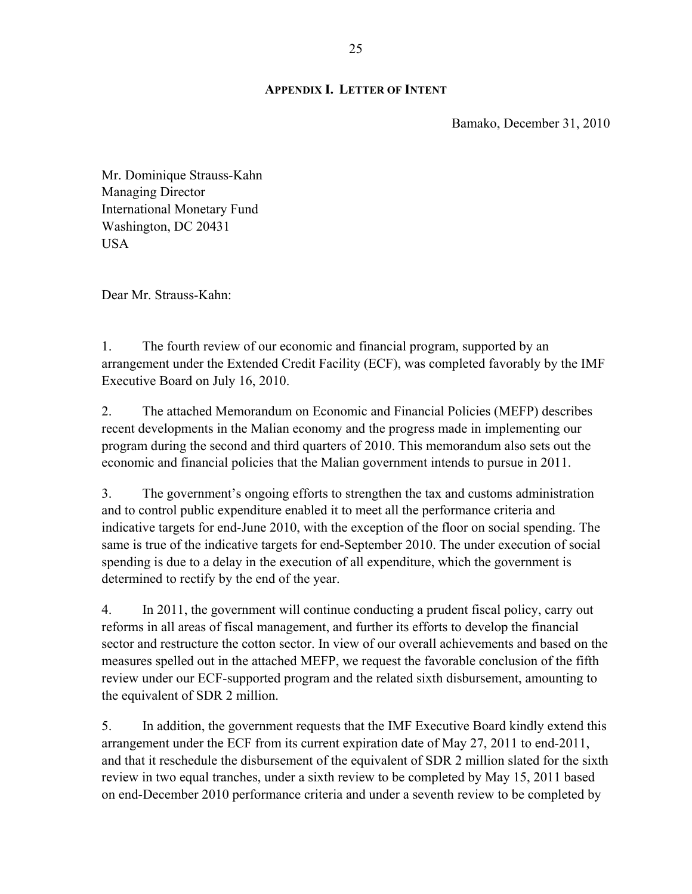## APPENDIX I. LETTER OF INTENT

Bamako, December 31, 2010

Mr. Dominique Strauss-Kahn
Managing Director
International Monetary Fund
Washington, DC 20431
USA

Dear Mr. Strauss-Kahn:

1. The fourth review of our economic and financial program, supported by an arrangement under the Extended Credit Facility (ECF), was completed favorably by the IMF Executive Board on July 16, 2010.

2. The attached Memorandum on Economic and Financial Policies (MEFP) describes recent developments in the Malian economy and the progress made in implementing our program during the second and third quarters of 2010. This memorandum also sets out the economic and financial policies that the Malian government intends to pursue in 2011.

3. The government's ongoing efforts to strengthen the tax and customs administration and to control public expenditure enabled it to meet all the performance criteria and indicative targets for end-June 2010, with the exception of the floor on social spending. The same is true of the indicative targets for end-September 2010. The under execution of social spending is due to a delay in the execution of all expenditure, which the government is determined to rectify by the end of the year.

4. In 2011, the government will continue conducting a prudent fiscal policy, carry out reforms in all areas of fiscal management, and further its efforts to develop the financial sector and restructure the cotton sector. In view of our overall achievements and based on the measures spelled out in the attached MEFP, we request the favorable conclusion of the fifth review under our ECF-supported program and the related sixth disbursement, amounting to the equivalent of SDR 2 million.

5. In addition, the government requests that the IMF Executive Board kindly extend this arrangement under the ECF from its current expiration date of May 27, 2011 to end-2011, and that it reschedule the disbursement of the equivalent of SDR 2 million slated for the sixth review in two equal tranches, under a sixth review to be completed by May 15, 2011 based on end-December 2010 performance criteria and under a seventh review to be completed by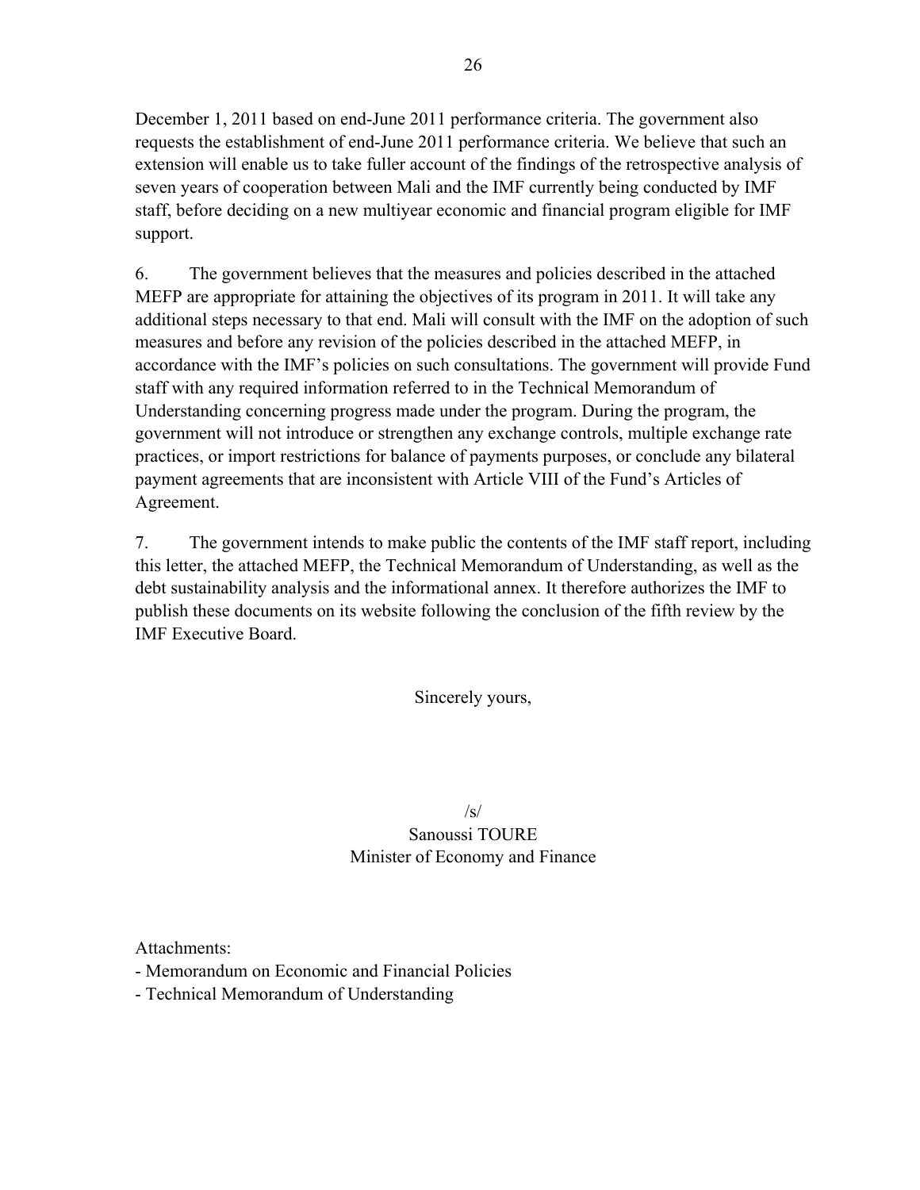December 1, 2011 based on end-June 2011 performance criteria. The government also requests the establishment of end-June 2011 performance criteria. We believe that such an extension will enable us to take fuller account of the findings of the retrospective analysis of seven years of cooperation between Mali and the IMF currently being conducted by IMF staff, before deciding on a new multiyear economic and financial program eligible for IMF support.

6. The government believes that the measures and policies described in the attached MEFP are appropriate for attaining the objectives of its program in 2011. It will take any additional steps necessary to that end. Mali will consult with the IMF on the adoption of such measures and before any revision of the policies described in the attached MEFP, in accordance with the IMF's policies on such consultations. The government will provide Fund staff with any required information referred to in the Technical Memorandum of Understanding concerning progress made under the program. During the program, the government will not introduce or strengthen any exchange controls, multiple exchange rate practices, or import restrictions for balance of payments purposes, or conclude any bilateral payment agreements that are inconsistent with Article VIII of the Fund's Articles of Agreement.

7. The government intends to make public the contents of the IMF staff report, including this letter, the attached MEFP, the Technical Memorandum of Understanding, as well as the debt sustainability analysis and the informational annex. It therefore authorizes the IMF to publish these documents on its website following the conclusion of the fifth review by the IMF Executive Board.

Sincerely yours,

/s/
Sanoussi TOURE
Minister of Economy and Finance

Attachments:
- Memorandum on Economic and Financial Policies
- Technical Memorandum of Understanding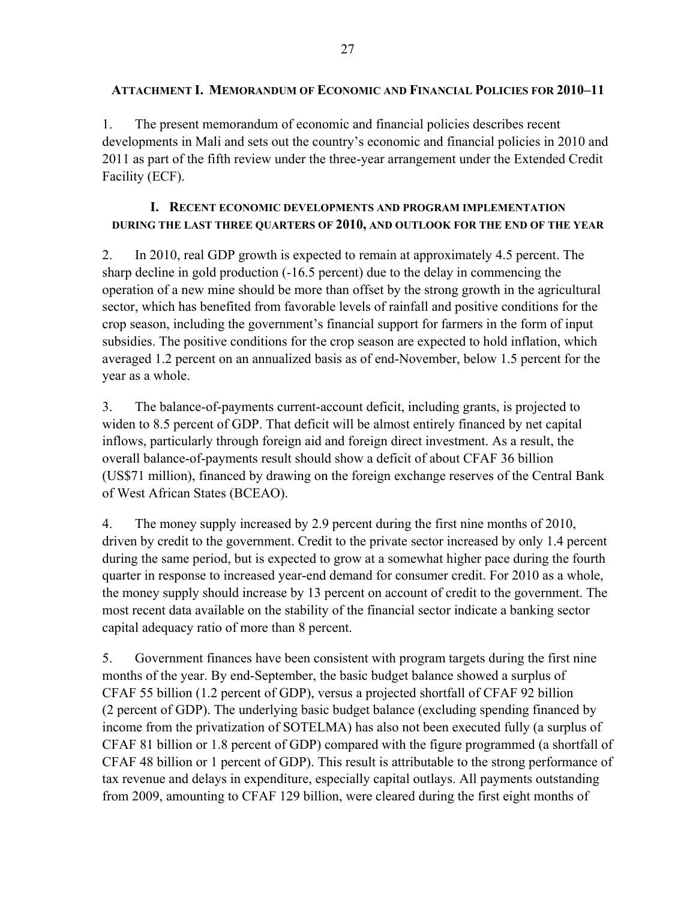### ATTACHMENT I. MEMORANDUM OF ECONOMIC AND FINANCIAL POLICIES FOR 2010–11

1. The present memorandum of economic and financial policies describes recent developments in Mali and sets out the country's economic and financial policies in 2010 and 2011 as part of the fifth review under the three-year arrangement under the Extended Credit Facility (ECF).

#### I. RECENT ECONOMIC DEVELOPMENTS AND PROGRAM IMPLEMENTATION DURING THE LAST THREE QUARTERS OF 2010, AND OUTLOOK FOR THE END OF THE YEAR

2. In 2010, real GDP growth is expected to remain at approximately 4.5 percent. The sharp decline in gold production (-16.5 percent) due to the delay in commencing the operation of a new mine should be more than offset by the strong growth in the agricultural sector, which has benefited from favorable levels of rainfall and positive conditions for the crop season, including the government's financial support for farmers in the form of input subsidies. The positive conditions for the crop season are expected to hold inflation, which averaged 1.2 percent on an annualized basis as of end-November, below 1.5 percent for the year as a whole.

3. The balance-of-payments current-account deficit, including grants, is projected to widen to 8.5 percent of GDP. That deficit will be almost entirely financed by net capital inflows, particularly through foreign aid and foreign direct investment. As a result, the overall balance-of-payments result should show a deficit of about CFAF 36 billion (US$71 million), financed by drawing on the foreign exchange reserves of the Central Bank of West African States (BCEAO).

4. The money supply increased by 2.9 percent during the first nine months of 2010, driven by credit to the government. Credit to the private sector increased by only 1.4 percent during the same period, but is expected to grow at a somewhat higher pace during the fourth quarter in response to increased year-end demand for consumer credit. For 2010 as a whole, the money supply should increase by 13 percent on account of credit to the government. The most recent data available on the stability of the financial sector indicate a banking sector capital adequacy ratio of more than 8 percent.

5. Government finances have been consistent with program targets during the first nine months of the year. By end-September, the basic budget balance showed a surplus of CFAF 55 billion (1.2 percent of GDP), versus a projected shortfall of CFAF 92 billion (2 percent of GDP). The underlying basic budget balance (excluding spending financed by income from the privatization of SOTELMA) has also not been executed fully (a surplus of CFAF 81 billion or 1.8 percent of GDP) compared with the figure programmed (a shortfall of CFAF 48 billion or 1 percent of GDP). This result is attributable to the strong performance of tax revenue and delays in expenditure, especially capital outlays. All payments outstanding from 2009, amounting to CFAF 129 billion, were cleared during the first eight months of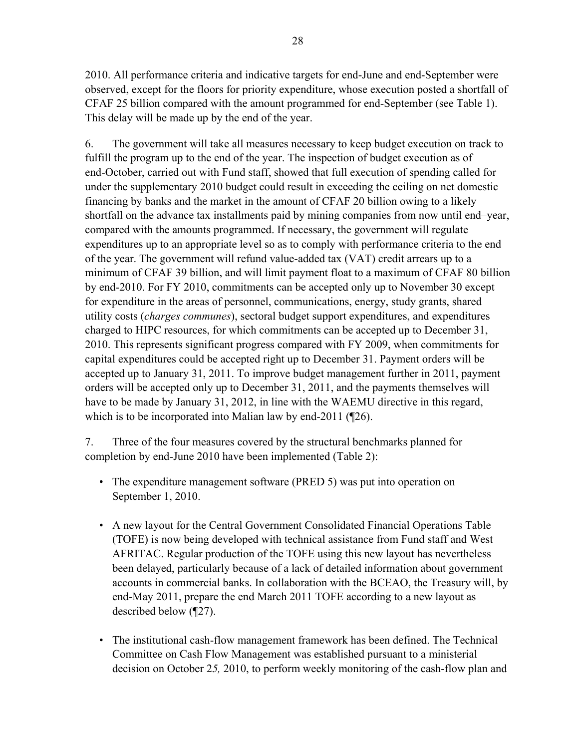2010. All performance criteria and indicative targets for end-June and end-September were observed, except for the floors for priority expenditure, whose execution posted a shortfall of CFAF 25 billion compared with the amount programmed for end-September (see Table 1). This delay will be made up by the end of the year.

6. The government will take all measures necessary to keep budget execution on track to fulfill the program up to the end of the year. The inspection of budget execution as of end-October, carried out with Fund staff, showed that full execution of spending called for under the supplementary 2010 budget could result in exceeding the ceiling on net domestic financing by banks and the market in the amount of CFAF 20 billion owing to a likely shortfall on the advance tax installments paid by mining companies from now until end–year, compared with the amounts programmed. If necessary, the government will regulate expenditures up to an appropriate level so as to comply with performance criteria to the end of the year. The government will refund value-added tax (VAT) credit arrears up to a minimum of CFAF 39 billion, and will limit payment float to a maximum of CFAF 80 billion by end-2010. For FY 2010, commitments can be accepted only up to November 30 except for expenditure in the areas of personnel, communications, energy, study grants, shared utility costs (*charges communes*), sectoral budget support expenditures, and expenditures charged to HIPC resources, for which commitments can be accepted up to December 31, 2010. This represents significant progress compared with FY 2009, when commitments for capital expenditures could be accepted right up to December 31. Payment orders will be accepted up to January 31, 2011. To improve budget management further in 2011, payment orders will be accepted only up to December 31, 2011, and the payments themselves will have to be made by January 31, 2012, in line with the WAEMU directive in this regard, which is to be incorporated into Malian law by end-2011 (¶26).

7. Three of the four measures covered by the structural benchmarks planned for completion by end-June 2010 have been implemented (Table 2):

- The expenditure management software (PRED 5) was put into operation on September 1, 2010.

- A new layout for the Central Government Consolidated Financial Operations Table (TOFE) is now being developed with technical assistance from Fund staff and West AFRITAC. Regular production of the TOFE using this new layout has nevertheless been delayed, particularly because of a lack of detailed information about government accounts in commercial banks. In collaboration with the BCEAO, the Treasury will, by end-May 2011, prepare the end March 2011 TOFE according to a new layout as described below (¶27).

- The institutional cash-flow management framework has been defined. The Technical Committee on Cash Flow Management was established pursuant to a ministerial decision on October 25, 2010, to perform weekly monitoring of the cash-flow plan and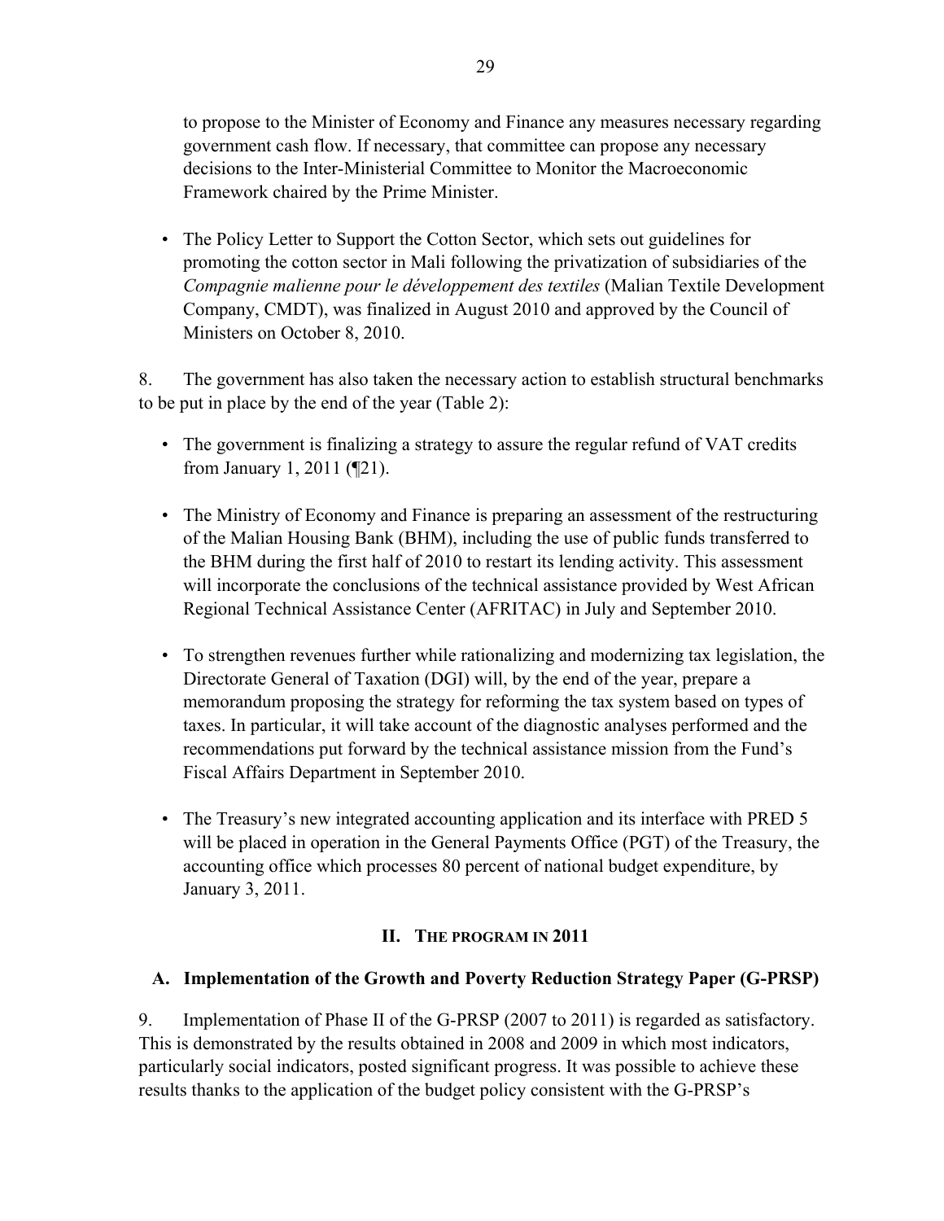to propose to the Minister of Economy and Finance any measures necessary regarding government cash flow. If necessary, that committee can propose any necessary decisions to the Inter-Ministerial Committee to Monitor the Macroeconomic Framework chaired by the Prime Minister.

- The Policy Letter to Support the Cotton Sector, which sets out guidelines for promoting the cotton sector in Mali following the privatization of subsidiaries of the *Compagnie malienne pour le développement des textiles* (Malian Textile Development Company, CMDT), was finalized in August 2010 and approved by the Council of Ministers on October 8, 2010.

8. The government has also taken the necessary action to establish structural benchmarks to be put in place by the end of the year (Table 2):

- The government is finalizing a strategy to assure the regular refund of VAT credits from January 1, 2011 (¶21).

- The Ministry of Economy and Finance is preparing an assessment of the restructuring of the Malian Housing Bank (BHM), including the use of public funds transferred to the BHM during the first half of 2010 to restart its lending activity. This assessment will incorporate the conclusions of the technical assistance provided by West African Regional Technical Assistance Center (AFRITAC) in July and September 2010.

- To strengthen revenues further while rationalizing and modernizing tax legislation, the Directorate General of Taxation (DGI) will, by the end of the year, prepare a memorandum proposing the strategy for reforming the tax system based on types of taxes. In particular, it will take account of the diagnostic analyses performed and the recommendations put forward by the technical assistance mission from the Fund's Fiscal Affairs Department in September 2010.

- The Treasury's new integrated accounting application and its interface with PRED 5 will be placed in operation in the General Payments Office (PGT) of the Treasury, the accounting office which processes 80 percent of national budget expenditure, by January 3, 2011.

## II. The Program in 2011

### A. Implementation of the Growth and Poverty Reduction Strategy Paper (G-PRSP)

9. Implementation of Phase II of the G-PRSP (2007 to 2011) is regarded as satisfactory. This is demonstrated by the results obtained in 2008 and 2009 in which most indicators, particularly social indicators, posted significant progress. It was possible to achieve these results thanks to the application of the budget policy consistent with the G-PRSP's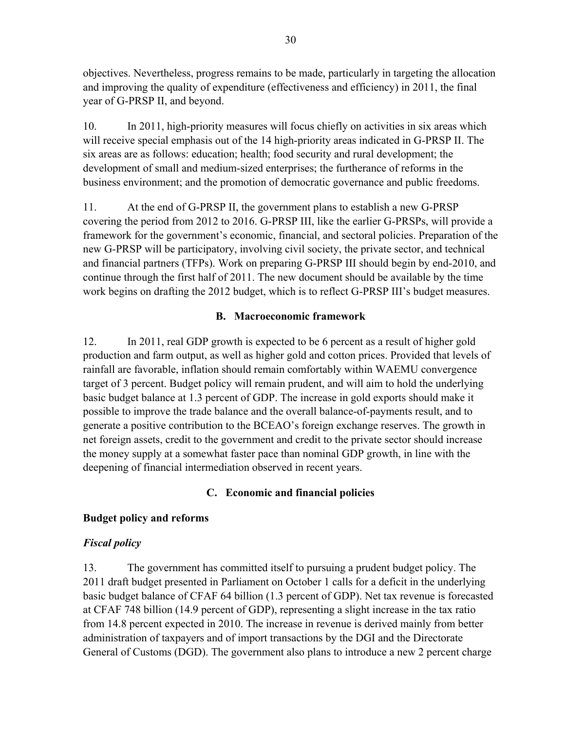objectives. Nevertheless, progress remains to be made, particularly in targeting the allocation and improving the quality of expenditure (effectiveness and efficiency) in 2011, the final year of G-PRSP II, and beyond.

10. In 2011, high-priority measures will focus chiefly on activities in six areas which will receive special emphasis out of the 14 high-priority areas indicated in G-PRSP II. The six areas are as follows: education; health; food security and rural development; the development of small and medium-sized enterprises; the furtherance of reforms in the business environment; and the promotion of democratic governance and public freedoms.

11. At the end of G-PRSP II, the government plans to establish a new G-PRSP covering the period from 2012 to 2016. G-PRSP III, like the earlier G-PRSPs, will provide a framework for the government's economic, financial, and sectoral policies. Preparation of the new G-PRSP will be participatory, involving civil society, the private sector, and technical and financial partners (TFPs). Work on preparing G-PRSP III should begin by end-2010, and continue through the first half of 2011. The new document should be available by the time work begins on drafting the 2012 budget, which is to reflect G-PRSP III's budget measures.

## B. Macroeconomic framework

12. In 2011, real GDP growth is expected to be 6 percent as a result of higher gold production and farm output, as well as higher gold and cotton prices. Provided that levels of rainfall are favorable, inflation should remain comfortably within WAEMU convergence target of 3 percent. Budget policy will remain prudent, and will aim to hold the underlying basic budget balance at 1.3 percent of GDP. The increase in gold exports should make it possible to improve the trade balance and the overall balance-of-payments result, and to generate a positive contribution to the BCEAO's foreign exchange reserves. The growth in net foreign assets, credit to the government and credit to the private sector should increase the money supply at a somewhat faster pace than nominal GDP growth, in line with the deepening of financial intermediation observed in recent years.

## C. Economic and financial policies

### Budget policy and reforms

#### *Fiscal policy*

13. The government has committed itself to pursuing a prudent budget policy. The 2011 draft budget presented in Parliament on October 1 calls for a deficit in the underlying basic budget balance of CFAF 64 billion (1.3 percent of GDP). Net tax revenue is forecasted at CFAF 748 billion (14.9 percent of GDP), representing a slight increase in the tax ratio from 14.8 percent expected in 2010. The increase in revenue is derived mainly from better administration of taxpayers and of import transactions by the DGI and the Directorate General of Customs (DGD). The government also plans to introduce a new 2 percent charge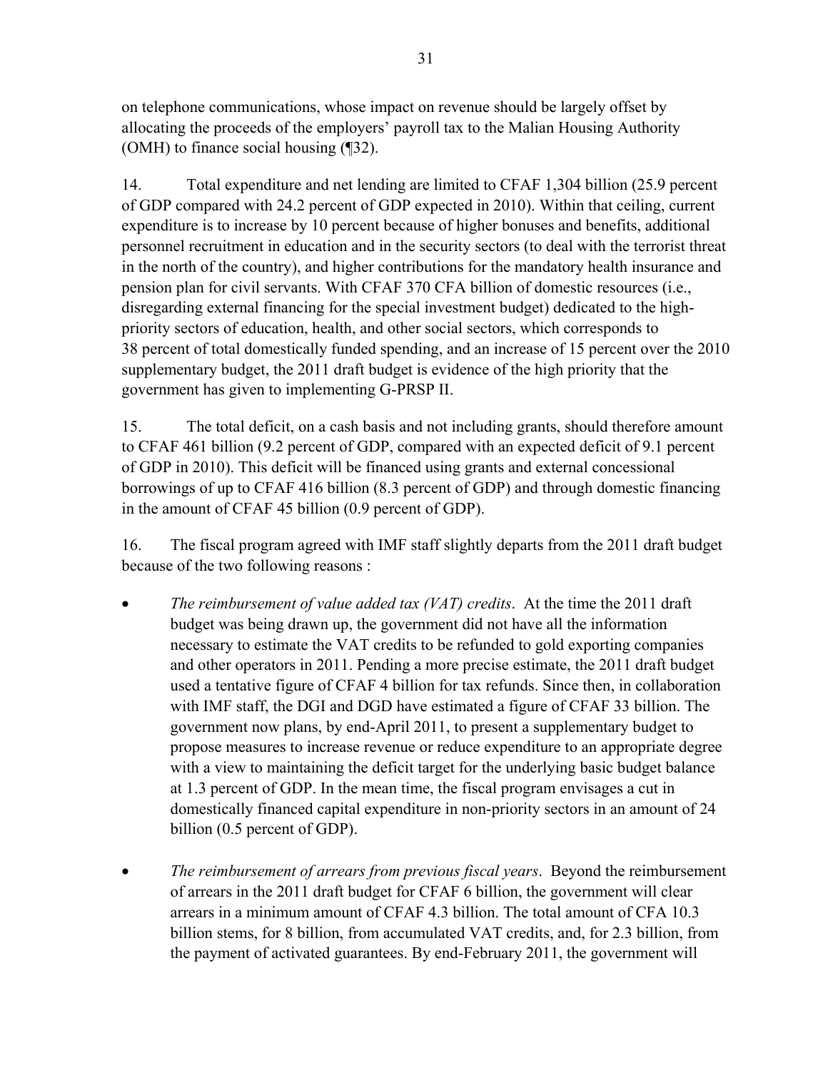on telephone communications, whose impact on revenue should be largely offset by allocating the proceeds of the employers' payroll tax to the Malian Housing Authority (OMH) to finance social housing (¶32).

14. Total expenditure and net lending are limited to CFAF 1,304 billion (25.9 percent of GDP compared with 24.2 percent of GDP expected in 2010). Within that ceiling, current expenditure is to increase by 10 percent because of higher bonuses and benefits, additional personnel recruitment in education and in the security sectors (to deal with the terrorist threat in the north of the country), and higher contributions for the mandatory health insurance and pension plan for civil servants. With CFAF 370 CFA billion of domestic resources (i.e., disregarding external financing for the special investment budget) dedicated to the high-priority sectors of education, health, and other social sectors, which corresponds to 38 percent of total domestically funded spending, and an increase of 15 percent over the 2010 supplementary budget, the 2011 draft budget is evidence of the high priority that the government has given to implementing G-PRSP II.

15. The total deficit, on a cash basis and not including grants, should therefore amount to CFAF 461 billion (9.2 percent of GDP, compared with an expected deficit of 9.1 percent of GDP in 2010). This deficit will be financed using grants and external concessional borrowings of up to CFAF 416 billion (8.3 percent of GDP) and through domestic financing in the amount of CFAF 45 billion (0.9 percent of GDP).

16. The fiscal program agreed with IMF staff slightly departs from the 2011 draft budget because of the two following reasons :

- *The reimbursement of value added tax (VAT) credits*. At the time the 2011 draft budget was being drawn up, the government did not have all the information necessary to estimate the VAT credits to be refunded to gold exporting companies and other operators in 2011. Pending a more precise estimate, the 2011 draft budget used a tentative figure of CFAF 4 billion for tax refunds. Since then, in collaboration with IMF staff, the DGI and DGD have estimated a figure of CFAF 33 billion. The government now plans, by end-April 2011, to present a supplementary budget to propose measures to increase revenue or reduce expenditure to an appropriate degree with a view to maintaining the deficit target for the underlying basic budget balance at 1.3 percent of GDP. In the mean time, the fiscal program envisages a cut in domestically financed capital expenditure in non-priority sectors in an amount of 24 billion (0.5 percent of GDP).

- *The reimbursement of arrears from previous fiscal years*. Beyond the reimbursement of arrears in the 2011 draft budget for CFAF 6 billion, the government will clear arrears in a minimum amount of CFAF 4.3 billion. The total amount of CFA 10.3 billion stems, for 8 billion, from accumulated VAT credits, and, for 2.3 billion, from the payment of activated guarantees. By end-February 2011, the government will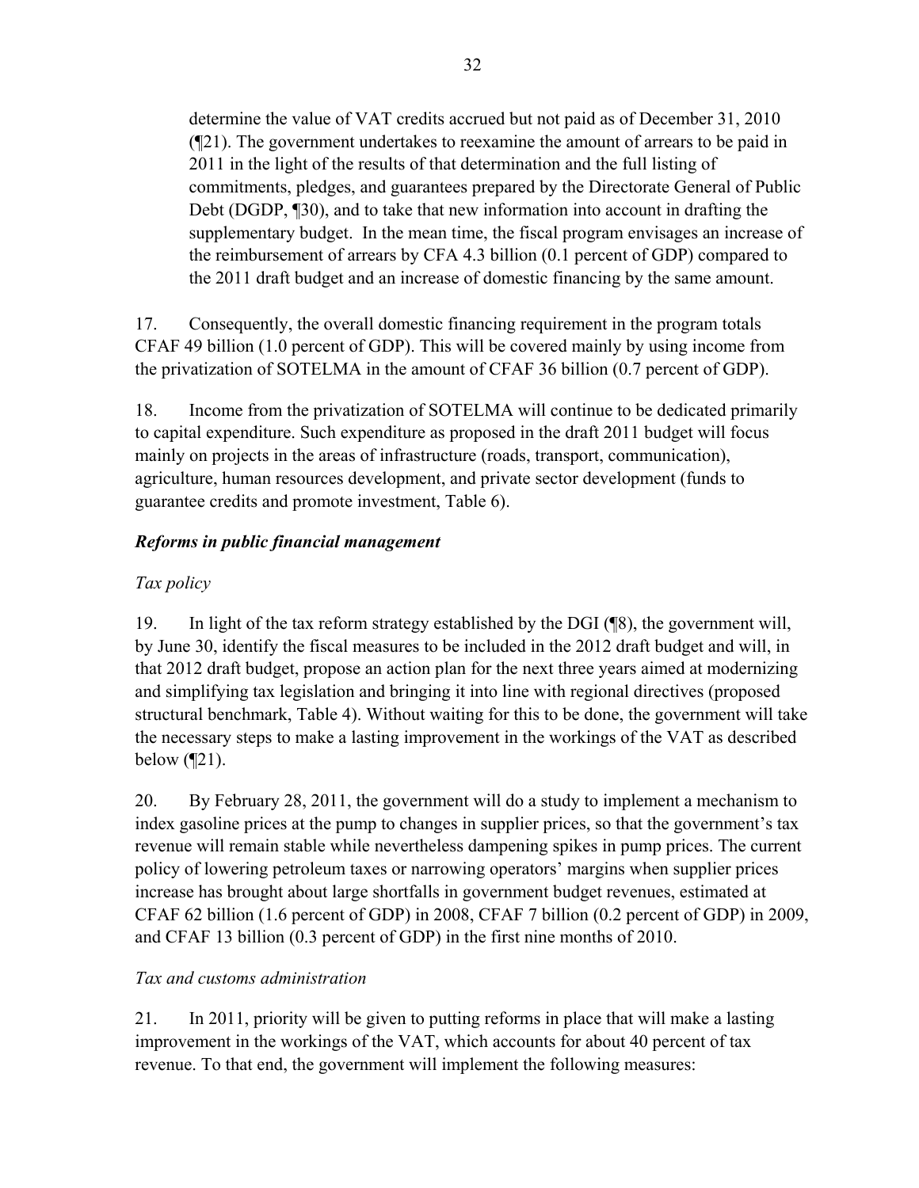determine the value of VAT credits accrued but not paid as of December 31, 2010 (¶21). The government undertakes to reexamine the amount of arrears to be paid in 2011 in the light of the results of that determination and the full listing of commitments, pledges, and guarantees prepared by the Directorate General of Public Debt (DGDP, ¶30), and to take that new information into account in drafting the supplementary budget. In the mean time, the fiscal program envisages an increase of the reimbursement of arrears by CFA 4.3 billion (0.1 percent of GDP) compared to the 2011 draft budget and an increase of domestic financing by the same amount.

17. Consequently, the overall domestic financing requirement in the program totals CFAF 49 billion (1.0 percent of GDP). This will be covered mainly by using income from the privatization of SOTELMA in the amount of CFAF 36 billion (0.7 percent of GDP).

18. Income from the privatization of SOTELMA will continue to be dedicated primarily to capital expenditure. Such expenditure as proposed in the draft 2011 budget will focus mainly on projects in the areas of infrastructure (roads, transport, communication), agriculture, human resources development, and private sector development (funds to guarantee credits and promote investment, Table 6).

### ***Reforms in public financial management***

#### *Tax policy*

19. In light of the tax reform strategy established by the DGI (¶8), the government will, by June 30, identify the fiscal measures to be included in the 2012 draft budget and will, in that 2012 draft budget, propose an action plan for the next three years aimed at modernizing and simplifying tax legislation and bringing it into line with regional directives (proposed structural benchmark, Table 4). Without waiting for this to be done, the government will take the necessary steps to make a lasting improvement in the workings of the VAT as described below (¶21).

20. By February 28, 2011, the government will do a study to implement a mechanism to index gasoline prices at the pump to changes in supplier prices, so that the government's tax revenue will remain stable while nevertheless dampening spikes in pump prices. The current policy of lowering petroleum taxes or narrowing operators' margins when supplier prices increase has brought about large shortfalls in government budget revenues, estimated at CFAF 62 billion (1.6 percent of GDP) in 2008, CFAF 7 billion (0.2 percent of GDP) in 2009, and CFAF 13 billion (0.3 percent of GDP) in the first nine months of 2010.

#### *Tax and customs administration*

21. In 2011, priority will be given to putting reforms in place that will make a lasting improvement in the workings of the VAT, which accounts for about 40 percent of tax revenue. To that end, the government will implement the following measures: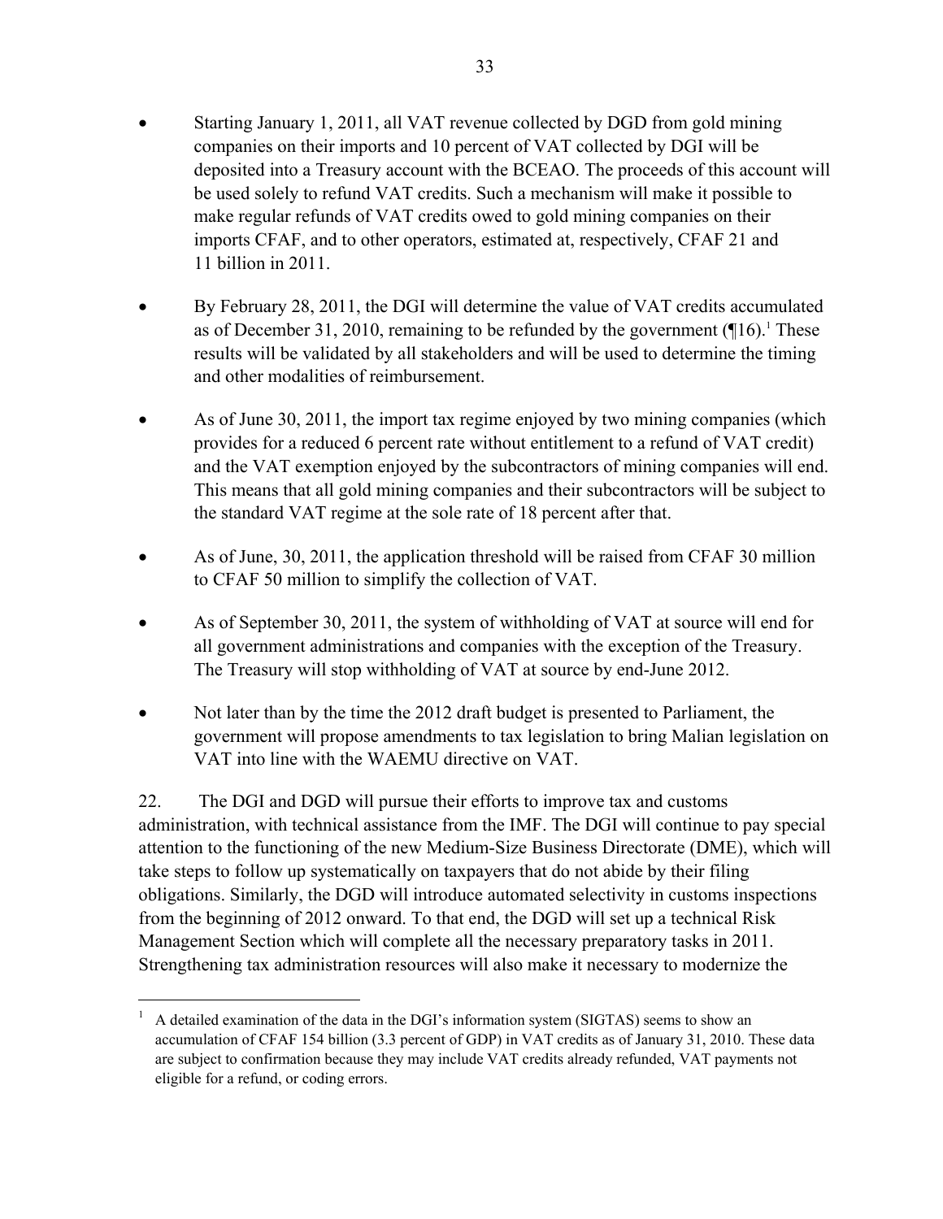- Starting January 1, 2011, all VAT revenue collected by DGD from gold mining companies on their imports and 10 percent of VAT collected by DGI will be deposited into a Treasury account with the BCEAO. The proceeds of this account will be used solely to refund VAT credits. Such a mechanism will make it possible to make regular refunds of VAT credits owed to gold mining companies on their imports CFAF, and to other operators, estimated at, respectively, CFAF 21 and 11 billion in 2011.

- By February 28, 2011, the DGI will determine the value of VAT credits accumulated as of December 31, 2010, remaining to be refunded by the government (¶16).[1] These results will be validated by all stakeholders and will be used to determine the timing and other modalities of reimbursement.

- As of June 30, 2011, the import tax regime enjoyed by two mining companies (which provides for a reduced 6 percent rate without entitlement to a refund of VAT credit) and the VAT exemption enjoyed by the subcontractors of mining companies will end. This means that all gold mining companies and their subcontractors will be subject to the standard VAT regime at the sole rate of 18 percent after that.

- As of June, 30, 2011, the application threshold will be raised from CFAF 30 million to CFAF 50 million to simplify the collection of VAT.

- As of September 30, 2011, the system of withholding of VAT at source will end for all government administrations and companies with the exception of the Treasury. The Treasury will stop withholding of VAT at source by end-June 2012.

- Not later than by the time the 2012 draft budget is presented to Parliament, the government will propose amendments to tax legislation to bring Malian legislation on VAT into line with the WAEMU directive on VAT.

22. The DGI and DGD will pursue their efforts to improve tax and customs administration, with technical assistance from the IMF. The DGI will continue to pay special attention to the functioning of the new Medium-Size Business Directorate (DME), which will take steps to follow up systematically on taxpayers that do not abide by their filing obligations. Similarly, the DGD will introduce automated selectivity in customs inspections from the beginning of 2012 onward. To that end, the DGD will set up a technical Risk Management Section which will complete all the necessary preparatory tasks in 2011. Strengthening tax administration resources will also make it necessary to modernize the

[1] A detailed examination of the data in the DGI's information system (SIGTAS) seems to show an accumulation of CFAF 154 billion (3.3 percent of GDP) in VAT credits as of January 31, 2010. These data are subject to confirmation because they may include VAT credits already refunded, VAT payments not eligible for a refund, or coding errors.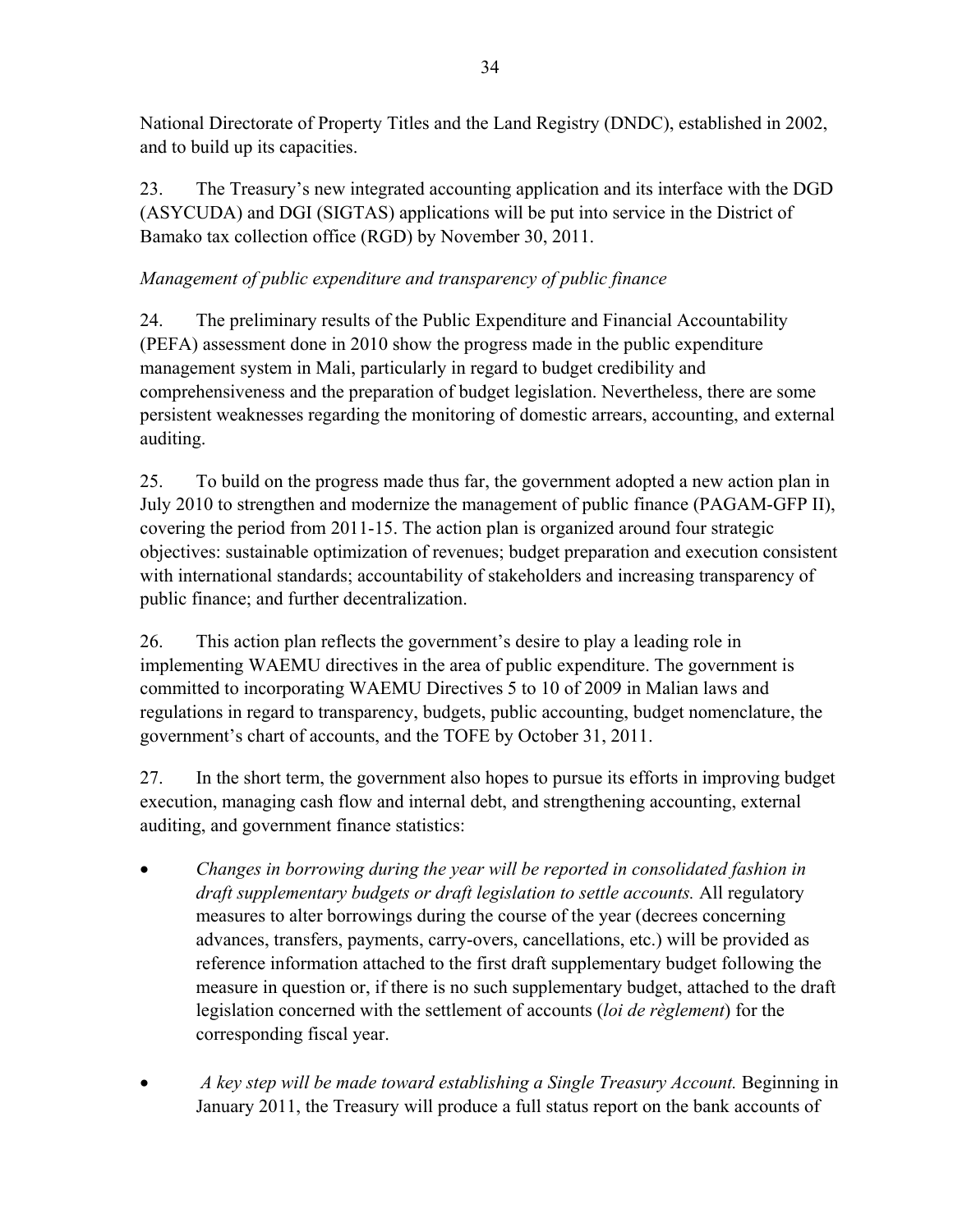National Directorate of Property Titles and the Land Registry (DNDC), established in 2002, and to build up its capacities.

23. The Treasury's new integrated accounting application and its interface with the DGD (ASYCUDA) and DGI (SIGTAS) applications will be put into service in the District of Bamako tax collection office (RGD) by November 30, 2011.

*Management of public expenditure and transparency of public finance*

24. The preliminary results of the Public Expenditure and Financial Accountability (PEFA) assessment done in 2010 show the progress made in the public expenditure management system in Mali, particularly in regard to budget credibility and comprehensiveness and the preparation of budget legislation. Nevertheless, there are some persistent weaknesses regarding the monitoring of domestic arrears, accounting, and external auditing.

25. To build on the progress made thus far, the government adopted a new action plan in July 2010 to strengthen and modernize the management of public finance (PAGAM-GFP II), covering the period from 2011-15. The action plan is organized around four strategic objectives: sustainable optimization of revenues; budget preparation and execution consistent with international standards; accountability of stakeholders and increasing transparency of public finance; and further decentralization.

26. This action plan reflects the government's desire to play a leading role in implementing WAEMU directives in the area of public expenditure. The government is committed to incorporating WAEMU Directives 5 to 10 of 2009 in Malian laws and regulations in regard to transparency, budgets, public accounting, budget nomenclature, the government's chart of accounts, and the TOFE by October 31, 2011.

27. In the short term, the government also hopes to pursue its efforts in improving budget execution, managing cash flow and internal debt, and strengthening accounting, external auditing, and government finance statistics:

- *Changes in borrowing during the year will be reported in consolidated fashion in draft supplementary budgets or draft legislation to settle accounts.* All regulatory measures to alter borrowings during the course of the year (decrees concerning advances, transfers, payments, carry-overs, cancellations, etc.) will be provided as reference information attached to the first draft supplementary budget following the measure in question or, if there is no such supplementary budget, attached to the draft legislation concerned with the settlement of accounts (*loi de règlement*) for the corresponding fiscal year.

- *A key step will be made toward establishing a Single Treasury Account.* Beginning in January 2011, the Treasury will produce a full status report on the bank accounts of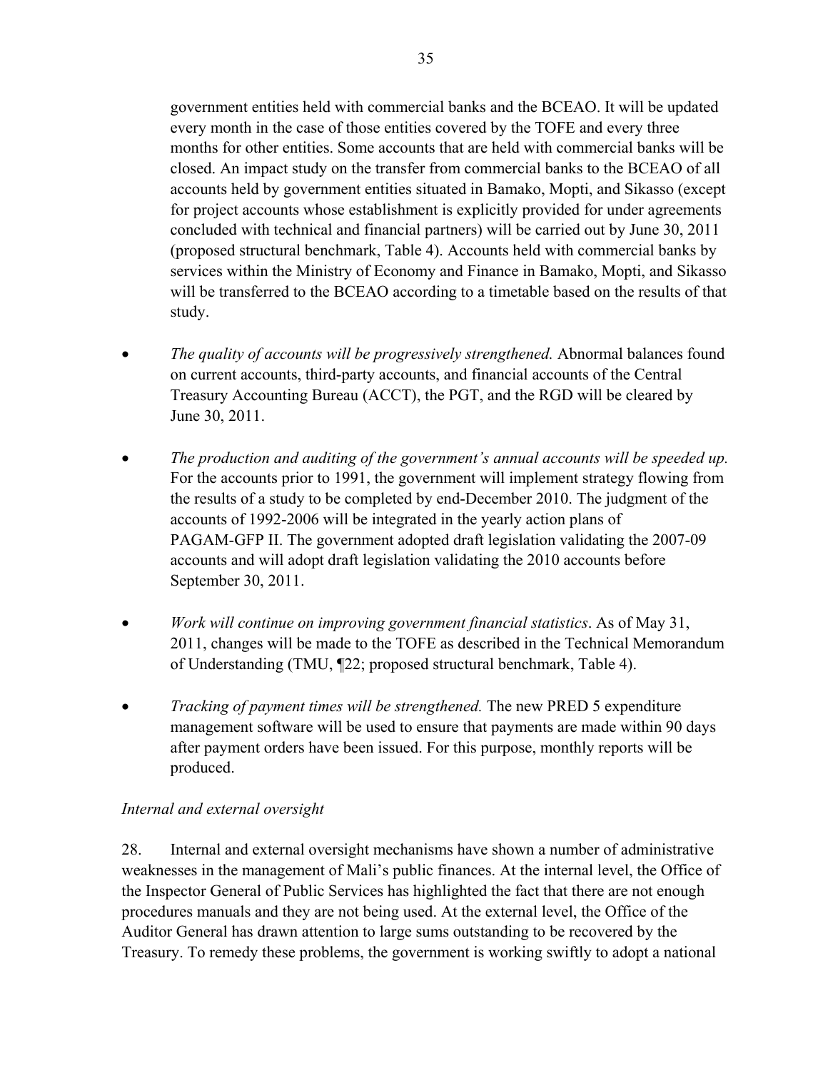government entities held with commercial banks and the BCEAO. It will be updated every month in the case of those entities covered by the TOFE and every three months for other entities. Some accounts that are held with commercial banks will be closed. An impact study on the transfer from commercial banks to the BCEAO of all accounts held by government entities situated in Bamako, Mopti, and Sikasso (except for project accounts whose establishment is explicitly provided for under agreements concluded with technical and financial partners) will be carried out by June 30, 2011 (proposed structural benchmark, Table 4). Accounts held with commercial banks by services within the Ministry of Economy and Finance in Bamako, Mopti, and Sikasso will be transferred to the BCEAO according to a timetable based on the results of that study.

- *The quality of accounts will be progressively strengthened.* Abnormal balances found on current accounts, third-party accounts, and financial accounts of the Central Treasury Accounting Bureau (ACCT), the PGT, and the RGD will be cleared by June 30, 2011.

- *The production and auditing of the government's annual accounts will be speeded up.* For the accounts prior to 1991, the government will implement strategy flowing from the results of a study to be completed by end-December 2010. The judgment of the accounts of 1992-2006 will be integrated in the yearly action plans of PAGAM-GFP II. The government adopted draft legislation validating the 2007-09 accounts and will adopt draft legislation validating the 2010 accounts before September 30, 2011.

- *Work will continue on improving government financial statistics*. As of May 31, 2011, changes will be made to the TOFE as described in the Technical Memorandum of Understanding (TMU, ¶22; proposed structural benchmark, Table 4).

- *Tracking of payment times will be strengthened.* The new PRED 5 expenditure management software will be used to ensure that payments are made within 90 days after payment orders have been issued. For this purpose, monthly reports will be produced.

*Internal and external oversight*

28. Internal and external oversight mechanisms have shown a number of administrative weaknesses in the management of Mali's public finances. At the internal level, the Office of the Inspector General of Public Services has highlighted the fact that there are not enough procedures manuals and they are not being used. At the external level, the Office of the Auditor General has drawn attention to large sums outstanding to be recovered by the Treasury. To remedy these problems, the government is working swiftly to adopt a national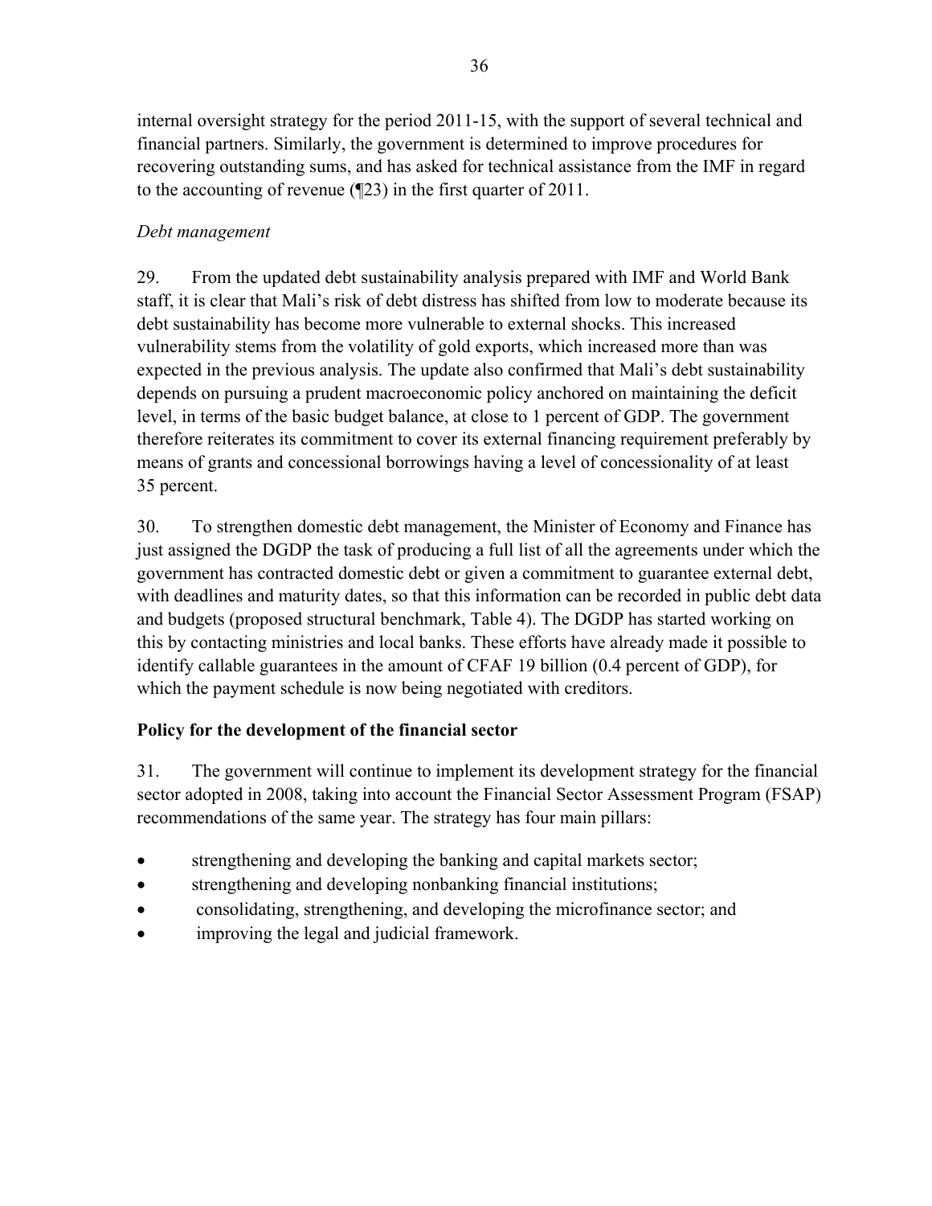internal oversight strategy for the period 2011-15, with the support of several technical and financial partners. Similarly, the government is determined to improve procedures for recovering outstanding sums, and has asked for technical assistance from the IMF in regard to the accounting of revenue (¶23) in the first quarter of 2011.

*Debt management*

29. From the updated debt sustainability analysis prepared with IMF and World Bank staff, it is clear that Mali's risk of debt distress has shifted from low to moderate because its debt sustainability has become more vulnerable to external shocks. This increased vulnerability stems from the volatility of gold exports, which increased more than was expected in the previous analysis. The update also confirmed that Mali's debt sustainability depends on pursuing a prudent macroeconomic policy anchored on maintaining the deficit level, in terms of the basic budget balance, at close to 1 percent of GDP. The government therefore reiterates its commitment to cover its external financing requirement preferably by means of grants and concessional borrowings having a level of concessionality of at least 35 percent.

30. To strengthen domestic debt management, the Minister of Economy and Finance has just assigned the DGDP the task of producing a full list of all the agreements under which the government has contracted domestic debt or given a commitment to guarantee external debt, with deadlines and maturity dates, so that this information can be recorded in public debt data and budgets (proposed structural benchmark, Table 4). The DGDP has started working on this by contacting ministries and local banks. These efforts have already made it possible to identify callable guarantees in the amount of CFAF 19 billion (0.4 percent of GDP), for which the payment schedule is now being negotiated with creditors.

**Policy for the development of the financial sector**

31. The government will continue to implement its development strategy for the financial sector adopted in 2008, taking into account the Financial Sector Assessment Program (FSAP) recommendations of the same year. The strategy has four main pillars:

- strengthening and developing the banking and capital markets sector;
- strengthening and developing nonbanking financial institutions;
- consolidating, strengthening, and developing the microfinance sector; and
- improving the legal and judicial framework.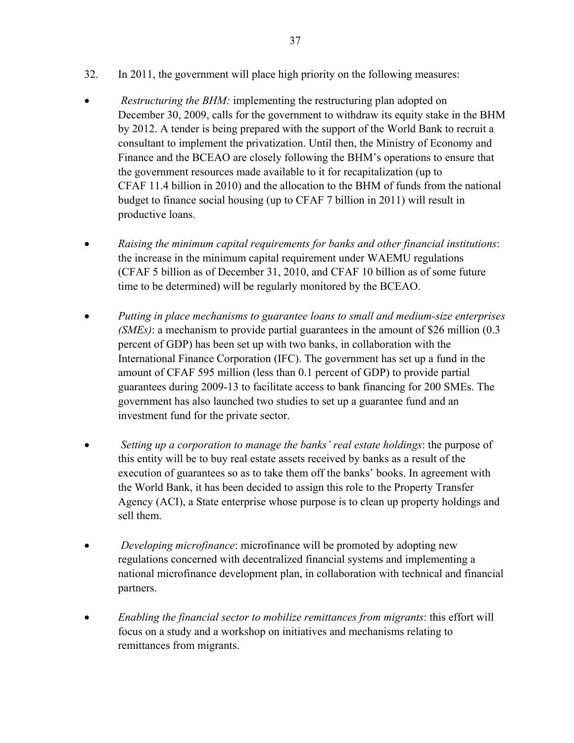32. In 2011, the government will place high priority on the following measures:

- *Restructuring the BHM:* implementing the restructuring plan adopted on December 30, 2009, calls for the government to withdraw its equity stake in the BHM by 2012. A tender is being prepared with the support of the World Bank to recruit a consultant to implement the privatization. Until then, the Ministry of Economy and Finance and the BCEAO are closely following the BHM's operations to ensure that the government resources made available to it for recapitalization (up to CFAF 11.4 billion in 2010) and the allocation to the BHM of funds from the national budget to finance social housing (up to CFAF 7 billion in 2011) will result in productive loans.

- *Raising the minimum capital requirements for banks and other financial institutions*: the increase in the minimum capital requirement under WAEMU regulations (CFAF 5 billion as of December 31, 2010, and CFAF 10 billion as of some future time to be determined) will be regularly monitored by the BCEAO.

- *Putting in place mechanisms to guarantee loans to small and medium-size enterprises (SMEs)*: a mechanism to provide partial guarantees in the amount of $26 million (0.3 percent of GDP) has been set up with two banks, in collaboration with the International Finance Corporation (IFC). The government has set up a fund in the amount of CFAF 595 million (less than 0.1 percent of GDP) to provide partial guarantees during 2009-13 to facilitate access to bank financing for 200 SMEs. The government has also launched two studies to set up a guarantee fund and an investment fund for the private sector.

- *Setting up a corporation to manage the banks' real estate holdings*: the purpose of this entity will be to buy real estate assets received by banks as a result of the execution of guarantees so as to take them off the banks' books. In agreement with the World Bank, it has been decided to assign this role to the Property Transfer Agency (ACI), a State enterprise whose purpose is to clean up property holdings and sell them.

- *Developing microfinance*: microfinance will be promoted by adopting new regulations concerned with decentralized financial systems and implementing a national microfinance development plan, in collaboration with technical and financial partners.

- *Enabling the financial sector to mobilize remittances from migrants*: this effort will focus on a study and a workshop on initiatives and mechanisms relating to remittances from migrants.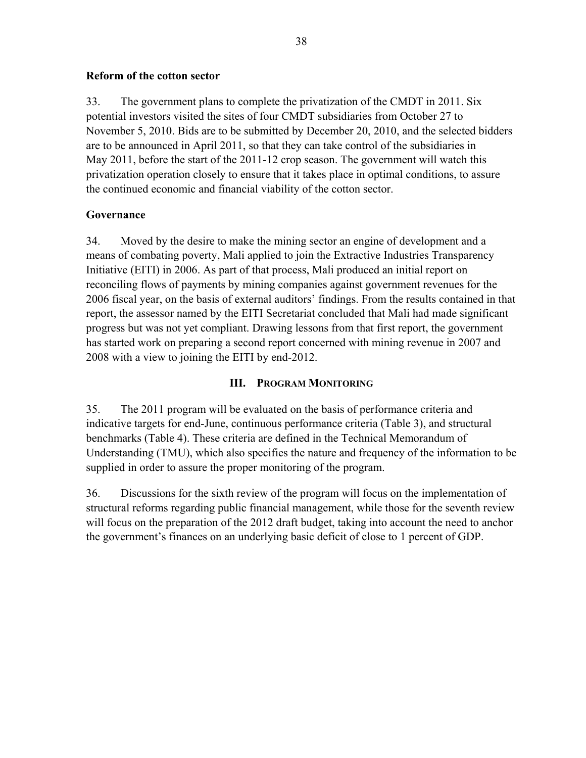**Reform of the cotton sector**

33. The government plans to complete the privatization of the CMDT in 2011. Six potential investors visited the sites of four CMDT subsidiaries from October 27 to November 5, 2010. Bids are to be submitted by December 20, 2010, and the selected bidders are to be announced in April 2011, so that they can take control of the subsidiaries in May 2011, before the start of the 2011-12 crop season. The government will watch this privatization operation closely to ensure that it takes place in optimal conditions, to assure the continued economic and financial viability of the cotton sector.

**Governance**

34. Moved by the desire to make the mining sector an engine of development and a means of combating poverty, Mali applied to join the Extractive Industries Transparency Initiative (EITI) in 2006. As part of that process, Mali produced an initial report on reconciling flows of payments by mining companies against government revenues for the 2006 fiscal year, on the basis of external auditors' findings. From the results contained in that report, the assessor named by the EITI Secretariat concluded that Mali had made significant progress but was not yet compliant. Drawing lessons from that first report, the government has started work on preparing a second report concerned with mining revenue in 2007 and 2008 with a view to joining the EITI by end-2012.

## III. PROGRAM MONITORING

35. The 2011 program will be evaluated on the basis of performance criteria and indicative targets for end-June, continuous performance criteria (Table 3), and structural benchmarks (Table 4). These criteria are defined in the Technical Memorandum of Understanding (TMU), which also specifies the nature and frequency of the information to be supplied in order to assure the proper monitoring of the program.

36. Discussions for the sixth review of the program will focus on the implementation of structural reforms regarding public financial management, while those for the seventh review will focus on the preparation of the 2012 draft budget, taking into account the need to anchor the government's finances on an underlying basic deficit of close to 1 percent of GDP.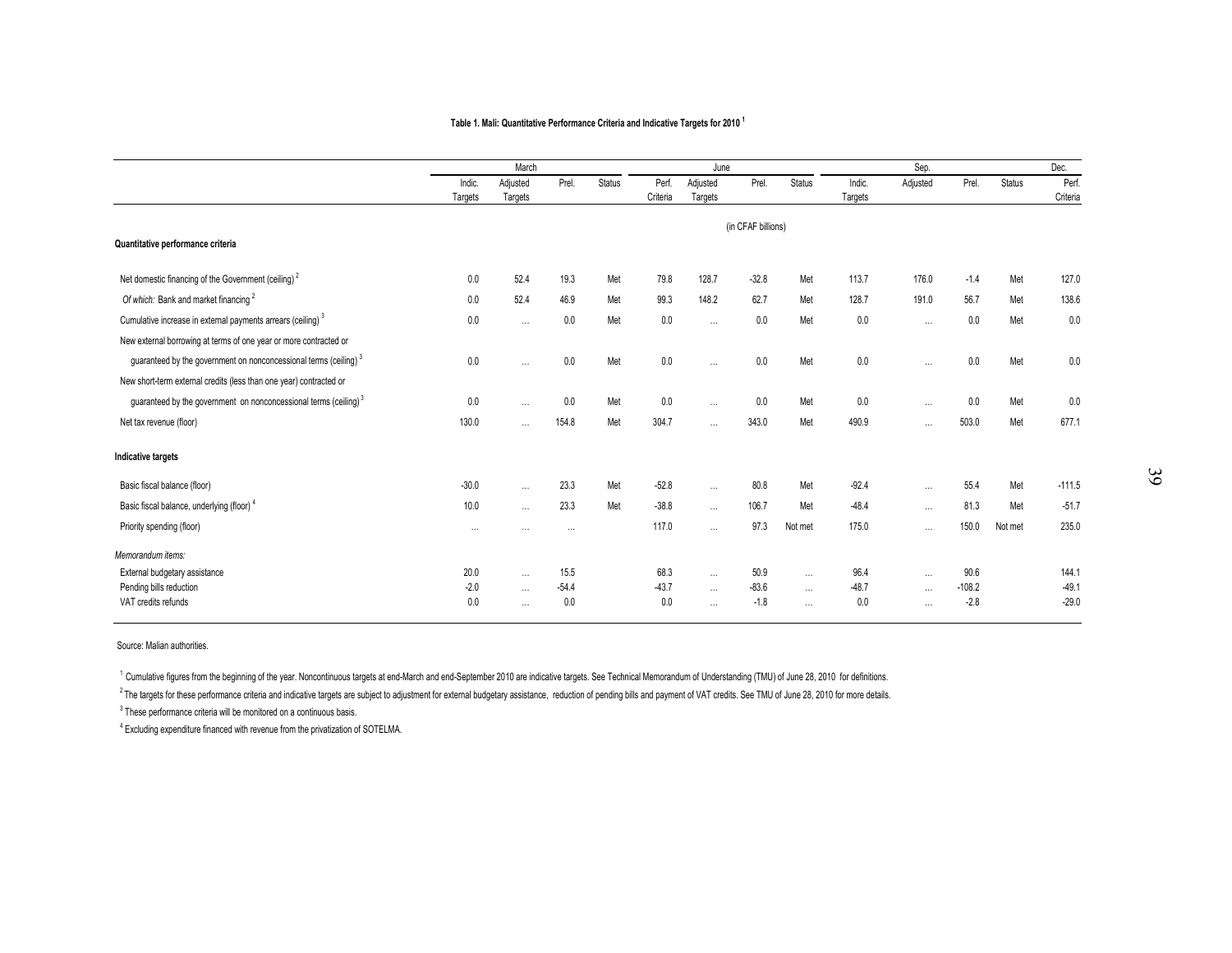**Table 1. Mali: Quantitative Performance Criteria and Indicative Targets for 2010** [1]

| | March | | | | June | | | | Sep. | | | | Dec. |
|---|---|---|---|---|---|---|---|---|---|---|---|---|---|
| | Indic. Targets | Adjusted Targets | Prel. | Status | Perf. Criteria | Adjusted Targets | Prel. | Status | Indic. Targets | Adjusted | Prel. | Status | Perf. Criteria |
| | | | | | | | (in CFAF billions) | | | | | | |
| **Quantitative performance criteria** | | | | | | | | | | | | | |
| Net domestic financing of the Government (ceiling) [2] | 0.0 | 52.4 | 19.3 | Met | 79.8 | 128.7 | -32.8 | Met | 113.7 | 176.0 | -1.4 | Met | 127.0 |
| *Of which:* Bank and market financing [2] | 0.0 | 52.4 | 46.9 | Met | 99.3 | 148.2 | 62.7 | Met | 128.7 | 191.0 | 56.7 | Met | 138.6 |
| Cumulative increase in external payments arrears (ceiling) [3] | 0.0 | … | 0.0 | Met | 0.0 | … | 0.0 | Met | 0.0 | … | 0.0 | Met | 0.0 |
| New external borrowing at terms of one year or more contracted or guaranteed by the government on nonconcessional terms (ceiling) [3] | 0.0 | … | 0.0 | Met | 0.0 | … | 0.0 | Met | 0.0 | … | 0.0 | Met | 0.0 |
| New short-term external credits (less than one year) contracted or guaranteed by the government on nonconcessional terms (ceiling) [3] | 0.0 | … | 0.0 | Met | 0.0 | … | 0.0 | Met | 0.0 | … | 0.0 | Met | 0.0 |
| Net tax revenue (floor) | 130.0 | … | 154.8 | Met | 304.7 | … | 343.0 | Met | 490.9 | … | 503.0 | Met | 677.1 |
| **Indicative targets** | | | | | | | | | | | | | |
| Basic fiscal balance (floor) | -30.0 | … | 23.3 | Met | -52.8 | … | 80.8 | Met | -92.4 | … | 55.4 | Met | -111.5 |
| Basic fiscal balance, underlying (floor) [4] | 10.0 | … | 23.3 | Met | -38.8 | … | 106.7 | Met | -48.4 | … | 81.3 | Met | -51.7 |
| Priority spending (floor) | … | … | … | | 117.0 | … | 97.3 | Not met | 175.0 | … | 150.0 | Not met | 235.0 |
| *Memorandum items:* | | | | | | | | | | | | | |
| External budgetary assistance | 20.0 | … | 15.5 | | 68.3 | … | 50.9 | … | 96.4 | … | 90.6 | | 144.1 |
| Pending bills reduction | -2.0 | … | -54.4 | | -43.7 | … | -83.6 | … | -48.7 | … | -108.2 | | -49.1 |
| VAT credits refunds | 0.0 | … | 0.0 | | 0.0 | … | -1.8 | … | 0.0 | … | -2.8 | | -29.0 |

Source: Malian authorities.

[1] Cumulative figures from the beginning of the year. Noncontinuous targets at end-March and end-September 2010 are indicative targets. See Technical Memorandum of Understanding (TMU) of June 28, 2010 for definitions.

[2] The targets for these performance criteria and indicative targets are subject to adjustment for external budgetary assistance, reduction of pending bills and payment of VAT credits. See TMU of June 28, 2010 for more details.

[3] These performance criteria will be monitored on a continuous basis.

[4] Excluding expenditure financed with revenue from the privatization of SOTELMA.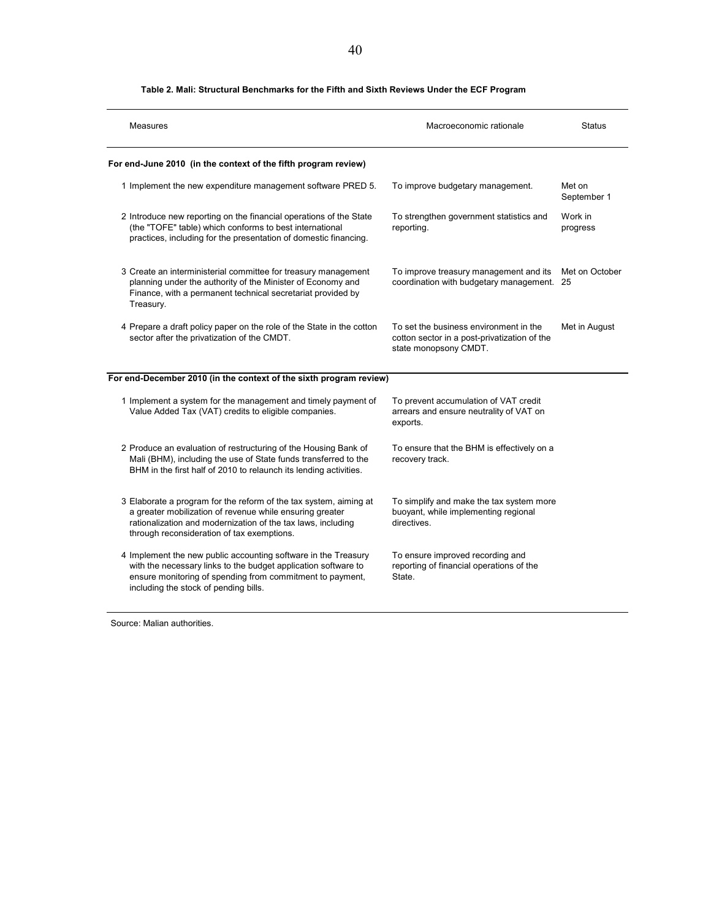**Table 2. Mali: Structural Benchmarks for the Fifth and Sixth Reviews Under the ECF Program**

| Measures | Macroeconomic rationale | Status |
|---|---|---|
| **For end-June 2010 (in the context of the fifth program review)** | | |
| 1 Implement the new expenditure management software PRED 5. | To improve budgetary management. | Met on September 1 |
| 2 Introduce new reporting on the financial operations of the State (the "TOFE" table) which conforms to best international practices, including for the presentation of domestic financing. | To strengthen government statistics and reporting. | Work in progress |
| 3 Create an interministerial committee for treasury management planning under the authority of the Minister of Economy and Finance, with a permanent technical secretariat provided by Treasury. | To improve treasury management and its coordination with budgetary management. | Met on October 25 |
| 4 Prepare a draft policy paper on the role of the State in the cotton sector after the privatization of the CMDT. | To set the business environment in the cotton sector in a post-privatization of the state monopsony CMDT. | Met in August |
| **For end-December 2010 (in the context of the sixth program review)** | | |
| 1 Implement a system for the management and timely payment of Value Added Tax (VAT) credits to eligible companies. | To prevent accumulation of VAT credit arrears and ensure neutrality of VAT on exports. | |
| 2 Produce an evaluation of restructuring of the Housing Bank of Mali (BHM), including the use of State funds transferred to the BHM in the first half of 2010 to relaunch its lending activities. | To ensure that the BHM is effectively on a recovery track. | |
| 3 Elaborate a program for the reform of the tax system, aiming at a greater mobilization of revenue while ensuring greater rationalization and modernization of the tax laws, including through reconsideration of tax exemptions. | To simplify and make the tax system more buoyant, while implementing regional directives. | |
| 4 Implement the new public accounting software in the Treasury with the necessary links to the budget application software to ensure monitoring of spending from commitment to payment, including the stock of pending bills. | To ensure improved recording and reporting of financial operations of the State. | |

Source: Malian authorities.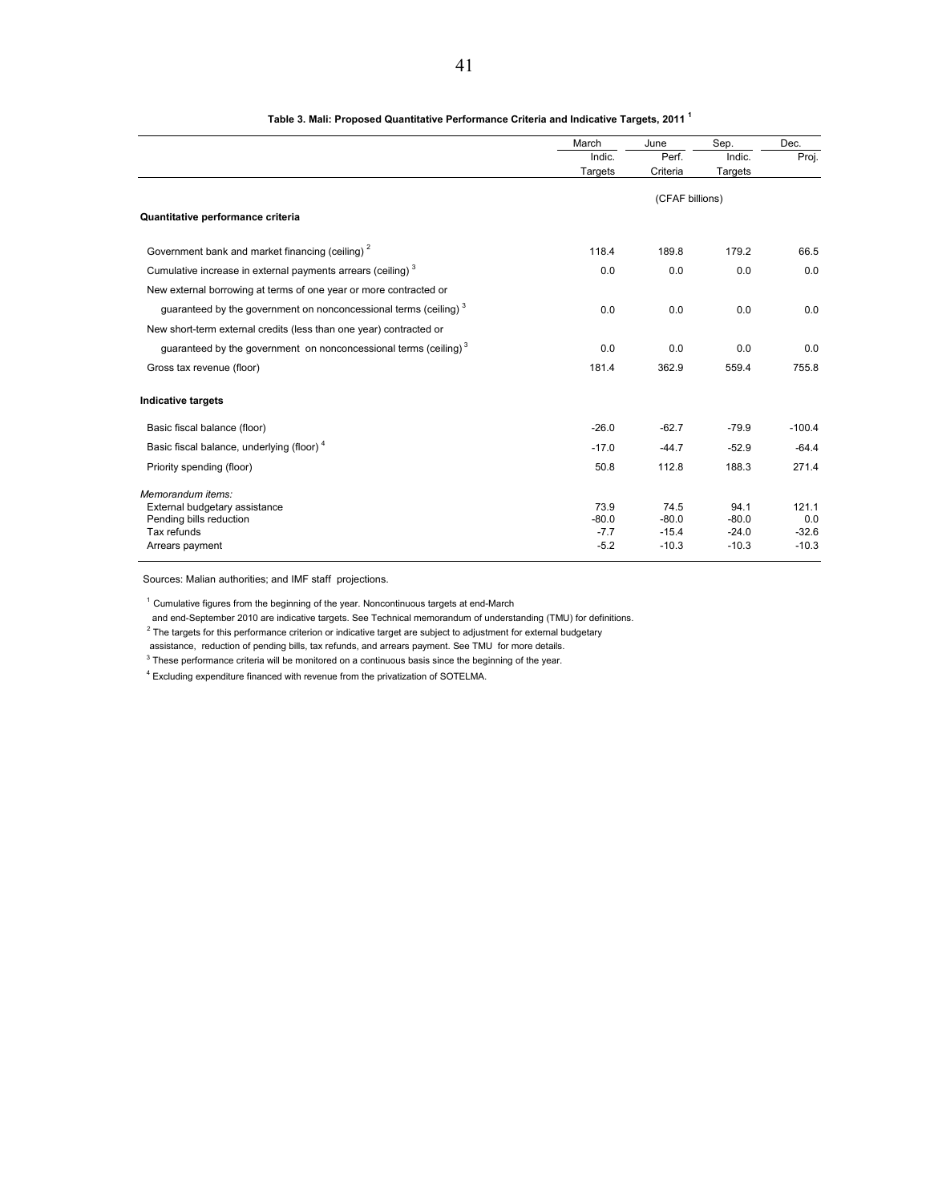**Table 3. Mali: Proposed Quantitative Performance Criteria and Indicative Targets, 2011 [1]**

| | March | June | Sep. | Dec. |
|---|---|---|---|---|
| | Indic. Targets | Perf. Criteria | Indic. Targets | Proj. |
| | (CFAF billions) | | | |
| **Quantitative performance criteria** | | | | |
| Government bank and market financing (ceiling) [2] | 118.4 | 189.8 | 179.2 | 66.5 |
| Cumulative increase in external payments arrears (ceiling) [3] | 0.0 | 0.0 | 0.0 | 0.0 |
| New external borrowing at terms of one year or more contracted or guaranteed by the government on nonconcessional terms (ceiling) [3] | 0.0 | 0.0 | 0.0 | 0.0 |
| New short-term external credits (less than one year) contracted or guaranteed by the government on nonconcessional terms (ceiling) [3] | 0.0 | 0.0 | 0.0 | 0.0 |
| Gross tax revenue (floor) | 181.4 | 362.9 | 559.4 | 755.8 |
| **Indicative targets** | | | | |
| Basic fiscal balance (floor) | -26.0 | -62.7 | -79.9 | -100.4 |
| Basic fiscal balance, underlying (floor) [4] | -17.0 | -44.7 | -52.9 | -64.4 |
| Priority spending (floor) | 50.8 | 112.8 | 188.3 | 271.4 |
| *Memorandum items:* | | | | |
| External budgetary assistance | 73.9 | 74.5 | 94.1 | 121.1 |
| Pending bills reduction | -80.0 | -80.0 | -80.0 | 0.0 |
| Tax refunds | -7.7 | -15.4 | -24.0 | -32.6 |
| Arrears payment | -5.2 | -10.3 | -10.3 | -10.3 |

Sources: Malian authorities; and IMF staff projections.

[1] Cumulative figures from the beginning of the year. Noncontinuous targets at end-March and end-September 2010 are indicative targets. See Technical memorandum of understanding (TMU) for definitions.

[2] The targets for this performance criterion or indicative target are subject to adjustment for external budgetary assistance, reduction of pending bills, tax refunds, and arrears payment. See TMU for more details.

[3] These performance criteria will be monitored on a continuous basis since the beginning of the year.

[4] Excluding expenditure financed with revenue from the privatization of SOTELMA.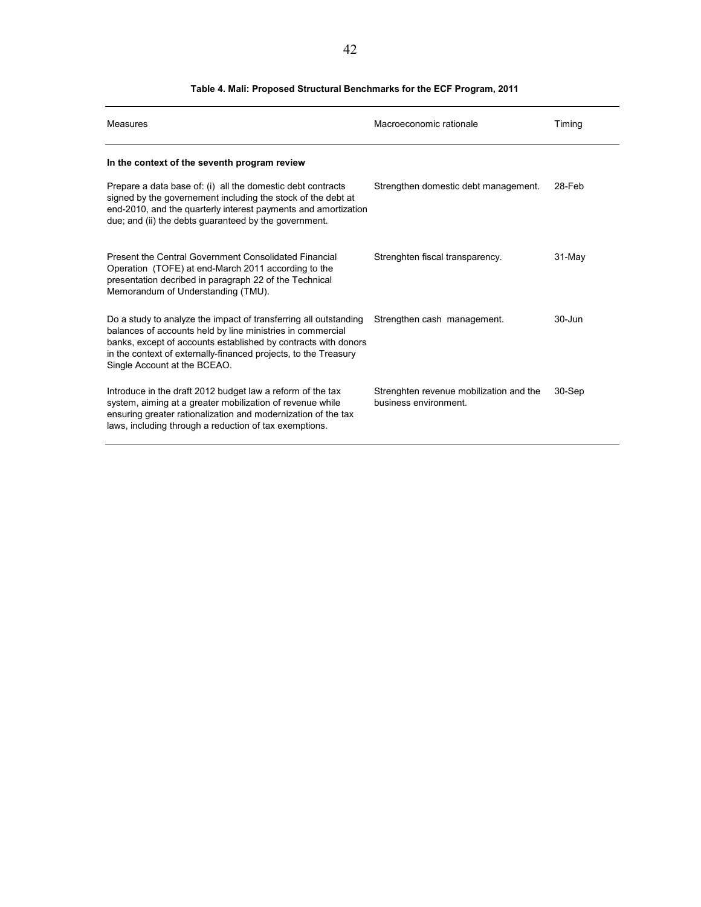**Table 4. Mali: Proposed Structural Benchmarks for the ECF Program, 2011**

| Measures | Macroeconomic rationale | Timing |
| --- | --- | --- |
| **In the context of the seventh program review** | | |
| Prepare a data base of: (i) all the domestic debt contracts signed by the governement including the stock of the debt at end-2010, and the quarterly interest payments and amortization due; and (ii) the debts guaranteed by the government. | Strengthen domestic debt management. | 28-Feb |
| Present the Central Government Consolidated Financial Operation (TOFE) at end-March 2011 according to the presentation decribed in paragraph 22 of the Technical Memorandum of Understanding (TMU). | Strenghten fiscal transparency. | 31-May |
| Do a study to analyze the impact of transferring all outstanding balances of accounts held by line ministries in commercial banks, except of accounts established by contracts with donors in the context of externally-financed projects, to the Treasury Single Account at the BCEAO. | Strengthen cash management. | 30-Jun |
| Introduce in the draft 2012 budget law a reform of the tax system, aiming at a greater mobilization of revenue while ensuring greater rationalization and modernization of the tax laws, including through a reduction of tax exemptions. | Strenghten revenue mobilization and the business environment. | 30-Sep |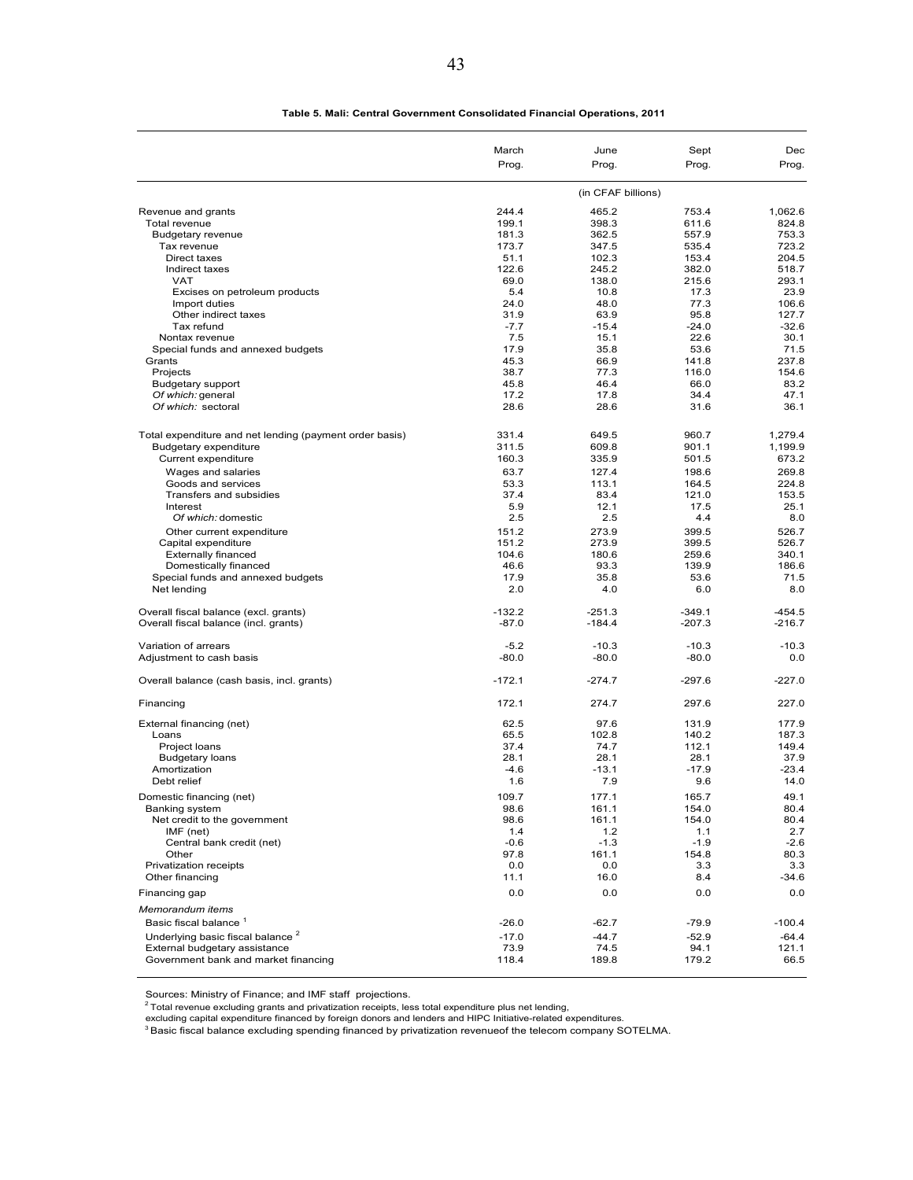**Table 5. Mali: Central Government Consolidated Financial Operations, 2011**

| | March Prog. | June Prog. | Sept Prog. | Dec Prog. |
|---|---|---|---|---|
| | (in CFAF billions) | | | |
| Revenue and grants | 244.4 | 465.2 | 753.4 | 1,062.6 |
| Total revenue | 199.1 | 398.3 | 611.6 | 824.8 |
| Budgetary revenue | 181.3 | 362.5 | 557.9 | 753.3 |
| Tax revenue | 173.7 | 347.5 | 535.4 | 723.2 |
| Direct taxes | 51.1 | 102.3 | 153.4 | 204.5 |
| Indirect taxes | 122.6 | 245.2 | 382.0 | 518.7 |
| VAT | 69.0 | 138.0 | 215.6 | 293.1 |
| Excises on petroleum products | 5.4 | 10.8 | 17.3 | 23.9 |
| Import duties | 24.0 | 48.0 | 77.3 | 106.6 |
| Other indirect taxes | 31.9 | 63.9 | 95.8 | 127.7 |
| Tax refund | -7.7 | -15.4 | -24.0 | -32.6 |
| Nontax revenue | 7.5 | 15.1 | 22.6 | 30.1 |
| Special funds and annexed budgets | 17.9 | 35.8 | 53.6 | 71.5 |
| Grants | 45.3 | 66.9 | 141.8 | 237.8 |
| Projects | 38.7 | 77.3 | 116.0 | 154.6 |
| Budgetary support | 45.8 | 46.4 | 66.0 | 83.2 |
| *Of which:* general | 17.2 | 17.8 | 34.4 | 47.1 |
| *Of which:* sectoral | 28.6 | 28.6 | 31.6 | 36.1 |
| | | | | |
| Total expenditure and net lending (payment order basis) | 331.4 | 649.5 | 960.7 | 1,279.4 |
| Budgetary expenditure | 311.5 | 609.8 | 901.1 | 1,199.9 |
| Current expenditure | 160.3 | 335.9 | 501.5 | 673.2 |
| Wages and salaries | 63.7 | 127.4 | 198.6 | 269.8 |
| Goods and services | 53.3 | 113.1 | 164.5 | 224.8 |
| Transfers and subsidies | 37.4 | 83.4 | 121.0 | 153.5 |
| Interest | 5.9 | 12.1 | 17.5 | 25.1 |
| *Of which:* domestic | 2.5 | 2.5 | 4.4 | 8.0 |
| Other current expenditure | 151.2 | 273.9 | 399.5 | 526.7 |
| Capital expenditure | 151.2 | 273.9 | 399.5 | 526.7 |
| Externally financed | 104.6 | 180.6 | 259.6 | 340.1 |
| Domestically financed | 46.6 | 93.3 | 139.9 | 186.6 |
| Special funds and annexed budgets | 17.9 | 35.8 | 53.6 | 71.5 |
| Net lending | 2.0 | 4.0 | 6.0 | 8.0 |
| | | | | |
| Overall fiscal balance (excl. grants) | -132.2 | -251.3 | -349.1 | -454.5 |
| Overall fiscal balance (incl. grants) | -87.0 | -184.4 | -207.3 | -216.7 |
| | | | | |
| Variation of arrears | -5.2 | -10.3 | -10.3 | -10.3 |
| Adjustment to cash basis | -80.0 | -80.0 | -80.0 | 0.0 |
| | | | | |
| Overall balance (cash basis, incl. grants) | -172.1 | -274.7 | -297.6 | -227.0 |
| | | | | |
| Financing | 172.1 | 274.7 | 297.6 | 227.0 |
| | | | | |
| External financing (net) | 62.5 | 97.6 | 131.9 | 177.9 |
| Loans | 65.5 | 102.8 | 140.2 | 187.3 |
| Project loans | 37.4 | 74.7 | 112.1 | 149.4 |
| Budgetary loans | 28.1 | 28.1 | 28.1 | 37.9 |
| Amortization | -4.6 | -13.1 | -17.9 | -23.4 |
| Debt relief | 1.6 | 7.9 | 9.6 | 14.0 |
| Domestic financing (net) | 109.7 | 177.1 | 165.7 | 49.1 |
| Banking system | 98.6 | 161.1 | 154.0 | 80.4 |
| Net credit to the government | 98.6 | 161.1 | 154.0 | 80.4 |
| IMF (net) | 1.4 | 1.2 | 1.1 | 2.7 |
| Central bank credit (net) | -0.6 | -1.3 | -1.9 | -2.6 |
| Other | 97.8 | 161.1 | 154.8 | 80.3 |
| Privatization receipts | 0.0 | 0.0 | 3.3 | 3.3 |
| Other financing | 11.1 | 16.0 | 8.4 | -34.6 |
| Financing gap | 0.0 | 0.0 | 0.0 | 0.0 |
| *Memorandum items* | | | | |
| Basic fiscal balance [1] | -26.0 | -62.7 | -79.9 | -100.4 |
| Underlying basic fiscal balance [2] | -17.0 | -44.7 | -52.9 | -64.4 |
| External budgetary assistance | 73.9 | 74.5 | 94.1 | 121.1 |
| Government bank and market financing | 118.4 | 189.8 | 179.2 | 66.5 |

Sources: Ministry of Finance; and IMF staff projections.

[2] Total revenue excluding grants and privatization receipts, less total expenditure plus net lending, excluding capital expenditure financed by foreign donors and lenders and HIPC Initiative-related expenditures.

[3] Basic fiscal balance excluding spending financed by privatization revenueof the telecom company SOTELMA.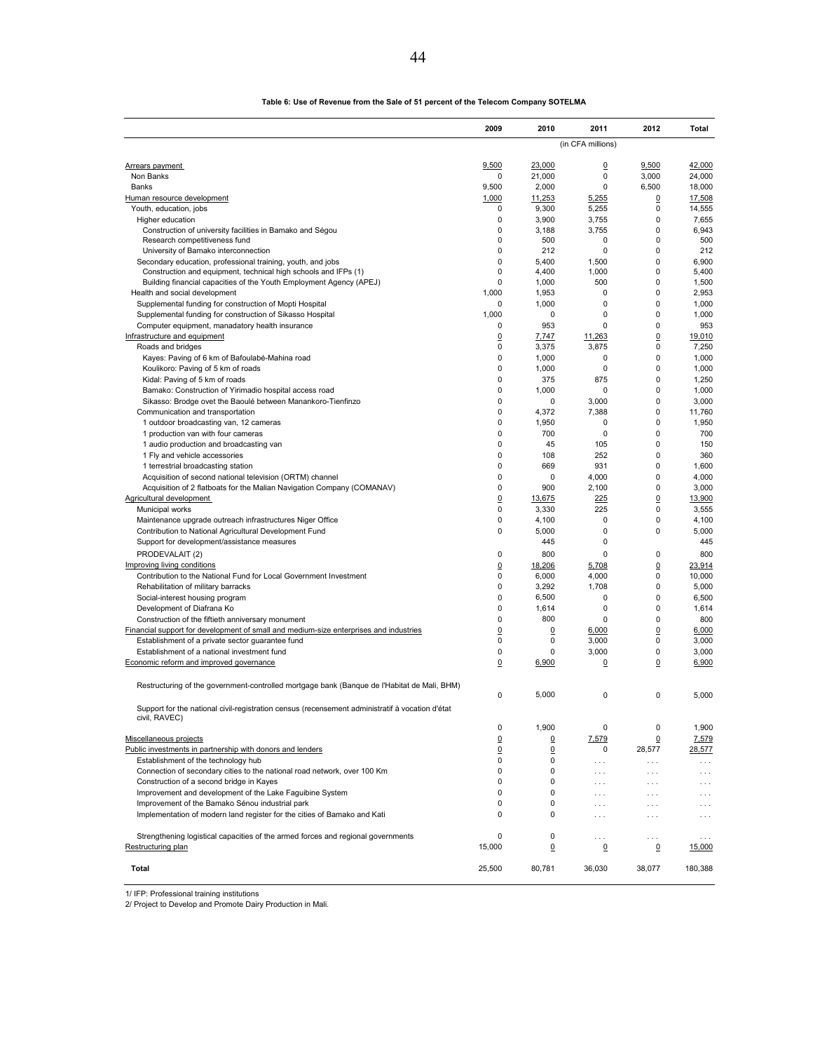**Table 6: Use of Revenue from the Sale of 51 percent of the Telecom Company SOTELMA**

| | 2009 | 2010 | 2011 | 2012 | Total |
|---|---|---|---|---|---|
| | | | (in CFA millions) | | |
| Arrears payment | 9,500 | 23,000 | 0 | 9,500 | 42,000 |
| Non Banks | 0 | 21,000 | 0 | 3,000 | 24,000 |
| Banks | 9,500 | 2,000 | 0 | 6,500 | 18,000 |
| Human resource development | 1,000 | 11,253 | 5,255 | 0 | 17,508 |
| Youth, education, jobs | 0 | 9,300 | 5,255 | 0 | 14,555 |
| Higher education | 0 | 3,900 | 3,755 | 0 | 7,655 |
| Construction of university facilities in Bamako and Ségou | 0 | 3,188 | 3,755 | 0 | 6,943 |
| Research competitiveness fund | 0 | 500 | 0 | 0 | 500 |
| University of Bamako interconnection | 0 | 212 | 0 | 0 | 212 |
| Secondary education, professional training, youth, and jobs | 0 | 5,400 | 1,500 | 0 | 6,900 |
| Construction and equipment, technical high schools and IFPs (1) | 0 | 4,400 | 1,000 | 0 | 5,400 |
| Building financial capacities of the Youth Employment Agency (APEJ) | 0 | 1,000 | 500 | 0 | 1,500 |
| Health and social development | 1,000 | 1,953 | 0 | 0 | 2,953 |
| Supplemental funding for construction of Mopti Hospital | 0 | 1,000 | 0 | 0 | 1,000 |
| Supplemental funding for construction of Sikasso Hospital | 1,000 | 0 | 0 | 0 | 1,000 |
| Computer equipment, manadatory health insurance | 0 | 953 | 0 | 0 | 953 |
| Infrastructure and equipment | 0 | 7,747 | 11,263 | 0 | 19,010 |
| Roads and bridges | 0 | 3,375 | 3,875 | 0 | 7,250 |
| Kayes: Paving of 6 km of Bafoulabé-Mahina road | 0 | 1,000 | 0 | 0 | 1,000 |
| Koulikoro: Paving of 5 km of roads | 0 | 1,000 | 0 | 0 | 1,000 |
| Kidal: Paving of 5 km of roads | 0 | 375 | 875 | 0 | 1,250 |
| Bamako: Construction of Yirimadio hospital access road | 0 | 1,000 | 0 | 0 | 1,000 |
| Sikasso: Brodge ovet the Baoulé between Manankoro-Tienfinzo | 0 | 0 | 3,000 | 0 | 3,000 |
| Communication and transportation | 0 | 4,372 | 7,388 | 0 | 11,760 |
| 1 outdoor broadcasting van, 12 cameras | 0 | 1,950 | 0 | 0 | 1,950 |
| 1 production van with four cameras | 0 | 700 | 0 | 0 | 700 |
| 1 audio production and broadcasting van | 0 | 45 | 105 | 0 | 150 |
| 1 Fly and vehicle accessories | 0 | 108 | 252 | 0 | 360 |
| 1 terrestrial broadcasting station | 0 | 669 | 931 | 0 | 1,600 |
| Acquisition of second national television (ORTM) channel | 0 | 0 | 4,000 | 0 | 4,000 |
| Acquisition of 2 flatboats for the Malian Navigation Company (COMANAV) | 0 | 900 | 2,100 | 0 | 3,000 |
| Agricultural development | 0 | 13,675 | 225 | 0 | 13,900 |
| Municipal works | 0 | 3,330 | 225 | 0 | 3,555 |
| Maintenance upgrade outreach infrastructures Niger Office | 0 | 4,100 | 0 | 0 | 4,100 |
| Contribution to National Agricultural Development Fund | 0 | 5,000 | 0 | 0 | 5,000 |
| Support for development/assistance measures | | 445 | 0 | | 445 |
| PRODEVALAIT (2) | 0 | 800 | 0 | 0 | 800 |
| Improving living conditions | 0 | 18,206 | 5,708 | 0 | 23,914 |
| Contribution to the National Fund for Local Government Investment | 0 | 6,000 | 4,000 | 0 | 10,000 |
| Rehabilitation of military barracks | 0 | 3,292 | 1,708 | 0 | 5,000 |
| Social-interest housing program | 0 | 6,500 | 0 | 0 | 6,500 |
| Development of Diafrana Ko | 0 | 1,614 | 0 | 0 | 1,614 |
| Construction of the fiftieth anniversary monument | 0 | 800 | 0 | 0 | 800 |
| Financial support for development of small and medium-size enterprises and industries | 0 | 0 | 6,000 | 0 | 6,000 |
| Establishment of a private sector guarantee fund | 0 | 0 | 3,000 | 0 | 3,000 |
| Establishment of a national investment fund | 0 | 0 | 3,000 | 0 | 3,000 |
| Economic reform and improved governance | 0 | 6,900 | 0 | 0 | 6,900 |
| Restructuring of the government-controlled mortgage bank (Banque de l'Habitat de Mali, BHM) | 0 | 5,000 | 0 | 0 | 5,000 |
| Support for the national civil-registration census (recensement administratif à vocation d'état civil, RAVEC) | 0 | 1,900 | 0 | 0 | 1,900 |
| Miscellaneous projects | 0 | 0 | 7,579 | 0 | 7,579 |
| Public investments in partnership with donors and lenders | 0 | 0 | 0 | 28,577 | 28,577 |
| Establishment of the technology hub | 0 | 0 | ... | ... | ... |
| Connection of secondary cities to the national road network, over 100 Km | 0 | 0 | ... | ... | ... |
| Construction of a second bridge in Kayes | 0 | 0 | ... | ... | ... |
| Improvement and development of the Lake Faguibine System | 0 | 0 | ... | ... | ... |
| Improvement of the Bamako Sénou industrial park | 0 | 0 | ... | ... | ... |
| Implementation of modern land register for the cities of Bamako and Kati | 0 | 0 | ... | ... | ... |
| Strengthening logistical capacities of the armed forces and regional governments | 0 | 0 | ... | ... | ... |
| Restructuring plan | 15,000 | 0 | 0 | 0 | 15,000 |
| **Total** | 25,500 | 80,781 | 36,030 | 38,077 | 180,388 |

1/ IFP: Professional training institutions
2/ Project to Develop and Promote Dairy Production in Mali.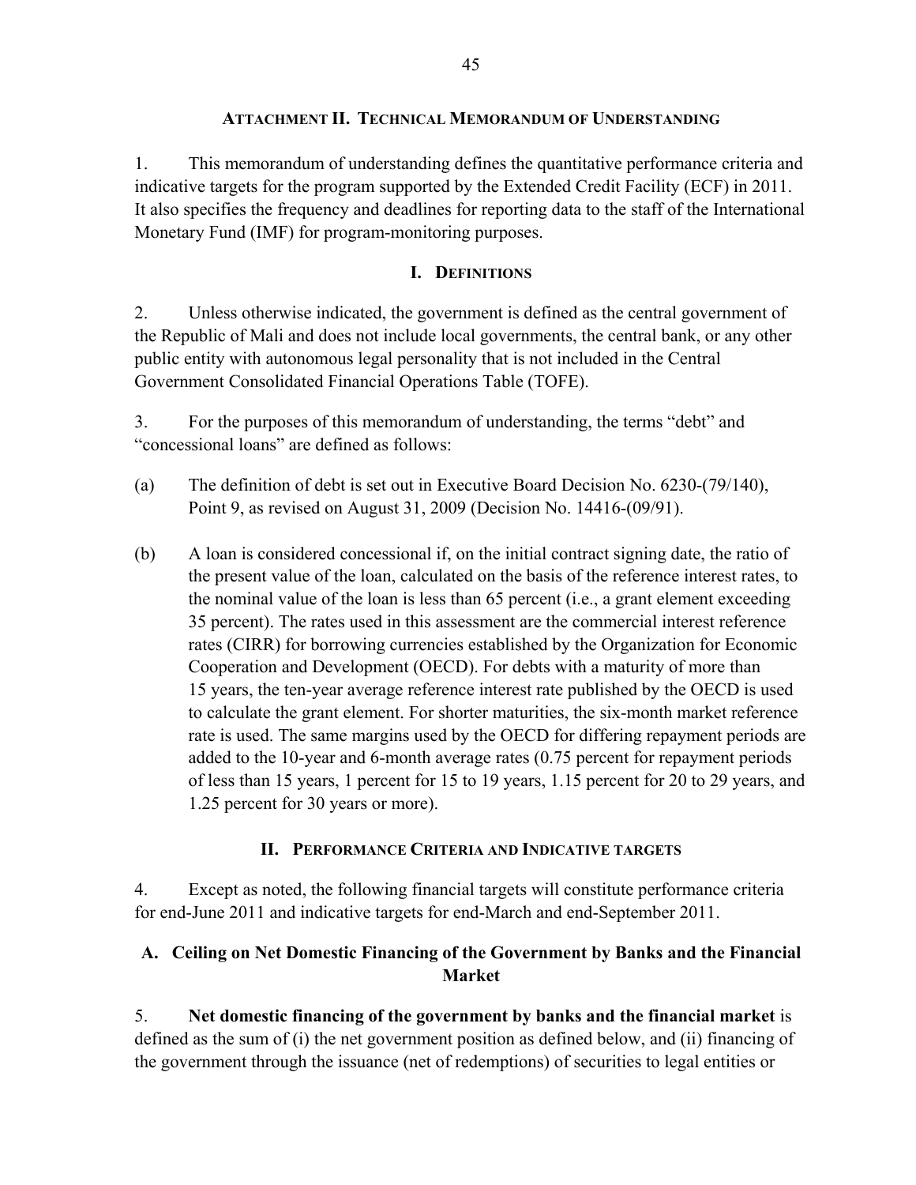## ATTACHMENT II. TECHNICAL MEMORANDUM OF UNDERSTANDING

1. This memorandum of understanding defines the quantitative performance criteria and indicative targets for the program supported by the Extended Credit Facility (ECF) in 2011. It also specifies the frequency and deadlines for reporting data to the staff of the International Monetary Fund (IMF) for program-monitoring purposes.

### I. DEFINITIONS

2. Unless otherwise indicated, the government is defined as the central government of the Republic of Mali and does not include local governments, the central bank, or any other public entity with autonomous legal personality that is not included in the Central Government Consolidated Financial Operations Table (TOFE).

3. For the purposes of this memorandum of understanding, the terms "debt" and "concessional loans" are defined as follows:

(a) The definition of debt is set out in Executive Board Decision No. 6230-(79/140), Point 9, as revised on August 31, 2009 (Decision No. 14416-(09/91).

(b) A loan is considered concessional if, on the initial contract signing date, the ratio of the present value of the loan, calculated on the basis of the reference interest rates, to the nominal value of the loan is less than 65 percent (i.e., a grant element exceeding 35 percent). The rates used in this assessment are the commercial interest reference rates (CIRR) for borrowing currencies established by the Organization for Economic Cooperation and Development (OECD). For debts with a maturity of more than 15 years, the ten-year average reference interest rate published by the OECD is used to calculate the grant element. For shorter maturities, the six-month market reference rate is used. The same margins used by the OECD for differing repayment periods are added to the 10-year and 6-month average rates (0.75 percent for repayment periods of less than 15 years, 1 percent for 15 to 19 years, 1.15 percent for 20 to 29 years, and 1.25 percent for 30 years or more).

### II. PERFORMANCE CRITERIA AND INDICATIVE TARGETS

4. Except as noted, the following financial targets will constitute performance criteria for end-June 2011 and indicative targets for end-March and end-September 2011.

#### A. Ceiling on Net Domestic Financing of the Government by Banks and the Financial Market

5. **Net domestic financing of the government by banks and the financial market** is defined as the sum of (i) the net government position as defined below, and (ii) financing of the government through the issuance (net of redemptions) of securities to legal entities or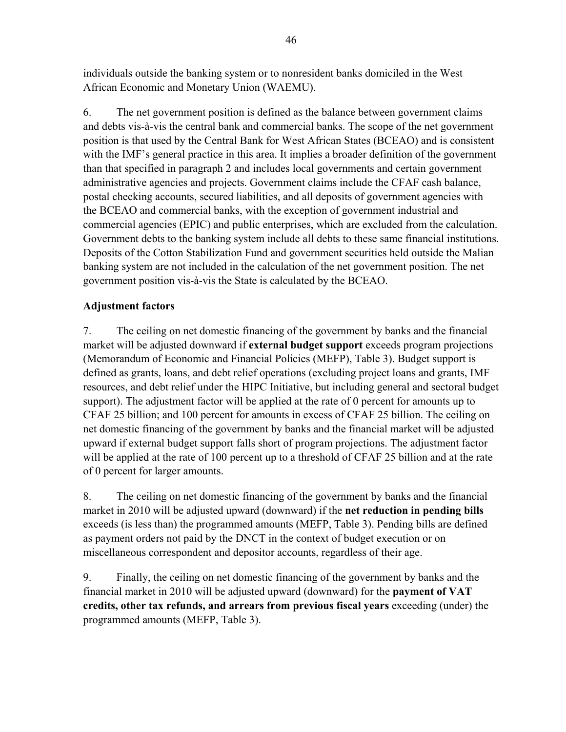individuals outside the banking system or to nonresident banks domiciled in the West African Economic and Monetary Union (WAEMU).

6. The net government position is defined as the balance between government claims and debts vis-à-vis the central bank and commercial banks. The scope of the net government position is that used by the Central Bank for West African States (BCEAO) and is consistent with the IMF's general practice in this area. It implies a broader definition of the government than that specified in paragraph 2 and includes local governments and certain government administrative agencies and projects. Government claims include the CFAF cash balance, postal checking accounts, secured liabilities, and all deposits of government agencies with the BCEAO and commercial banks, with the exception of government industrial and commercial agencies (EPIC) and public enterprises, which are excluded from the calculation. Government debts to the banking system include all debts to these same financial institutions. Deposits of the Cotton Stabilization Fund and government securities held outside the Malian banking system are not included in the calculation of the net government position. The net government position vis-à-vis the State is calculated by the BCEAO.

**Adjustment factors**

7. The ceiling on net domestic financing of the government by banks and the financial market will be adjusted downward if **external budget support** exceeds program projections (Memorandum of Economic and Financial Policies (MEFP), Table 3). Budget support is defined as grants, loans, and debt relief operations (excluding project loans and grants, IMF resources, and debt relief under the HIPC Initiative, but including general and sectoral budget support). The adjustment factor will be applied at the rate of 0 percent for amounts up to CFAF 25 billion; and 100 percent for amounts in excess of CFAF 25 billion. The ceiling on net domestic financing of the government by banks and the financial market will be adjusted upward if external budget support falls short of program projections. The adjustment factor will be applied at the rate of 100 percent up to a threshold of CFAF 25 billion and at the rate of 0 percent for larger amounts.

8. The ceiling on net domestic financing of the government by banks and the financial market in 2010 will be adjusted upward (downward) if the **net reduction in pending bills** exceeds (is less than) the programmed amounts (MEFP, Table 3). Pending bills are defined as payment orders not paid by the DNCT in the context of budget execution or on miscellaneous correspondent and depositor accounts, regardless of their age.

9. Finally, the ceiling on net domestic financing of the government by banks and the financial market in 2010 will be adjusted upward (downward) for the **payment of VAT credits, other tax refunds, and arrears from previous fiscal years** exceeding (under) the programmed amounts (MEFP, Table 3).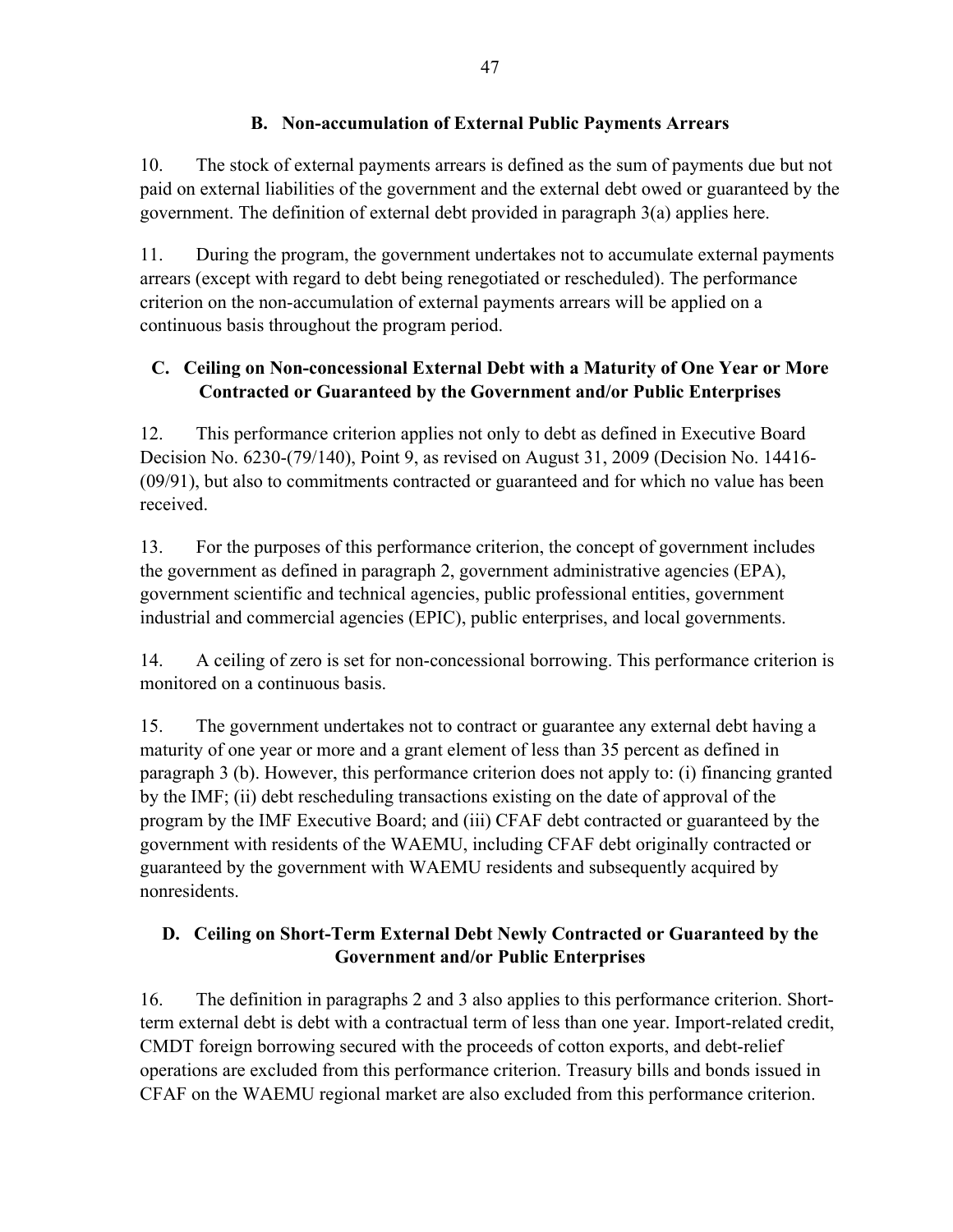### B. Non-accumulation of External Public Payments Arrears

10. The stock of external payments arrears is defined as the sum of payments due but not paid on external liabilities of the government and the external debt owed or guaranteed by the government. The definition of external debt provided in paragraph 3(a) applies here.

11. During the program, the government undertakes not to accumulate external payments arrears (except with regard to debt being renegotiated or rescheduled). The performance criterion on the non-accumulation of external payments arrears will be applied on a continuous basis throughout the program period.

### C. Ceiling on Non-concessional External Debt with a Maturity of One Year or More Contracted or Guaranteed by the Government and/or Public Enterprises

12. This performance criterion applies not only to debt as defined in Executive Board Decision No. 6230-(79/140), Point 9, as revised on August 31, 2009 (Decision No. 14416-(09/91), but also to commitments contracted or guaranteed and for which no value has been received.

13. For the purposes of this performance criterion, the concept of government includes the government as defined in paragraph 2, government administrative agencies (EPA), government scientific and technical agencies, public professional entities, government industrial and commercial agencies (EPIC), public enterprises, and local governments.

14. A ceiling of zero is set for non-concessional borrowing. This performance criterion is monitored on a continuous basis.

15. The government undertakes not to contract or guarantee any external debt having a maturity of one year or more and a grant element of less than 35 percent as defined in paragraph 3 (b). However, this performance criterion does not apply to: (i) financing granted by the IMF; (ii) debt rescheduling transactions existing on the date of approval of the program by the IMF Executive Board; and (iii) CFAF debt contracted or guaranteed by the government with residents of the WAEMU, including CFAF debt originally contracted or guaranteed by the government with WAEMU residents and subsequently acquired by nonresidents.

### D. Ceiling on Short-Term External Debt Newly Contracted or Guaranteed by the Government and/or Public Enterprises

16. The definition in paragraphs 2 and 3 also applies to this performance criterion. Short-term external debt is debt with a contractual term of less than one year. Import-related credit, CMDT foreign borrowing secured with the proceeds of cotton exports, and debt-relief operations are excluded from this performance criterion. Treasury bills and bonds issued in CFAF on the WAEMU regional market are also excluded from this performance criterion.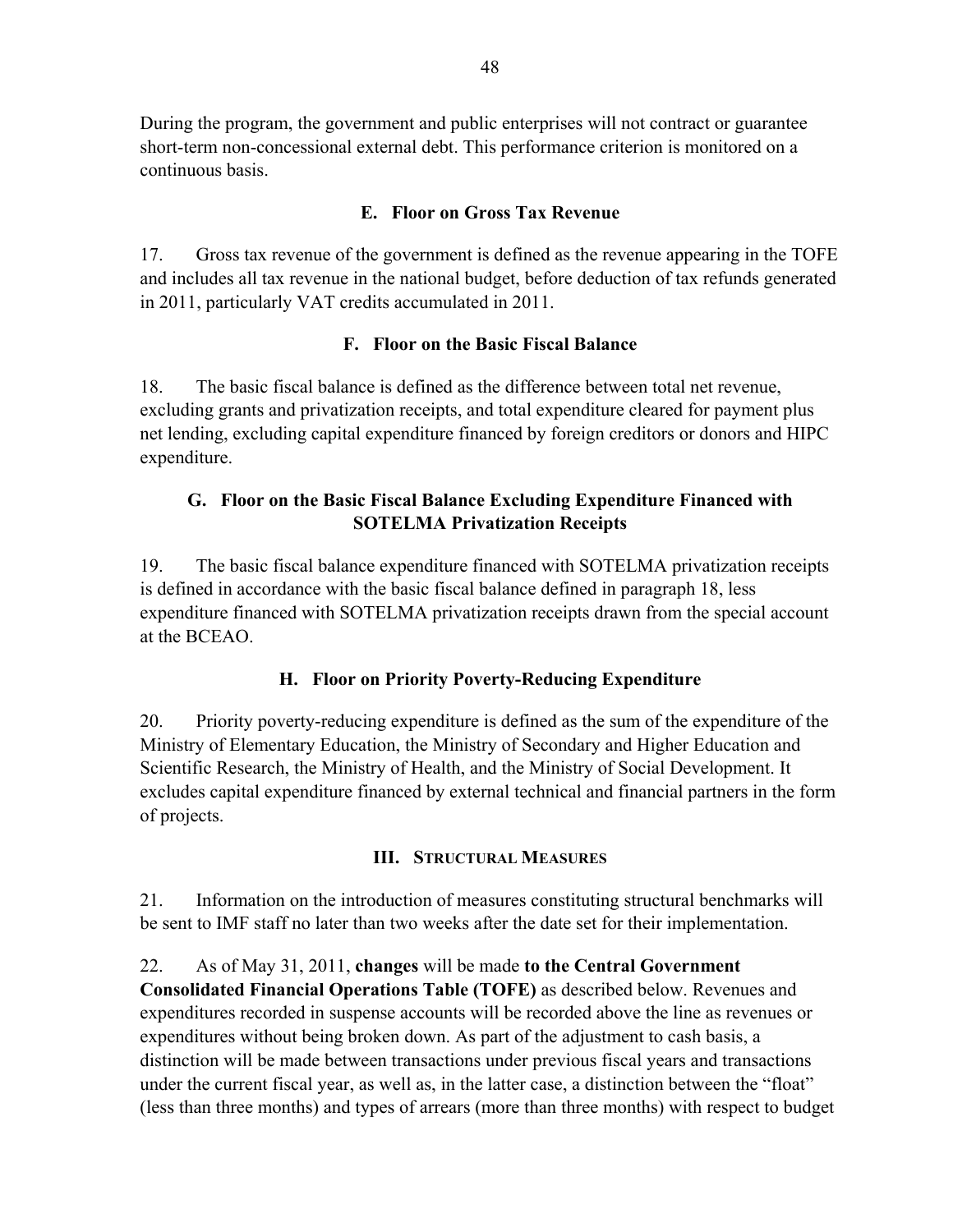During the program, the government and public enterprises will not contract or guarantee short-term non-concessional external debt. This performance criterion is monitored on a continuous basis.

### E. Floor on Gross Tax Revenue

17. Gross tax revenue of the government is defined as the revenue appearing in the TOFE and includes all tax revenue in the national budget, before deduction of tax refunds generated in 2011, particularly VAT credits accumulated in 2011.

### F. Floor on the Basic Fiscal Balance

18. The basic fiscal balance is defined as the difference between total net revenue, excluding grants and privatization receipts, and total expenditure cleared for payment plus net lending, excluding capital expenditure financed by foreign creditors or donors and HIPC expenditure.

### G. Floor on the Basic Fiscal Balance Excluding Expenditure Financed with SOTELMA Privatization Receipts

19. The basic fiscal balance expenditure financed with SOTELMA privatization receipts is defined in accordance with the basic fiscal balance defined in paragraph 18, less expenditure financed with SOTELMA privatization receipts drawn from the special account at the BCEAO.

### H. Floor on Priority Poverty-Reducing Expenditure

20. Priority poverty-reducing expenditure is defined as the sum of the expenditure of the Ministry of Elementary Education, the Ministry of Secondary and Higher Education and Scientific Research, the Ministry of Health, and the Ministry of Social Development. It excludes capital expenditure financed by external technical and financial partners in the form of projects.

## III. Structural Measures

21. Information on the introduction of measures constituting structural benchmarks will be sent to IMF staff no later than two weeks after the date set for their implementation.

22. As of May 31, 2011, **changes** will be made **to the Central Government Consolidated Financial Operations Table (TOFE)** as described below. Revenues and expenditures recorded in suspense accounts will be recorded above the line as revenues or expenditures without being broken down. As part of the adjustment to cash basis, a distinction will be made between transactions under previous fiscal years and transactions under the current fiscal year, as well as, in the latter case, a distinction between the "float" (less than three months) and types of arrears (more than three months) with respect to budget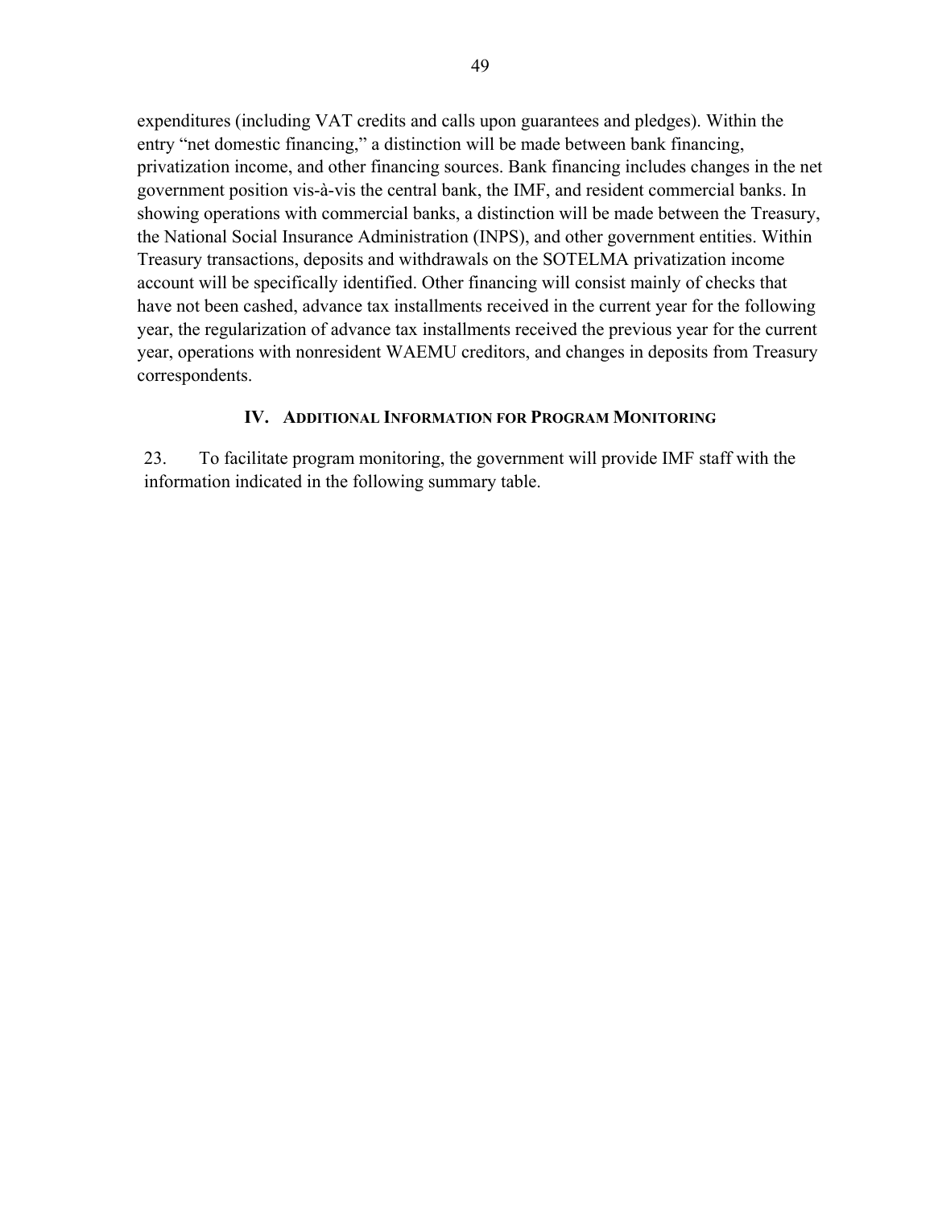expenditures (including VAT credits and calls upon guarantees and pledges). Within the entry “net domestic financing,” a distinction will be made between bank financing, privatization income, and other financing sources. Bank financing includes changes in the net government position vis-à-vis the central bank, the IMF, and resident commercial banks. In showing operations with commercial banks, a distinction will be made between the Treasury, the National Social Insurance Administration (INPS), and other government entities. Within Treasury transactions, deposits and withdrawals on the SOTELMA privatization income account will be specifically identified. Other financing will consist mainly of checks that have not been cashed, advance tax installments received in the current year for the following year, the regularization of advance tax installments received the previous year for the current year, operations with nonresident WAEMU creditors, and changes in deposits from Treasury correspondents.

## IV. Additional Information for Program Monitoring

23. To facilitate program monitoring, the government will provide IMF staff with the information indicated in the following summary table.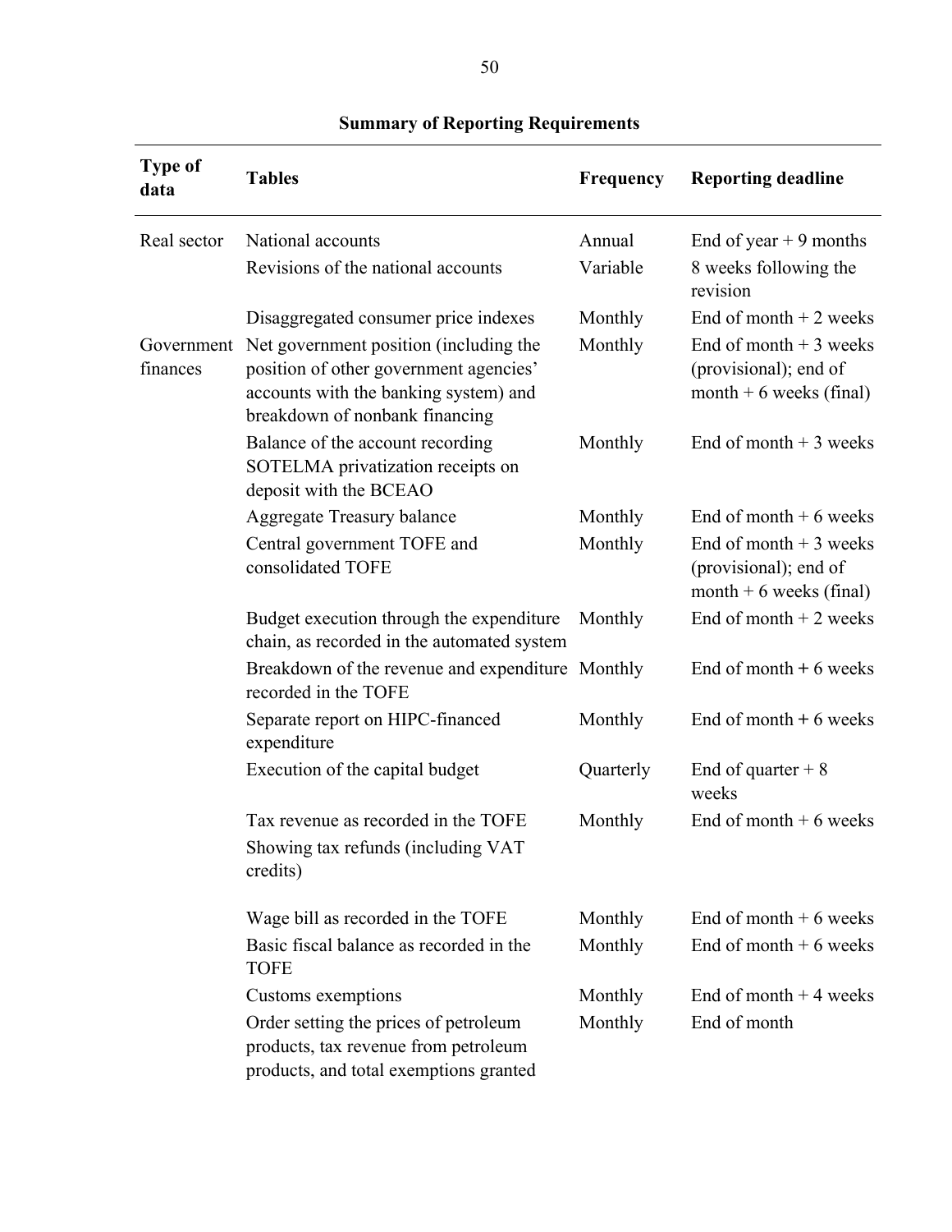**Summary of Reporting Requirements**

| Type of data | Tables | Frequency | Reporting deadline |
|---|---|---|---|
| Real sector | National accounts | Annual | End of year + 9 months |
| | Revisions of the national accounts | Variable | 8 weeks following the revision |
| | Disaggregated consumer price indexes | Monthly | End of month + 2 weeks |
| Government finances | Net government position (including the position of other government agencies' accounts with the banking system) and breakdown of nonbank financing | Monthly | End of month + 3 weeks (provisional); end of month + 6 weeks (final) |
| | Balance of the account recording SOTELMA privatization receipts on deposit with the BCEAO | Monthly | End of month + 3 weeks |
| | Aggregate Treasury balance | Monthly | End of month + 6 weeks |
| | Central government TOFE and consolidated TOFE | Monthly | End of month + 3 weeks (provisional); end of month + 6 weeks (final) |
| | Budget execution through the expenditure chain, as recorded in the automated system | Monthly | End of month + 2 weeks |
| | Breakdown of the revenue and expenditure recorded in the TOFE | Monthly | End of month + 6 weeks |
| | Separate report on HIPC-financed expenditure | Monthly | End of month + 6 weeks |
| | Execution of the capital budget | Quarterly | End of quarter + 8 weeks |
| | Tax revenue as recorded in the TOFE Showing tax refunds (including VAT credits) | Monthly | End of month + 6 weeks |
| | Wage bill as recorded in the TOFE | Monthly | End of month + 6 weeks |
| | Basic fiscal balance as recorded in the TOFE | Monthly | End of month + 6 weeks |
| | Customs exemptions | Monthly | End of month + 4 weeks |
| | Order setting the prices of petroleum products, tax revenue from petroleum products, and total exemptions granted | Monthly | End of month |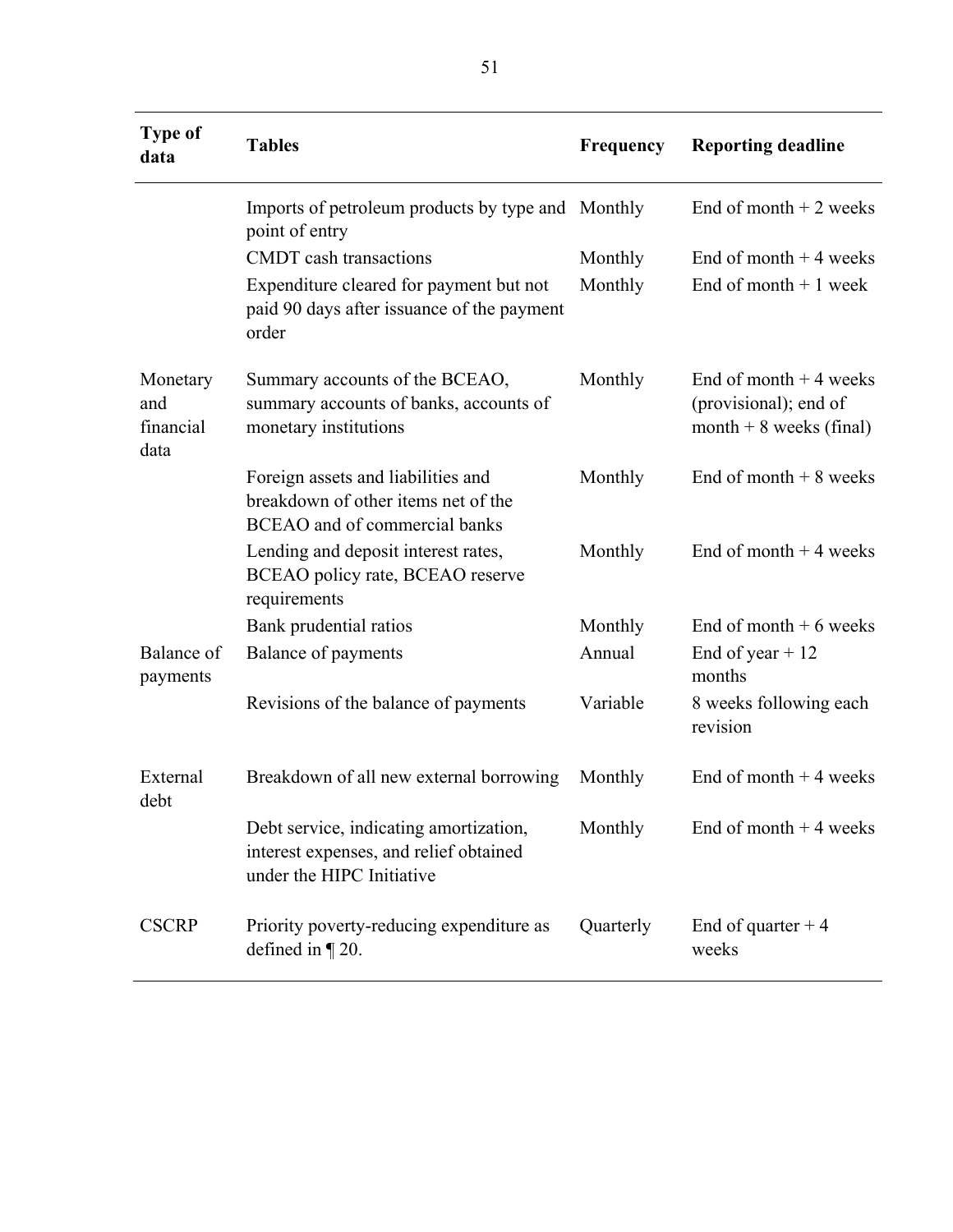| Type of data | Tables | Frequency | Reporting deadline |
|---|---|---|---|
| | Imports of petroleum products by type and point of entry | Monthly | End of month + 2 weeks |
| | CMDT cash transactions | Monthly | End of month + 4 weeks |
| | Expenditure cleared for payment but not paid 90 days after issuance of the payment order | Monthly | End of month + 1 week |
| Monetary and financial data | Summary accounts of the BCEAO, summary accounts of banks, accounts of monetary institutions | Monthly | End of month + 4 weeks (provisional); end of month + 8 weeks (final) |
| | Foreign assets and liabilities and breakdown of other items net of the BCEAO and of commercial banks | Monthly | End of month + 8 weeks |
| | Lending and deposit interest rates, BCEAO policy rate, BCEAO reserve requirements | Monthly | End of month + 4 weeks |
| | Bank prudential ratios | Monthly | End of month + 6 weeks |
| Balance of payments | Balance of payments | Annual | End of year + 12 months |
| | Revisions of the balance of payments | Variable | 8 weeks following each revision |
| External debt | Breakdown of all new external borrowing | Monthly | End of month + 4 weeks |
| | Debt service, indicating amortization, interest expenses, and relief obtained under the HIPC Initiative | Monthly | End of month + 4 weeks |
| CSCRP | Priority poverty-reducing expenditure as defined in ¶ 20. | Quarterly | End of quarter + 4 weeks |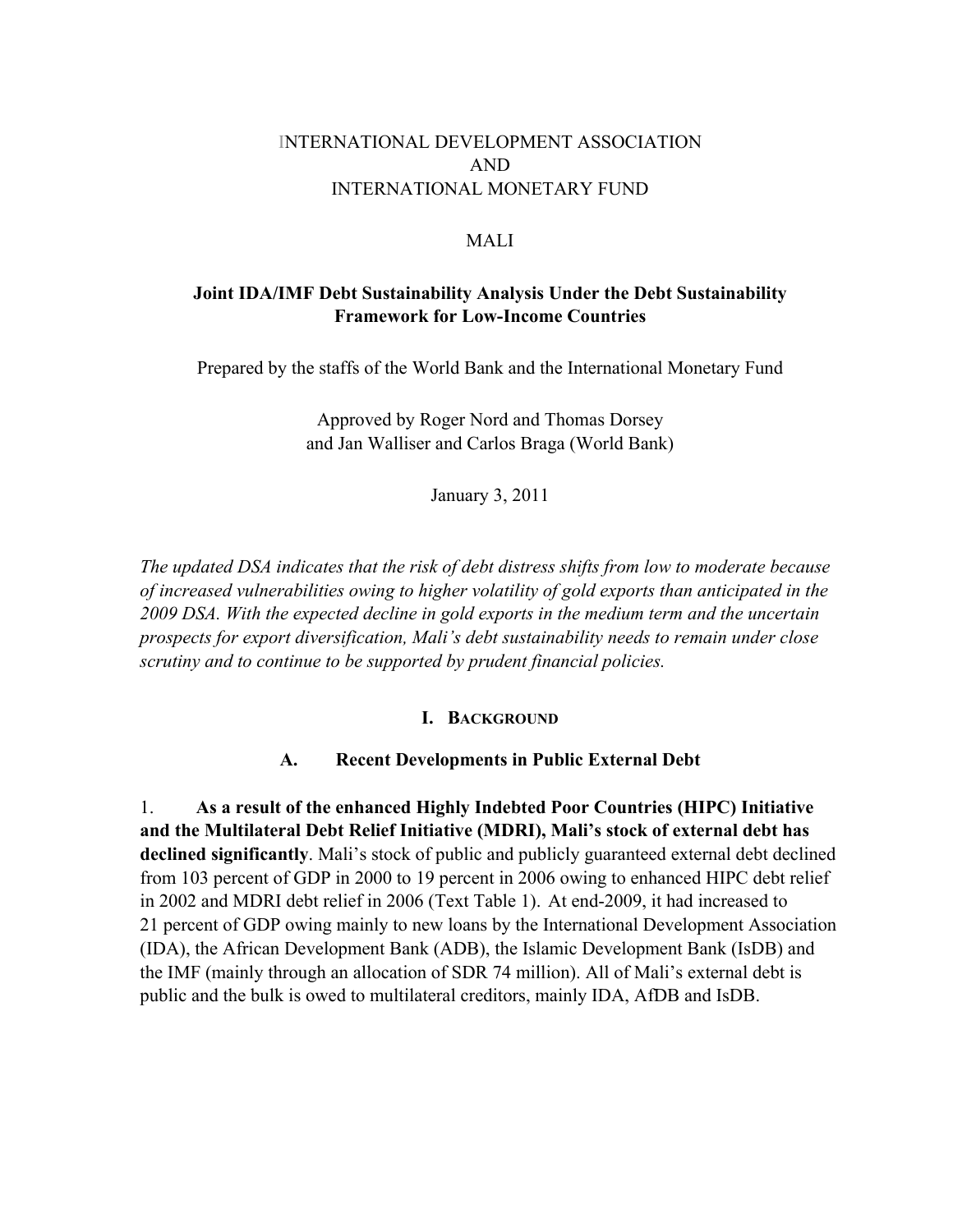INTERNATIONAL DEVELOPMENT ASSOCIATION
AND
INTERNATIONAL MONETARY FUND

MALI

**Joint IDA/IMF Debt Sustainability Analysis Under the Debt Sustainability Framework for Low-Income Countries**

Prepared by the staffs of the World Bank and the International Monetary Fund

Approved by Roger Nord and Thomas Dorsey
and Jan Walliser and Carlos Braga (World Bank)

January 3, 2011

*The updated DSA indicates that the risk of debt distress shifts from low to moderate because of increased vulnerabilities owing to higher volatility of gold exports than anticipated in the 2009 DSA. With the expected decline in gold exports in the medium term and the uncertain prospects for export diversification, Mali's debt sustainability needs to remain under close scrutiny and to continue to be supported by prudent financial policies.*

## I. Background

### A. Recent Developments in Public External Debt

1. **As a result of the enhanced Highly Indebted Poor Countries (HIPC) Initiative and the Multilateral Debt Relief Initiative (MDRI), Mali's stock of external debt has declined significantly**. Mali's stock of public and publicly guaranteed external debt declined from 103 percent of GDP in 2000 to 19 percent in 2006 owing to enhanced HIPC debt relief in 2002 and MDRI debt relief in 2006 (Text Table 1). At end-2009, it had increased to 21 percent of GDP owing mainly to new loans by the International Development Association (IDA), the African Development Bank (ADB), the Islamic Development Bank (IsDB) and the IMF (mainly through an allocation of SDR 74 million). All of Mali's external debt is public and the bulk is owed to multilateral creditors, mainly IDA, AfDB and IsDB.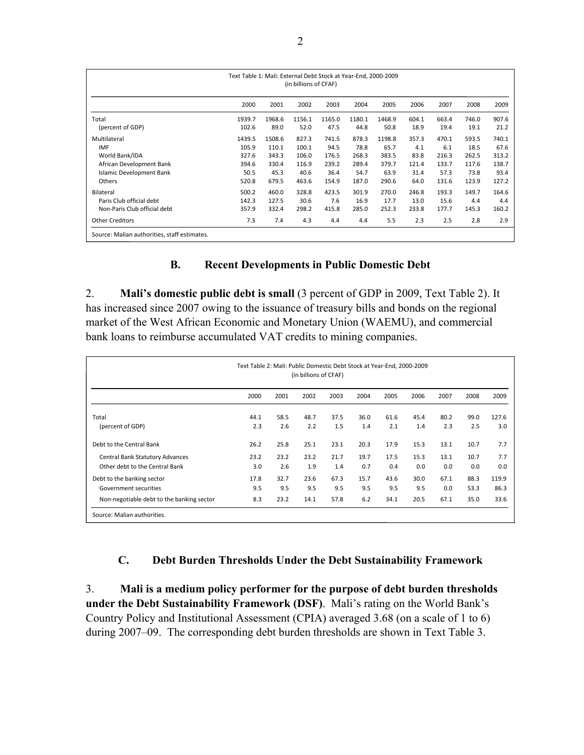Text Table 1: Mali: External Debt Stock at Year-End, 2000-2009
(in billions of CFAF)

| | 2000 | 2001 | 2002 | 2003 | 2004 | 2005 | 2006 | 2007 | 2008 | 2009 |
|---|---|---|---|---|---|---|---|---|---|---|
| Total | 1939.7 | 1968.6 | 1156.1 | 1165.0 | 1180.1 | 1468.9 | 604.1 | 663.4 | 746.0 | 907.6 |
| (percent of GDP) | 102.6 | 89.0 | 52.0 | 47.5 | 44.8 | 50.8 | 18.9 | 19.4 | 19.1 | 21.2 |
| Multilateral | 1439.5 | 1508.6 | 827.3 | 741.5 | 878.3 | 1198.8 | 357.3 | 470.1 | 593.5 | 740.1 |
| IMF | 105.9 | 110.1 | 100.1 | 94.5 | 78.8 | 65.7 | 4.1 | 6.1 | 18.5 | 67.6 |
| World Bank/IDA | 327.6 | 343.3 | 106.0 | 176.5 | 268.3 | 383.5 | 83.8 | 216.3 | 262.5 | 313.2 |
| African Development Bank | 394.6 | 330.4 | 116.9 | 239.2 | 289.4 | 379.7 | 121.4 | 133.7 | 117.6 | 138.7 |
| Islamic Development Bank | 50.5 | 45.3 | 40.6 | 36.4 | 54.7 | 63.9 | 31.4 | 57.3 | 73.8 | 93.4 |
| Others | 520.8 | 679.5 | 463.6 | 154.9 | 187.0 | 290.6 | 64.0 | 131.6 | 123.9 | 127.2 |
| Bilateral | 500.2 | 460.0 | 328.8 | 423.5 | 301.9 | 270.0 | 246.8 | 193.3 | 149.7 | 164.6 |
| Paris Club official debt | 142.3 | 127.5 | 30.6 | 7.6 | 16.9 | 17.7 | 13.0 | 15.6 | 4.4 | 4.4 |
| Non-Paris Club official debt | 357.9 | 332.4 | 298.2 | 415.8 | 285.0 | 252.3 | 233.8 | 177.7 | 145.3 | 160.2 |
| Other Creditors | 7.3 | 7.4 | 4.3 | 4.4 | 4.4 | 5.5 | 2.3 | 2.5 | 2.8 | 2.9 |

Source: Malian authorities, staff estimates.

### B. Recent Developments in Public Domestic Debt

2. **Mali's domestic public debt is small** (3 percent of GDP in 2009, Text Table 2). It has increased since 2007 owing to the issuance of treasury bills and bonds on the regional market of the West African Economic and Monetary Union (WAEMU), and commercial bank loans to reimburse accumulated VAT credits to mining companies.

Text Table 2: Mali: Public Domestic Debt Stock at Year-End, 2000-2009
(in billions of CFAF)

| | 2000 | 2001 | 2002 | 2003 | 2004 | 2005 | 2006 | 2007 | 2008 | 2009 |
|---|---|---|---|---|---|---|---|---|---|---|
| Total | 44.1 | 58.5 | 48.7 | 37.5 | 36.0 | 61.6 | 45.4 | 80.2 | 99.0 | 127.6 |
| (percent of GDP) | 2.3 | 2.6 | 2.2 | 1.5 | 1.4 | 2.1 | 1.4 | 2.3 | 2.5 | 3.0 |
| Debt to the Central Bank | 26.2 | 25.8 | 25.1 | 23.1 | 20.3 | 17.9 | 15.3 | 13.1 | 10.7 | 7.7 |
| Central Bank Statutory Advances | 23.2 | 23.2 | 23.2 | 21.7 | 19.7 | 17.5 | 15.3 | 13.1 | 10.7 | 7.7 |
| Other debt to the Central Bank | 3.0 | 2.6 | 1.9 | 1.4 | 0.7 | 0.4 | 0.0 | 0.0 | 0.0 | 0.0 |
| Debt to the banking sector | 17.8 | 32.7 | 23.6 | 67.3 | 15.7 | 43.6 | 30.0 | 67.1 | 88.3 | 119.9 |
| Government securities | 9.5 | 9.5 | 9.5 | 9.5 | 9.5 | 9.5 | 9.5 | 0.0 | 53.3 | 86.3 |
| Non-negotiable debt to the banking sector | 8.3 | 23.2 | 14.1 | 57.8 | 6.2 | 34.1 | 20.5 | 67.1 | 35.0 | 33.6 |

Source: Malian authorities.

### C. Debt Burden Thresholds Under the Debt Sustainability Framework

3. **Mali is a medium policy performer for the purpose of debt burden thresholds under the Debt Sustainability Framework (DSF)**. Mali's rating on the World Bank's Country Policy and Institutional Assessment (CPIA) averaged 3.68 (on a scale of 1 to 6) during 2007–09. The corresponding debt burden thresholds are shown in Text Table 3.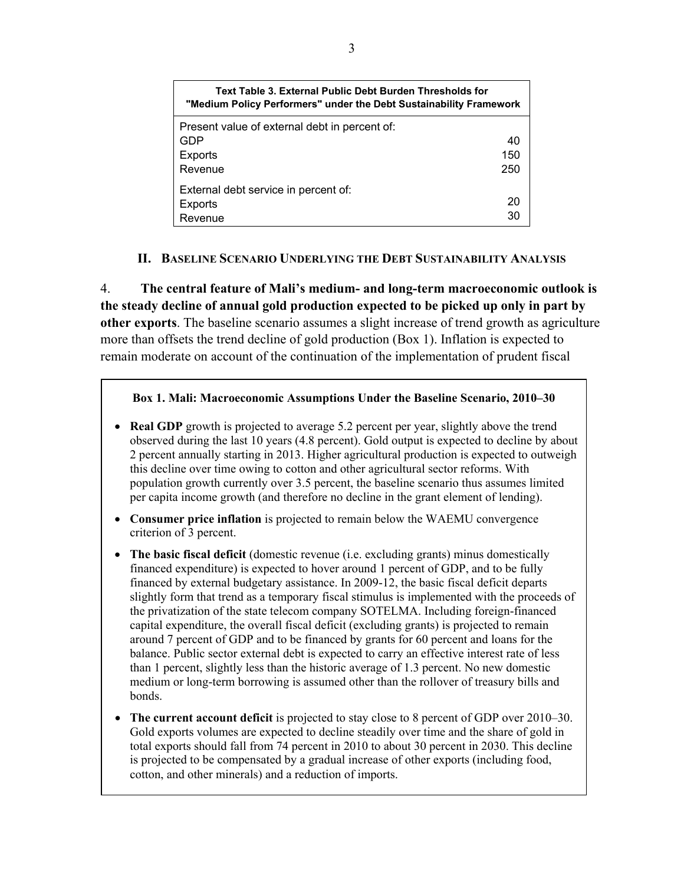| Text Table 3. External Public Debt Burden Thresholds for "Medium Policy Performers" under the Debt Sustainability Framework | |
|---|---|
| Present value of external debt in percent of: | |
| GDP | 40 |
| Exports | 150 |
| Revenue | 250 |
| External debt service in percent of: | |
| Exports | 20 |
| Revenue | 30 |

## II. Baseline Scenario Underlying the Debt Sustainability Analysis

4. **The central feature of Mali's medium- and long-term macroeconomic outlook is the steady decline of annual gold production expected to be picked up only in part by other exports**. The baseline scenario assumes a slight increase of trend growth as agriculture more than offsets the trend decline of gold production (Box 1). Inflation is expected to remain moderate on account of the continuation of the implementation of prudent fiscal

**Box 1. Mali: Macroeconomic Assumptions Under the Baseline Scenario, 2010–30**

- **Real GDP** growth is projected to average 5.2 percent per year, slightly above the trend observed during the last 10 years (4.8 percent). Gold output is expected to decline by about 2 percent annually starting in 2013. Higher agricultural production is expected to outweigh this decline over time owing to cotton and other agricultural sector reforms. With population growth currently over 3.5 percent, the baseline scenario thus assumes limited per capita income growth (and therefore no decline in the grant element of lending).
- **Consumer price inflation** is projected to remain below the WAEMU convergence criterion of 3 percent.
- **The basic fiscal deficit** (domestic revenue (i.e. excluding grants) minus domestically financed expenditure) is expected to hover around 1 percent of GDP, and to be fully financed by external budgetary assistance. In 2009-12, the basic fiscal deficit departs slightly form that trend as a temporary fiscal stimulus is implemented with the proceeds of the privatization of the state telecom company SOTELMA. Including foreign-financed capital expenditure, the overall fiscal deficit (excluding grants) is projected to remain around 7 percent of GDP and to be financed by grants for 60 percent and loans for the balance. Public sector external debt is expected to carry an effective interest rate of less than 1 percent, slightly less than the historic average of 1.3 percent. No new domestic medium or long-term borrowing is assumed other than the rollover of treasury bills and bonds.
- **The current account deficit** is projected to stay close to 8 percent of GDP over 2010–30. Gold exports volumes are expected to decline steadily over time and the share of gold in total exports should fall from 74 percent in 2010 to about 30 percent in 2030. This decline is projected to be compensated by a gradual increase of other exports (including food, cotton, and other minerals) and a reduction of imports.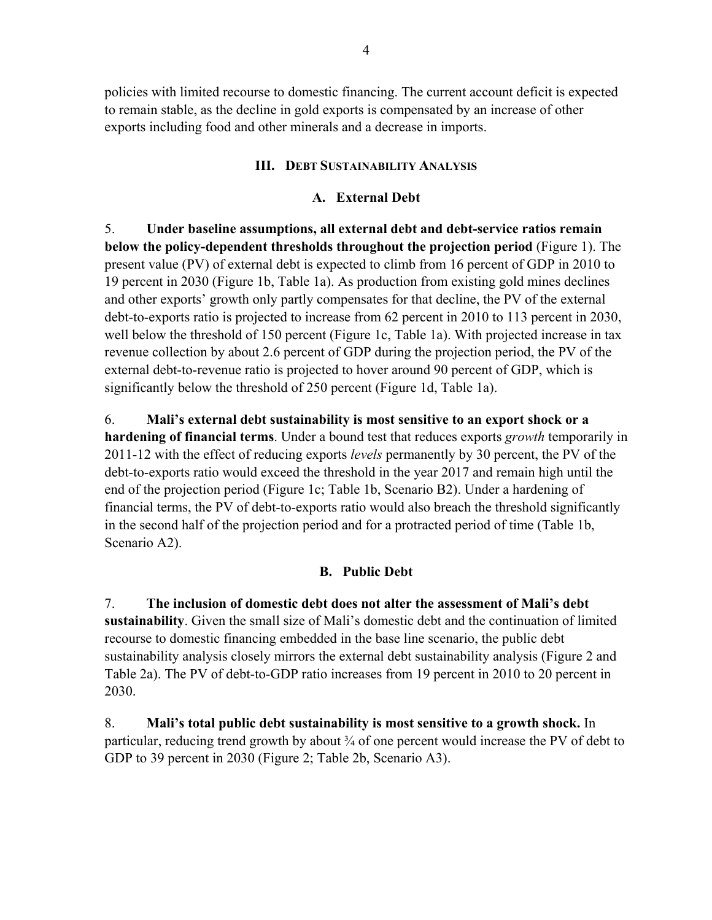policies with limited recourse to domestic financing. The current account deficit is expected to remain stable, as the decline in gold exports is compensated by an increase of other exports including food and other minerals and a decrease in imports.

## III. Debt Sustainability Analysis

### A. External Debt

5. **Under baseline assumptions, all external debt and debt-service ratios remain below the policy-dependent thresholds throughout the projection period** (Figure 1). The present value (PV) of external debt is expected to climb from 16 percent of GDP in 2010 to 19 percent in 2030 (Figure 1b, Table 1a). As production from existing gold mines declines and other exports' growth only partly compensates for that decline, the PV of the external debt-to-exports ratio is projected to increase from 62 percent in 2010 to 113 percent in 2030, well below the threshold of 150 percent (Figure 1c, Table 1a). With projected increase in tax revenue collection by about 2.6 percent of GDP during the projection period, the PV of the external debt-to-revenue ratio is projected to hover around 90 percent of GDP, which is significantly below the threshold of 250 percent (Figure 1d, Table 1a).

6. **Mali's external debt sustainability is most sensitive to an export shock or a hardening of financial terms**. Under a bound test that reduces exports *growth* temporarily in 2011-12 with the effect of reducing exports *levels* permanently by 30 percent, the PV of the debt-to-exports ratio would exceed the threshold in the year 2017 and remain high until the end of the projection period (Figure 1c; Table 1b, Scenario B2). Under a hardening of financial terms, the PV of debt-to-exports ratio would also breach the threshold significantly in the second half of the projection period and for a protracted period of time (Table 1b, Scenario A2).

### B. Public Debt

7. **The inclusion of domestic debt does not alter the assessment of Mali's debt sustainability**. Given the small size of Mali's domestic debt and the continuation of limited recourse to domestic financing embedded in the base line scenario, the public debt sustainability analysis closely mirrors the external debt sustainability analysis (Figure 2 and Table 2a). The PV of debt-to-GDP ratio increases from 19 percent in 2010 to 20 percent in 2030.

8. **Mali's total public debt sustainability is most sensitive to a growth shock.** In particular, reducing trend growth by about ¾ of one percent would increase the PV of debt to GDP to 39 percent in 2030 (Figure 2; Table 2b, Scenario A3).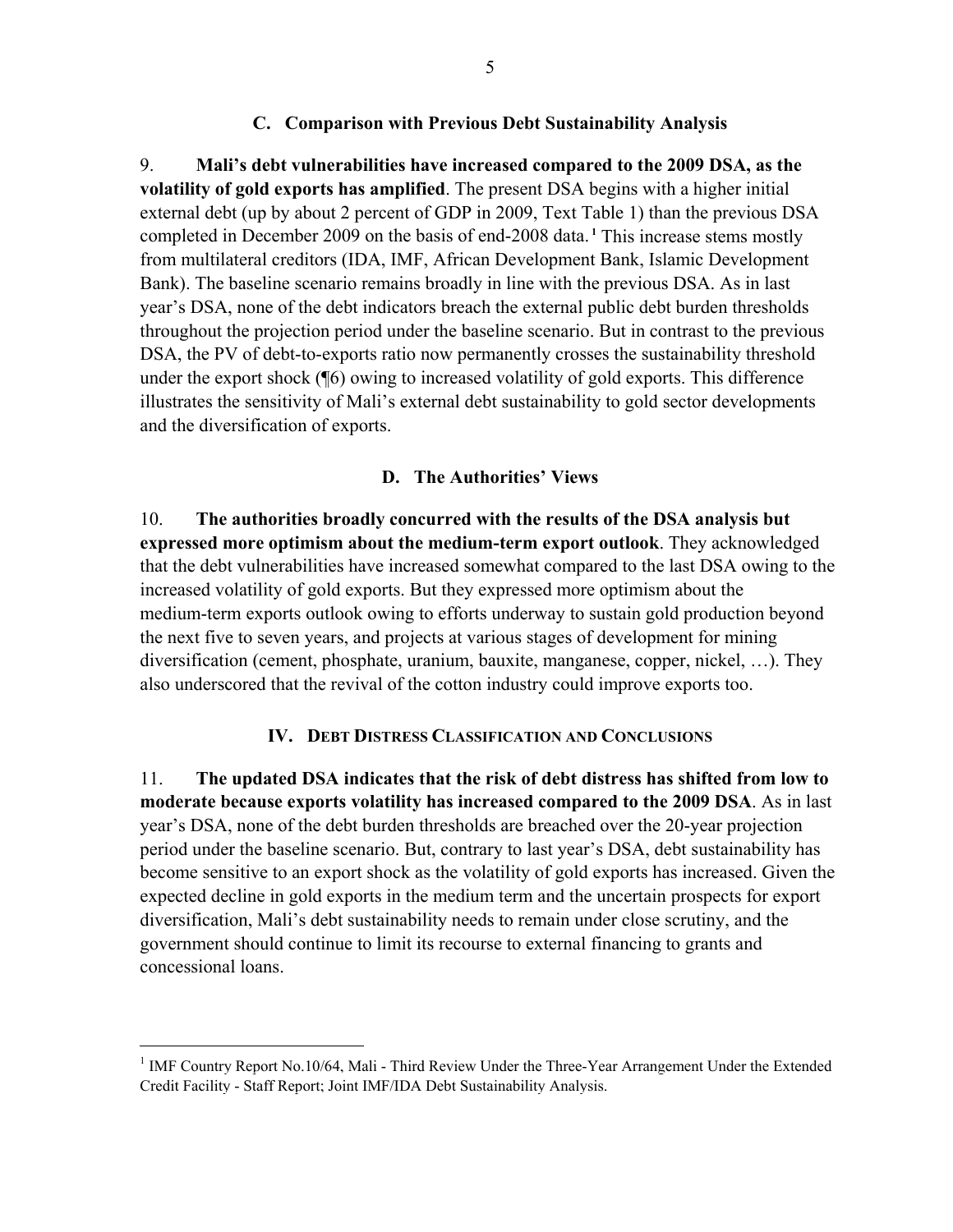### C. Comparison with Previous Debt Sustainability Analysis

9. **Mali's debt vulnerabilities have increased compared to the 2009 DSA, as the volatility of gold exports has amplified**. The present DSA begins with a higher initial external debt (up by about 2 percent of GDP in 2009, Text Table 1) than the previous DSA completed in December 2009 on the basis of end-2008 data.[1] This increase stems mostly from multilateral creditors (IDA, IMF, African Development Bank, Islamic Development Bank). The baseline scenario remains broadly in line with the previous DSA. As in last year's DSA, none of the debt indicators breach the external public debt burden thresholds throughout the projection period under the baseline scenario. But in contrast to the previous DSA, the PV of debt-to-exports ratio now permanently crosses the sustainability threshold under the export shock (¶6) owing to increased volatility of gold exports. This difference illustrates the sensitivity of Mali's external debt sustainability to gold sector developments and the diversification of exports.

### D. The Authorities' Views

10. **The authorities broadly concurred with the results of the DSA analysis but expressed more optimism about the medium-term export outlook**. They acknowledged that the debt vulnerabilities have increased somewhat compared to the last DSA owing to the increased volatility of gold exports. But they expressed more optimism about the medium-term exports outlook owing to efforts underway to sustain gold production beyond the next five to seven years, and projects at various stages of development for mining diversification (cement, phosphate, uranium, bauxite, manganese, copper, nickel, …). They also underscored that the revival of the cotton industry could improve exports too.

## IV. Debt Distress Classification and Conclusions

11. **The updated DSA indicates that the risk of debt distress has shifted from low to moderate because exports volatility has increased compared to the 2009 DSA**. As in last year's DSA, none of the debt burden thresholds are breached over the 20-year projection period under the baseline scenario. But, contrary to last year's DSA, debt sustainability has become sensitive to an export shock as the volatility of gold exports has increased. Given the expected decline in gold exports in the medium term and the uncertain prospects for export diversification, Mali's debt sustainability needs to remain under close scrutiny, and the government should continue to limit its recourse to external financing to grants and concessional loans.

---

[1] IMF Country Report No.10/64, Mali - Third Review Under the Three-Year Arrangement Under the Extended Credit Facility - Staff Report; Joint IMF/IDA Debt Sustainability Analysis.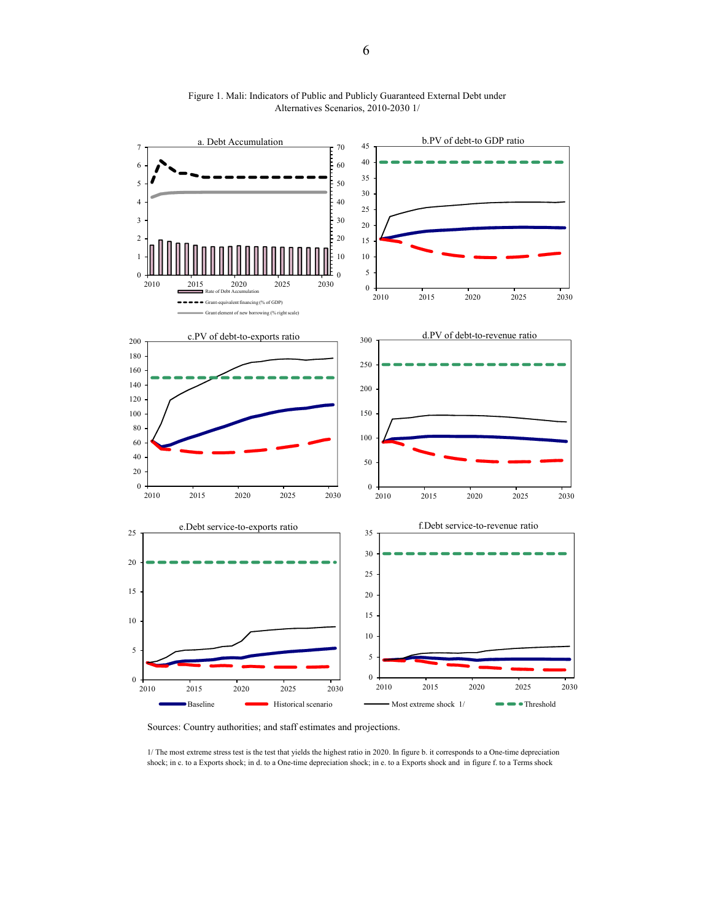Figure 1. Mali: Indicators of Public and Publicly Guaranteed External Debt under Alternatives Scenarios, 2010-2030 1/

Sources: Country authorities; and staff estimates and projections.

1/ The most extreme stress test is the test that yields the highest ratio in 2020. In figure b. it corresponds to a One-time depreciation shock; in c. to a Exports shock; in d. to a One-time depreciation shock; in e. to a Exports shock and in figure f. to a Terms shock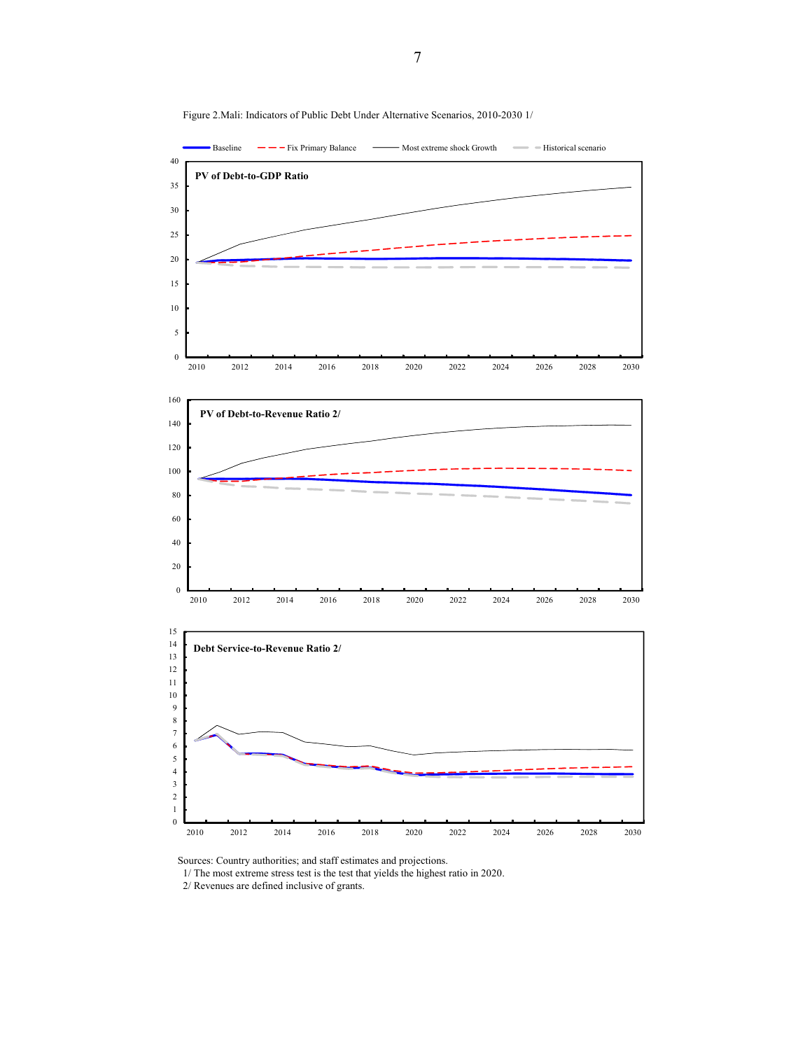Figure 2.Mali: Indicators of Public Debt Under Alternative Scenarios, 2010-2030 1/

Baseline — Fix Primary Balance — Most extreme shock Growth — Historical scenario

**PV of Debt-to-GDP Ratio**

**PV of Debt-to-Revenue Ratio 2/**

**Debt Service-to-Revenue Ratio 2/**

Sources: Country authorities; and staff estimates and projections.

1/ The most extreme stress test is the test that yields the highest ratio in 2020.

2/ Revenues are defined inclusive of grants.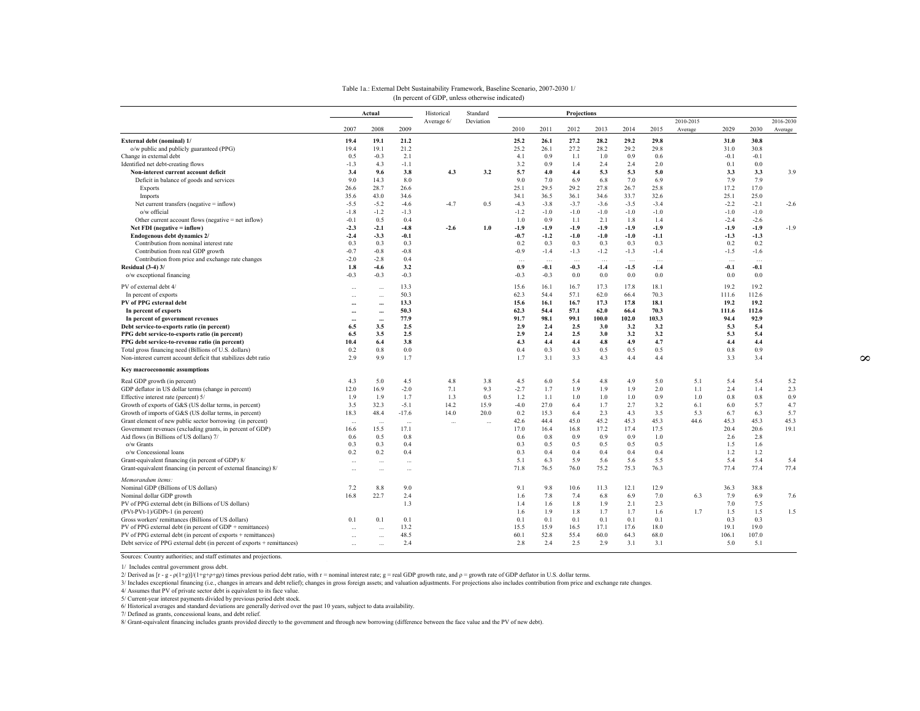Table 1a.: External Debt Sustainability Framework, Baseline Scenario, 2007-2030 1/
(In percent of GDP, unless otherwise indicated)

| | Actual | | | Historical Average 6/ | Standard Deviation | Projections | | | | | | | | | |
|---|---|---|---|---|---|---|---|---|---|---|---|---|---|---|---|
| | 2007 | 2008 | 2009 | | | 2010 | 2011 | 2012 | 2013 | 2014 | 2015 | 2010-2015 Average | 2029 | 2030 | 2016-2030 Average |
| **External debt (nominal) 1/** | **19.4** | **19.1** | **21.2** | | | **25.2** | **26.1** | **27.2** | **28.2** | **29.2** | **29.8** | | **31.0** | **30.8** | |
| o/w public and publicly guaranteed (PPG) | 19.4 | 19.1 | 21.2 | | | 25.2 | 26.1 | 27.2 | 28.2 | 29.2 | 29.8 | | 31.0 | 30.8 | |
| Change in external debt | 0.5 | -0.3 | 2.1 | | | 4.1 | 0.9 | 1.1 | 1.0 | 0.9 | 0.6 | | -0.1 | -0.1 | |
| Identified net debt-creating flows | -1.3 | 4.3 | -1.1 | | | 3.2 | 0.9 | 1.4 | 2.4 | 2.4 | 2.0 | | 0.1 | 0.0 | |
| **Non-interest current account deficit** | **3.4** | **9.6** | **3.8** | **4.3** | **3.2** | **5.7** | **4.0** | **4.4** | **5.3** | **5.3** | **5.0** | | **3.3** | **3.3** | 3.9 |
| Deficit in balance of goods and services | 9.0 | 14.3 | 8.0 | | | 9.0 | 7.0 | 6.9 | 6.8 | 7.0 | 6.9 | | 7.9 | 7.9 | |
| Exports | 26.6 | 28.7 | 26.6 | | | 25.1 | 29.5 | 29.2 | 27.8 | 26.7 | 25.8 | | 17.2 | 17.0 | |
| Imports | 35.6 | 43.0 | 34.6 | | | 34.1 | 36.5 | 36.1 | 34.6 | 33.7 | 32.6 | | 25.1 | 25.0 | |
| Net current transfers (negative = inflow) | -5.5 | -5.2 | -4.6 | -4.7 | 0.5 | -4.3 | -3.8 | -3.7 | -3.6 | -3.5 | -3.4 | | -2.2 | -2.1 | -2.6 |
| o/w official | -1.8 | -1.2 | -1.3 | | | -1.2 | -1.0 | -1.0 | -1.0 | -1.0 | -1.0 | | -1.0 | -1.0 | |
| Other current account flows (negative = net inflow) | -0.1 | 0.5 | 0.4 | | | 1.0 | 0.9 | 1.1 | 2.1 | 1.8 | 1.4 | | -2.4 | -2.6 | |
| **Net FDI (negative = inflow)** | **-2.3** | **-2.1** | **-4.8** | **-2.6** | **1.0** | **-1.9** | **-1.9** | **-1.9** | **-1.9** | **-1.9** | **-1.9** | | **-1.9** | **-1.9** | -1.9 |
| **Endogenous debt dynamics 2/** | **-2.4** | **-3.3** | **-0.1** | | | **-0.7** | **-1.2** | **-1.0** | **-1.0** | **-1.0** | **-1.1** | | **-1.3** | **-1.3** | |
| Contribution from nominal interest rate | 0.3 | 0.3 | 0.3 | | | 0.2 | 0.3 | 0.3 | 0.3 | 0.3 | 0.3 | | 0.2 | 0.2 | |
| Contribution from real GDP growth | -0.7 | -0.8 | -0.8 | | | -0.9 | -1.4 | -1.3 | -1.2 | -1.3 | -1.4 | | -1.5 | -1.6 | |
| Contribution from price and exchange rate changes | -2.0 | -2.8 | 0.4 | | | ... | ... | ... | ... | ... | ... | | ... | ... | |
| **Residual (3-4) 3/** | **1.8** | **-4.6** | **3.2** | | | **0.9** | **-0.1** | **-0.3** | **-1.4** | **-1.5** | **-1.4** | | **-0.1** | **-0.1** | |
| o/w exceptional financing | -0.3 | -0.3 | -0.3 | | | -0.3 | -0.3 | 0.0 | 0.0 | 0.0 | 0.0 | | 0.0 | 0.0 | |
| PV of external debt 4/ | ... | ... | 13.3 | | | 15.6 | 16.1 | 16.7 | 17.3 | 17.8 | 18.1 | | 19.2 | 19.2 | |
| In percent of exports | ... | ... | 50.3 | | | 62.3 | 54.4 | 57.1 | 62.0 | 66.4 | 70.3 | | 111.6 | 112.6 | |
| **PV of PPG external debt** | **...** | **...** | **13.3** | | | **15.6** | **16.1** | **16.7** | **17.3** | **17.8** | **18.1** | | **19.2** | **19.2** | |
| **In percent of exports** | **...** | **...** | **50.3** | | | **62.3** | **54.4** | **57.1** | **62.0** | **66.4** | **70.3** | | **111.6** | **112.6** | |
| **In percent of government revenues** | **...** | **...** | **77.9** | | | **91.7** | **98.1** | **99.1** | **100.0** | **102.0** | **103.3** | | **94.4** | **92.9** | |
| **Debt service-to-exports ratio (in percent)** | **6.5** | **3.5** | **2.5** | | | **2.9** | **2.4** | **2.5** | **3.0** | **3.2** | **3.2** | | **5.3** | **5.4** | |
| **PPG debt service-to-exports ratio (in percent)** | **6.5** | **3.5** | **2.5** | | | **2.9** | **2.4** | **2.5** | **3.0** | **3.2** | **3.2** | | **5.3** | **5.4** | |
| **PPG debt service-to-revenue ratio (in percent)** | **10.4** | **6.4** | **3.8** | | | **4.3** | **4.4** | **4.4** | **4.8** | **4.9** | **4.7** | | **4.4** | **4.4** | |
| Total gross financing need (Billions of U.S. dollars) | 0.2 | 0.8 | 0.0 | | | 0.4 | 0.3 | 0.3 | 0.5 | 0.5 | 0.5 | | 0.8 | 0.9 | |
| Non-interest current account deficit that stabilizes debt ratio | 2.9 | 9.9 | 1.7 | | | 1.7 | 3.1 | 3.3 | 4.3 | 4.4 | 4.4 | | 3.3 | 3.4 | |
| **Key macroeconomic assumptions** | | | | | | | | | | | | | | | |
| Real GDP growth (in percent) | 4.3 | 5.0 | 4.5 | 4.8 | 3.8 | 4.5 | 6.0 | 5.4 | 4.8 | 4.9 | 5.0 | 5.1 | 5.4 | 5.4 | 5.2 |
| GDP deflator in US dollar terms (change in percent) | 12.0 | 16.9 | -2.0 | 7.1 | 9.3 | -2.7 | 1.7 | 1.9 | 1.9 | 1.9 | 2.0 | 1.1 | 2.4 | 1.4 | 2.3 |
| Effective interest rate (percent) 5/ | 1.9 | 1.9 | 1.7 | 1.3 | 0.5 | 1.2 | 1.1 | 1.0 | 1.0 | 1.0 | 0.9 | 1.0 | 0.8 | 0.8 | 0.9 |
| Growth of exports of G&S (US dollar terms, in percent) | 3.5 | 32.3 | -5.1 | 14.2 | 15.9 | -4.0 | 27.0 | 6.4 | 1.7 | 2.7 | 3.2 | 6.1 | 6.0 | 5.7 | 4.7 |
| Growth of imports of G&S (US dollar terms, in percent) | 18.3 | 48.4 | -17.6 | 14.0 | 20.0 | 0.2 | 15.3 | 6.4 | 2.3 | 4.3 | 3.5 | 5.3 | 6.7 | 6.3 | 5.7 |
| Grant element of new public sector borrowing (in percent) | ... | ... | ... | ... | ... | 42.6 | 44.4 | 45.0 | 45.2 | 45.3 | 45.3 | 44.6 | 45.3 | 45.3 | 45.3 |
| Government revenues (excluding grants, in percent of GDP) | 16.6 | 15.5 | 17.1 | | | 17.0 | 16.4 | 16.8 | 17.2 | 17.4 | 17.5 | | 20.4 | 20.6 | 19.1 |
| Aid flows (in Billions of US dollars) 7/ | 0.6 | 0.5 | 0.8 | | | 0.6 | 0.8 | 0.9 | 0.9 | 0.9 | 1.0 | | 2.6 | 2.8 | |
| o/w Grants | 0.3 | 0.3 | 0.4 | | | 0.3 | 0.5 | 0.5 | 0.5 | 0.5 | 0.5 | | 1.5 | 1.6 | |
| o/w Concessional loans | 0.2 | 0.2 | 0.4 | | | 0.3 | 0.4 | 0.4 | 0.4 | 0.4 | 0.4 | | 1.2 | 1.2 | |
| Grant-equivalent financing (in percent of GDP) 8/ | ... | ... | ... | | | 5.1 | 6.3 | 5.9 | 5.6 | 5.6 | 5.5 | | 5.4 | 5.4 | 5.4 |
| Grant-equivalent financing (in percent of external financing) 8/ | ... | ... | ... | | | 71.8 | 76.5 | 76.0 | 75.2 | 75.3 | 76.3 | | 77.4 | 77.4 | 77.4 |
| *Memorandum items:* | | | | | | | | | | | | | | | |
| Nominal GDP (Billions of US dollars) | 7.2 | 8.8 | 9.0 | | | 9.1 | 9.8 | 10.6 | 11.3 | 12.1 | 12.9 | | 36.3 | 38.8 | |
| Nominal dollar GDP growth | 16.8 | 22.7 | 2.4 | | | 1.6 | 7.8 | 7.4 | 6.8 | 6.9 | 7.0 | 6.3 | 7.9 | 6.9 | 7.6 |
| PV of PPG external debt (in Billions of US dollars) | | | 1.3 | | | 1.4 | 1.6 | 1.8 | 1.9 | 2.1 | 2.3 | | 7.0 | 7.5 | |
| (PVt-PVt-1)/GDPt-1 (in percent) | | | | | | 1.6 | 1.9 | 1.8 | 1.7 | 1.7 | 1.6 | 1.7 | 1.5 | 1.5 | 1.5 |
| Gross workers' remittances (Billions of US dollars) | 0.1 | 0.1 | 0.1 | | | 0.1 | 0.1 | 0.1 | 0.1 | 0.1 | 0.1 | | 0.3 | 0.3 | |
| PV of PPG external debt (in percent of GDP + remittances) | ... | ... | 13.2 | | | 15.5 | 15.9 | 16.5 | 17.1 | 17.6 | 18.0 | | 19.1 | 19.0 | |
| PV of PPG external debt (in percent of exports + remittances) | ... | ... | 48.5 | | | 60.1 | 52.8 | 55.4 | 60.0 | 64.3 | 68.0 | | 106.1 | 107.0 | |
| Debt service of PPG external debt (in percent of exports + remittances) | ... | ... | 2.4 | | | 2.8 | 2.4 | 2.5 | 2.9 | 3.1 | 3.1 | | 5.0 | 5.1 | |

Sources: Country authorities; and staff estimates and projections.

1/ Includes central government gross debt.

2/ Derived as $[r - g - \rho(1+g)]/(1+g+\rho+g\rho)$ times previous period debt ratio, with r = nominal interest rate; g = real GDP growth rate, and ρ = growth rate of GDP deflator in U.S. dollar terms.

3/ Includes exceptional financing (i.e., changes in arrears and debt relief); changes in gross foreign assets; and valuation adjustments. For projections also includes contribution from price and exchange rate changes.

4/ Assumes that PV of private sector debt is equivalent to its face value.

5/ Current-year interest payments divided by previous period debt stock.

6/ Historical averages and standard deviations are generally derived over the past 10 years, subject to data availability.

7/ Defined as grants, concessional loans, and debt relief.

8/ Grant-equivalent financing includes grants provided directly to the government and through new borrowing (difference between the face value and the PV of new debt).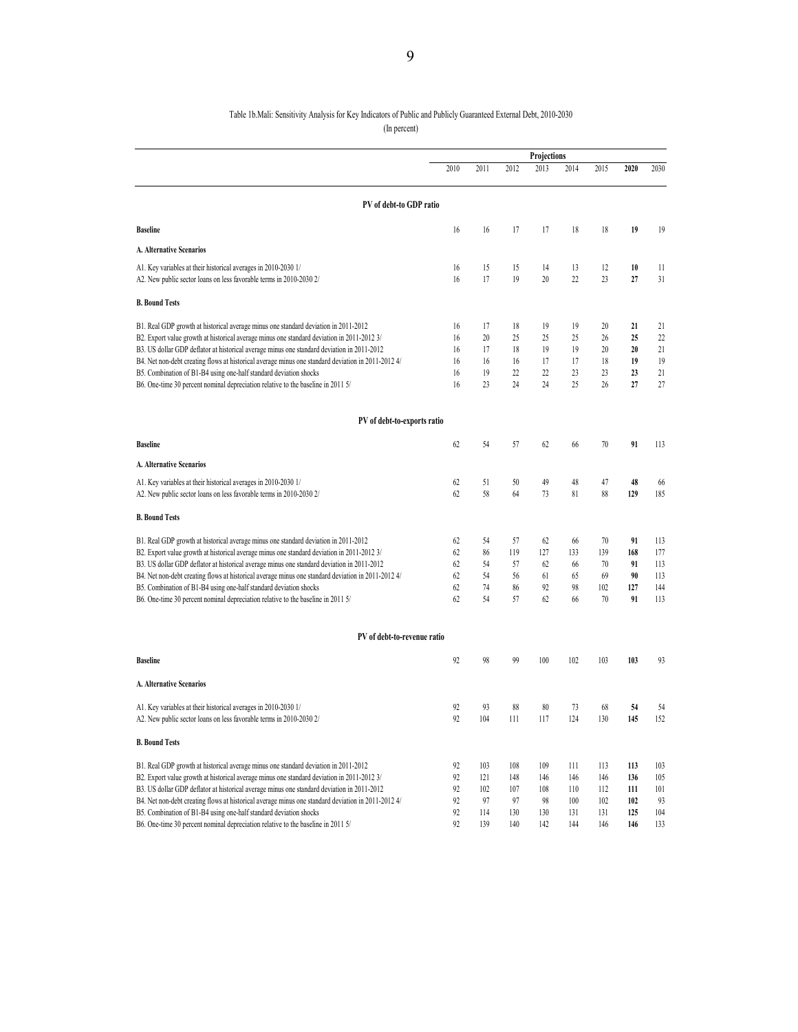Table 1b.Mali: Sensitivity Analysis for Key Indicators of Public and Publicly Guaranteed External Debt, 2010-2030
(In percent)

| | Projections | | | | | | | |
|---|---|---|---|---|---|---|---|---|
| | 2010 | 2011 | 2012 | 2013 | 2014 | 2015 | **2020** | 2030 |
| **PV of debt-to GDP ratio** | | | | | | | | |
| **Baseline** | 16 | 16 | 17 | 17 | 18 | 18 | **19** | 19 |
| **A. Alternative Scenarios** | | | | | | | | |
| A1. Key variables at their historical averages in 2010-2030 1/ | 16 | 15 | 15 | 14 | 13 | 12 | **10** | 11 |
| A2. New public sector loans on less favorable terms in 2010-2030 2/ | 16 | 17 | 19 | 20 | 22 | 23 | **27** | 31 |
| **B. Bound Tests** | | | | | | | | |
| B1. Real GDP growth at historical average minus one standard deviation in 2011-2012 | 16 | 17 | 18 | 19 | 19 | 20 | **21** | 21 |
| B2. Export value growth at historical average minus one standard deviation in 2011-2012 3/ | 16 | 20 | 25 | 25 | 25 | 26 | **25** | 22 |
| B3. US dollar GDP deflator at historical average minus one standard deviation in 2011-2012 | 16 | 17 | 18 | 19 | 19 | 20 | **20** | 21 |
| B4. Net non-debt creating flows at historical average minus one standard deviation in 2011-2012 4/ | 16 | 16 | 16 | 17 | 17 | 18 | **19** | 19 |
| B5. Combination of B1-B4 using one-half standard deviation shocks | 16 | 19 | 22 | 22 | 23 | 23 | **23** | 21 |
| B6. One-time 30 percent nominal depreciation relative to the baseline in 2011 5/ | 16 | 23 | 24 | 24 | 25 | 26 | **27** | 27 |
| **PV of debt-to-exports ratio** | | | | | | | | |
| **Baseline** | 62 | 54 | 57 | 62 | 66 | 70 | **91** | 113 |
| **A. Alternative Scenarios** | | | | | | | | |
| A1. Key variables at their historical averages in 2010-2030 1/ | 62 | 51 | 50 | 49 | 48 | 47 | **48** | 66 |
| A2. New public sector loans on less favorable terms in 2010-2030 2/ | 62 | 58 | 64 | 73 | 81 | 88 | **129** | 185 |
| **B. Bound Tests** | | | | | | | | |
| B1. Real GDP growth at historical average minus one standard deviation in 2011-2012 | 62 | 54 | 57 | 62 | 66 | 70 | **91** | 113 |
| B2. Export value growth at historical average minus one standard deviation in 2011-2012 3/ | 62 | 86 | 119 | 127 | 133 | 139 | **168** | 177 |
| B3. US dollar GDP deflator at historical average minus one standard deviation in 2011-2012 | 62 | 54 | 57 | 62 | 66 | 70 | **91** | 113 |
| B4. Net non-debt creating flows at historical average minus one standard deviation in 2011-2012 4/ | 62 | 54 | 56 | 61 | 65 | 69 | **90** | 113 |
| B5. Combination of B1-B4 using one-half standard deviation shocks | 62 | 74 | 86 | 92 | 98 | 102 | **127** | 144 |
| B6. One-time 30 percent nominal depreciation relative to the baseline in 2011 5/ | 62 | 54 | 57 | 62 | 66 | 70 | **91** | 113 |
| **PV of debt-to-revenue ratio** | | | | | | | | |
| **Baseline** | 92 | 98 | 99 | 100 | 102 | 103 | **103** | 93 |
| **A. Alternative Scenarios** | | | | | | | | |
| A1. Key variables at their historical averages in 2010-2030 1/ | 92 | 93 | 88 | 80 | 73 | 68 | **54** | 54 |
| A2. New public sector loans on less favorable terms in 2010-2030 2/ | 92 | 104 | 111 | 117 | 124 | 130 | **145** | 152 |
| **B. Bound Tests** | | | | | | | | |
| B1. Real GDP growth at historical average minus one standard deviation in 2011-2012 | 92 | 103 | 108 | 109 | 111 | 113 | **113** | 103 |
| B2. Export value growth at historical average minus one standard deviation in 2011-2012 3/ | 92 | 121 | 148 | 146 | 146 | 146 | **136** | 105 |
| B3. US dollar GDP deflator at historical average minus one standard deviation in 2011-2012 | 92 | 102 | 107 | 108 | 110 | 112 | **111** | 101 |
| B4. Net non-debt creating flows at historical average minus one standard deviation in 2011-2012 4/ | 92 | 97 | 97 | 98 | 100 | 102 | **102** | 93 |
| B5. Combination of B1-B4 using one-half standard deviation shocks | 92 | 114 | 130 | 130 | 131 | 131 | **125** | 104 |
| B6. One-time 30 percent nominal depreciation relative to the baseline in 2011 5/ | 92 | 139 | 140 | 142 | 144 | 146 | **146** | 133 |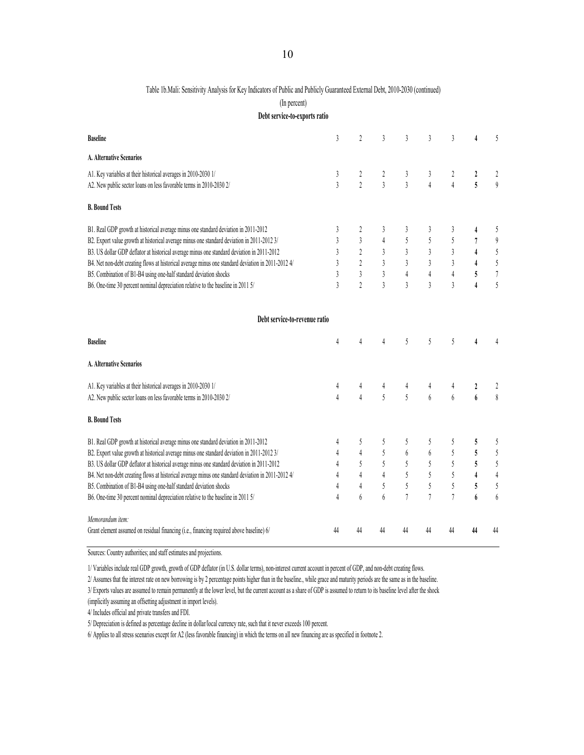Table 1b.Mali: Sensitivity Analysis for Key Indicators of Public and Publicly Guaranteed External Debt, 2010-2030 (continued)

(In percent)

**Debt service-to-exports ratio**

| | | | | | | | | |
|---|---|---|---|---|---|---|---|---|
| **Baseline** | 3 | 2 | 3 | 3 | 3 | 3 | **4** | 5 |
| **A. Alternative Scenarios** | | | | | | | | |
| A1. Key variables at their historical averages in 2010-2030 1/ | 3 | 2 | 2 | 3 | 3 | 2 | **2** | 2 |
| A2. New public sector loans on less favorable terms in 2010-2030 2/ | 3 | 2 | 3 | 3 | 4 | 4 | **5** | 9 |
| **B. Bound Tests** | | | | | | | | |
| B1. Real GDP growth at historical average minus one standard deviation in 2011-2012 | 3 | 2 | 3 | 3 | 3 | 3 | **4** | 5 |
| B2. Export value growth at historical average minus one standard deviation in 2011-2012 3/ | 3 | 3 | 4 | 5 | 5 | 5 | **7** | 9 |
| B3. US dollar GDP deflator at historical average minus one standard deviation in 2011-2012 | 3 | 2 | 3 | 3 | 3 | 3 | **4** | 5 |
| B4. Net non-debt creating flows at historical average minus one standard deviation in 2011-2012 4/ | 3 | 2 | 3 | 3 | 3 | 3 | **4** | 5 |
| B5. Combination of B1-B4 using one-half standard deviation shocks | 3 | 3 | 3 | 4 | 4 | 4 | **5** | 7 |
| B6. One-time 30 percent nominal depreciation relative to the baseline in 2011 5/ | 3 | 2 | 3 | 3 | 3 | 3 | **4** | 5 |

**Debt service-to-revenue ratio**

| | | | | | | | | |
|---|---|---|---|---|---|---|---|---|
| **Baseline** | 4 | 4 | 4 | 5 | 5 | 5 | **4** | 4 |
| **A. Alternative Scenarios** | | | | | | | | |
| A1. Key variables at their historical averages in 2010-2030 1/ | 4 | 4 | 4 | 4 | 4 | 4 | **2** | 2 |
| A2. New public sector loans on less favorable terms in 2010-2030 2/ | 4 | 4 | 5 | 5 | 6 | 6 | **6** | 8 |
| **B. Bound Tests** | | | | | | | | |
| B1. Real GDP growth at historical average minus one standard deviation in 2011-2012 | 4 | 5 | 5 | 5 | 5 | 5 | **5** | 5 |
| B2. Export value growth at historical average minus one standard deviation in 2011-2012 3/ | 4 | 4 | 5 | 6 | 6 | 5 | **5** | 5 |
| B3. US dollar GDP deflator at historical average minus one standard deviation in 2011-2012 | 4 | 5 | 5 | 5 | 5 | 5 | **5** | 5 |
| B4. Net non-debt creating flows at historical average minus one standard deviation in 2011-2012 4/ | 4 | 4 | 4 | 5 | 5 | 5 | **4** | 4 |
| B5. Combination of B1-B4 using one-half standard deviation shocks | 4 | 4 | 5 | 5 | 5 | 5 | **5** | 5 |
| B6. One-time 30 percent nominal depreciation relative to the baseline in 2011 5/ | 4 | 6 | 6 | 7 | 7 | 7 | **6** | 6 |
| *Memorandum item:* | | | | | | | | |
| Grant element assumed on residual financing (i.e., financing required above baseline) 6/ | 44 | 44 | 44 | 44 | 44 | 44 | **44** | 44 |

Sources: Country authorities; and staff estimates and projections.

1/ Variables include real GDP growth, growth of GDP deflator (in U.S. dollar terms), non-interest current account in percent of GDP, and non-debt creating flows.

2/ Assumes that the interest rate on new borrowing is by 2 percentage points higher than in the baseline., while grace and maturity periods are the same as in the baseline.

3/ Exports values are assumed to remain permanently at the lower level, but the current account as a share of GDP is assumed to return to its baseline level after the shock (implicitly assuming an offsetting adjustment in import levels).

4/ Includes official and private transfers and FDI.

5/ Depreciation is defined as percentage decline in dollar/local currency rate, such that it never exceeds 100 percent.

6/ Applies to all stress scenarios except for A2 (less favorable financing) in which the terms on all new financing are as specified in footnote 2.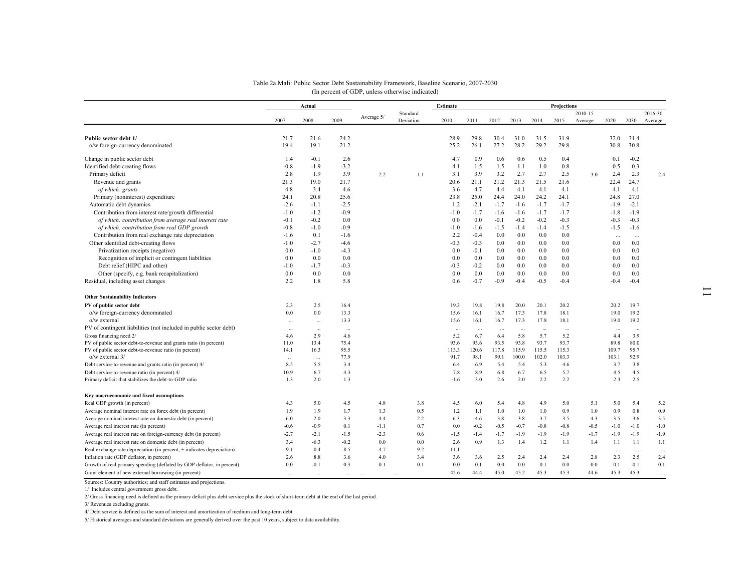Table 2a.Mali: Public Sector Debt Sustainability Framework, Baseline Scenario, 2007-2030
(In percent of GDP, unless otherwise indicated)

| | Actual | | | Average 5/ | Standard Deviation | Estimate | Projections | | | | | | | | |
|---|---|---|---|---|---|---|---|---|---|---|---|---|---|---|---|
| | 2007 | 2008 | 2009 | | | 2010 | 2011 | 2012 | 2013 | 2014 | 2015 | 2010-15 Average | 2020 | 2030 | 2016-30 Average |
| **Public sector debt 1/** | 21.7 | 21.6 | 24.2 | | | 28.9 | 29.8 | 30.4 | 31.0 | 31.5 | 31.9 | | 32.0 | 31.4 | |
| o/w foreign-currency denominated | 19.4 | 19.1 | 21.2 | | | 25.2 | 26.1 | 27.2 | 28.2 | 29.2 | 29.8 | | 30.8 | 30.8 | |
| Change in public sector debt | 1.4 | -0.1 | 2.6 | | | 4.7 | 0.9 | 0.6 | 0.6 | 0.5 | 0.4 | | 0.1 | -0.2 | |
| Identified debt-creating flows | -0.8 | -1.9 | -3.2 | | | 4.1 | 1.5 | 1.5 | 1.1 | 1.0 | 0.8 | | 0.5 | 0.3 | |
| Primary deficit | 2.8 | 1.9 | 3.9 | 2.2 | 1.1 | 3.1 | 3.9 | 3.2 | 2.7 | 2.7 | 2.5 | 3.0 | 2.4 | 2.3 | 2.4 |
| Revenue and grants | 21.3 | 19.0 | 21.7 | | | 20.6 | 21.1 | 21.2 | 21.3 | 21.5 | 21.6 | | 22.4 | 24.7 | |
| *of which: grants* | 4.8 | 3.4 | 4.6 | | | 3.6 | 4.7 | 4.4 | 4.1 | 4.1 | 4.1 | | 4.1 | 4.1 | |
| Primary (noninterest) expenditure | 24.1 | 20.8 | 25.6 | | | 23.8 | 25.0 | 24.4 | 24.0 | 24.2 | 24.1 | | 24.8 | 27.0 | |
| Automatic debt dynamics | -2.6 | -1.1 | -2.5 | | | 1.2 | -2.1 | -1.7 | -1.6 | -1.7 | -1.7 | | -1.9 | -2.1 | |
| Contribution from interest rate/growth differential | -1.0 | -1.2 | -0.9 | | | -1.0 | -1.7 | -1.6 | -1.6 | -1.7 | -1.7 | | -1.8 | -1.9 | |
| *of which: contribution from average real interest rate* | -0.1 | -0.2 | 0.0 | | | 0.0 | 0.0 | -0.1 | -0.2 | -0.2 | -0.3 | | -0.3 | -0.3 | |
| *of which: contribution from real GDP growth* | -0.8 | -1.0 | -0.9 | | | -1.0 | -1.6 | -1.5 | -1.4 | -1.4 | -1.5 | | -1.5 | -1.6 | |
| Contribution from real exchange rate depreciation | -1.6 | 0.1 | -1.6 | | | 2.2 | -0.4 | 0.0 | 0.0 | 0.0 | 0.0 | | ... | ... | |
| Other identified debt-creating flows | -1.0 | -2.7 | -4.6 | | | -0.3 | -0.3 | 0.0 | 0.0 | 0.0 | 0.0 | | 0.0 | 0.0 | |
| Privatization receipts (negative) | 0.0 | -1.0 | -4.3 | | | 0.0 | -0.1 | 0.0 | 0.0 | 0.0 | 0.0 | | 0.0 | 0.0 | |
| Recognition of implicit or contingent liabilities | 0.0 | 0.0 | 0.0 | | | 0.0 | 0.0 | 0.0 | 0.0 | 0.0 | 0.0 | | 0.0 | 0.0 | |
| Debt relief (HIPC and other) | -1.0 | -1.7 | -0.3 | | | -0.3 | -0.2 | 0.0 | 0.0 | 0.0 | 0.0 | | 0.0 | 0.0 | |
| Other (specify, e.g. bank recapitalization) | 0.0 | 0.0 | 0.0 | | | 0.0 | 0.0 | 0.0 | 0.0 | 0.0 | 0.0 | | 0.0 | 0.0 | |
| Residual, including asset changes | 2.2 | 1.8 | 5.8 | | | 0.6 | -0.7 | -0.9 | -0.4 | -0.5 | -0.4 | | -0.4 | -0.4 | |
| **Other Sustainability Indicators** | | | | | | | | | | | | | | | |
| **PV of public sector debt** | 2.3 | 2.5 | 16.4 | | | 19.3 | 19.8 | 19.8 | 20.0 | 20.1 | 20.2 | | 20.2 | 19.7 | |
| o/w foreign-currency denominated | 0.0 | 0.0 | 13.3 | | | 15.6 | 16.1 | 16.7 | 17.3 | 17.8 | 18.1 | | 19.0 | 19.2 | |
| o/w external | ... | ... | 13.3 | | | 15.6 | 16.1 | 16.7 | 17.3 | 17.8 | 18.1 | | 19.0 | 19.2 | |
| PV of contingent liabilities (not included in public sector debt) | ... | ... | ... | | | ... | ... | ... | ... | ... | ... | | ... | ... | |
| Gross financing need 2/ | 4.6 | 2.9 | 4.6 | | | 5.2 | 6.7 | 6.4 | 5.8 | 5.7 | 5.2 | | 4.4 | 3.9 | |
| PV of public sector debt-to-revenue and grants ratio (in percent) | 11.0 | 13.4 | 75.4 | | | 93.6 | 93.6 | 93.5 | 93.8 | 93.7 | 93.7 | | 89.8 | 80.0 | |
| PV of public sector debt-to-revenue ratio (in percent) | 14.1 | 16.3 | 95.5 | | | 113.3 | 120.6 | 117.8 | 115.9 | 115.5 | 115.3 | | 109.7 | 95.7 | |
| o/w external 3/ | ... | ... | 77.9 | | | 91.7 | 98.1 | 99.1 | 100.0 | 102.0 | 103.3 | | 103.1 | 92.9 | |
| Debt service-to-revenue and grants ratio (in percent) 4/ | 8.5 | 5.5 | 3.4 | | | 6.4 | 6.9 | 5.4 | 5.4 | 5.3 | 4.6 | | 3.7 | 3.8 | |
| Debt service-to-revenue ratio (in percent) 4/ | 10.9 | 6.7 | 4.3 | | | 7.8 | 8.9 | 6.8 | 6.7 | 6.5 | 5.7 | | 4.5 | 4.5 | |
| Primary deficit that stabilizes the debt-to-GDP ratio | 1.3 | 2.0 | 1.3 | | | -1.6 | 3.0 | 2.6 | 2.0 | 2.2 | 2.2 | | 2.3 | 2.5 | |
| **Key macroeconomic and fiscal assumptions** | | | | | | | | | | | | | | | |
| Real GDP growth (in percent) | 4.3 | 5.0 | 4.5 | 4.8 | 3.8 | 4.5 | 6.0 | 5.4 | 4.8 | 4.9 | 5.0 | 5.1 | 5.0 | 5.4 | 5.2 |
| Average nominal interest rate on forex debt (in percent) | 1.9 | 1.9 | 1.7 | 1.3 | 0.5 | 1.2 | 1.1 | 1.0 | 1.0 | 1.0 | 0.9 | 1.0 | 0.9 | 0.8 | 0.9 |
| Average nominal interest rate on domestic debt (in percent) | 6.0 | 2.0 | 3.3 | 4.4 | 2.2 | 6.3 | 4.6 | 3.8 | 3.8 | 3.7 | 3.5 | 4.3 | 3.5 | 3.6 | 3.5 |
| Average real interest rate (in percent) | -0.6 | -0.9 | 0.1 | -1.1 | 0.7 | 0.0 | -0.2 | -0.5 | -0.7 | -0.8 | -0.8 | -0.5 | -1.0 | -1.0 | -1.0 |
| Average real interest rate on foreign-currency debt (in percent) | -2.7 | -2.1 | -1.5 | -2.3 | 0.6 | -1.5 | -1.4 | -1.7 | -1.9 | -1.9 | -1.9 | -1.7 | -1.9 | -1.9 | -1.9 |
| Average real interest rate on domestic debt (in percent) | 3.4 | -6.3 | -0.2 | 0.0 | 0.0 | 2.6 | 0.9 | 1.3 | 1.4 | 1.2 | 1.1 | 1.4 | 1.1 | 1.1 | 1.1 |
| Real exchange rate depreciation (in percent, + indicates depreciation) | -9.1 | 0.4 | -8.5 | -4.7 | 9.2 | 11.1 | ... | ... | ... | ... | ... | ... | ... | ... | ... |
| Inflation rate (GDP deflator, in percent) | 2.6 | 8.8 | 3.6 | 4.0 | 3.4 | 3.6 | 3.6 | 2.5 | 2.4 | 2.4 | 2.4 | 2.8 | 2.3 | 2.5 | 2.4 |
| Growth of real primary spending (deflated by GDP deflator, in percent) | 0.0 | -0.1 | 0.3 | 0.1 | 0.1 | 0.0 | 0.1 | 0.0 | 0.0 | 0.1 | 0.0 | 0.0 | 0.1 | 0.1 | 0.1 |
| Grant element of new external borrowing (in percent) | ... | ... | ... | ... | ... | 42.6 | 44.4 | 45.0 | 45.2 | 45.3 | 45.3 | 44.6 | 45.3 | 45.3 | ... |

Sources: Country authorities; and staff estimates and projections.

1/ Includes central government gross debt.

2/ Gross financing need is defined as the primary deficit plus debt service plus the stock of short-term debt at the end of the last period.

3/ Revenues excluding grants.

4/ Debt service is defined as the sum of interest and amortization of medium and long-term debt.

5/ Historical averages and standard deviations are generally derived over the past 10 years, subject to data availability.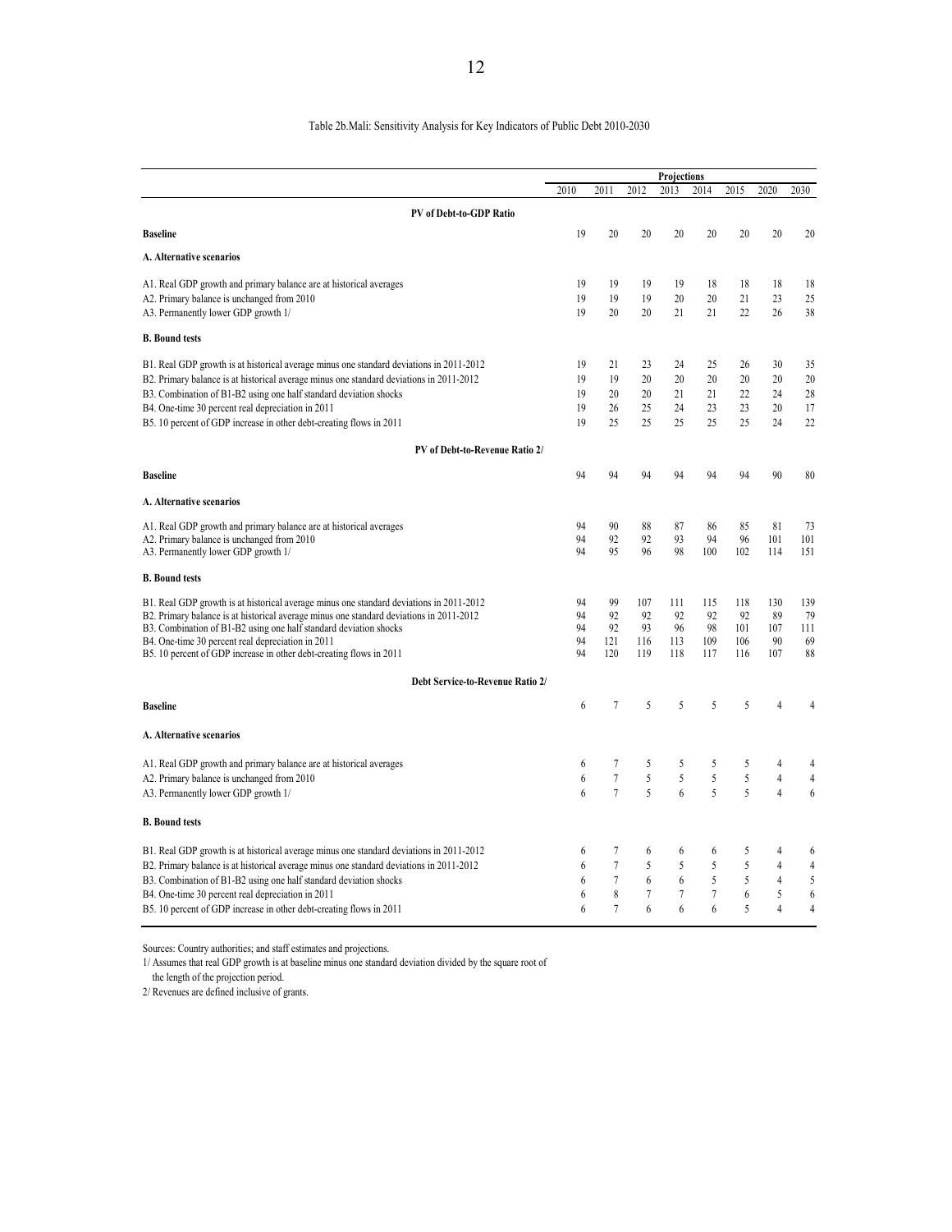Table 2b.Mali: Sensitivity Analysis for Key Indicators of Public Debt 2010-2030

| | Projections | | | | | | | |
|---|---|---|---|---|---|---|---|---|
| | 2010 | 2011 | 2012 | 2013 | 2014 | 2015 | 2020 | 2030 |
| **PV of Debt-to-GDP Ratio** | | | | | | | | |
| **Baseline** | 19 | 20 | 20 | 20 | 20 | 20 | 20 | 20 |
| **A. Alternative scenarios** | | | | | | | | |
| A1. Real GDP growth and primary balance are at historical averages | 19 | 19 | 19 | 19 | 18 | 18 | 18 | 18 |
| A2. Primary balance is unchanged from 2010 | 19 | 19 | 19 | 20 | 20 | 21 | 23 | 25 |
| A3. Permanently lower GDP growth 1/ | 19 | 20 | 20 | 21 | 21 | 22 | 26 | 38 |
| **B. Bound tests** | | | | | | | | |
| B1. Real GDP growth is at historical average minus one standard deviations in 2011-2012 | 19 | 21 | 23 | 24 | 25 | 26 | 30 | 35 |
| B2. Primary balance is at historical average minus one standard deviations in 2011-2012 | 19 | 19 | 20 | 20 | 20 | 20 | 20 | 20 |
| B3. Combination of B1-B2 using one half standard deviation shocks | 19 | 20 | 20 | 21 | 21 | 22 | 24 | 28 |
| B4. One-time 30 percent real depreciation in 2011 | 19 | 26 | 25 | 24 | 23 | 23 | 20 | 17 |
| B5. 10 percent of GDP increase in other debt-creating flows in 2011 | 19 | 25 | 25 | 25 | 25 | 25 | 24 | 22 |
| **PV of Debt-to-Revenue Ratio 2/** | | | | | | | | |
| **Baseline** | 94 | 94 | 94 | 94 | 94 | 94 | 90 | 80 |
| **A. Alternative scenarios** | | | | | | | | |
| A1. Real GDP growth and primary balance are at historical averages | 94 | 90 | 88 | 87 | 86 | 85 | 81 | 73 |
| A2. Primary balance is unchanged from 2010 | 94 | 92 | 92 | 93 | 94 | 96 | 101 | 101 |
| A3. Permanently lower GDP growth 1/ | 94 | 95 | 96 | 98 | 100 | 102 | 114 | 151 |
| **B. Bound tests** | | | | | | | | |
| B1. Real GDP growth is at historical average minus one standard deviations in 2011-2012 | 94 | 99 | 107 | 111 | 115 | 118 | 130 | 139 |
| B2. Primary balance is at historical average minus one standard deviations in 2011-2012 | 94 | 92 | 92 | 92 | 92 | 92 | 89 | 79 |
| B3. Combination of B1-B2 using one half standard deviation shocks | 94 | 92 | 93 | 96 | 98 | 101 | 107 | 111 |
| B4. One-time 30 percent real depreciation in 2011 | 94 | 121 | 116 | 113 | 109 | 106 | 90 | 69 |
| B5. 10 percent of GDP increase in other debt-creating flows in 2011 | 94 | 120 | 119 | 118 | 117 | 116 | 107 | 88 |
| **Debt Service-to-Revenue Ratio 2/** | | | | | | | | |
| **Baseline** | 6 | 7 | 5 | 5 | 5 | 5 | 4 | 4 |
| **A. Alternative scenarios** | | | | | | | | |
| A1. Real GDP growth and primary balance are at historical averages | 6 | 7 | 5 | 5 | 5 | 5 | 4 | 4 |
| A2. Primary balance is unchanged from 2010 | 6 | 7 | 5 | 5 | 5 | 5 | 4 | 4 |
| A3. Permanently lower GDP growth 1/ | 6 | 7 | 5 | 6 | 5 | 5 | 4 | 6 |
| **B. Bound tests** | | | | | | | | |
| B1. Real GDP growth is at historical average minus one standard deviations in 2011-2012 | 6 | 7 | 6 | 6 | 6 | 5 | 4 | 6 |
| B2. Primary balance is at historical average minus one standard deviations in 2011-2012 | 6 | 7 | 5 | 5 | 5 | 5 | 4 | 4 |
| B3. Combination of B1-B2 using one half standard deviation shocks | 6 | 7 | 6 | 6 | 5 | 5 | 4 | 5 |
| B4. One-time 30 percent real depreciation in 2011 | 6 | 8 | 7 | 7 | 7 | 6 | 5 | 6 |
| B5. 10 percent of GDP increase in other debt-creating flows in 2011 | 6 | 7 | 6 | 6 | 6 | 5 | 4 | 4 |

Sources: Country authorities; and staff estimates and projections.

1/ Assumes that real GDP growth is at baseline minus one standard deviation divided by the square root of the length of the projection period.

2/ Revenues are defined inclusive of grants.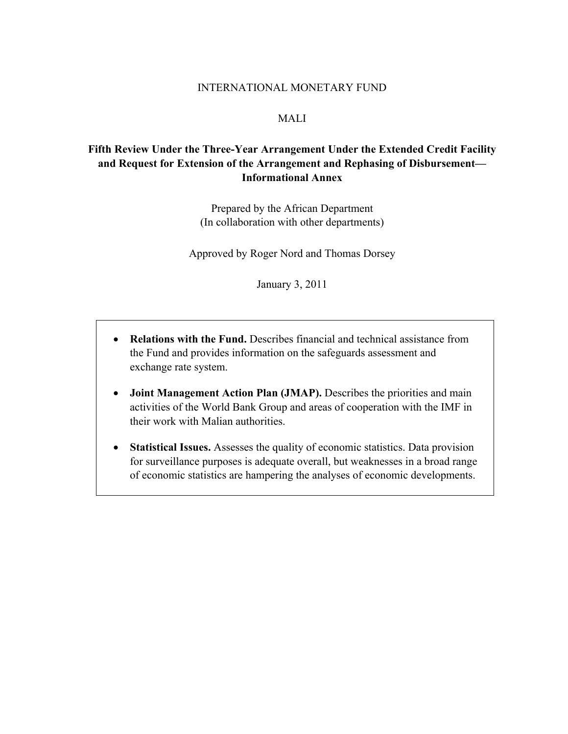INTERNATIONAL MONETARY FUND

MALI

**Fifth Review Under the Three-Year Arrangement Under the Extended Credit Facility and Request for Extension of the Arrangement and Rephasing of Disbursement—Informational Annex**

Prepared by the African Department
(In collaboration with other departments)

Approved by Roger Nord and Thomas Dorsey

January 3, 2011

- **Relations with the Fund.** Describes financial and technical assistance from the Fund and provides information on the safeguards assessment and exchange rate system.
- **Joint Management Action Plan (JMAP).** Describes the priorities and main activities of the World Bank Group and areas of cooperation with the IMF in their work with Malian authorities.
- **Statistical Issues.** Assesses the quality of economic statistics. Data provision for surveillance purposes is adequate overall, but weaknesses in a broad range of economic statistics are hampering the analyses of economic developments.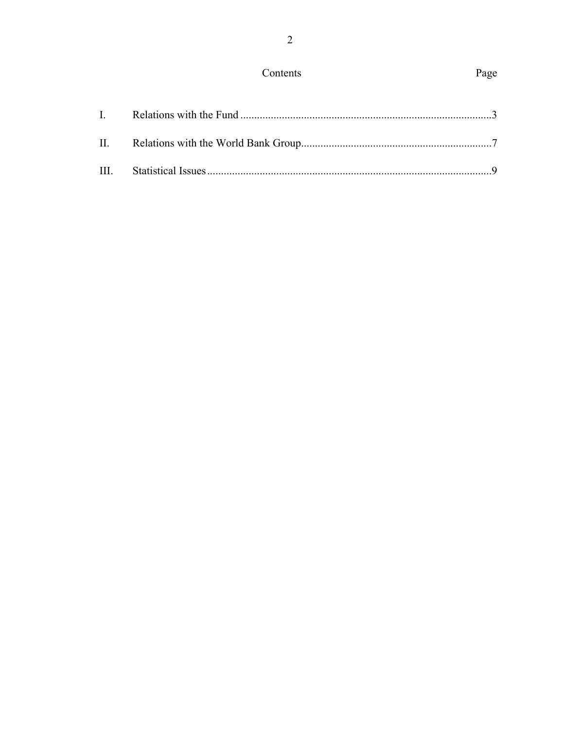## Contents

| | | Page |
|---|---|---|
| I. | Relations with the Fund | 3 |
| II. | Relations with the World Bank Group | 7 |
| III. | Statistical Issues | 9 |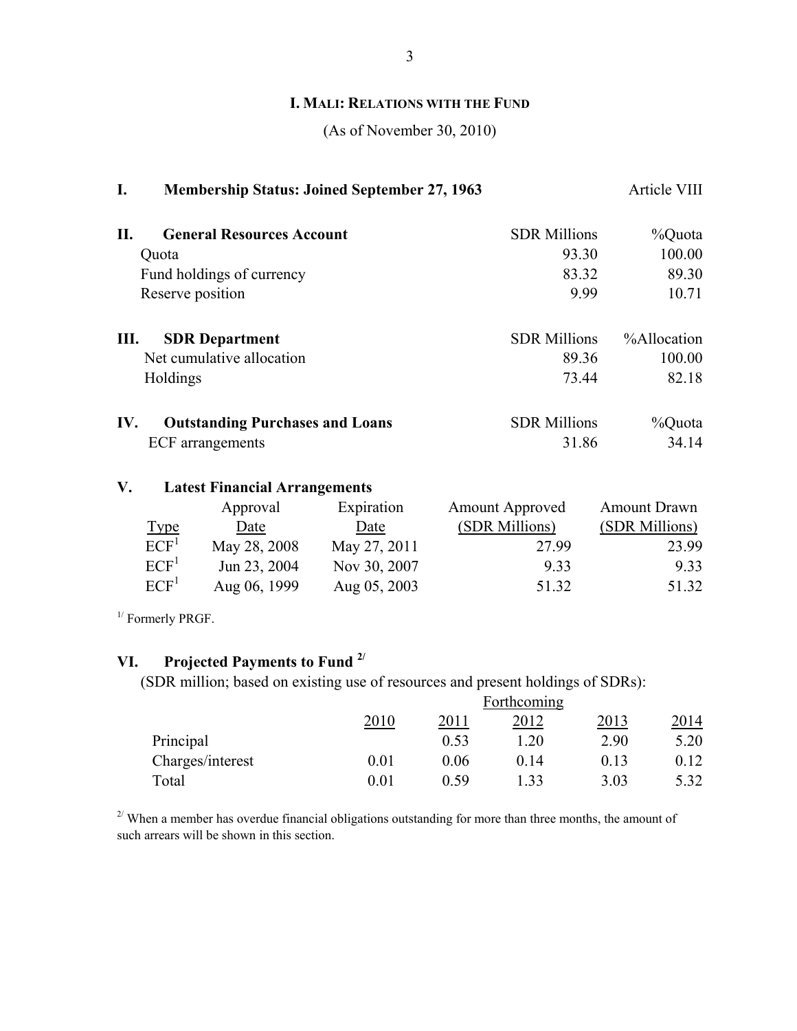## I. MALI: RELATIONS WITH THE FUND

(As of November 30, 2010)

**I. Membership Status: Joined September 27, 1963** Article VIII

| **II. General Resources Account** | SDR Millions | %Quota |
|---|---|---|
| Quota | 93.30 | 100.00 |
| Fund holdings of currency | 83.32 | 89.30 |
| Reserve position | 9.99 | 10.71 |

| **III. SDR Department** | SDR Millions | %Allocation |
|---|---|---|
| Net cumulative allocation | 89.36 | 100.00 |
| Holdings | 73.44 | 82.18 |

| **IV. Outstanding Purchases and Loans** | SDR Millions | %Quota |
|---|---|---|
| ECF arrangements | 31.86 | 34.14 |

**V. Latest Financial Arrangements**

| Type | Approval Date | Expiration Date | Amount Approved (SDR Millions) | Amount Drawn (SDR Millions) |
|---|---|---|---|---|
| ECF[1] | May 28, 2008 | May 27, 2011 | 27.99 | 23.99 |
| ECF[1] | Jun 23, 2004 | Nov 30, 2007 | 9.33 | 9.33 |
| ECF[1] | Aug 06, 1999 | Aug 05, 2003 | 51.32 | 51.32 |

[1/] Formerly PRGF.

**VI. Projected Payments to Fund [2/]**

(SDR million; based on existing use of resources and present holdings of SDRs):

| | Forthcoming | | | | |
|---|---|---|---|---|---|
| | 2010 | 2011 | 2012 | 2013 | 2014 |
| Principal | | 0.53 | 1.20 | 2.90 | 5.20 |
| Charges/interest | 0.01 | 0.06 | 0.14 | 0.13 | 0.12 |
| Total | 0.01 | 0.59 | 1.33 | 3.03 | 5.32 |

[2/] When a member has overdue financial obligations outstanding for more than three months, the amount of such arrears will be shown in this section.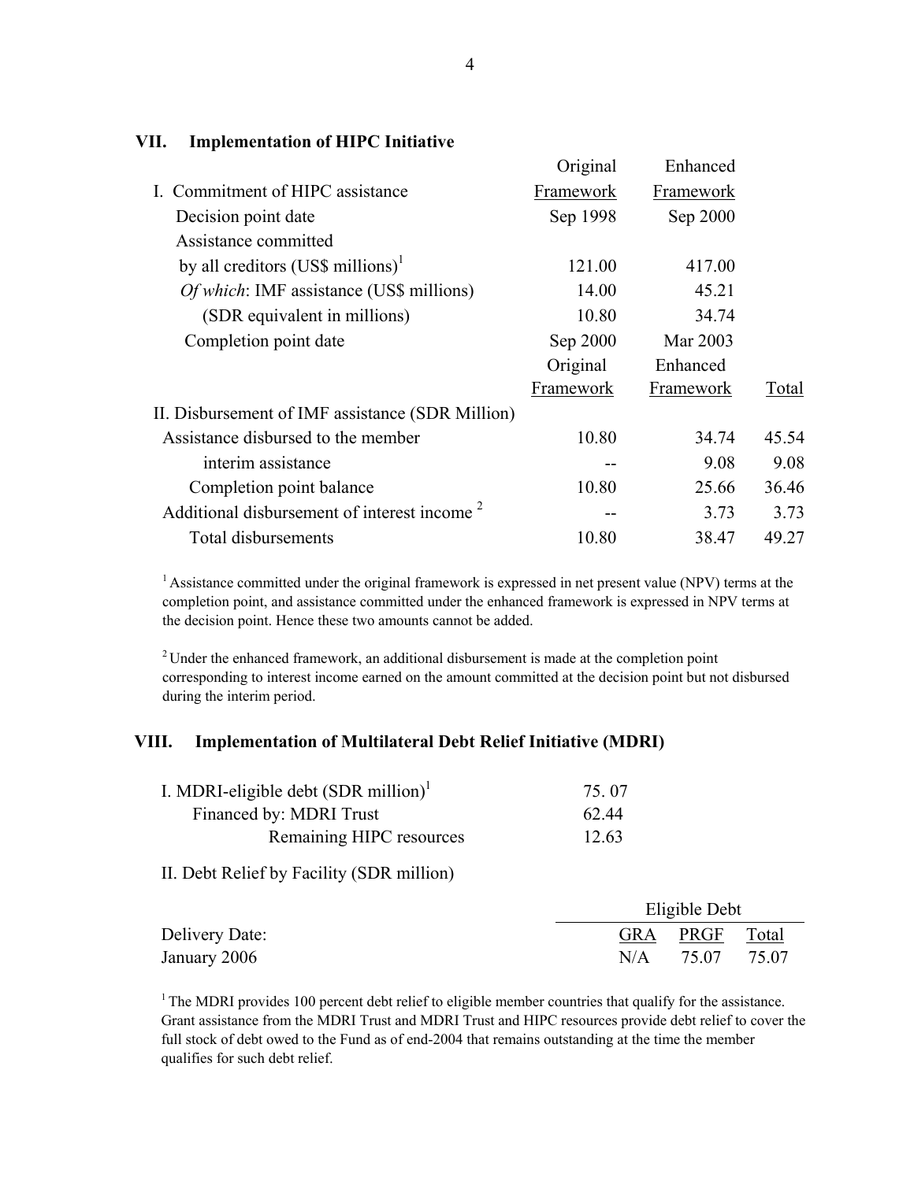### VII. Implementation of HIPC Initiative

| I. Commitment of HIPC assistance | Original Framework | Enhanced Framework | |
|---|---|---|---|
| Decision point date | Sep 1998 | Sep 2000 | |
| Assistance committed | | | |
| by all creditors (US$ millions)[1] | 121.00 | 417.00 | |
| *Of which*: IMF assistance (US$ millions) | 14.00 | 45.21 | |
| (SDR equivalent in millions) | 10.80 | 34.74 | |
| Completion point date | Sep 2000 | Mar 2003 | |
| | **Original Framework** | **Enhanced Framework** | **Total** |
| II. Disbursement of IMF assistance (SDR Million) | | | |
| Assistance disbursed to the member | 10.80 | 34.74 | 45.54 |
| interim assistance | -- | 9.08 | 9.08 |
| Completion point balance | 10.80 | 25.66 | 36.46 |
| Additional disbursement of interest income [2] | -- | 3.73 | 3.73 |
| Total disbursements | 10.80 | 38.47 | 49.27 |

[1] Assistance committed under the original framework is expressed in net present value (NPV) terms at the completion point, and assistance committed under the enhanced framework is expressed in NPV terms at the decision point. Hence these two amounts cannot be added.

[2] Under the enhanced framework, an additional disbursement is made at the completion point corresponding to interest income earned on the amount committed at the decision point but not disbursed during the interim period.

### VIII. Implementation of Multilateral Debt Relief Initiative (MDRI)

| | |
|---|---|
| I. MDRI-eligible debt (SDR million)[1] | 75. 07 |
| Financed by: MDRI Trust | 62.44 |
| Remaining HIPC resources | 12.63 |

II. Debt Relief by Facility (SDR million)

| | Eligible Debt | | |
|---|---|---|---|
| Delivery Date: | GRA | PRGF | Total |
| January 2006 | N/A | 75.07 | 75.07 |

[1] The MDRI provides 100 percent debt relief to eligible member countries that qualify for the assistance. Grant assistance from the MDRI Trust and MDRI Trust and HIPC resources provide debt relief to cover the full stock of debt owed to the Fund as of end-2004 that remains outstanding at the time the member qualifies for such debt relief.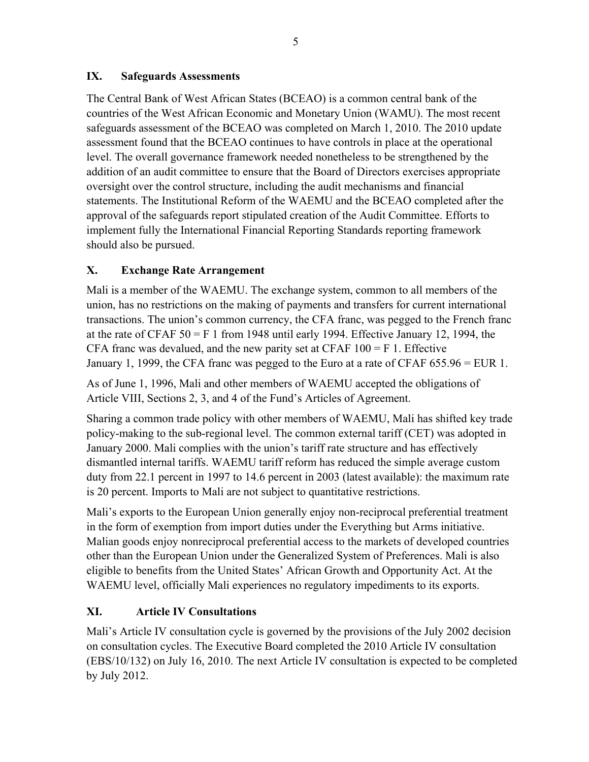## IX. Safeguards Assessments

The Central Bank of West African States (BCEAO) is a common central bank of the countries of the West African Economic and Monetary Union (WAMU). The most recent safeguards assessment of the BCEAO was completed on March 1, 2010. The 2010 update assessment found that the BCEAO continues to have controls in place at the operational level. The overall governance framework needed nonetheless to be strengthened by the addition of an audit committee to ensure that the Board of Directors exercises appropriate oversight over the control structure, including the audit mechanisms and financial statements. The Institutional Reform of the WAEMU and the BCEAO completed after the approval of the safeguards report stipulated creation of the Audit Committee. Efforts to implement fully the International Financial Reporting Standards reporting framework should also be pursued.

## X. Exchange Rate Arrangement

Mali is a member of the WAEMU. The exchange system, common to all members of the union, has no restrictions on the making of payments and transfers for current international transactions. The union's common currency, the CFA franc, was pegged to the French franc at the rate of CFAF 50 = F 1 from 1948 until early 1994. Effective January 12, 1994, the CFA franc was devalued, and the new parity set at CFAF 100 = F 1. Effective January 1, 1999, the CFA franc was pegged to the Euro at a rate of CFAF 655.96 = EUR 1.

As of June 1, 1996, Mali and other members of WAEMU accepted the obligations of Article VIII, Sections 2, 3, and 4 of the Fund's Articles of Agreement.

Sharing a common trade policy with other members of WAEMU, Mali has shifted key trade policy-making to the sub-regional level. The common external tariff (CET) was adopted in January 2000. Mali complies with the union's tariff rate structure and has effectively dismantled internal tariffs. WAEMU tariff reform has reduced the simple average custom duty from 22.1 percent in 1997 to 14.6 percent in 2003 (latest available): the maximum rate is 20 percent. Imports to Mali are not subject to quantitative restrictions.

Mali's exports to the European Union generally enjoy non-reciprocal preferential treatment in the form of exemption from import duties under the Everything but Arms initiative. Malian goods enjoy nonreciprocal preferential access to the markets of developed countries other than the European Union under the Generalized System of Preferences. Mali is also eligible to benefits from the United States' African Growth and Opportunity Act. At the WAEMU level, officially Mali experiences no regulatory impediments to its exports.

## XI. Article IV Consultations

Mali's Article IV consultation cycle is governed by the provisions of the July 2002 decision on consultation cycles. The Executive Board completed the 2010 Article IV consultation (EBS/10/132) on July 16, 2010. The next Article IV consultation is expected to be completed by July 2012.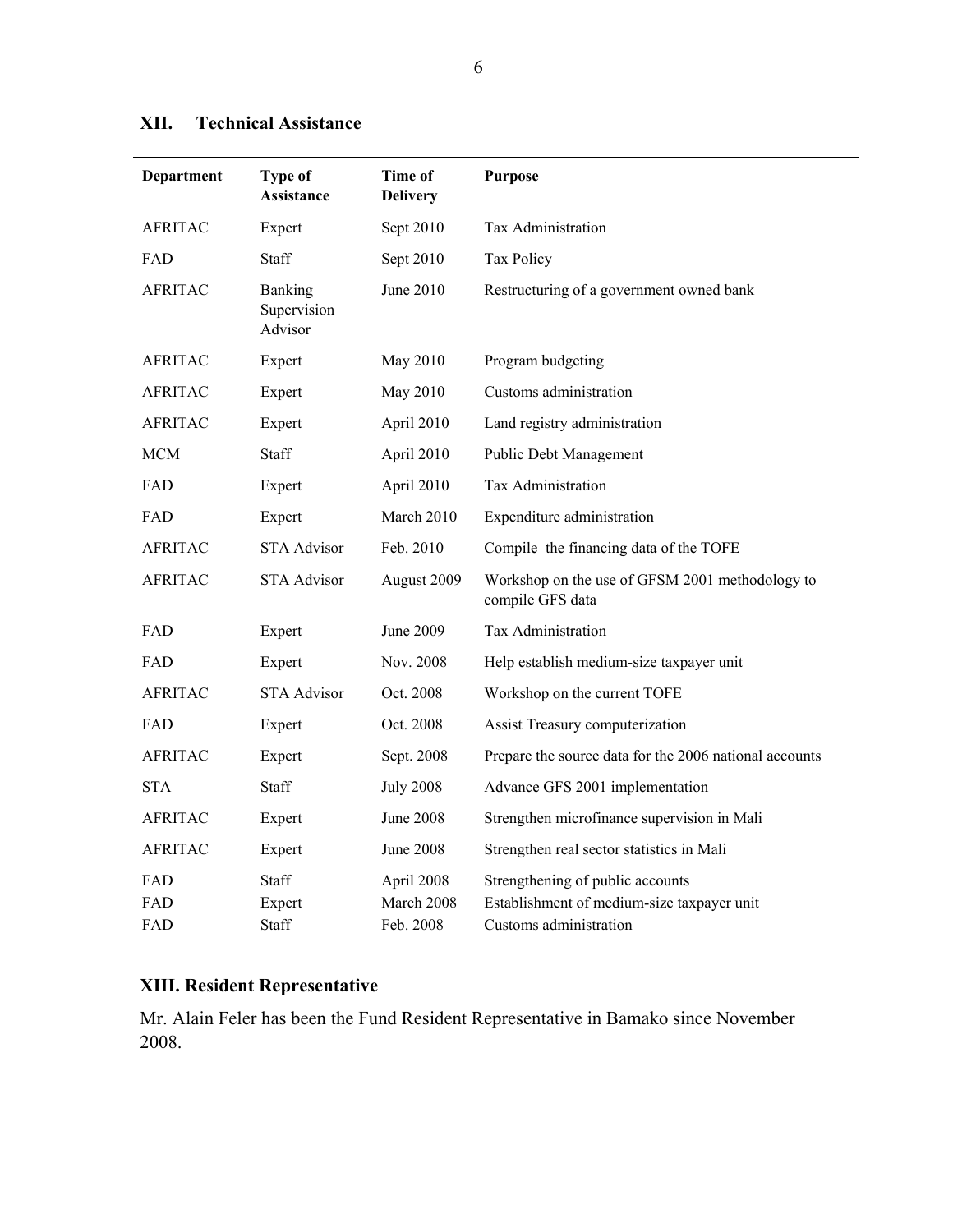## XII. Technical Assistance

| Department | Type of Assistance | Time of Delivery | Purpose |
|---|---|---|---|
| AFRITAC | Expert | Sept 2010 | Tax Administration |
| FAD | Staff | Sept 2010 | Tax Policy |
| AFRITAC | Banking Supervision Advisor | June 2010 | Restructuring of a government owned bank |
| AFRITAC | Expert | May 2010 | Program budgeting |
| AFRITAC | Expert | May 2010 | Customs administration |
| AFRITAC | Expert | April 2010 | Land registry administration |
| MCM | Staff | April 2010 | Public Debt Management |
| FAD | Expert | April 2010 | Tax Administration |
| FAD | Expert | March 2010 | Expenditure administration |
| AFRITAC | STA Advisor | Feb. 2010 | Compile the financing data of the TOFE |
| AFRITAC | STA Advisor | August 2009 | Workshop on the use of GFSM 2001 methodology to compile GFS data |
| FAD | Expert | June 2009 | Tax Administration |
| FAD | Expert | Nov. 2008 | Help establish medium-size taxpayer unit |
| AFRITAC | STA Advisor | Oct. 2008 | Workshop on the current TOFE |
| FAD | Expert | Oct. 2008 | Assist Treasury computerization |
| AFRITAC | Expert | Sept. 2008 | Prepare the source data for the 2006 national accounts |
| STA | Staff | July 2008 | Advance GFS 2001 implementation |
| AFRITAC | Expert | June 2008 | Strengthen microfinance supervision in Mali |
| AFRITAC | Expert | June 2008 | Strengthen real sector statistics in Mali |
| FAD | Staff | April 2008 | Strengthening of public accounts |
| FAD | Expert | March 2008 | Establishment of medium-size taxpayer unit |
| FAD | Staff | Feb. 2008 | Customs administration |

## XIII. Resident Representative

Mr. Alain Feler has been the Fund Resident Representative in Bamako since November 2008.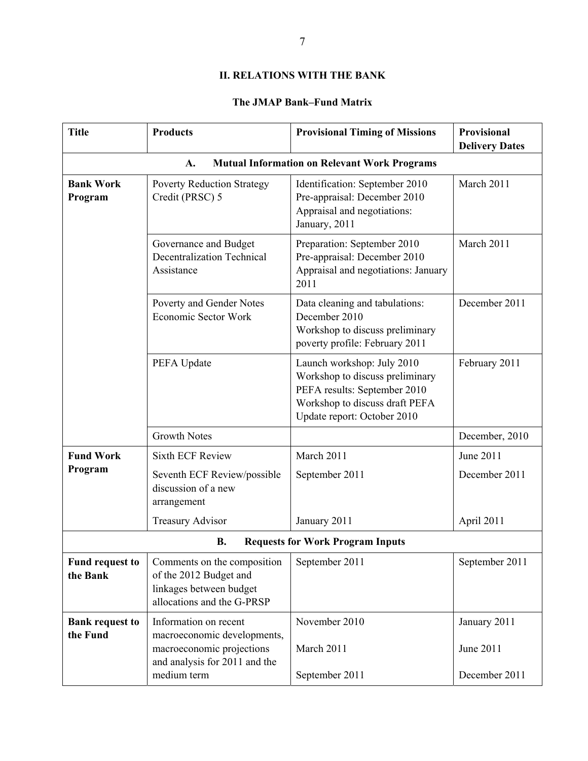## II. RELATIONS WITH THE BANK

### The JMAP Bank–Fund Matrix

| Title | Products | Provisional Timing of Missions | Provisional Delivery Dates |
|---|---|---|---|
| **A. Mutual Information on Relevant Work Programs** | | | |
| **Bank Work Program** | Poverty Reduction Strategy Credit (PRSC) 5 | Identification: September 2010<br>Pre-appraisal: December 2010<br>Appraisal and negotiations: January, 2011 | March 2011 |
| | Governance and Budget Decentralization Technical Assistance | Preparation: September 2010<br>Pre-appraisal: December 2010<br>Appraisal and negotiations: January 2011 | March 2011 |
| | Poverty and Gender Notes Economic Sector Work | Data cleaning and tabulations: December 2010<br>Workshop to discuss preliminary poverty profile: February 2011 | December 2011 |
| | PEFA Update | Launch workshop: July 2010<br>Workshop to discuss preliminary PEFA results: September 2010<br>Workshop to discuss draft PEFA Update report: October 2010 | February 2011 |
| | Growth Notes | | December, 2010 |
| **Fund Work Program** | Sixth ECF Review | March 2011 | June 2011 |
| | Seventh ECF Review/possible discussion of a new arrangement | September 2011 | December 2011 |
| | Treasury Advisor | January 2011 | April 2011 |
| **B. Requests for Work Program Inputs** | | | |
| **Fund request to the Bank** | Comments on the composition of the 2012 Budget and linkages between budget allocations and the G-PRSP | September 2011 | September 2011 |
| **Bank request to the Fund** | Information on recent macroeconomic developments, macroeconomic projections and analysis for 2011 and the medium term | November 2010<br>March 2011<br>September 2011 | January 2011<br>June 2011<br>December 2011 |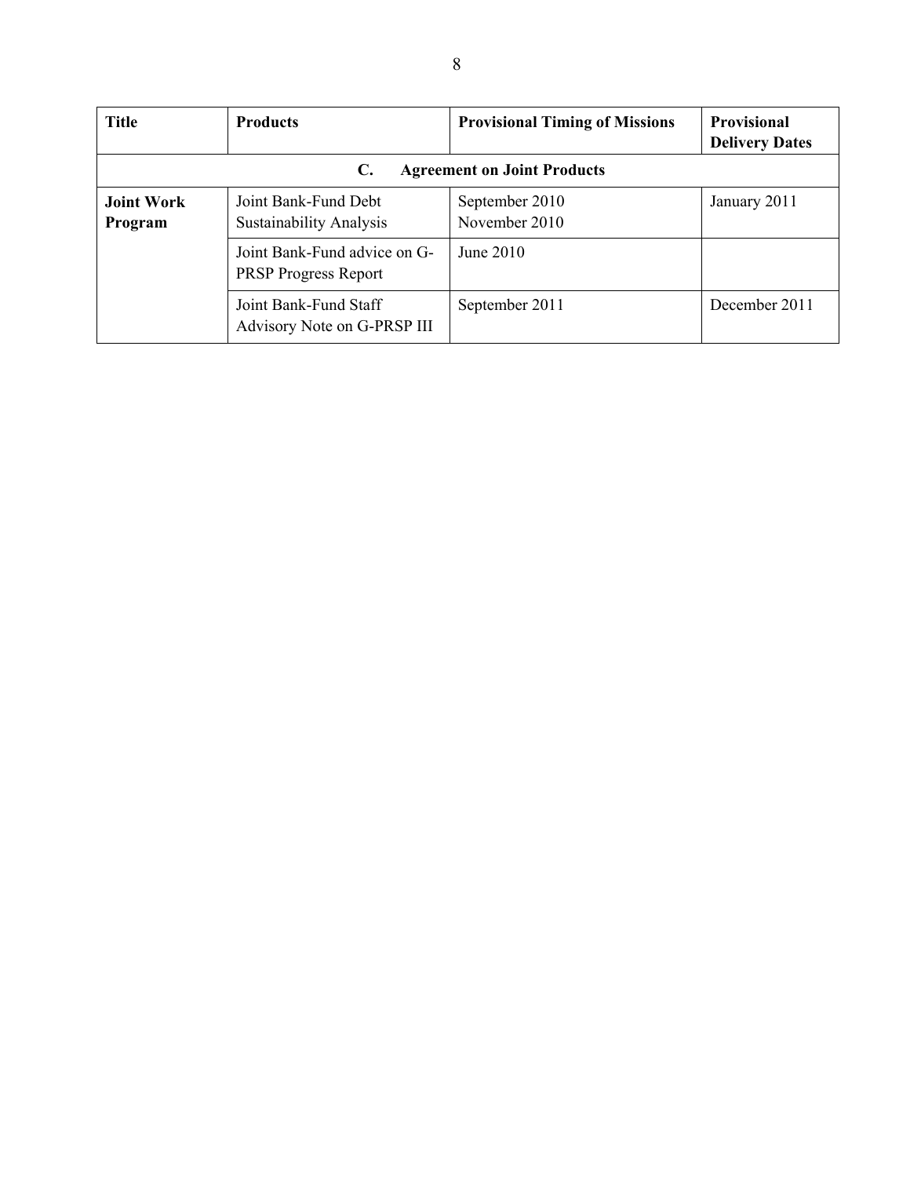| Title | Products | Provisional Timing of Missions | Provisional Delivery Dates |
|---|---|---|---|
| **C. Agreement on Joint Products** | | | |
| **Joint Work Program** | Joint Bank-Fund Debt Sustainability Analysis | September 2010<br>November 2010 | January 2011 |
| | Joint Bank-Fund advice on G-PRSP Progress Report | June 2010 | |
| | Joint Bank-Fund Staff Advisory Note on G-PRSP III | September 2011 | December 2011 |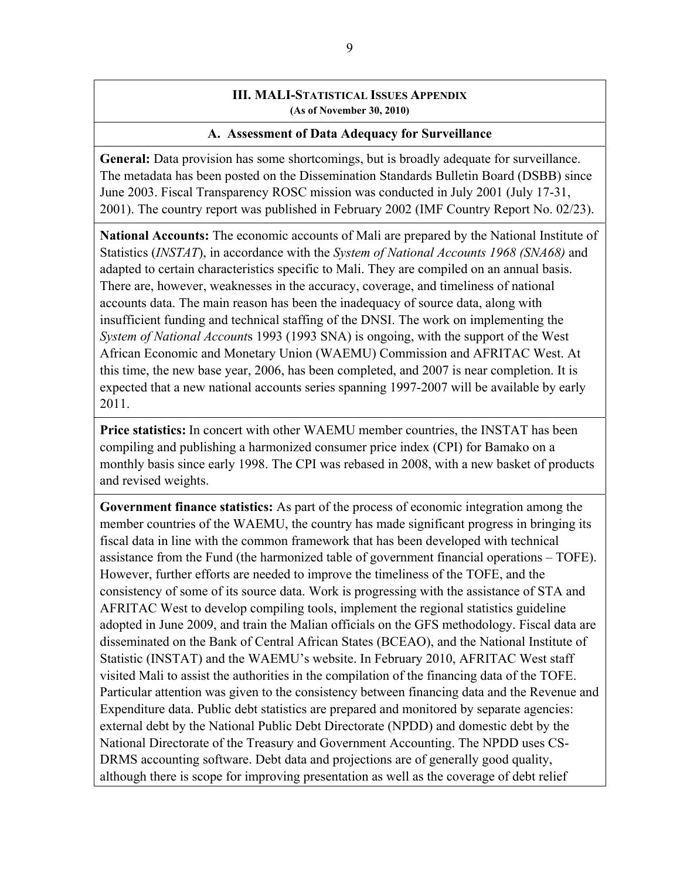## III. MALI-STATISTICAL ISSUES APPENDIX

**(As of November 30, 2010)**

### A. Assessment of Data Adequacy for Surveillance

**General:** Data provision has some shortcomings, but is broadly adequate for surveillance. The metadata has been posted on the Dissemination Standards Bulletin Board (DSBB) since June 2003. Fiscal Transparency ROSC mission was conducted in July 2001 (July 17-31, 2001). The country report was published in February 2002 (IMF Country Report No. 02/23).

**National Accounts:** The economic accounts of Mali are prepared by the National Institute of Statistics (*INSTAT*), in accordance with the *System of National Accounts 1968 (SNA68)* and adapted to certain characteristics specific to Mali. They are compiled on an annual basis. There are, however, weaknesses in the accuracy, coverage, and timeliness of national accounts data. The main reason has been the inadequacy of source data, along with insufficient funding and technical staffing of the DNSI. The work on implementing the *System of National Account*s 1993 (1993 SNA) is ongoing, with the support of the West African Economic and Monetary Union (WAEMU) Commission and AFRITAC West. At this time, the new base year, 2006, has been completed, and 2007 is near completion. It is expected that a new national accounts series spanning 1997-2007 will be available by early 2011.

**Price statistics:** In concert with other WAEMU member countries, the INSTAT has been compiling and publishing a harmonized consumer price index (CPI) for Bamako on a monthly basis since early 1998. The CPI was rebased in 2008, with a new basket of products and revised weights.

**Government finance statistics:** As part of the process of economic integration among the member countries of the WAEMU, the country has made significant progress in bringing its fiscal data in line with the common framework that has been developed with technical assistance from the Fund (the harmonized table of government financial operations – TOFE). However, further efforts are needed to improve the timeliness of the TOFE, and the consistency of some of its source data. Work is progressing with the assistance of STA and AFRITAC West to develop compiling tools, implement the regional statistics guideline adopted in June 2009, and train the Malian officials on the GFS methodology. Fiscal data are disseminated on the Bank of Central African States (BCEAO), and the National Institute of Statistic (INSTAT) and the WAEMU's website. In February 2010, AFRITAC West staff visited Mali to assist the authorities in the compilation of the financing data of the TOFE. Particular attention was given to the consistency between financing data and the Revenue and Expenditure data. Public debt statistics are prepared and monitored by separate agencies: external debt by the National Public Debt Directorate (NPDD) and domestic debt by the National Directorate of the Treasury and Government Accounting. The NPDD uses CS-DRMS accounting software. Debt data and projections are of generally good quality, although there is scope for improving presentation as well as the coverage of debt relief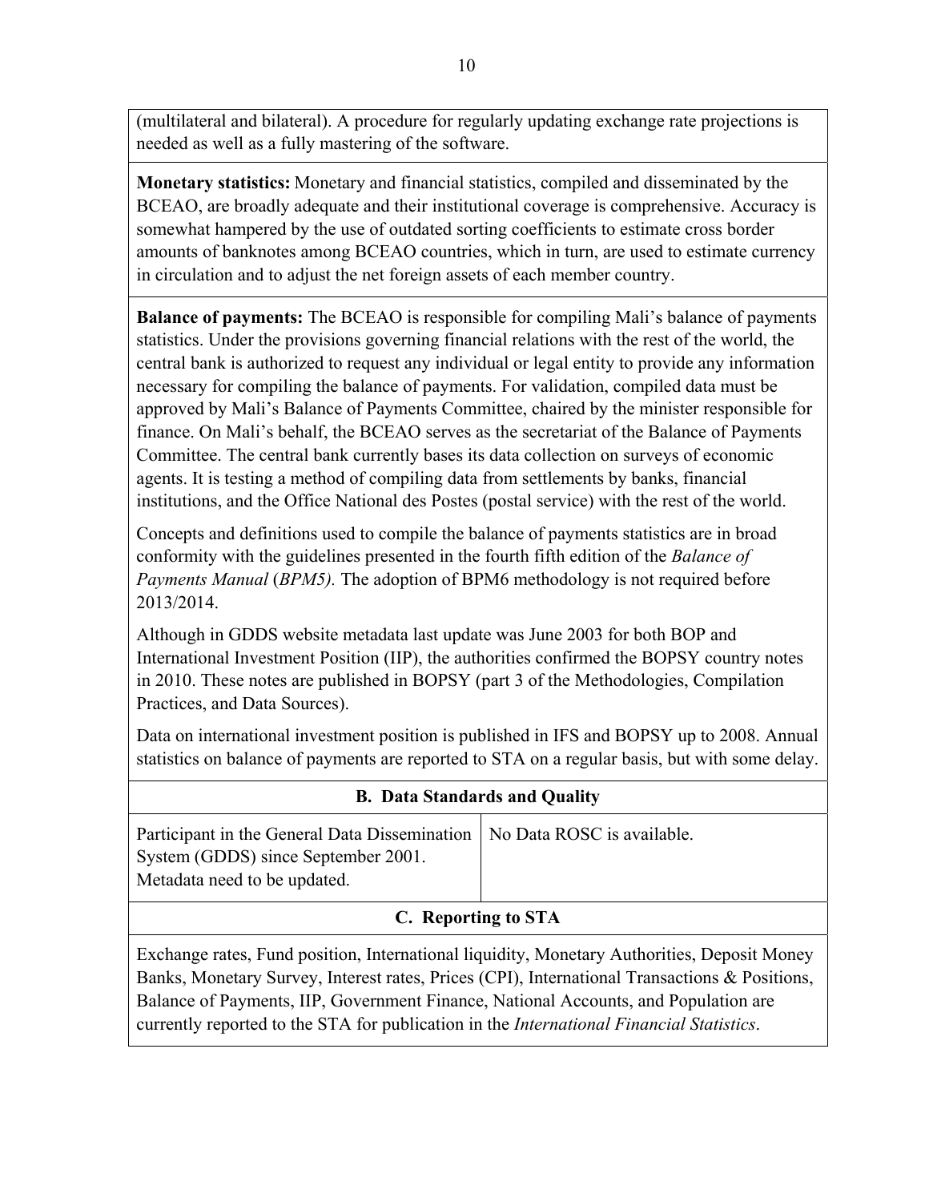(multilateral and bilateral). A procedure for regularly updating exchange rate projections is needed as well as a fully mastering of the software.

**Monetary statistics:** Monetary and financial statistics, compiled and disseminated by the BCEAO, are broadly adequate and their institutional coverage is comprehensive. Accuracy is somewhat hampered by the use of outdated sorting coefficients to estimate cross border amounts of banknotes among BCEAO countries, which in turn, are used to estimate currency in circulation and to adjust the net foreign assets of each member country.

**Balance of payments:** The BCEAO is responsible for compiling Mali's balance of payments statistics. Under the provisions governing financial relations with the rest of the world, the central bank is authorized to request any individual or legal entity to provide any information necessary for compiling the balance of payments. For validation, compiled data must be approved by Mali's Balance of Payments Committee, chaired by the minister responsible for finance. On Mali's behalf, the BCEAO serves as the secretariat of the Balance of Payments Committee. The central bank currently bases its data collection on surveys of economic agents. It is testing a method of compiling data from settlements by banks, financial institutions, and the Office National des Postes (postal service) with the rest of the world.

Concepts and definitions used to compile the balance of payments statistics are in broad conformity with the guidelines presented in the fourth fifth edition of the *Balance of Payments Manual* (*BPM5).* The adoption of BPM6 methodology is not required before 2013/2014.

Although in GDDS website metadata last update was June 2003 for both BOP and International Investment Position (IIP), the authorities confirmed the BOPSY country notes in 2010. These notes are published in BOPSY (part 3 of the Methodologies, Compilation Practices, and Data Sources).

Data on international investment position is published in IFS and BOPSY up to 2008. Annual statistics on balance of payments are reported to STA on a regular basis, but with some delay.

### B. Data Standards and Quality

| | |
|---|---|
| Participant in the General Data Dissemination System (GDDS) since September 2001. Metadata need to be updated. | No Data ROSC is available. |

### C. Reporting to STA

Exchange rates, Fund position, International liquidity, Monetary Authorities, Deposit Money Banks, Monetary Survey, Interest rates, Prices (CPI), International Transactions & Positions, Balance of Payments, IIP, Government Finance, National Accounts, and Population are currently reported to the STA for publication in the *International Financial Statistics*.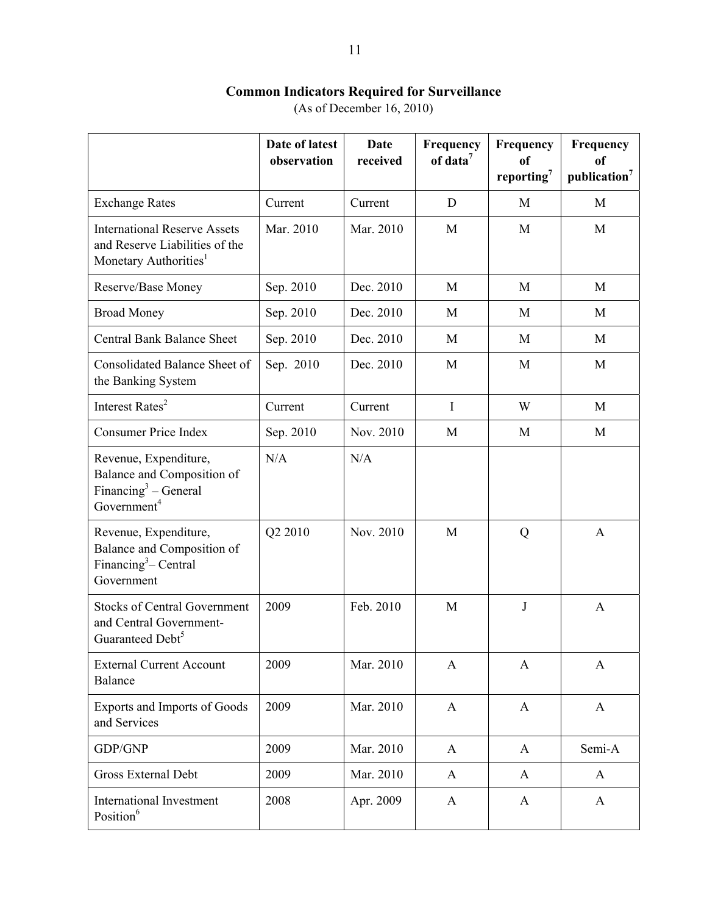## Common Indicators Required for Surveillance

(As of December 16, 2010)

| | Date of latest observation | Date received | Frequency of data[7] | Frequency of reporting[7] | Frequency of publication[7] |
|---|---|---|---|---|---|
| Exchange Rates | Current | Current | D | M | M |
| International Reserve Assets and Reserve Liabilities of the Monetary Authorities[1] | Mar. 2010 | Mar. 2010 | M | M | M |
| Reserve/Base Money | Sep. 2010 | Dec. 2010 | M | M | M |
| Broad Money | Sep. 2010 | Dec. 2010 | M | M | M |
| Central Bank Balance Sheet | Sep. 2010 | Dec. 2010 | M | M | M |
| Consolidated Balance Sheet of the Banking System | Sep. 2010 | Dec. 2010 | M | M | M |
| Interest Rates[2] | Current | Current | I | W | M |
| Consumer Price Index | Sep. 2010 | Nov. 2010 | M | M | M |
| Revenue, Expenditure, Balance and Composition of Financing[3] – General Government[4] | N/A | N/A | | | |
| Revenue, Expenditure, Balance and Composition of Financing[3] – Central Government | Q2 2010 | Nov. 2010 | M | Q | A |
| Stocks of Central Government and Central Government-Guaranteed Debt[5] | 2009 | Feb. 2010 | M | J | A |
| External Current Account Balance | 2009 | Mar. 2010 | A | A | A |
| Exports and Imports of Goods and Services | 2009 | Mar. 2010 | A | A | A |
| GDP/GNP | 2009 | Mar. 2010 | A | A | Semi-A |
| Gross External Debt | 2009 | Mar. 2010 | A | A | A |
| International Investment Position[6] | 2008 | Apr. 2009 | A | A | A |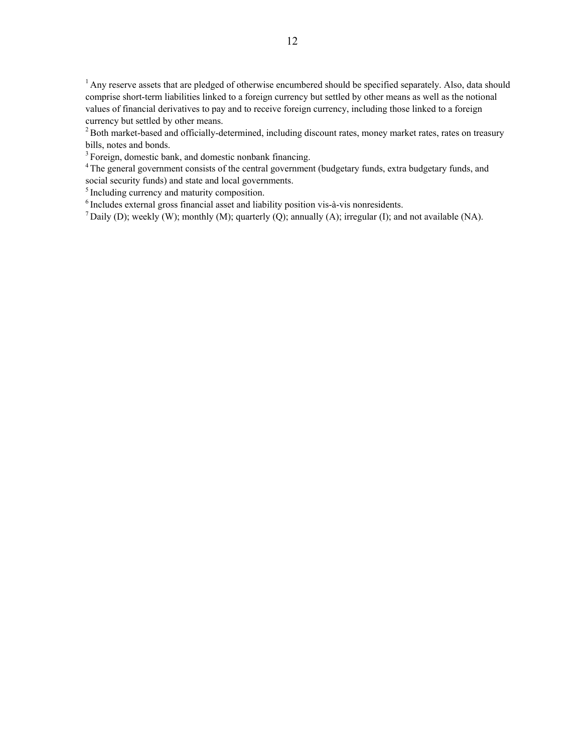[1] Any reserve assets that are pledged of otherwise encumbered should be specified separately. Also, data should comprise short-term liabilities linked to a foreign currency but settled by other means as well as the notional values of financial derivatives to pay and to receive foreign currency, including those linked to a foreign currency but settled by other means.

[2] Both market-based and officially-determined, including discount rates, money market rates, rates on treasury bills, notes and bonds.

[3] Foreign, domestic bank, and domestic nonbank financing.

[4] The general government consists of the central government (budgetary funds, extra budgetary funds, and social security funds) and state and local governments.

[5] Including currency and maturity composition.

[6] Includes external gross financial asset and liability position vis-à-vis nonresidents.

[7] Daily (D); weekly (W); monthly (M); quarterly (Q); annually (A); irregular (I); and not available (NA).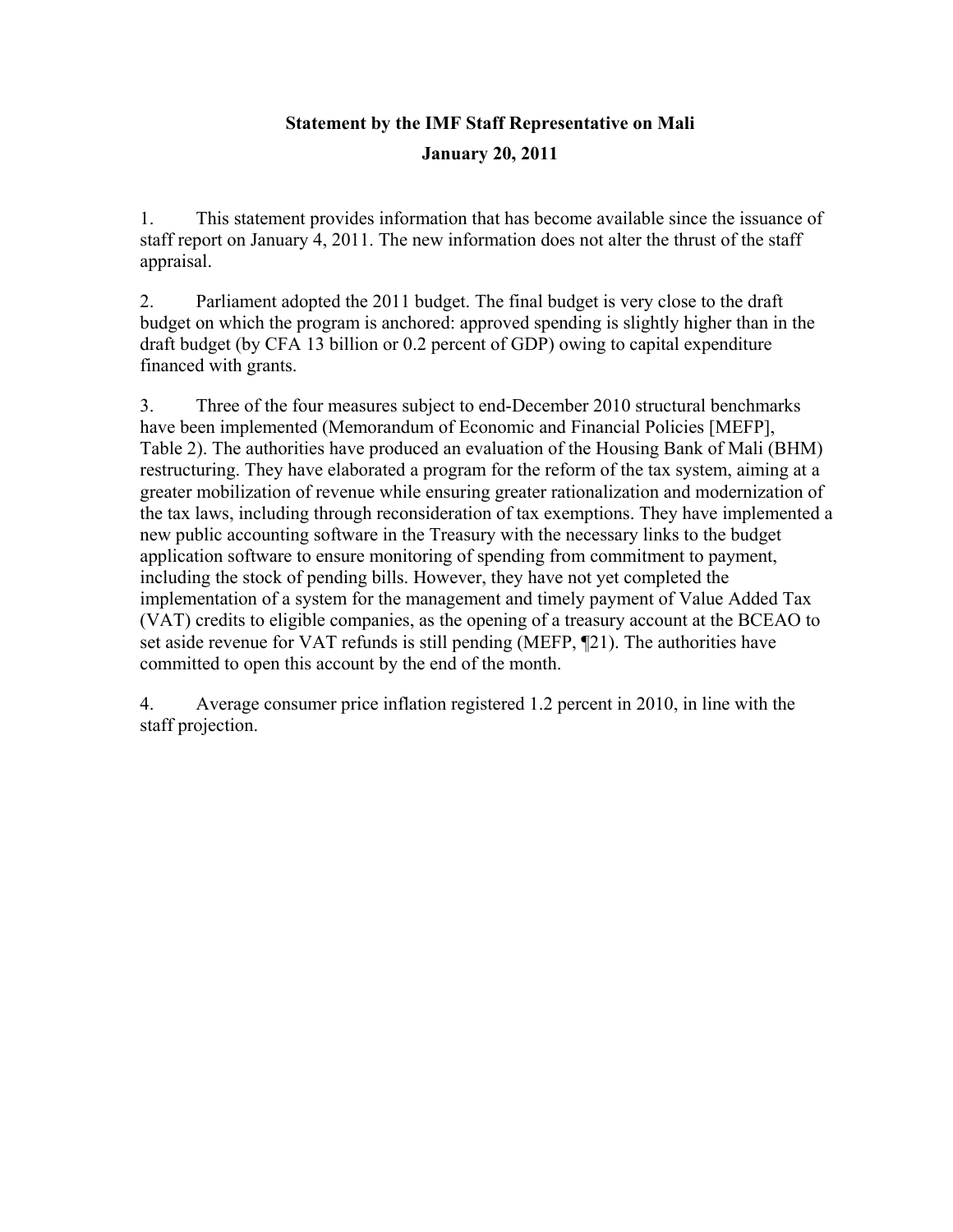**Statement by the IMF Staff Representative on Mali**

**January 20, 2011**

1. This statement provides information that has become available since the issuance of staff report on January 4, 2011. The new information does not alter the thrust of the staff appraisal.

2. Parliament adopted the 2011 budget. The final budget is very close to the draft budget on which the program is anchored: approved spending is slightly higher than in the draft budget (by CFA 13 billion or 0.2 percent of GDP) owing to capital expenditure financed with grants.

3. Three of the four measures subject to end-December 2010 structural benchmarks have been implemented (Memorandum of Economic and Financial Policies [MEFP], Table 2). The authorities have produced an evaluation of the Housing Bank of Mali (BHM) restructuring. They have elaborated a program for the reform of the tax system, aiming at a greater mobilization of revenue while ensuring greater rationalization and modernization of the tax laws, including through reconsideration of tax exemptions. They have implemented a new public accounting software in the Treasury with the necessary links to the budget application software to ensure monitoring of spending from commitment to payment, including the stock of pending bills. However, they have not yet completed the implementation of a system for the management and timely payment of Value Added Tax (VAT) credits to eligible companies, as the opening of a treasury account at the BCEAO to set aside revenue for VAT refunds is still pending (MEFP, ¶21). The authorities have committed to open this account by the end of the month.

4. Average consumer price inflation registered 1.2 percent in 2010, in line with the staff projection.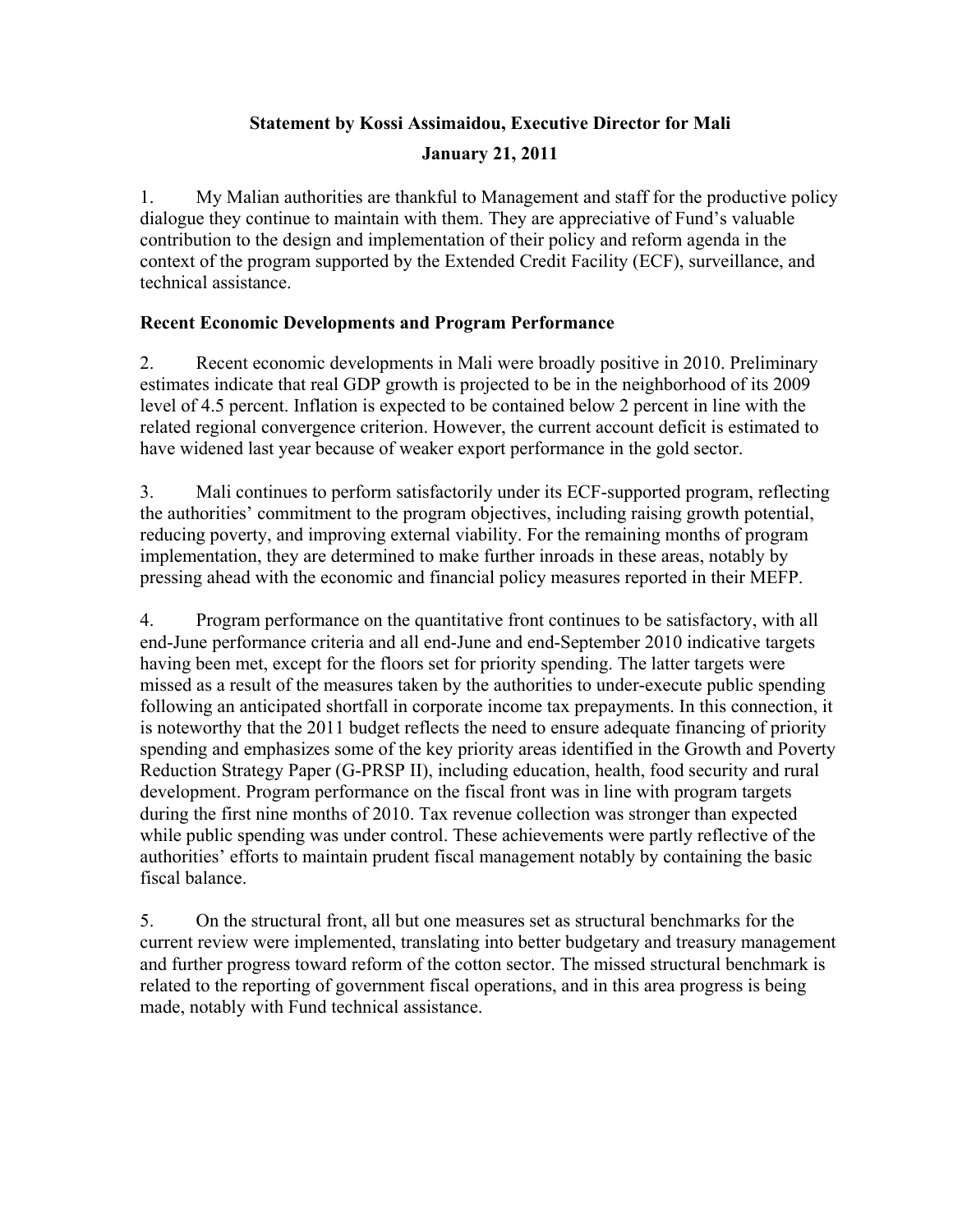**Statement by Kossi Assimaidou, Executive Director for Mali**

**January 21, 2011**

1. My Malian authorities are thankful to Management and staff for the productive policy dialogue they continue to maintain with them. They are appreciative of Fund's valuable contribution to the design and implementation of their policy and reform agenda in the context of the program supported by the Extended Credit Facility (ECF), surveillance, and technical assistance.

**Recent Economic Developments and Program Performance**

2. Recent economic developments in Mali were broadly positive in 2010. Preliminary estimates indicate that real GDP growth is projected to be in the neighborhood of its 2009 level of 4.5 percent. Inflation is expected to be contained below 2 percent in line with the related regional convergence criterion. However, the current account deficit is estimated to have widened last year because of weaker export performance in the gold sector.

3. Mali continues to perform satisfactorily under its ECF-supported program, reflecting the authorities' commitment to the program objectives, including raising growth potential, reducing poverty, and improving external viability. For the remaining months of program implementation, they are determined to make further inroads in these areas, notably by pressing ahead with the economic and financial policy measures reported in their MEFP.

4. Program performance on the quantitative front continues to be satisfactory, with all end-June performance criteria and all end-June and end-September 2010 indicative targets having been met, except for the floors set for priority spending. The latter targets were missed as a result of the measures taken by the authorities to under-execute public spending following an anticipated shortfall in corporate income tax prepayments. In this connection, it is noteworthy that the 2011 budget reflects the need to ensure adequate financing of priority spending and emphasizes some of the key priority areas identified in the Growth and Poverty Reduction Strategy Paper (G-PRSP II), including education, health, food security and rural development. Program performance on the fiscal front was in line with program targets during the first nine months of 2010. Tax revenue collection was stronger than expected while public spending was under control. These achievements were partly reflective of the authorities' efforts to maintain prudent fiscal management notably by containing the basic fiscal balance.

5. On the structural front, all but one measures set as structural benchmarks for the current review were implemented, translating into better budgetary and treasury management and further progress toward reform of the cotton sector. The missed structural benchmark is related to the reporting of government fiscal operations, and in this area progress is being made, notably with Fund technical assistance.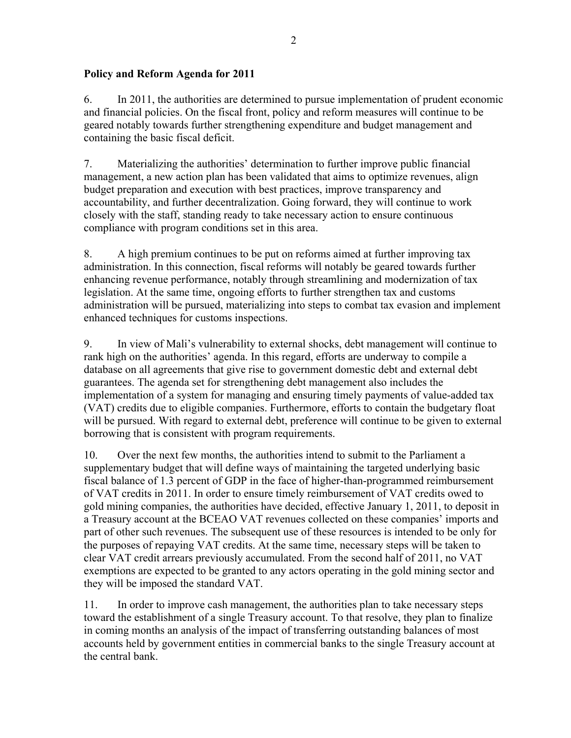**Policy and Reform Agenda for 2011**

6. In 2011, the authorities are determined to pursue implementation of prudent economic and financial policies. On the fiscal front, policy and reform measures will continue to be geared notably towards further strengthening expenditure and budget management and containing the basic fiscal deficit.

7. Materializing the authorities' determination to further improve public financial management, a new action plan has been validated that aims to optimize revenues, align budget preparation and execution with best practices, improve transparency and accountability, and further decentralization. Going forward, they will continue to work closely with the staff, standing ready to take necessary action to ensure continuous compliance with program conditions set in this area.

8. A high premium continues to be put on reforms aimed at further improving tax administration. In this connection, fiscal reforms will notably be geared towards further enhancing revenue performance, notably through streamlining and modernization of tax legislation. At the same time, ongoing efforts to further strengthen tax and customs administration will be pursued, materializing into steps to combat tax evasion and implement enhanced techniques for customs inspections.

9. In view of Mali's vulnerability to external shocks, debt management will continue to rank high on the authorities' agenda. In this regard, efforts are underway to compile a database on all agreements that give rise to government domestic debt and external debt guarantees. The agenda set for strengthening debt management also includes the implementation of a system for managing and ensuring timely payments of value-added tax (VAT) credits due to eligible companies. Furthermore, efforts to contain the budgetary float will be pursued. With regard to external debt, preference will continue to be given to external borrowing that is consistent with program requirements.

10. Over the next few months, the authorities intend to submit to the Parliament a supplementary budget that will define ways of maintaining the targeted underlying basic fiscal balance of 1.3 percent of GDP in the face of higher-than-programmed reimbursement of VAT credits in 2011. In order to ensure timely reimbursement of VAT credits owed to gold mining companies, the authorities have decided, effective January 1, 2011, to deposit in a Treasury account at the BCEAO VAT revenues collected on these companies' imports and part of other such revenues. The subsequent use of these resources is intended to be only for the purposes of repaying VAT credits. At the same time, necessary steps will be taken to clear VAT credit arrears previously accumulated. From the second half of 2011, no VAT exemptions are expected to be granted to any actors operating in the gold mining sector and they will be imposed the standard VAT.

11. In order to improve cash management, the authorities plan to take necessary steps toward the establishment of a single Treasury account. To that resolve, they plan to finalize in coming months an analysis of the impact of transferring outstanding balances of most accounts held by government entities in commercial banks to the single Treasury account at the central bank.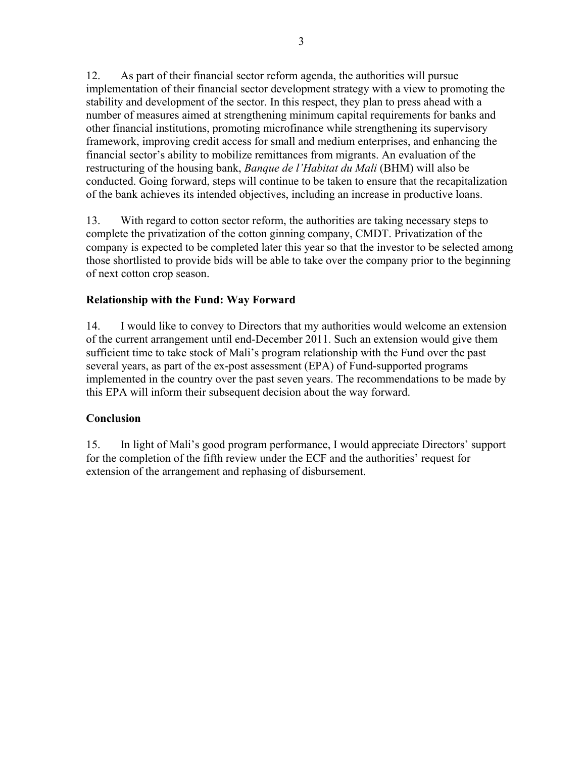12. As part of their financial sector reform agenda, the authorities will pursue implementation of their financial sector development strategy with a view to promoting the stability and development of the sector. In this respect, they plan to press ahead with a number of measures aimed at strengthening minimum capital requirements for banks and other financial institutions, promoting microfinance while strengthening its supervisory framework, improving credit access for small and medium enterprises, and enhancing the financial sector's ability to mobilize remittances from migrants. An evaluation of the restructuring of the housing bank, *Banque de l'Habitat du Mali* (BHM) will also be conducted. Going forward, steps will continue to be taken to ensure that the recapitalization of the bank achieves its intended objectives, including an increase in productive loans.

13. With regard to cotton sector reform, the authorities are taking necessary steps to complete the privatization of the cotton ginning company, CMDT. Privatization of the company is expected to be completed later this year so that the investor to be selected among those shortlisted to provide bids will be able to take over the company prior to the beginning of next cotton crop season.

**Relationship with the Fund: Way Forward**

14. I would like to convey to Directors that my authorities would welcome an extension of the current arrangement until end-December 2011. Such an extension would give them sufficient time to take stock of Mali's program relationship with the Fund over the past several years, as part of the ex-post assessment (EPA) of Fund-supported programs implemented in the country over the past seven years. The recommendations to be made by this EPA will inform their subsequent decision about the way forward.

**Conclusion**

15. In light of Mali's good program performance, I would appreciate Directors' support for the completion of the fifth review under the ECF and the authorities' request for extension of the arrangement and rephasing of disbursement.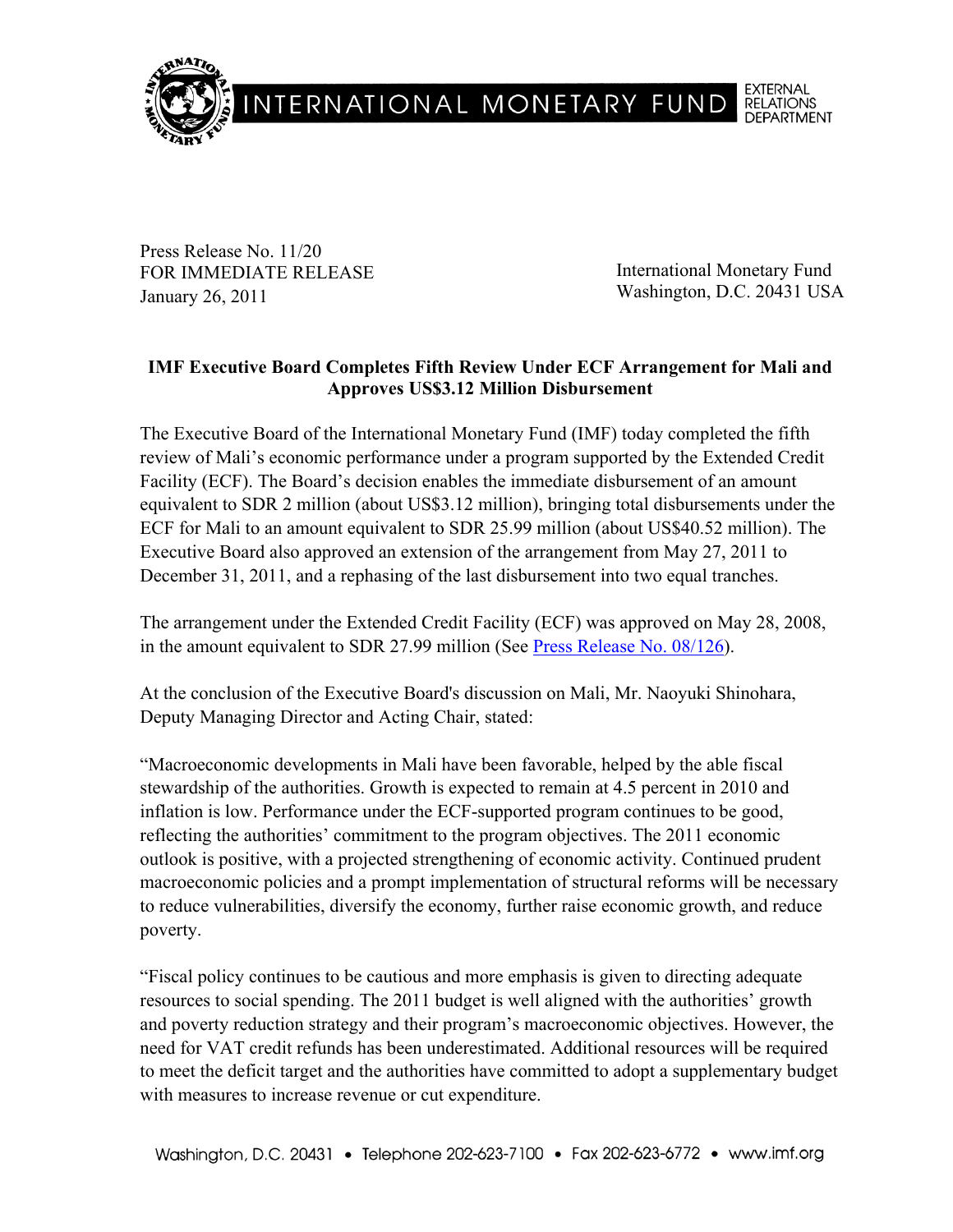INTERNATIONAL MONETARY FUND — EXTERNAL RELATIONS DEPARTMENT

Press Release No. 11/20
FOR IMMEDIATE RELEASE
January 26, 2011

International Monetary Fund
Washington, D.C. 20431 USA

**IMF Executive Board Completes Fifth Review Under ECF Arrangement for Mali and Approves US$3.12 Million Disbursement**

The Executive Board of the International Monetary Fund (IMF) today completed the fifth review of Mali's economic performance under a program supported by the Extended Credit Facility (ECF). The Board's decision enables the immediate disbursement of an amount equivalent to SDR 2 million (about US$3.12 million), bringing total disbursements under the ECF for Mali to an amount equivalent to SDR 25.99 million (about US$40.52 million). The Executive Board also approved an extension of the arrangement from May 27, 2011 to December 31, 2011, and a rephasing of the last disbursement into two equal tranches.

The arrangement under the Extended Credit Facility (ECF) was approved on May 28, 2008, in the amount equivalent to SDR 27.99 million (See Press Release No. 08/126).

At the conclusion of the Executive Board's discussion on Mali, Mr. Naoyuki Shinohara, Deputy Managing Director and Acting Chair, stated:

"Macroeconomic developments in Mali have been favorable, helped by the able fiscal stewardship of the authorities. Growth is expected to remain at 4.5 percent in 2010 and inflation is low. Performance under the ECF-supported program continues to be good, reflecting the authorities' commitment to the program objectives. The 2011 economic outlook is positive, with a projected strengthening of economic activity. Continued prudent macroeconomic policies and a prompt implementation of structural reforms will be necessary to reduce vulnerabilities, diversify the economy, further raise economic growth, and reduce poverty.

"Fiscal policy continues to be cautious and more emphasis is given to directing adequate resources to social spending. The 2011 budget is well aligned with the authorities' growth and poverty reduction strategy and their program's macroeconomic objectives. However, the need for VAT credit refunds has been underestimated. Additional resources will be required to meet the deficit target and the authorities have committed to adopt a supplementary budget with measures to increase revenue or cut expenditure.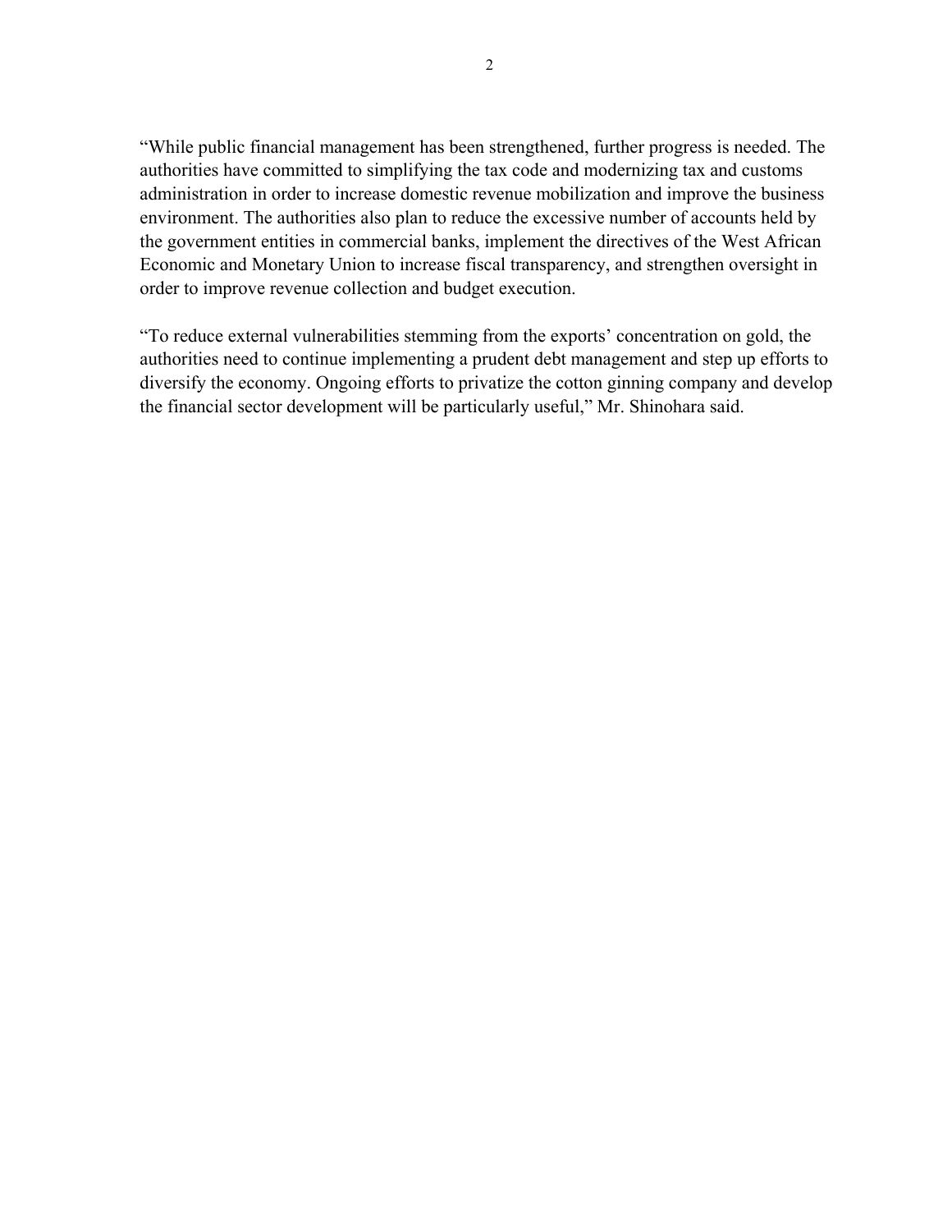"While public financial management has been strengthened, further progress is needed. The authorities have committed to simplifying the tax code and modernizing tax and customs administration in order to increase domestic revenue mobilization and improve the business environment. The authorities also plan to reduce the excessive number of accounts held by the government entities in commercial banks, implement the directives of the West African Economic and Monetary Union to increase fiscal transparency, and strengthen oversight in order to improve revenue collection and budget execution.

"To reduce external vulnerabilities stemming from the exports' concentration on gold, the authorities need to continue implementing a prudent debt management and step up efforts to diversify the economy. Ongoing efforts to privatize the cotton ginning company and develop the financial sector development will be particularly useful," Mr. Shinohara said.